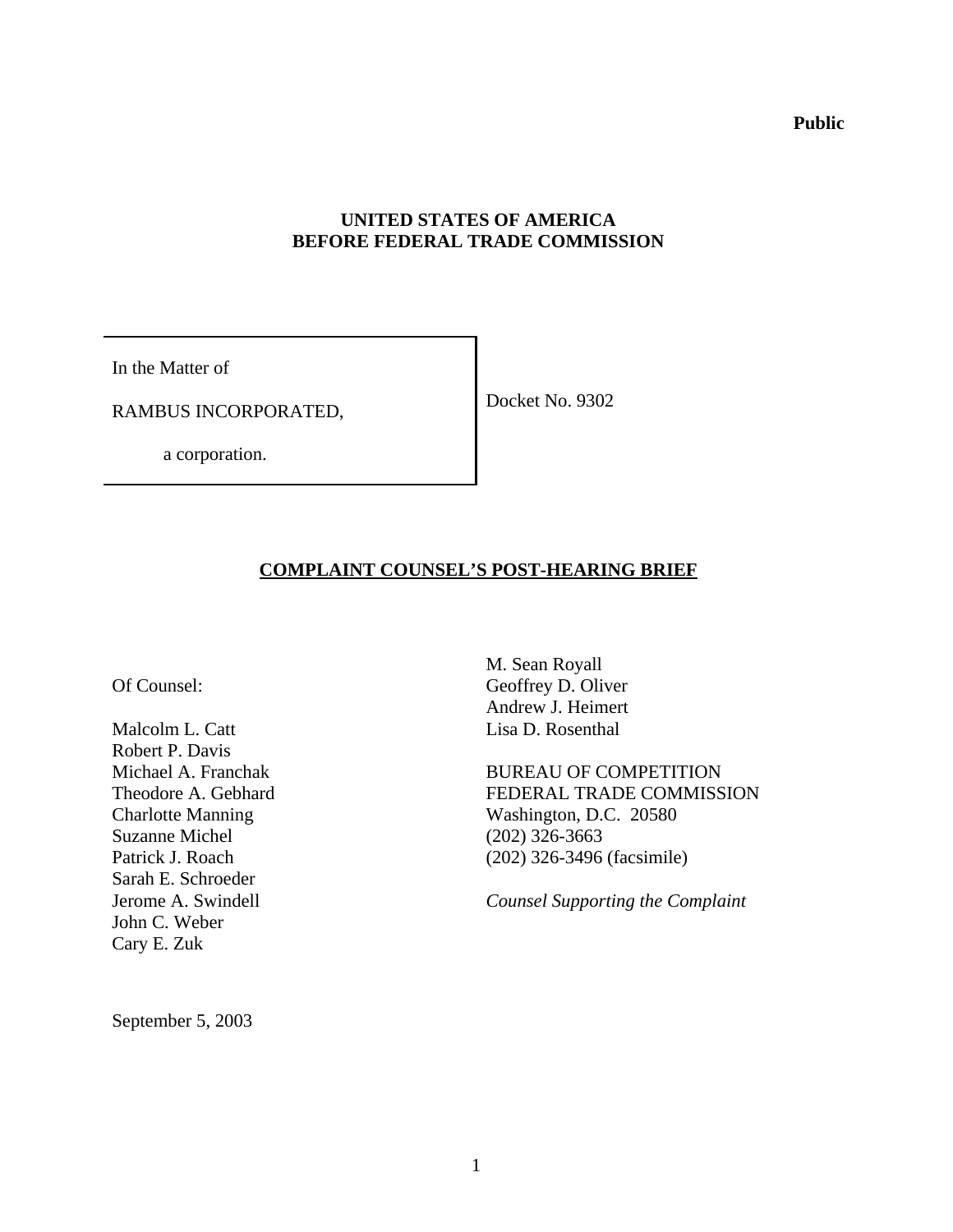**Public**

**UNITED STATES OF AMERICA**
**BEFORE FEDERAL TRADE COMMISSION**

| In the Matter of<br><br>RAMBUS INCORPORATED,<br><br>a corporation. | Docket No. 9302 |
|---|---|

## COMPLAINT COUNSEL'S POST-HEARING BRIEF

Of Counsel:

Malcolm L. Catt
Robert P. Davis
Michael A. Franchak
Theodore A. Gebhard
Charlotte Manning
Suzanne Michel
Patrick J. Roach
Sarah E. Schroeder
Jerome A. Swindell
John C. Weber
Cary E. Zuk

M. Sean Royall
Geoffrey D. Oliver
Andrew J. Heimert
Lisa D. Rosenthal

BUREAU OF COMPETITION
FEDERAL TRADE COMMISSION
Washington, D.C. 20580
(202) 326-3663
(202) 326-3496 (facsimile)

*Counsel Supporting the Complaint*

September 5, 2003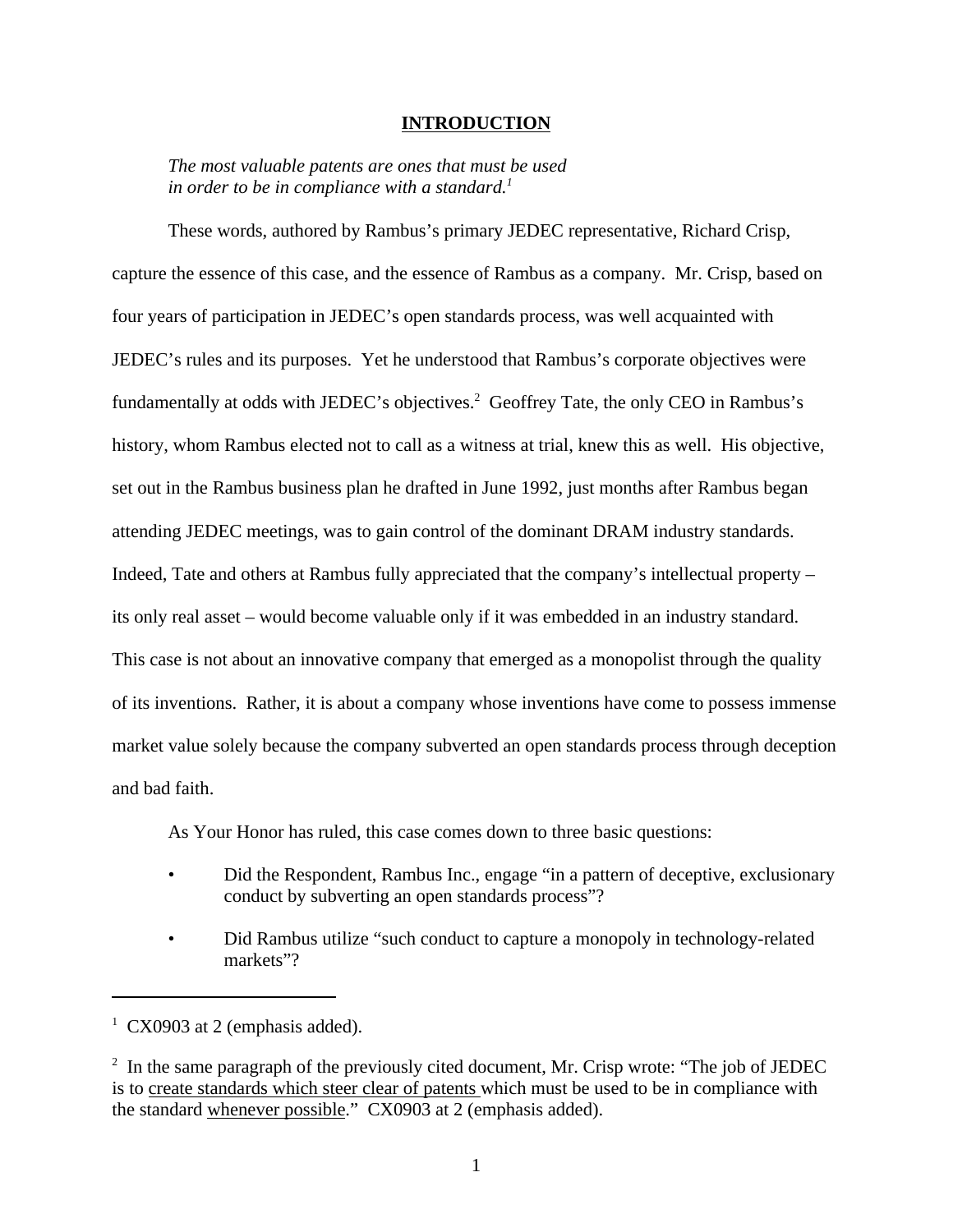## INTRODUCTION

> *The most valuable patents are ones that must be used in order to be in compliance with a standard.*[1]

These words, authored by Rambus's primary JEDEC representative, Richard Crisp, capture the essence of this case, and the essence of Rambus as a company. Mr. Crisp, based on four years of participation in JEDEC's open standards process, was well acquainted with JEDEC's rules and its purposes. Yet he understood that Rambus's corporate objectives were fundamentally at odds with JEDEC's objectives.[2] Geoffrey Tate, the only CEO in Rambus's history, whom Rambus elected not to call as a witness at trial, knew this as well. His objective, set out in the Rambus business plan he drafted in June 1992, just months after Rambus began attending JEDEC meetings, was to gain control of the dominant DRAM industry standards. Indeed, Tate and others at Rambus fully appreciated that the company's intellectual property – its only real asset – would become valuable only if it was embedded in an industry standard. This case is not about an innovative company that emerged as a monopolist through the quality of its inventions. Rather, it is about a company whose inventions have come to possess immense market value solely because the company subverted an open standards process through deception and bad faith.

As Your Honor has ruled, this case comes down to three basic questions:

- Did the Respondent, Rambus Inc., engage "in a pattern of deceptive, exclusionary conduct by subverting an open standards process"?
- Did Rambus utilize "such conduct to capture a monopoly in technology-related markets"?

---

[1] CX0903 at 2 (emphasis added).

[2] In the same paragraph of the previously cited document, Mr. Crisp wrote: "The job of JEDEC is to create standards which steer clear of patents which must be used to be in compliance with the standard whenever possible." CX0903 at 2 (emphasis added).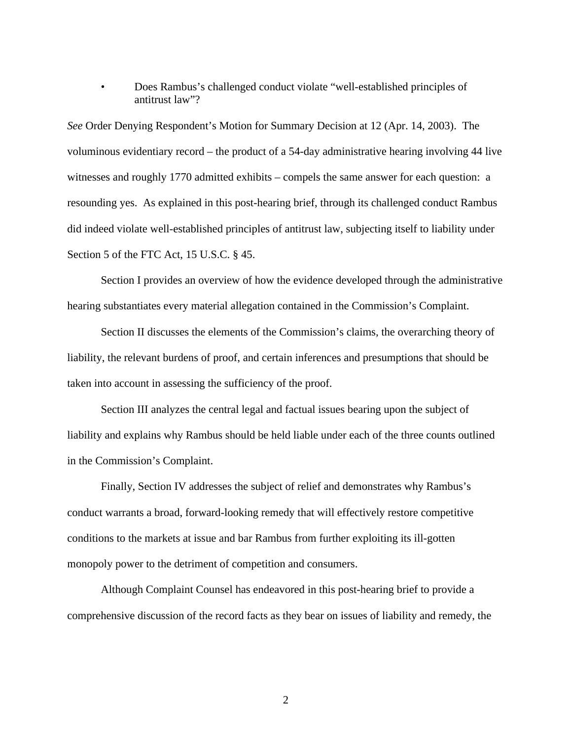- Does Rambus's challenged conduct violate "well-established principles of antitrust law"?

*See* Order Denying Respondent's Motion for Summary Decision at 12 (Apr. 14, 2003). The voluminous evidentiary record – the product of a 54-day administrative hearing involving 44 live witnesses and roughly 1770 admitted exhibits – compels the same answer for each question: a resounding yes. As explained in this post-hearing brief, through its challenged conduct Rambus did indeed violate well-established principles of antitrust law, subjecting itself to liability under Section 5 of the FTC Act, 15 U.S.C. § 45.

Section I provides an overview of how the evidence developed through the administrative hearing substantiates every material allegation contained in the Commission's Complaint.

Section II discusses the elements of the Commission's claims, the overarching theory of liability, the relevant burdens of proof, and certain inferences and presumptions that should be taken into account in assessing the sufficiency of the proof.

Section III analyzes the central legal and factual issues bearing upon the subject of liability and explains why Rambus should be held liable under each of the three counts outlined in the Commission's Complaint.

Finally, Section IV addresses the subject of relief and demonstrates why Rambus's conduct warrants a broad, forward-looking remedy that will effectively restore competitive conditions to the markets at issue and bar Rambus from further exploiting its ill-gotten monopoly power to the detriment of competition and consumers.

Although Complaint Counsel has endeavored in this post-hearing brief to provide a comprehensive discussion of the record facts as they bear on issues of liability and remedy, the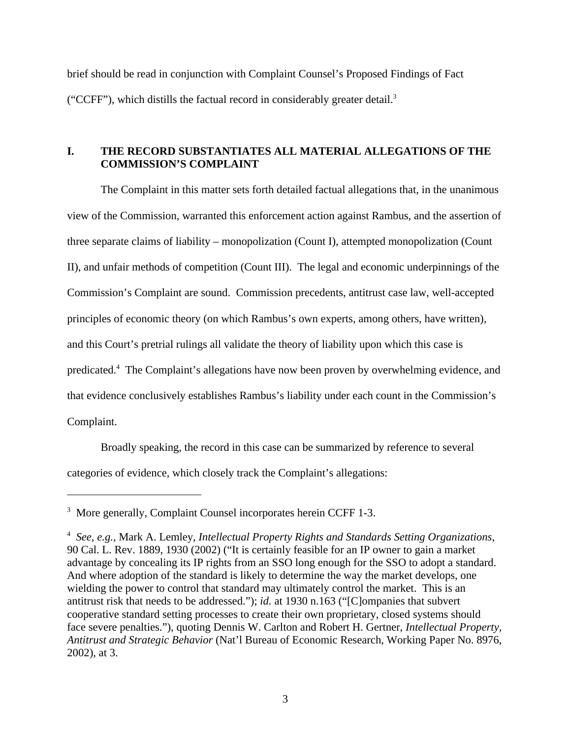brief should be read in conjunction with Complaint Counsel's Proposed Findings of Fact ("CCFF"), which distills the factual record in considerably greater detail.[3]

## I. THE RECORD SUBSTANTIATES ALL MATERIAL ALLEGATIONS OF THE COMMISSION'S COMPLAINT

The Complaint in this matter sets forth detailed factual allegations that, in the unanimous view of the Commission, warranted this enforcement action against Rambus, and the assertion of three separate claims of liability – monopolization (Count I), attempted monopolization (Count II), and unfair methods of competition (Count III). The legal and economic underpinnings of the Commission's Complaint are sound. Commission precedents, antitrust case law, well-accepted principles of economic theory (on which Rambus's own experts, among others, have written), and this Court's pretrial rulings all validate the theory of liability upon which this case is predicated.[4] The Complaint's allegations have now been proven by overwhelming evidence, and that evidence conclusively establishes Rambus's liability under each count in the Commission's Complaint.

Broadly speaking, the record in this case can be summarized by reference to several categories of evidence, which closely track the Complaint's allegations:

---

[3] More generally, Complaint Counsel incorporates herein CCFF 1-3.

[4] *See, e.g.*, Mark A. Lemley, *Intellectual Property Rights and Standards Setting Organizations*, 90 Cal. L. Rev. 1889, 1930 (2002) ("It is certainly feasible for an IP owner to gain a market advantage by concealing its IP rights from an SSO long enough for the SSO to adopt a standard. And where adoption of the standard is likely to determine the way the market develops, one wielding the power to control that standard may ultimately control the market. This is an antitrust risk that needs to be addressed."); *id.* at 1930 n.163 ("[C]ompanies that subvert cooperative standard setting processes to create their own proprietary, closed systems should face severe penalties."), quoting Dennis W. Carlton and Robert H. Gertner, *Intellectual Property, Antitrust and Strategic Behavior* (Nat'l Bureau of Economic Research, Working Paper No. 8976, 2002), at 3.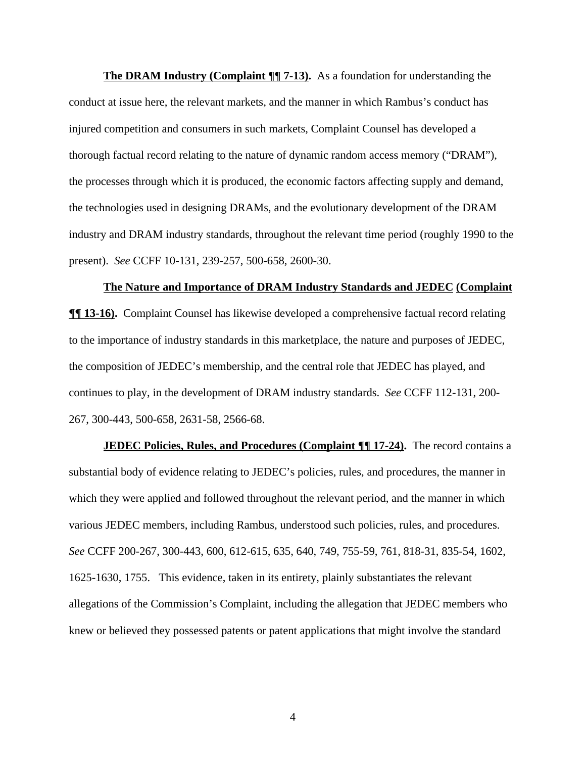**The DRAM Industry (Complaint ¶¶ 7-13).** As a foundation for understanding the conduct at issue here, the relevant markets, and the manner in which Rambus's conduct has injured competition and consumers in such markets, Complaint Counsel has developed a thorough factual record relating to the nature of dynamic random access memory ("DRAM"), the processes through which it is produced, the economic factors affecting supply and demand, the technologies used in designing DRAMs, and the evolutionary development of the DRAM industry and DRAM industry standards, throughout the relevant time period (roughly 1990 to the present). *See* CCFF 10-131, 239-257, 500-658, 2600-30.

**The Nature and Importance of DRAM Industry Standards and JEDEC (Complaint ¶¶ 13-16).** Complaint Counsel has likewise developed a comprehensive factual record relating to the importance of industry standards in this marketplace, the nature and purposes of JEDEC, the composition of JEDEC's membership, and the central role that JEDEC has played, and continues to play, in the development of DRAM industry standards. *See* CCFF 112-131, 200-267, 300-443, 500-658, 2631-58, 2566-68.

**JEDEC Policies, Rules, and Procedures (Complaint ¶¶ 17-24).** The record contains a substantial body of evidence relating to JEDEC's policies, rules, and procedures, the manner in which they were applied and followed throughout the relevant period, and the manner in which various JEDEC members, including Rambus, understood such policies, rules, and procedures. *See* CCFF 200-267, 300-443, 600, 612-615, 635, 640, 749, 755-59, 761, 818-31, 835-54, 1602, 1625-1630, 1755. This evidence, taken in its entirety, plainly substantiates the relevant allegations of the Commission's Complaint, including the allegation that JEDEC members who knew or believed they possessed patents or patent applications that might involve the standard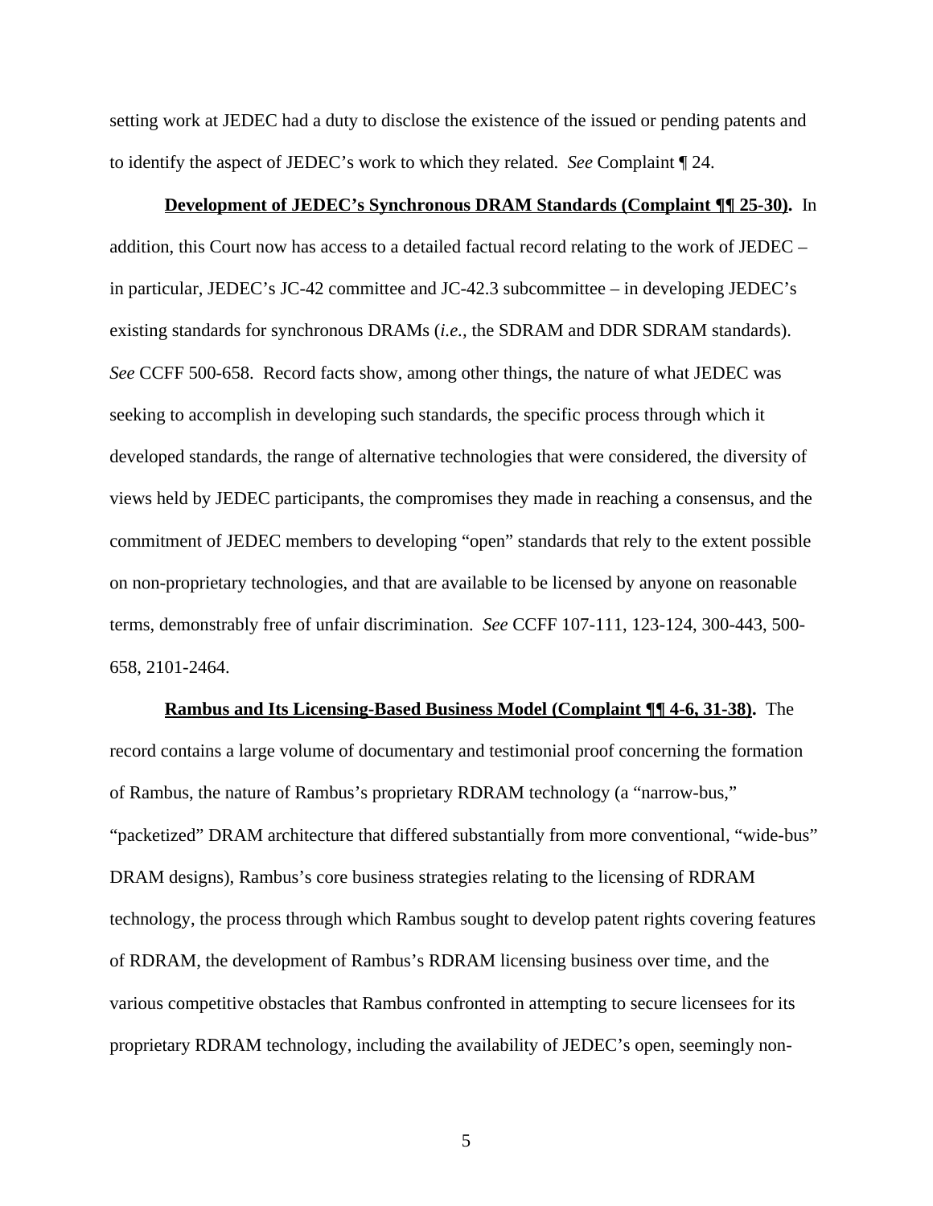setting work at JEDEC had a duty to disclose the existence of the issued or pending patents and to identify the aspect of JEDEC's work to which they related. *See* Complaint ¶ 24.

**<u>Development of JEDEC's Synchronous DRAM Standards (Complaint ¶¶ 25-30).</u>** In addition, this Court now has access to a detailed factual record relating to the work of JEDEC – in particular, JEDEC's JC-42 committee and JC-42.3 subcommittee – in developing JEDEC's existing standards for synchronous DRAMs (*i.e.*, the SDRAM and DDR SDRAM standards). *See* CCFF 500-658. Record facts show, among other things, the nature of what JEDEC was seeking to accomplish in developing such standards, the specific process through which it developed standards, the range of alternative technologies that were considered, the diversity of views held by JEDEC participants, the compromises they made in reaching a consensus, and the commitment of JEDEC members to developing "open" standards that rely to the extent possible on non-proprietary technologies, and that are available to be licensed by anyone on reasonable terms, demonstrably free of unfair discrimination. *See* CCFF 107-111, 123-124, 300-443, 500-658, 2101-2464.

**<u>Rambus and Its Licensing-Based Business Model (Complaint ¶¶ 4-6, 31-38).</u>** The record contains a large volume of documentary and testimonial proof concerning the formation of Rambus, the nature of Rambus's proprietary RDRAM technology (a "narrow-bus," "packetized" DRAM architecture that differed substantially from more conventional, "wide-bus" DRAM designs), Rambus's core business strategies relating to the licensing of RDRAM technology, the process through which Rambus sought to develop patent rights covering features of RDRAM, the development of Rambus's RDRAM licensing business over time, and the various competitive obstacles that Rambus confronted in attempting to secure licensees for its proprietary RDRAM technology, including the availability of JEDEC's open, seemingly non-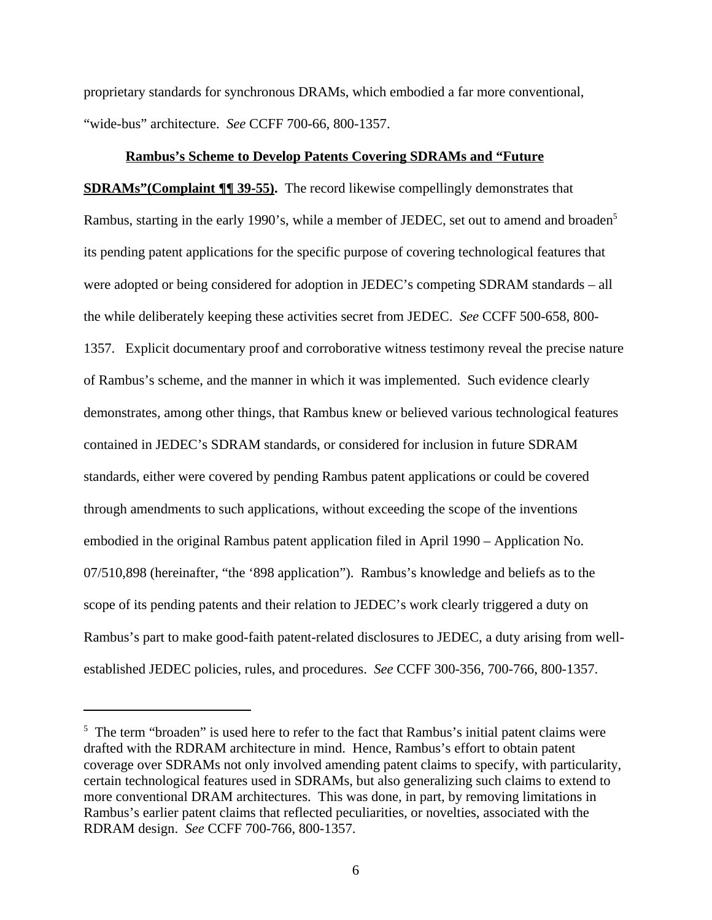proprietary standards for synchronous DRAMs, which embodied a far more conventional, "wide-bus" architecture. *See* CCFF 700-66, 800-1357.

**Rambus's Scheme to Develop Patents Covering SDRAMs and "Future SDRAMs"(Complaint ¶¶ 39-55).** The record likewise compellingly demonstrates that Rambus, starting in the early 1990's, while a member of JEDEC, set out to amend and broaden[5] its pending patent applications for the specific purpose of covering technological features that were adopted or being considered for adoption in JEDEC's competing SDRAM standards – all the while deliberately keeping these activities secret from JEDEC. *See* CCFF 500-658, 800-1357. Explicit documentary proof and corroborative witness testimony reveal the precise nature of Rambus's scheme, and the manner in which it was implemented. Such evidence clearly demonstrates, among other things, that Rambus knew or believed various technological features contained in JEDEC's SDRAM standards, or considered for inclusion in future SDRAM standards, either were covered by pending Rambus patent applications or could be covered through amendments to such applications, without exceeding the scope of the inventions embodied in the original Rambus patent application filed in April 1990 – Application No. 07/510,898 (hereinafter, "the '898 application"). Rambus's knowledge and beliefs as to the scope of its pending patents and their relation to JEDEC's work clearly triggered a duty on Rambus's part to make good-faith patent-related disclosures to JEDEC, a duty arising from well-established JEDEC policies, rules, and procedures. *See* CCFF 300-356, 700-766, 800-1357.

---

[5] The term "broaden" is used here to refer to the fact that Rambus's initial patent claims were drafted with the RDRAM architecture in mind. Hence, Rambus's effort to obtain patent coverage over SDRAMs not only involved amending patent claims to specify, with particularity, certain technological features used in SDRAMs, but also generalizing such claims to extend to more conventional DRAM architectures. This was done, in part, by removing limitations in Rambus's earlier patent claims that reflected peculiarities, or novelties, associated with the RDRAM design. *See* CCFF 700-766, 800-1357.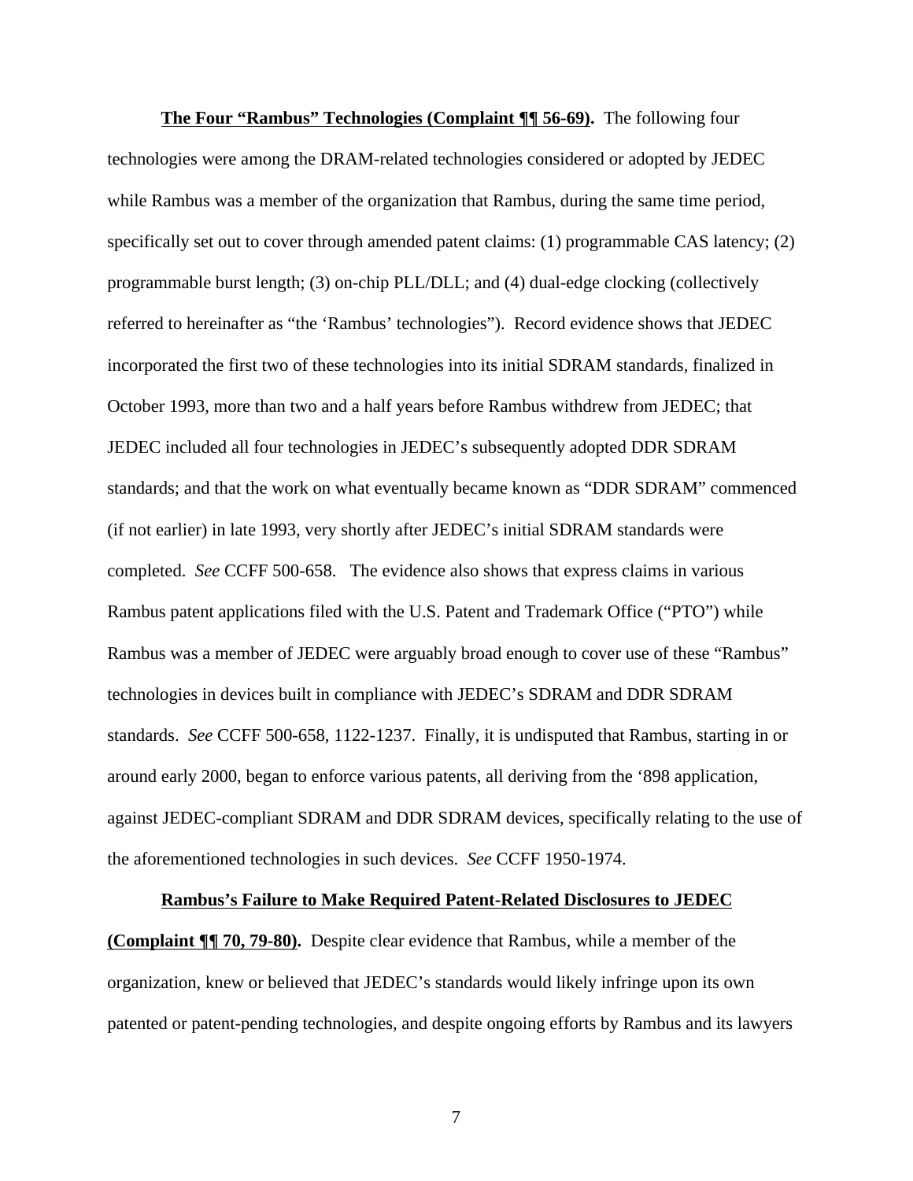**<u>The Four "Rambus" Technologies (Complaint ¶¶ 56-69)</u>.** The following four technologies were among the DRAM-related technologies considered or adopted by JEDEC while Rambus was a member of the organization that Rambus, during the same time period, specifically set out to cover through amended patent claims: (1) programmable CAS latency; (2) programmable burst length; (3) on-chip PLL/DLL; and (4) dual-edge clocking (collectively referred to hereinafter as "the 'Rambus' technologies"). Record evidence shows that JEDEC incorporated the first two of these technologies into its initial SDRAM standards, finalized in October 1993, more than two and a half years before Rambus withdrew from JEDEC; that JEDEC included all four technologies in JEDEC's subsequently adopted DDR SDRAM standards; and that the work on what eventually became known as "DDR SDRAM" commenced (if not earlier) in late 1993, very shortly after JEDEC's initial SDRAM standards were completed. *See* CCFF 500-658. The evidence also shows that express claims in various Rambus patent applications filed with the U.S. Patent and Trademark Office ("PTO") while Rambus was a member of JEDEC were arguably broad enough to cover use of these "Rambus" technologies in devices built in compliance with JEDEC's SDRAM and DDR SDRAM standards. *See* CCFF 500-658, 1122-1237. Finally, it is undisputed that Rambus, starting in or around early 2000, began to enforce various patents, all deriving from the '898 application, against JEDEC-compliant SDRAM and DDR SDRAM devices, specifically relating to the use of the aforementioned technologies in such devices. *See* CCFF 1950-1974.

**<u>Rambus's Failure to Make Required Patent-Related Disclosures to JEDEC (Complaint ¶¶ 70, 79-80)</u>.** Despite clear evidence that Rambus, while a member of the organization, knew or believed that JEDEC's standards would likely infringe upon its own patented or patent-pending technologies, and despite ongoing efforts by Rambus and its lawyers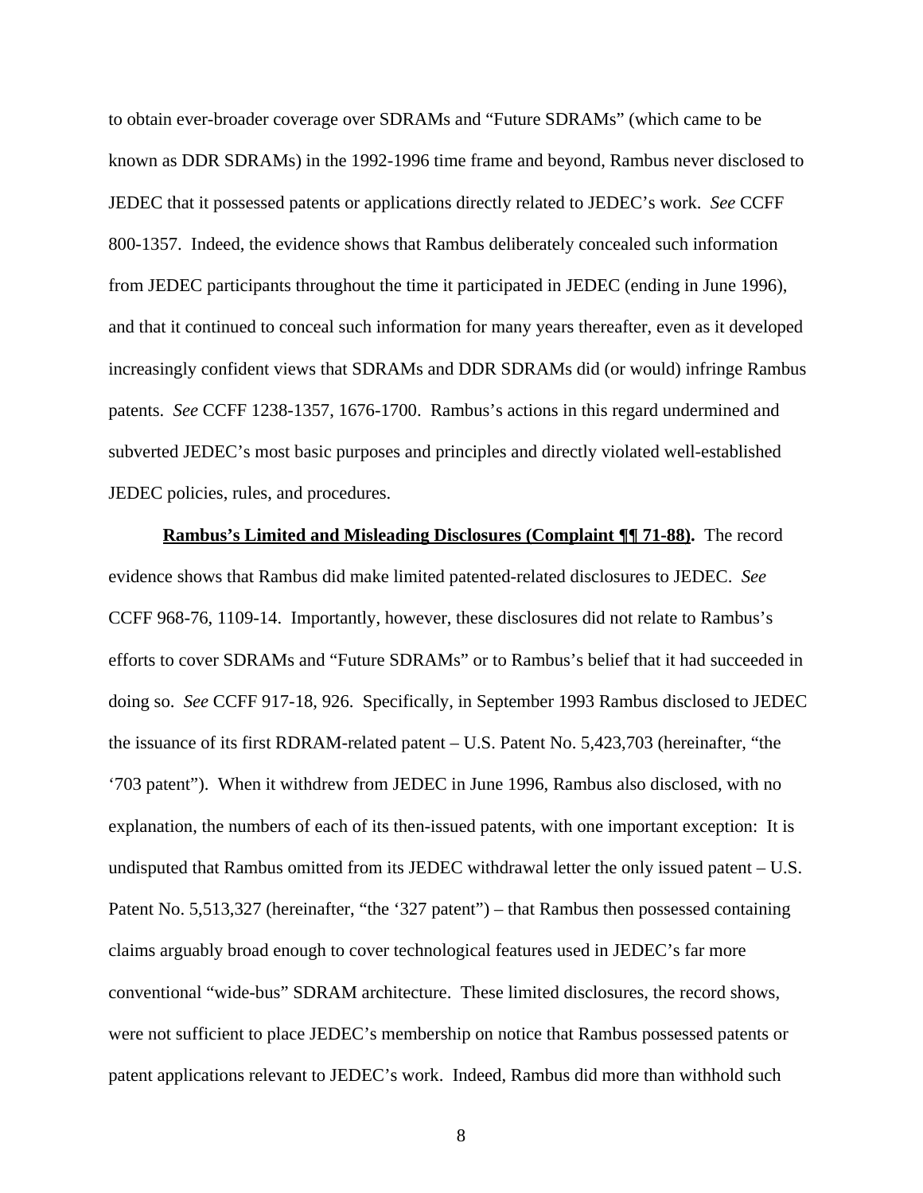to obtain ever-broader coverage over SDRAMs and "Future SDRAMs" (which came to be known as DDR SDRAMs) in the 1992-1996 time frame and beyond, Rambus never disclosed to JEDEC that it possessed patents or applications directly related to JEDEC's work. *See* CCFF 800-1357. Indeed, the evidence shows that Rambus deliberately concealed such information from JEDEC participants throughout the time it participated in JEDEC (ending in June 1996), and that it continued to conceal such information for many years thereafter, even as it developed increasingly confident views that SDRAMs and DDR SDRAMs did (or would) infringe Rambus patents. *See* CCFF 1238-1357, 1676-1700. Rambus's actions in this regard undermined and subverted JEDEC's most basic purposes and principles and directly violated well-established JEDEC policies, rules, and procedures.

**Rambus's Limited and Misleading Disclosures (Complaint ¶¶ 71-88).** The record evidence shows that Rambus did make limited patented-related disclosures to JEDEC. *See* CCFF 968-76, 1109-14. Importantly, however, these disclosures did not relate to Rambus's efforts to cover SDRAMs and "Future SDRAMs" or to Rambus's belief that it had succeeded in doing so. *See* CCFF 917-18, 926. Specifically, in September 1993 Rambus disclosed to JEDEC the issuance of its first RDRAM-related patent – U.S. Patent No. 5,423,703 (hereinafter, "the '703 patent"). When it withdrew from JEDEC in June 1996, Rambus also disclosed, with no explanation, the numbers of each of its then-issued patents, with one important exception: It is undisputed that Rambus omitted from its JEDEC withdrawal letter the only issued patent – U.S. Patent No. 5,513,327 (hereinafter, "the '327 patent") – that Rambus then possessed containing claims arguably broad enough to cover technological features used in JEDEC's far more conventional "wide-bus" SDRAM architecture. These limited disclosures, the record shows, were not sufficient to place JEDEC's membership on notice that Rambus possessed patents or patent applications relevant to JEDEC's work. Indeed, Rambus did more than withhold such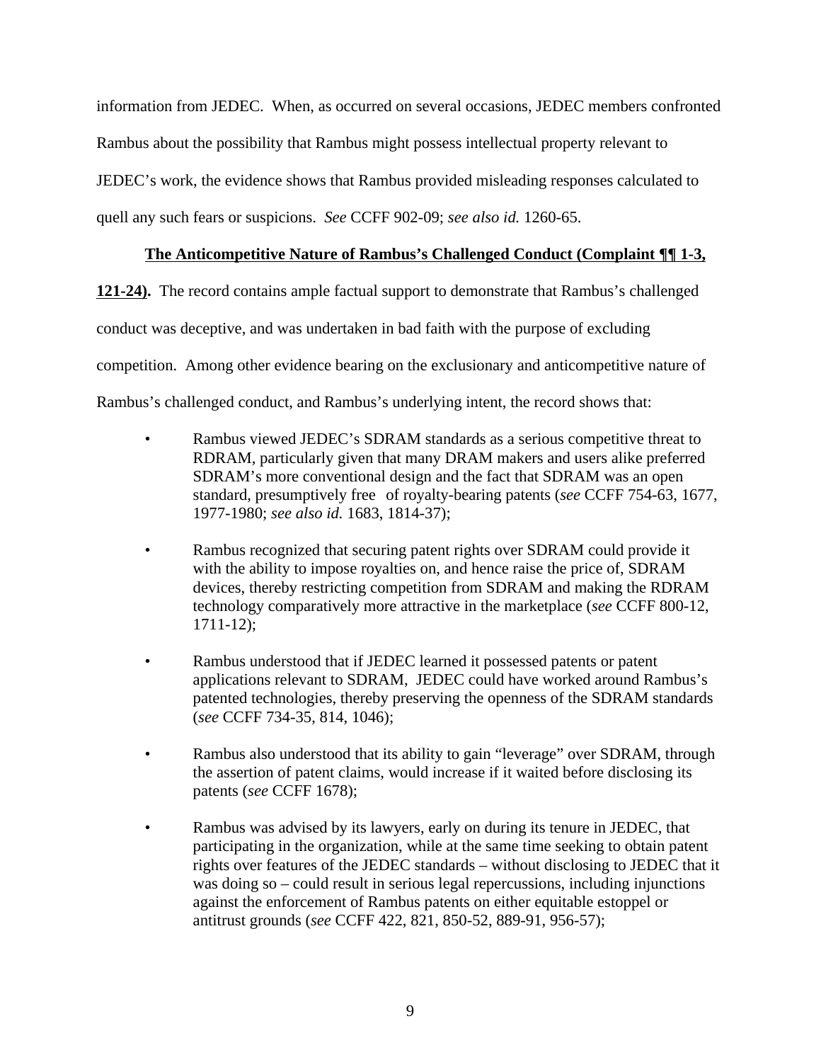information from JEDEC. When, as occurred on several occasions, JEDEC members confronted Rambus about the possibility that Rambus might possess intellectual property relevant to JEDEC's work, the evidence shows that Rambus provided misleading responses calculated to quell any such fears or suspicions. *See* CCFF 902-09; *see also id.* 1260-65.

**The Anticompetitive Nature of Rambus's Challenged Conduct (Complaint ¶¶ 1-3, 121-24).** The record contains ample factual support to demonstrate that Rambus's challenged conduct was deceptive, and was undertaken in bad faith with the purpose of excluding competition. Among other evidence bearing on the exclusionary and anticompetitive nature of Rambus's challenged conduct, and Rambus's underlying intent, the record shows that:

- Rambus viewed JEDEC's SDRAM standards as a serious competitive threat to RDRAM, particularly given that many DRAM makers and users alike preferred SDRAM's more conventional design and the fact that SDRAM was an open standard, presumptively free of royalty-bearing patents (*see* CCFF 754-63, 1677, 1977-1980; *see also id.* 1683, 1814-37);

- Rambus recognized that securing patent rights over SDRAM could provide it with the ability to impose royalties on, and hence raise the price of, SDRAM devices, thereby restricting competition from SDRAM and making the RDRAM technology comparatively more attractive in the marketplace (*see* CCFF 800-12, 1711-12);

- Rambus understood that if JEDEC learned it possessed patents or patent applications relevant to SDRAM, JEDEC could have worked around Rambus's patented technologies, thereby preserving the openness of the SDRAM standards (*see* CCFF 734-35, 814, 1046);

- Rambus also understood that its ability to gain "leverage" over SDRAM, through the assertion of patent claims, would increase if it waited before disclosing its patents (*see* CCFF 1678);

- Rambus was advised by its lawyers, early on during its tenure in JEDEC, that participating in the organization, while at the same time seeking to obtain patent rights over features of the JEDEC standards – without disclosing to JEDEC that it was doing so – could result in serious legal repercussions, including injunctions against the enforcement of Rambus patents on either equitable estoppel or antitrust grounds (*see* CCFF 422, 821, 850-52, 889-91, 956-57);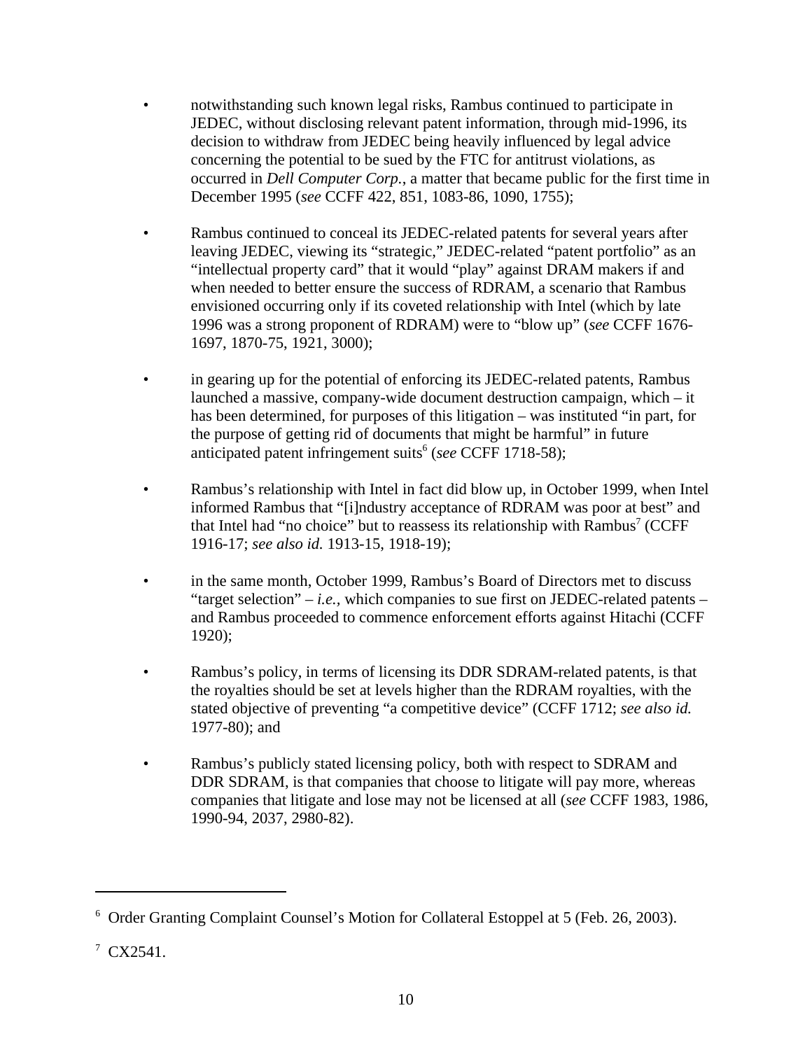- notwithstanding such known legal risks, Rambus continued to participate in JEDEC, without disclosing relevant patent information, through mid-1996, its decision to withdraw from JEDEC being heavily influenced by legal advice concerning the potential to be sued by the FTC for antitrust violations, as occurred in *Dell Computer Corp.*, a matter that became public for the first time in December 1995 (*see* CCFF 422, 851, 1083-86, 1090, 1755);

- Rambus continued to conceal its JEDEC-related patents for several years after leaving JEDEC, viewing its "strategic," JEDEC-related "patent portfolio" as an "intellectual property card" that it would "play" against DRAM makers if and when needed to better ensure the success of RDRAM, a scenario that Rambus envisioned occurring only if its coveted relationship with Intel (which by late 1996 was a strong proponent of RDRAM) were to "blow up" (*see* CCFF 1676-1697, 1870-75, 1921, 3000);

- in gearing up for the potential of enforcing its JEDEC-related patents, Rambus launched a massive, company-wide document destruction campaign, which – it has been determined, for purposes of this litigation – was instituted "in part, for the purpose of getting rid of documents that might be harmful" in future anticipated patent infringement suits[6] (*see* CCFF 1718-58);

- Rambus's relationship with Intel in fact did blow up, in October 1999, when Intel informed Rambus that "[i]ndustry acceptance of RDRAM was poor at best" and that Intel had "no choice" but to reassess its relationship with Rambus[7] (CCFF 1916-17; *see also id.* 1913-15, 1918-19);

- in the same month, October 1999, Rambus's Board of Directors met to discuss "target selection" – *i.e.*, which companies to sue first on JEDEC-related patents – and Rambus proceeded to commence enforcement efforts against Hitachi (CCFF 1920);

- Rambus's policy, in terms of licensing its DDR SDRAM-related patents, is that the royalties should be set at levels higher than the RDRAM royalties, with the stated objective of preventing "a competitive device" (CCFF 1712; *see also id.* 1977-80); and

- Rambus's publicly stated licensing policy, both with respect to SDRAM and DDR SDRAM, is that companies that choose to litigate will pay more, whereas companies that litigate and lose may not be licensed at all (*see* CCFF 1983, 1986, 1990-94, 2037, 2980-82).

---

[6] Order Granting Complaint Counsel's Motion for Collateral Estoppel at 5 (Feb. 26, 2003).

[7] CX2541.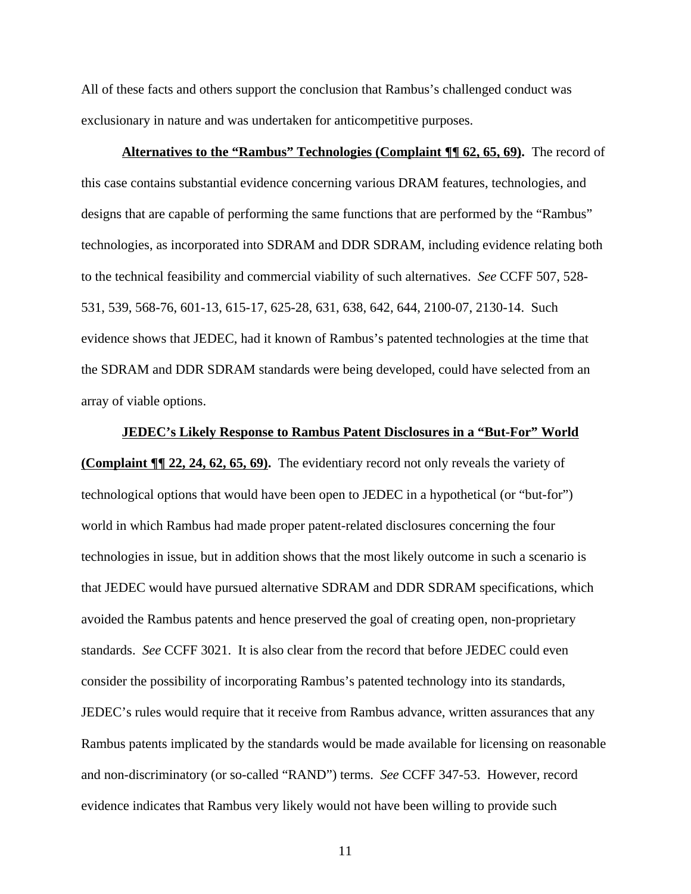All of these facts and others support the conclusion that Rambus's challenged conduct was exclusionary in nature and was undertaken for anticompetitive purposes.

**Alternatives to the "Rambus" Technologies (Complaint ¶¶ 62, 65, 69).** The record of this case contains substantial evidence concerning various DRAM features, technologies, and designs that are capable of performing the same functions that are performed by the "Rambus" technologies, as incorporated into SDRAM and DDR SDRAM, including evidence relating both to the technical feasibility and commercial viability of such alternatives. *See* CCFF 507, 528-531, 539, 568-76, 601-13, 615-17, 625-28, 631, 638, 642, 644, 2100-07, 2130-14. Such evidence shows that JEDEC, had it known of Rambus's patented technologies at the time that the SDRAM and DDR SDRAM standards were being developed, could have selected from an array of viable options.

**JEDEC's Likely Response to Rambus Patent Disclosures in a "But-For" World (Complaint ¶¶ 22, 24, 62, 65, 69).** The evidentiary record not only reveals the variety of technological options that would have been open to JEDEC in a hypothetical (or "but-for") world in which Rambus had made proper patent-related disclosures concerning the four technologies in issue, but in addition shows that the most likely outcome in such a scenario is that JEDEC would have pursued alternative SDRAM and DDR SDRAM specifications, which avoided the Rambus patents and hence preserved the goal of creating open, non-proprietary standards. *See* CCFF 3021. It is also clear from the record that before JEDEC could even consider the possibility of incorporating Rambus's patented technology into its standards, JEDEC's rules would require that it receive from Rambus advance, written assurances that any Rambus patents implicated by the standards would be made available for licensing on reasonable and non-discriminatory (or so-called "RAND") terms. *See* CCFF 347-53. However, record evidence indicates that Rambus very likely would not have been willing to provide such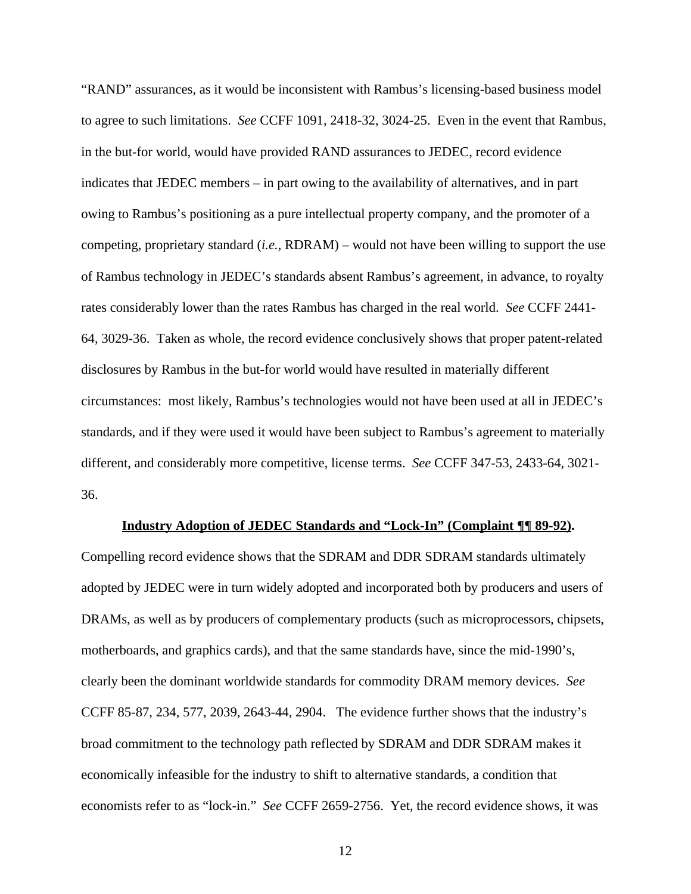"RAND" assurances, as it would be inconsistent with Rambus's licensing-based business model to agree to such limitations. *See* CCFF 1091, 2418-32, 3024-25. Even in the event that Rambus, in the but-for world, would have provided RAND assurances to JEDEC, record evidence indicates that JEDEC members – in part owing to the availability of alternatives, and in part owing to Rambus's positioning as a pure intellectual property company, and the promoter of a competing, proprietary standard (*i.e.*, RDRAM) – would not have been willing to support the use of Rambus technology in JEDEC's standards absent Rambus's agreement, in advance, to royalty rates considerably lower than the rates Rambus has charged in the real world. *See* CCFF 2441-64, 3029-36. Taken as whole, the record evidence conclusively shows that proper patent-related disclosures by Rambus in the but-for world would have resulted in materially different circumstances: most likely, Rambus's technologies would not have been used at all in JEDEC's standards, and if they were used it would have been subject to Rambus's agreement to materially different, and considerably more competitive, license terms. *See* CCFF 347-53, 2433-64, 3021-36.

**Industry Adoption of JEDEC Standards and "Lock-In" (Complaint ¶¶ 89-92).** Compelling record evidence shows that the SDRAM and DDR SDRAM standards ultimately adopted by JEDEC were in turn widely adopted and incorporated both by producers and users of DRAMs, as well as by producers of complementary products (such as microprocessors, chipsets, motherboards, and graphics cards), and that the same standards have, since the mid-1990's, clearly been the dominant worldwide standards for commodity DRAM memory devices. *See* CCFF 85-87, 234, 577, 2039, 2643-44, 2904. The evidence further shows that the industry's broad commitment to the technology path reflected by SDRAM and DDR SDRAM makes it economically infeasible for the industry to shift to alternative standards, a condition that economists refer to as "lock-in." *See* CCFF 2659-2756. Yet, the record evidence shows, it was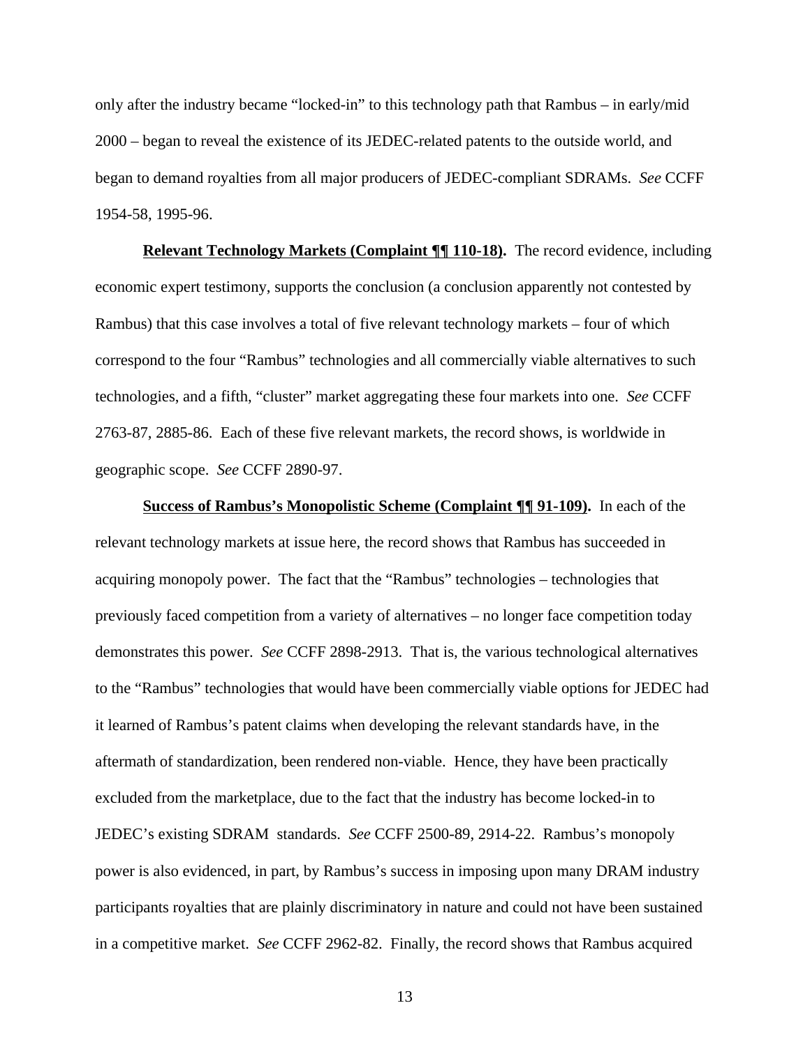only after the industry became "locked-in" to this technology path that Rambus – in early/mid 2000 – began to reveal the existence of its JEDEC-related patents to the outside world, and began to demand royalties from all major producers of JEDEC-compliant SDRAMs. *See* CCFF 1954-58, 1995-96.

**Relevant Technology Markets (Complaint ¶¶ 110-18).** The record evidence, including economic expert testimony, supports the conclusion (a conclusion apparently not contested by Rambus) that this case involves a total of five relevant technology markets – four of which correspond to the four "Rambus" technologies and all commercially viable alternatives to such technologies, and a fifth, "cluster" market aggregating these four markets into one. *See* CCFF 2763-87, 2885-86. Each of these five relevant markets, the record shows, is worldwide in geographic scope. *See* CCFF 2890-97.

**Success of Rambus's Monopolistic Scheme (Complaint ¶¶ 91-109).** In each of the relevant technology markets at issue here, the record shows that Rambus has succeeded in acquiring monopoly power. The fact that the "Rambus" technologies – technologies that previously faced competition from a variety of alternatives – no longer face competition today demonstrates this power. *See* CCFF 2898-2913. That is, the various technological alternatives to the "Rambus" technologies that would have been commercially viable options for JEDEC had it learned of Rambus's patent claims when developing the relevant standards have, in the aftermath of standardization, been rendered non-viable. Hence, they have been practically excluded from the marketplace, due to the fact that the industry has become locked-in to JEDEC's existing SDRAM standards. *See* CCFF 2500-89, 2914-22. Rambus's monopoly power is also evidenced, in part, by Rambus's success in imposing upon many DRAM industry participants royalties that are plainly discriminatory in nature and could not have been sustained in a competitive market. *See* CCFF 2962-82. Finally, the record shows that Rambus acquired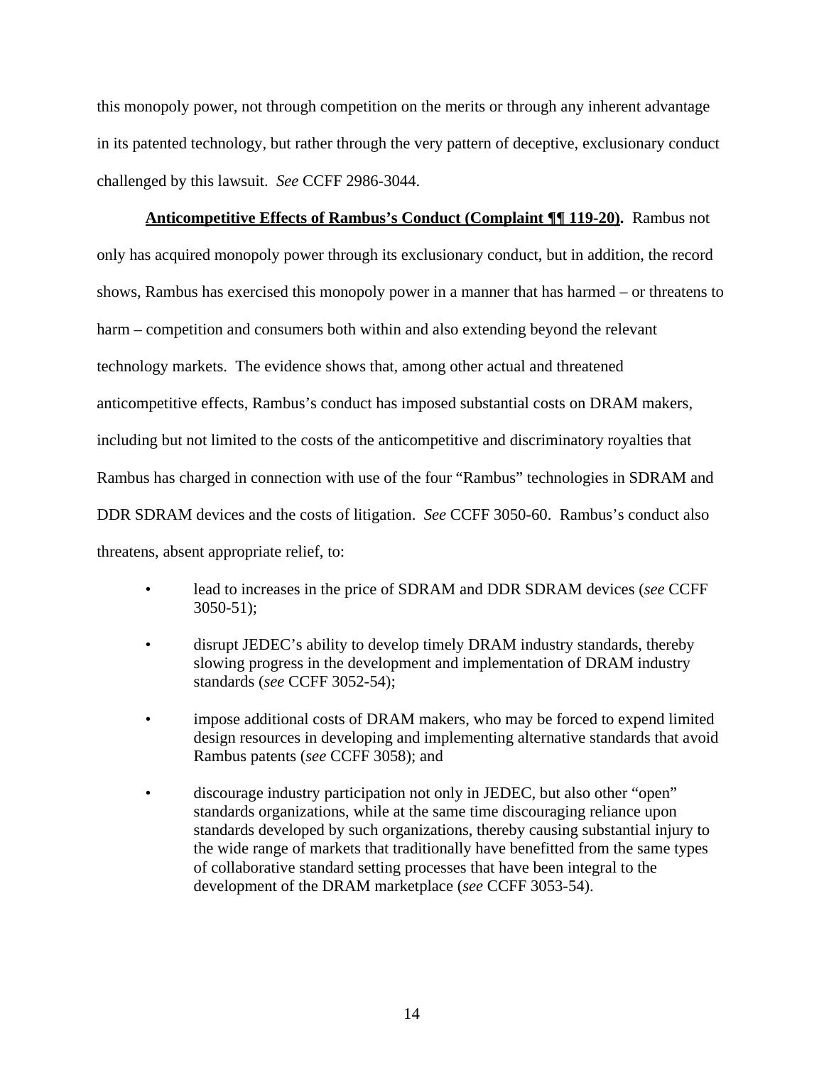this monopoly power, not through competition on the merits or through any inherent advantage in its patented technology, but rather through the very pattern of deceptive, exclusionary conduct challenged by this lawsuit. *See* CCFF 2986-3044.

**<u>Anticompetitive Effects of Rambus's Conduct (Complaint ¶¶ 119-20)</u>.** Rambus not only has acquired monopoly power through its exclusionary conduct, but in addition, the record shows, Rambus has exercised this monopoly power in a manner that has harmed – or threatens to harm – competition and consumers both within and also extending beyond the relevant technology markets. The evidence shows that, among other actual and threatened anticompetitive effects, Rambus's conduct has imposed substantial costs on DRAM makers, including but not limited to the costs of the anticompetitive and discriminatory royalties that Rambus has charged in connection with use of the four "Rambus" technologies in SDRAM and DDR SDRAM devices and the costs of litigation. *See* CCFF 3050-60. Rambus's conduct also threatens, absent appropriate relief, to:

- lead to increases in the price of SDRAM and DDR SDRAM devices (*see* CCFF 3050-51);
- disrupt JEDEC's ability to develop timely DRAM industry standards, thereby slowing progress in the development and implementation of DRAM industry standards (*see* CCFF 3052-54);
- impose additional costs of DRAM makers, who may be forced to expend limited design resources in developing and implementing alternative standards that avoid Rambus patents (*see* CCFF 3058); and
- discourage industry participation not only in JEDEC, but also other "open" standards organizations, while at the same time discouraging reliance upon standards developed by such organizations, thereby causing substantial injury to the wide range of markets that traditionally have benefitted from the same types of collaborative standard setting processes that have been integral to the development of the DRAM marketplace (*see* CCFF 3053-54).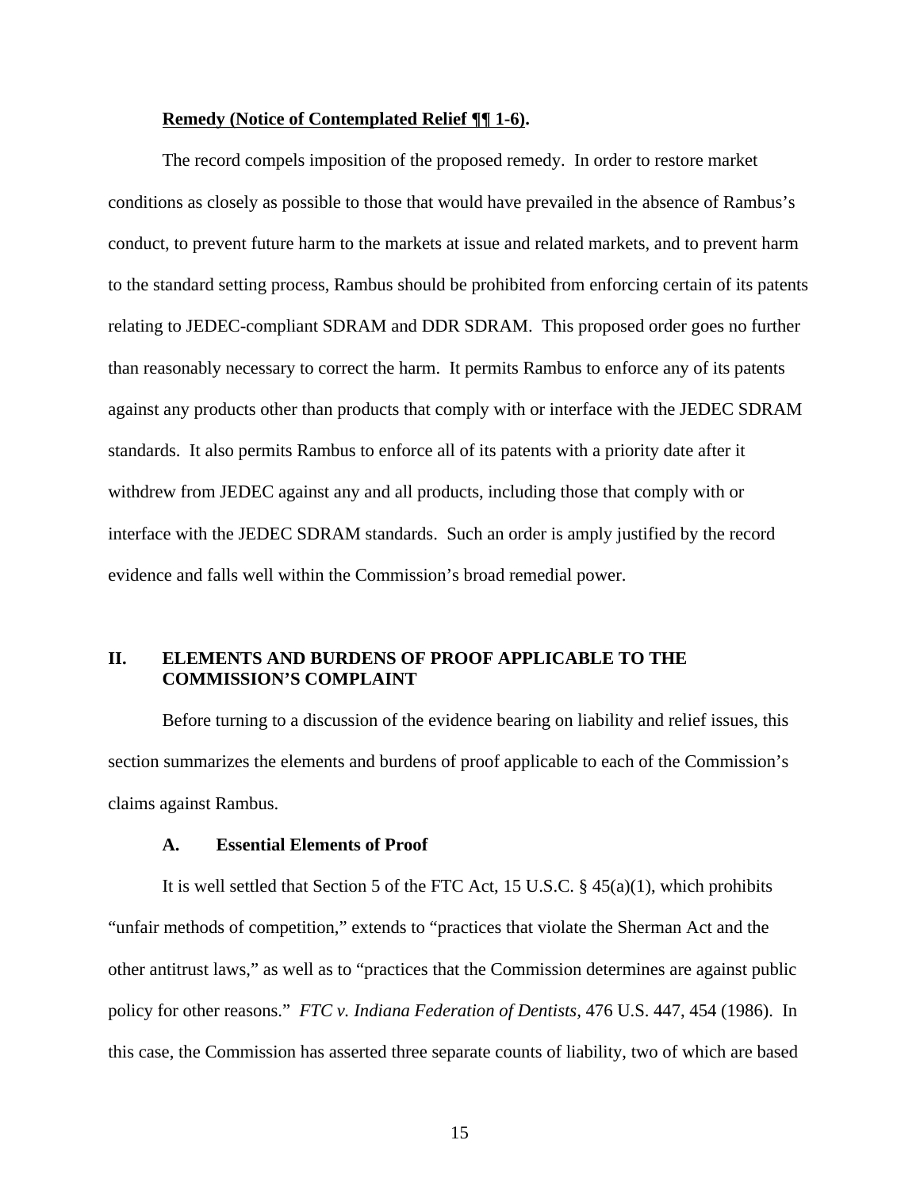**<u>Remedy (Notice of Contemplated Relief ¶¶ 1-6)</u>.**

The record compels imposition of the proposed remedy. In order to restore market conditions as closely as possible to those that would have prevailed in the absence of Rambus's conduct, to prevent future harm to the markets at issue and related markets, and to prevent harm to the standard setting process, Rambus should be prohibited from enforcing certain of its patents relating to JEDEC-compliant SDRAM and DDR SDRAM. This proposed order goes no further than reasonably necessary to correct the harm. It permits Rambus to enforce any of its patents against any products other than products that comply with or interface with the JEDEC SDRAM standards. It also permits Rambus to enforce all of its patents with a priority date after it withdrew from JEDEC against any and all products, including those that comply with or interface with the JEDEC SDRAM standards. Such an order is amply justified by the record evidence and falls well within the Commission's broad remedial power.

## II. ELEMENTS AND BURDENS OF PROOF APPLICABLE TO THE COMMISSION'S COMPLAINT

Before turning to a discussion of the evidence bearing on liability and relief issues, this section summarizes the elements and burdens of proof applicable to each of the Commission's claims against Rambus.

### A. Essential Elements of Proof

It is well settled that Section 5 of the FTC Act, 15 U.S.C. § 45(a)(1), which prohibits "unfair methods of competition," extends to "practices that violate the Sherman Act and the other antitrust laws," as well as to "practices that the Commission determines are against public policy for other reasons." *FTC v. Indiana Federation of Dentists*, 476 U.S. 447, 454 (1986). In this case, the Commission has asserted three separate counts of liability, two of which are based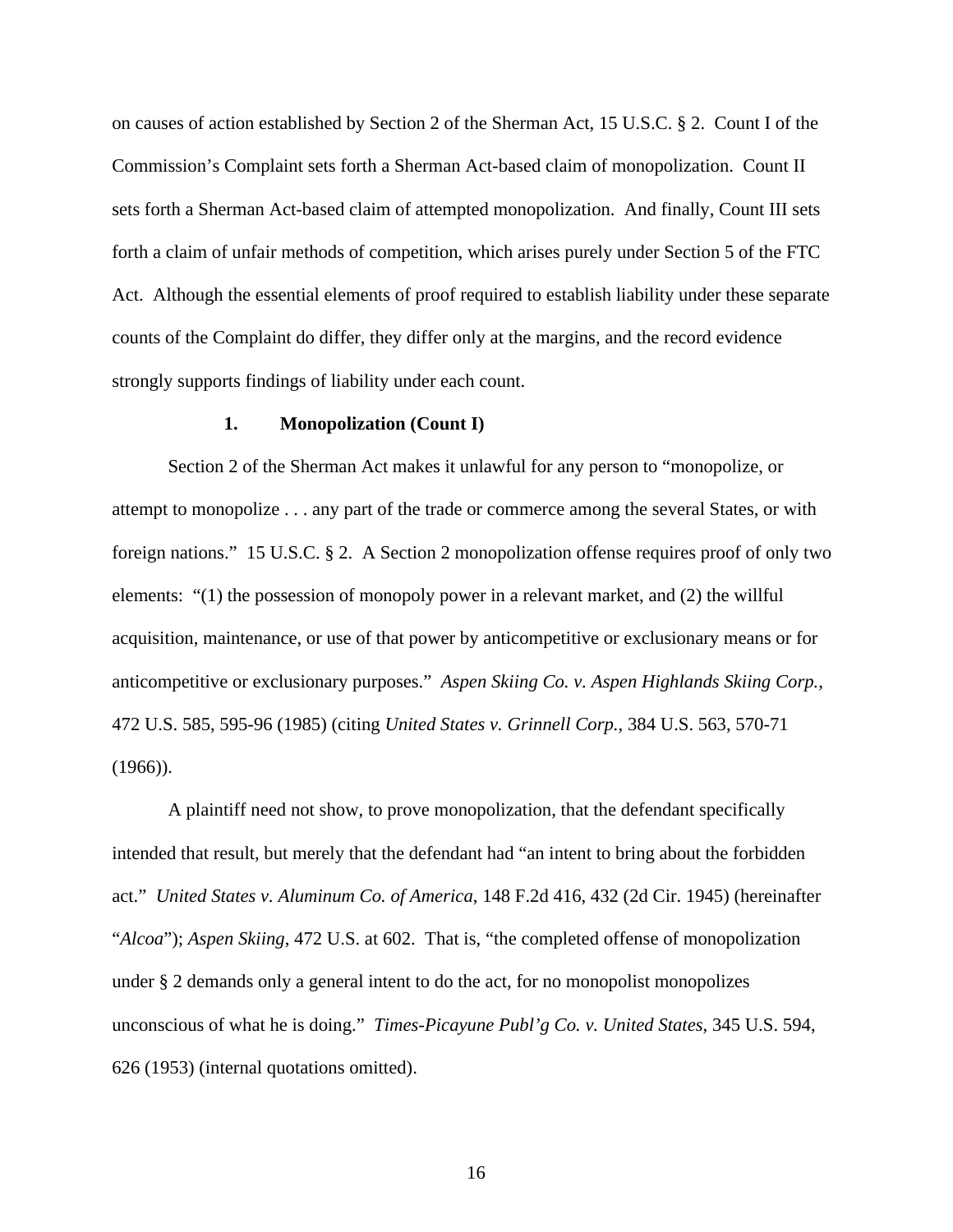on causes of action established by Section 2 of the Sherman Act, 15 U.S.C. § 2. Count I of the Commission's Complaint sets forth a Sherman Act-based claim of monopolization. Count II sets forth a Sherman Act-based claim of attempted monopolization. And finally, Count III sets forth a claim of unfair methods of competition, which arises purely under Section 5 of the FTC Act. Although the essential elements of proof required to establish liability under these separate counts of the Complaint do differ, they differ only at the margins, and the record evidence strongly supports findings of liability under each count.

### 1. Monopolization (Count I)

Section 2 of the Sherman Act makes it unlawful for any person to "monopolize, or attempt to monopolize . . . any part of the trade or commerce among the several States, or with foreign nations." 15 U.S.C. § 2. A Section 2 monopolization offense requires proof of only two elements: "(1) the possession of monopoly power in a relevant market, and (2) the willful acquisition, maintenance, or use of that power by anticompetitive or exclusionary means or for anticompetitive or exclusionary purposes." *Aspen Skiing Co. v. Aspen Highlands Skiing Corp.*, 472 U.S. 585, 595-96 (1985) (citing *United States v. Grinnell Corp.*, 384 U.S. 563, 570-71 (1966)).

A plaintiff need not show, to prove monopolization, that the defendant specifically intended that result, but merely that the defendant had "an intent to bring about the forbidden act." *United States v. Aluminum Co. of America*, 148 F.2d 416, 432 (2d Cir. 1945) (hereinafter "*Alcoa*"); *Aspen Skiing*, 472 U.S. at 602. That is, "the completed offense of monopolization under § 2 demands only a general intent to do the act, for no monopolist monopolizes unconscious of what he is doing." *Times-Picayune Publ'g Co. v. United States*, 345 U.S. 594, 626 (1953) (internal quotations omitted).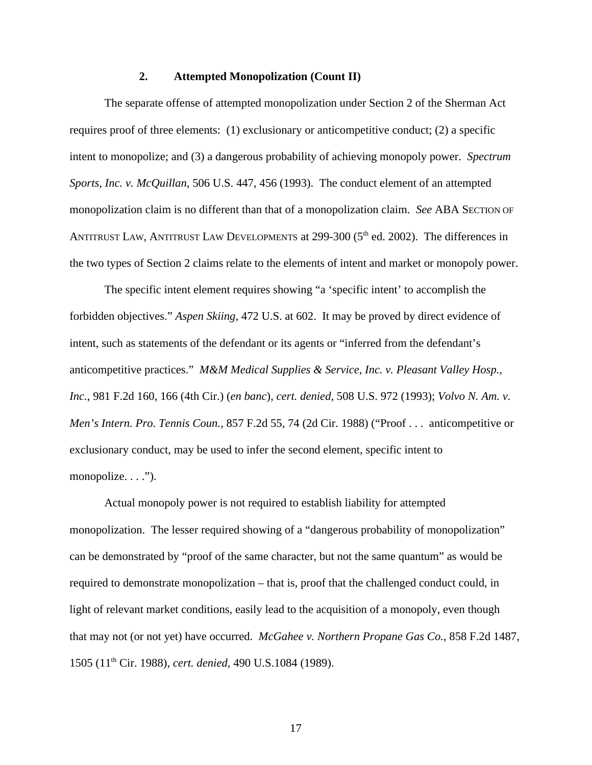### 2. Attempted Monopolization (Count II)

The separate offense of attempted monopolization under Section 2 of the Sherman Act requires proof of three elements: (1) exclusionary or anticompetitive conduct; (2) a specific intent to monopolize; and (3) a dangerous probability of achieving monopoly power. *Spectrum Sports, Inc. v. McQuillan*, 506 U.S. 447, 456 (1993). The conduct element of an attempted monopolization claim is no different than that of a monopolization claim. *See* ABA SECTION OF ANTITRUST LAW, ANTITRUST LAW DEVELOPMENTS at 299-300 (5th ed. 2002). The differences in the two types of Section 2 claims relate to the elements of intent and market or monopoly power.

The specific intent element requires showing "a 'specific intent' to accomplish the forbidden objectives." *Aspen Skiing*, 472 U.S. at 602. It may be proved by direct evidence of intent, such as statements of the defendant or its agents or "inferred from the defendant's anticompetitive practices." *M&M Medical Supplies & Service, Inc. v. Pleasant Valley Hosp., Inc.*, 981 F.2d 160, 166 (4th Cir.) (*en banc*), *cert. denied*, 508 U.S. 972 (1993); *Volvo N. Am. v. Men's Intern. Pro. Tennis Coun.*, 857 F.2d 55, 74 (2d Cir. 1988) ("Proof . . . anticompetitive or exclusionary conduct, may be used to infer the second element, specific intent to monopolize. . . .").

Actual monopoly power is not required to establish liability for attempted monopolization. The lesser required showing of a "dangerous probability of monopolization" can be demonstrated by "proof of the same character, but not the same quantum" as would be required to demonstrate monopolization – that is, proof that the challenged conduct could, in light of relevant market conditions, easily lead to the acquisition of a monopoly, even though that may not (or not yet) have occurred. *McGahee v. Northern Propane Gas Co.*, 858 F.2d 1487, 1505 (11th Cir. 1988), *cert. denied*, 490 U.S.1084 (1989).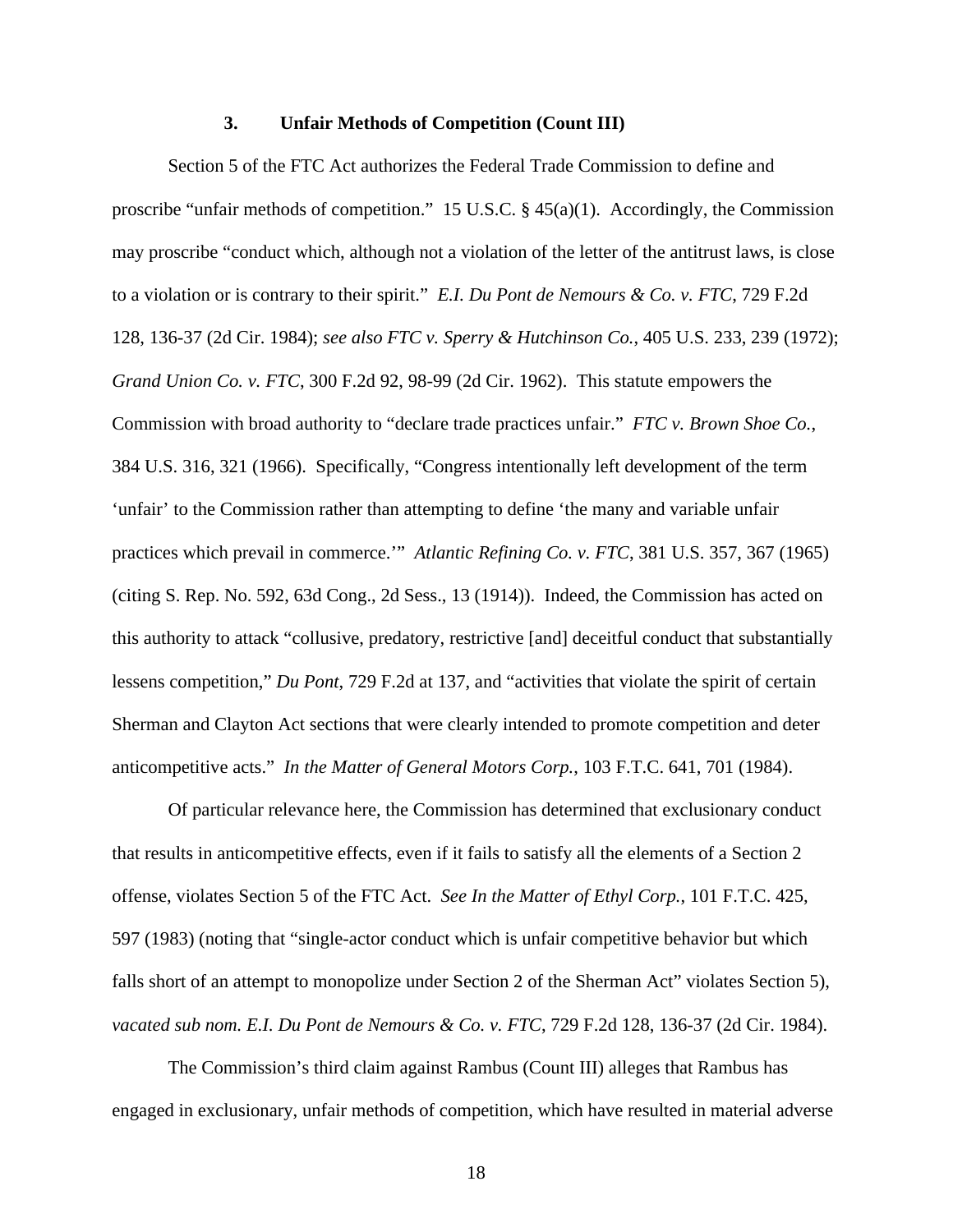### 3. Unfair Methods of Competition (Count III)

Section 5 of the FTC Act authorizes the Federal Trade Commission to define and proscribe "unfair methods of competition." 15 U.S.C. § 45(a)(1). Accordingly, the Commission may proscribe "conduct which, although not a violation of the letter of the antitrust laws, is close to a violation or is contrary to their spirit." *E.I. Du Pont de Nemours & Co. v. FTC*, 729 F.2d 128, 136-37 (2d Cir. 1984); *see also FTC v. Sperry & Hutchinson Co.*, 405 U.S. 233, 239 (1972); *Grand Union Co. v. FTC*, 300 F.2d 92, 98-99 (2d Cir. 1962). This statute empowers the Commission with broad authority to "declare trade practices unfair." *FTC v. Brown Shoe Co.*, 384 U.S. 316, 321 (1966). Specifically, "Congress intentionally left development of the term 'unfair' to the Commission rather than attempting to define 'the many and variable unfair practices which prevail in commerce.'" *Atlantic Refining Co. v. FTC*, 381 U.S. 357, 367 (1965) (citing S. Rep. No. 592, 63d Cong., 2d Sess., 13 (1914)). Indeed, the Commission has acted on this authority to attack "collusive, predatory, restrictive [and] deceitful conduct that substantially lessens competition," *Du Pont*, 729 F.2d at 137, and "activities that violate the spirit of certain Sherman and Clayton Act sections that were clearly intended to promote competition and deter anticompetitive acts." *In the Matter of General Motors Corp.*, 103 F.T.C. 641, 701 (1984).

Of particular relevance here, the Commission has determined that exclusionary conduct that results in anticompetitive effects, even if it fails to satisfy all the elements of a Section 2 offense, violates Section 5 of the FTC Act. *See In the Matter of Ethyl Corp.*, 101 F.T.C. 425, 597 (1983) (noting that "single-actor conduct which is unfair competitive behavior but which falls short of an attempt to monopolize under Section 2 of the Sherman Act" violates Section 5), *vacated sub nom. E.I. Du Pont de Nemours & Co. v. FTC*, 729 F.2d 128, 136-37 (2d Cir. 1984).

The Commission's third claim against Rambus (Count III) alleges that Rambus has engaged in exclusionary, unfair methods of competition, which have resulted in material adverse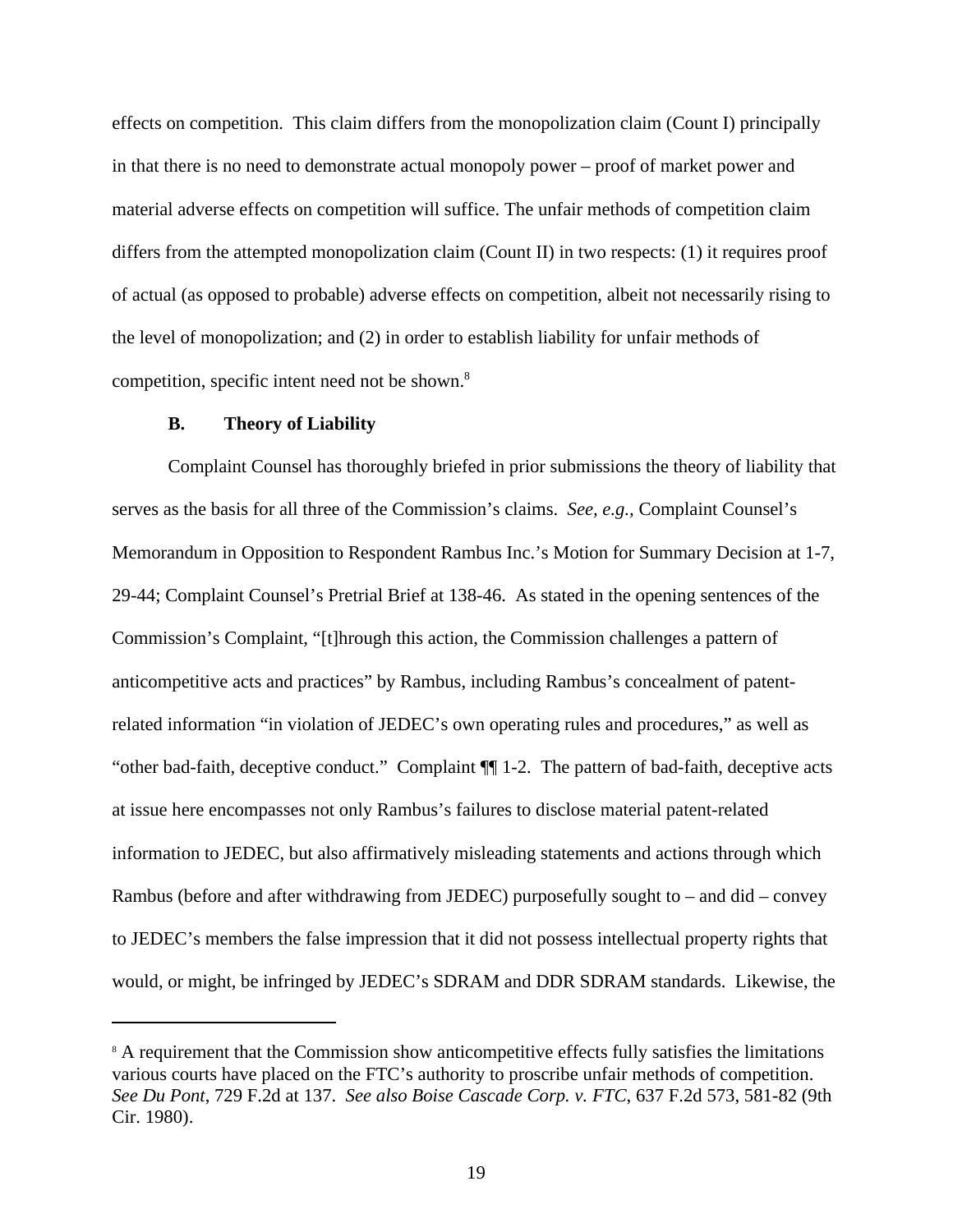effects on competition. This claim differs from the monopolization claim (Count I) principally in that there is no need to demonstrate actual monopoly power – proof of market power and material adverse effects on competition will suffice. The unfair methods of competition claim differs from the attempted monopolization claim (Count II) in two respects: (1) it requires proof of actual (as opposed to probable) adverse effects on competition, albeit not necessarily rising to the level of monopolization; and (2) in order to establish liability for unfair methods of competition, specific intent need not be shown.[8]

### B. Theory of Liability

Complaint Counsel has thoroughly briefed in prior submissions the theory of liability that serves as the basis for all three of the Commission's claims. *See, e.g.*, Complaint Counsel's Memorandum in Opposition to Respondent Rambus Inc.'s Motion for Summary Decision at 1-7, 29-44; Complaint Counsel's Pretrial Brief at 138-46. As stated in the opening sentences of the Commission's Complaint, "[t]hrough this action, the Commission challenges a pattern of anticompetitive acts and practices" by Rambus, including Rambus's concealment of patent-related information "in violation of JEDEC's own operating rules and procedures," as well as "other bad-faith, deceptive conduct." Complaint ¶¶ 1-2. The pattern of bad-faith, deceptive acts at issue here encompasses not only Rambus's failures to disclose material patent-related information to JEDEC, but also affirmatively misleading statements and actions through which Rambus (before and after withdrawing from JEDEC) purposefully sought to – and did – convey to JEDEC's members the false impression that it did not possess intellectual property rights that would, or might, be infringed by JEDEC's SDRAM and DDR SDRAM standards. Likewise, the

---

[8] A requirement that the Commission show anticompetitive effects fully satisfies the limitations various courts have placed on the FTC's authority to proscribe unfair methods of competition. *See Du Pont*, 729 F.2d at 137. *See also Boise Cascade Corp. v. FTC*, 637 F.2d 573, 581-82 (9th Cir. 1980).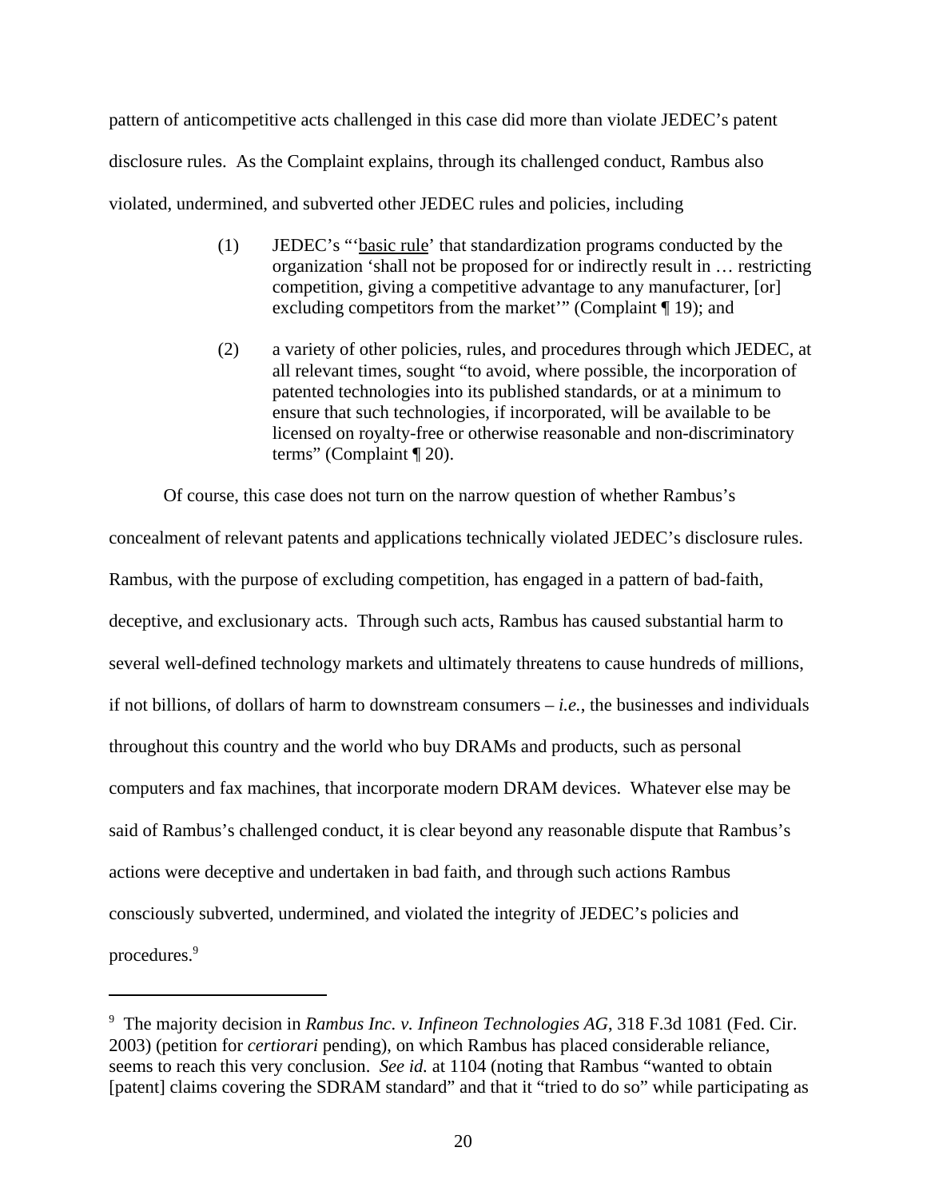pattern of anticompetitive acts challenged in this case did more than violate JEDEC's patent disclosure rules. As the Complaint explains, through its challenged conduct, Rambus also violated, undermined, and subverted other JEDEC rules and policies, including

> (1) JEDEC's "'basic rule' that standardization programs conducted by the organization 'shall not be proposed for or indirectly result in … restricting competition, giving a competitive advantage to any manufacturer, [or] excluding competitors from the market'" (Complaint ¶ 19); and
>
> (2) a variety of other policies, rules, and procedures through which JEDEC, at all relevant times, sought "to avoid, where possible, the incorporation of patented technologies into its published standards, or at a minimum to ensure that such technologies, if incorporated, will be available to be licensed on royalty-free or otherwise reasonable and non-discriminatory terms" (Complaint ¶ 20).

Of course, this case does not turn on the narrow question of whether Rambus's concealment of relevant patents and applications technically violated JEDEC's disclosure rules. Rambus, with the purpose of excluding competition, has engaged in a pattern of bad-faith, deceptive, and exclusionary acts. Through such acts, Rambus has caused substantial harm to several well-defined technology markets and ultimately threatens to cause hundreds of millions, if not billions, of dollars of harm to downstream consumers – *i.e.*, the businesses and individuals throughout this country and the world who buy DRAMs and products, such as personal computers and fax machines, that incorporate modern DRAM devices. Whatever else may be said of Rambus's challenged conduct, it is clear beyond any reasonable dispute that Rambus's actions were deceptive and undertaken in bad faith, and through such actions Rambus consciously subverted, undermined, and violated the integrity of JEDEC's policies and procedures.[9]

---

[9] The majority decision in *Rambus Inc. v. Infineon Technologies AG*, 318 F.3d 1081 (Fed. Cir. 2003) (petition for *certiorari* pending), on which Rambus has placed considerable reliance, seems to reach this very conclusion. *See id.* at 1104 (noting that Rambus "wanted to obtain [patent] claims covering the SDRAM standard" and that it "tried to do so" while participating as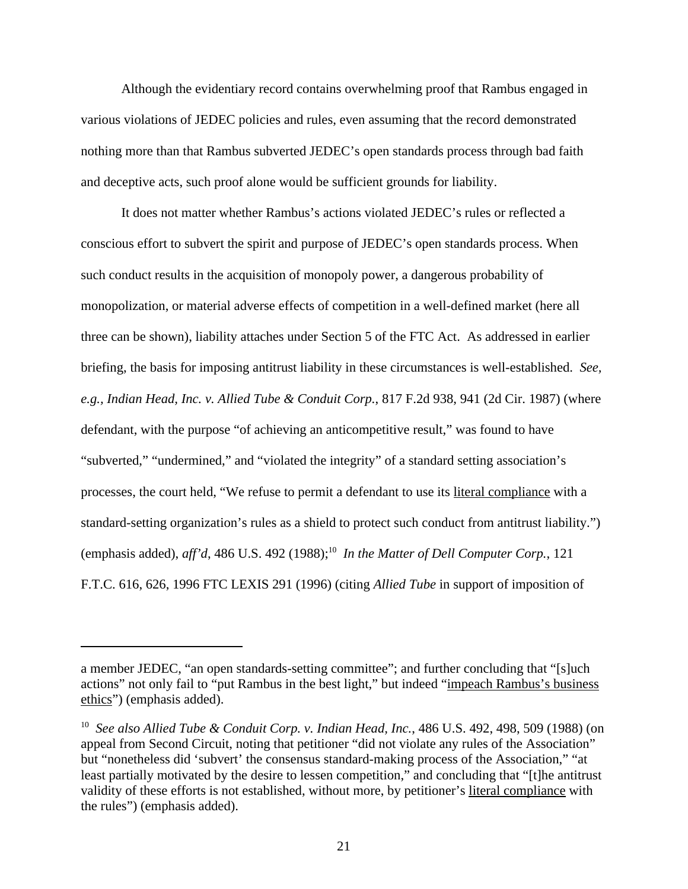Although the evidentiary record contains overwhelming proof that Rambus engaged in various violations of JEDEC policies and rules, even assuming that the record demonstrated nothing more than that Rambus subverted JEDEC's open standards process through bad faith and deceptive acts, such proof alone would be sufficient grounds for liability.

It does not matter whether Rambus's actions violated JEDEC's rules or reflected a conscious effort to subvert the spirit and purpose of JEDEC's open standards process. When such conduct results in the acquisition of monopoly power, a dangerous probability of monopolization, or material adverse effects of competition in a well-defined market (here all three can be shown), liability attaches under Section 5 of the FTC Act. As addressed in earlier briefing, the basis for imposing antitrust liability in these circumstances is well-established. *See, e.g., Indian Head, Inc. v. Allied Tube & Conduit Corp.*, 817 F.2d 938, 941 (2d Cir. 1987) (where defendant, with the purpose "of achieving an anticompetitive result," was found to have "subverted," "undermined," and "violated the integrity" of a standard setting association's processes, the court held, "We refuse to permit a defendant to use its <u>literal compliance</u> with a standard-setting organization's rules as a shield to protect such conduct from antitrust liability.") (emphasis added), *aff'd*, 486 U.S. 492 (1988);[10] *In the Matter of Dell Computer Corp.*, 121 F.T.C. 616, 626, 1996 FTC LEXIS 291 (1996) (citing *Allied Tube* in support of imposition of

---

a member JEDEC, "an open standards-setting committee"; and further concluding that "[s]uch actions" not only fail to "put Rambus in the best light," but indeed "<u>impeach Rambus's business ethics</u>") (emphasis added).

[10] *See also Allied Tube & Conduit Corp. v. Indian Head, Inc.*, 486 U.S. 492, 498, 509 (1988) (on appeal from Second Circuit, noting that petitioner "did not violate any rules of the Association" but "nonetheless did 'subvert' the consensus standard-making process of the Association," "at least partially motivated by the desire to lessen competition," and concluding that "[t]he antitrust validity of these efforts is not established, without more, by petitioner's <u>literal compliance</u> with the rules") (emphasis added).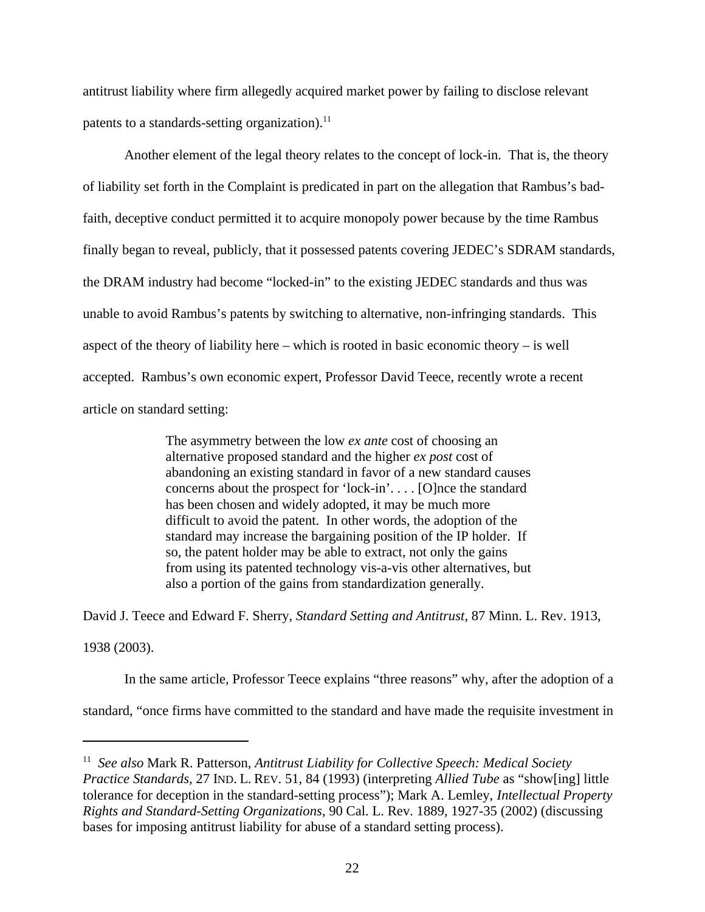antitrust liability where firm allegedly acquired market power by failing to disclose relevant patents to a standards-setting organization).[11]

Another element of the legal theory relates to the concept of lock-in. That is, the theory of liability set forth in the Complaint is predicated in part on the allegation that Rambus's bad-faith, deceptive conduct permitted it to acquire monopoly power because by the time Rambus finally began to reveal, publicly, that it possessed patents covering JEDEC's SDRAM standards, the DRAM industry had become "locked-in" to the existing JEDEC standards and thus was unable to avoid Rambus's patents by switching to alternative, non-infringing standards. This aspect of the theory of liability here – which is rooted in basic economic theory – is well accepted. Rambus's own economic expert, Professor David Teece, recently wrote a recent article on standard setting:

> The asymmetry between the low *ex ante* cost of choosing an alternative proposed standard and the higher *ex post* cost of abandoning an existing standard in favor of a new standard causes concerns about the prospect for 'lock-in'. . . . [O]nce the standard has been chosen and widely adopted, it may be much more difficult to avoid the patent. In other words, the adoption of the standard may increase the bargaining position of the IP holder. If so, the patent holder may be able to extract, not only the gains from using its patented technology vis-a-vis other alternatives, but also a portion of the gains from standardization generally.

David J. Teece and Edward F. Sherry, *Standard Setting and Antitrust*, 87 Minn. L. Rev. 1913, 1938 (2003).

In the same article, Professor Teece explains "three reasons" why, after the adoption of a standard, "once firms have committed to the standard and have made the requisite investment in

[11] *See also* Mark R. Patterson, *Antitrust Liability for Collective Speech: Medical Society Practice Standards*, 27 IND. L. REV. 51, 84 (1993) (interpreting *Allied Tube* as "show[ing] little tolerance for deception in the standard-setting process"); Mark A. Lemley, *Intellectual Property Rights and Standard-Setting Organizations*, 90 Cal. L. Rev. 1889, 1927-35 (2002) (discussing bases for imposing antitrust liability for abuse of a standard setting process).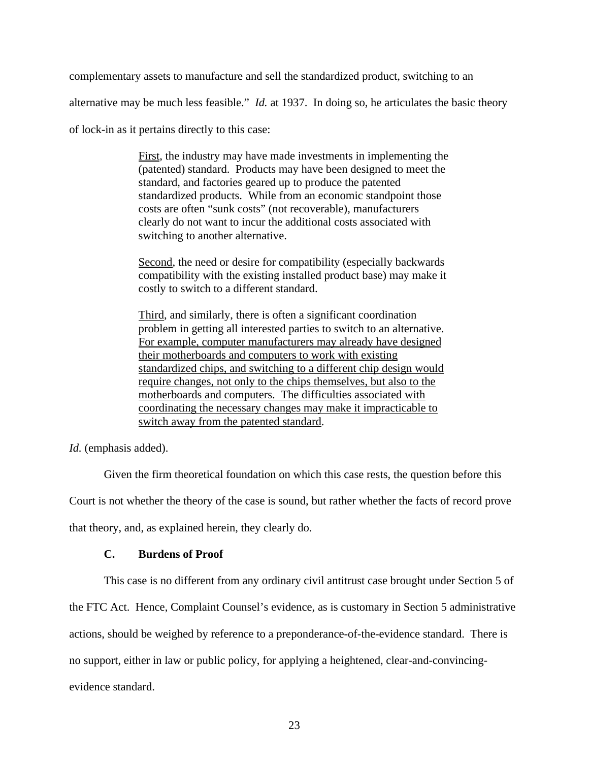complementary assets to manufacture and sell the standardized product, switching to an alternative may be much less feasible." *Id.* at 1937. In doing so, he articulates the basic theory of lock-in as it pertains directly to this case:

> <u>First</u>, the industry may have made investments in implementing the (patented) standard. Products may have been designed to meet the standard, and factories geared up to produce the patented standardized products. While from an economic standpoint those costs are often "sunk costs" (not recoverable), manufacturers clearly do not want to incur the additional costs associated with switching to another alternative.
>
> <u>Second</u>, the need or desire for compatibility (especially backwards compatibility with the existing installed product base) may make it costly to switch to a different standard.
>
> <u>Third</u>, and similarly, there is often a significant coordination problem in getting all interested parties to switch to an alternative. <u>For example, computer manufacturers may already have designed their motherboards and computers to work with existing standardized chips, and switching to a different chip design would require changes, not only to the chips themselves, but also to the motherboards and computers. The difficulties associated with coordinating the necessary changes may make it impracticable to switch away from the patented standard</u>.

*Id.* (emphasis added).

Given the firm theoretical foundation on which this case rests, the question before this Court is not whether the theory of the case is sound, but rather whether the facts of record prove that theory, and, as explained herein, they clearly do.

### C. Burdens of Proof

This case is no different from any ordinary civil antitrust case brought under Section 5 of the FTC Act. Hence, Complaint Counsel's evidence, as is customary in Section 5 administrative actions, should be weighed by reference to a preponderance-of-the-evidence standard. There is no support, either in law or public policy, for applying a heightened, clear-and-convincing-evidence standard.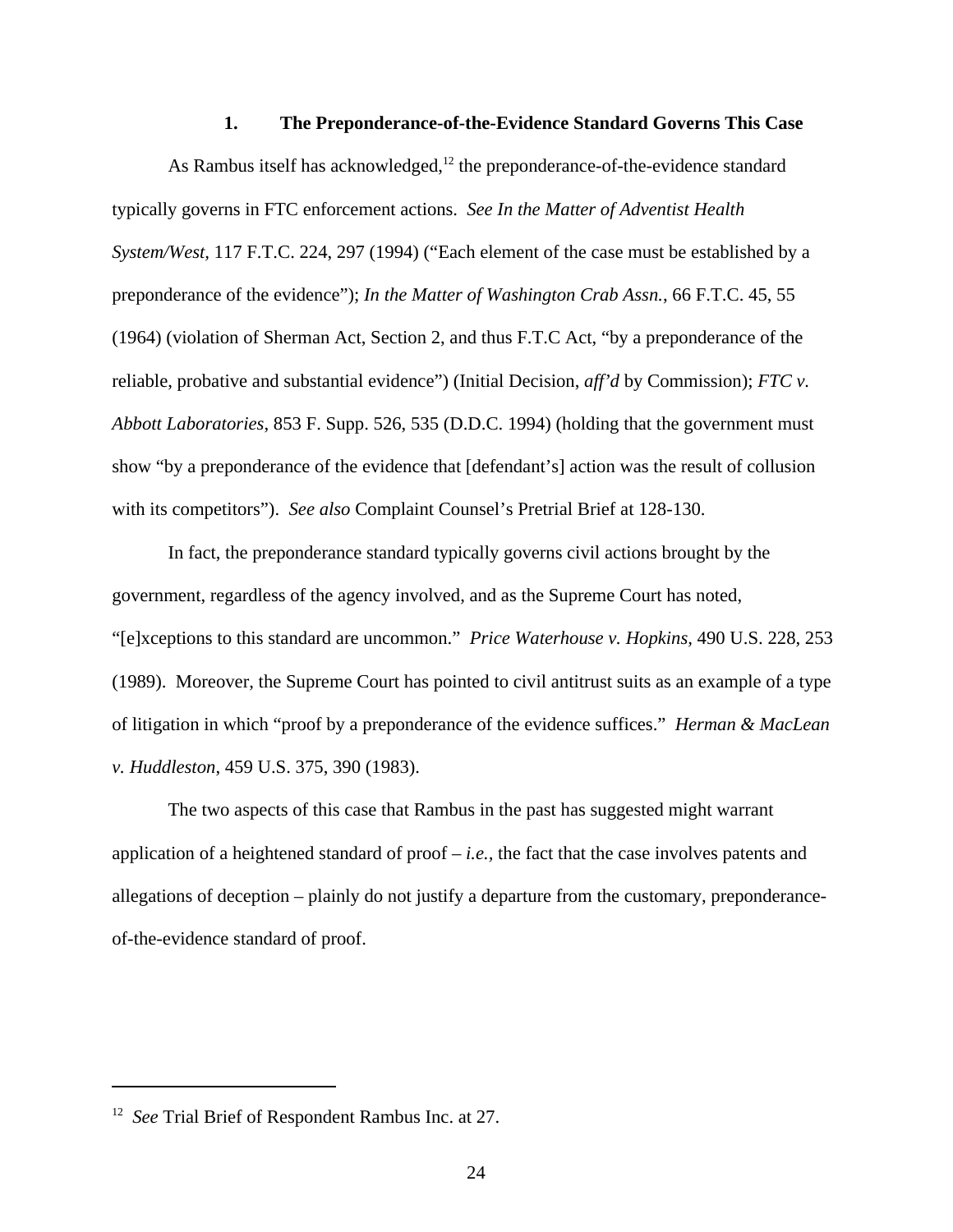### 1. **The Preponderance-of-the-Evidence Standard Governs This Case**

As Rambus itself has acknowledged,[12] the preponderance-of-the-evidence standard typically governs in FTC enforcement actions. *See In the Matter of Adventist Health System/West*, 117 F.T.C. 224, 297 (1994) ("Each element of the case must be established by a preponderance of the evidence"); *In the Matter of Washington Crab Assn.*, 66 F.T.C. 45, 55 (1964) (violation of Sherman Act, Section 2, and thus F.T.C Act, "by a preponderance of the reliable, probative and substantial evidence") (Initial Decision, *aff'd* by Commission); *FTC v. Abbott Laboratories*, 853 F. Supp. 526, 535 (D.D.C. 1994) (holding that the government must show "by a preponderance of the evidence that [defendant's] action was the result of collusion with its competitors"). *See also* Complaint Counsel's Pretrial Brief at 128-130.

In fact, the preponderance standard typically governs civil actions brought by the government, regardless of the agency involved, and as the Supreme Court has noted, "[e]xceptions to this standard are uncommon." *Price Waterhouse v. Hopkins*, 490 U.S. 228, 253 (1989). Moreover, the Supreme Court has pointed to civil antitrust suits as an example of a type of litigation in which "proof by a preponderance of the evidence suffices." *Herman & MacLean v. Huddleston*, 459 U.S. 375, 390 (1983).

The two aspects of this case that Rambus in the past has suggested might warrant application of a heightened standard of proof – *i.e.*, the fact that the case involves patents and allegations of deception – plainly do not justify a departure from the customary, preponderance-of-the-evidence standard of proof.

---

[12] *See* Trial Brief of Respondent Rambus Inc. at 27.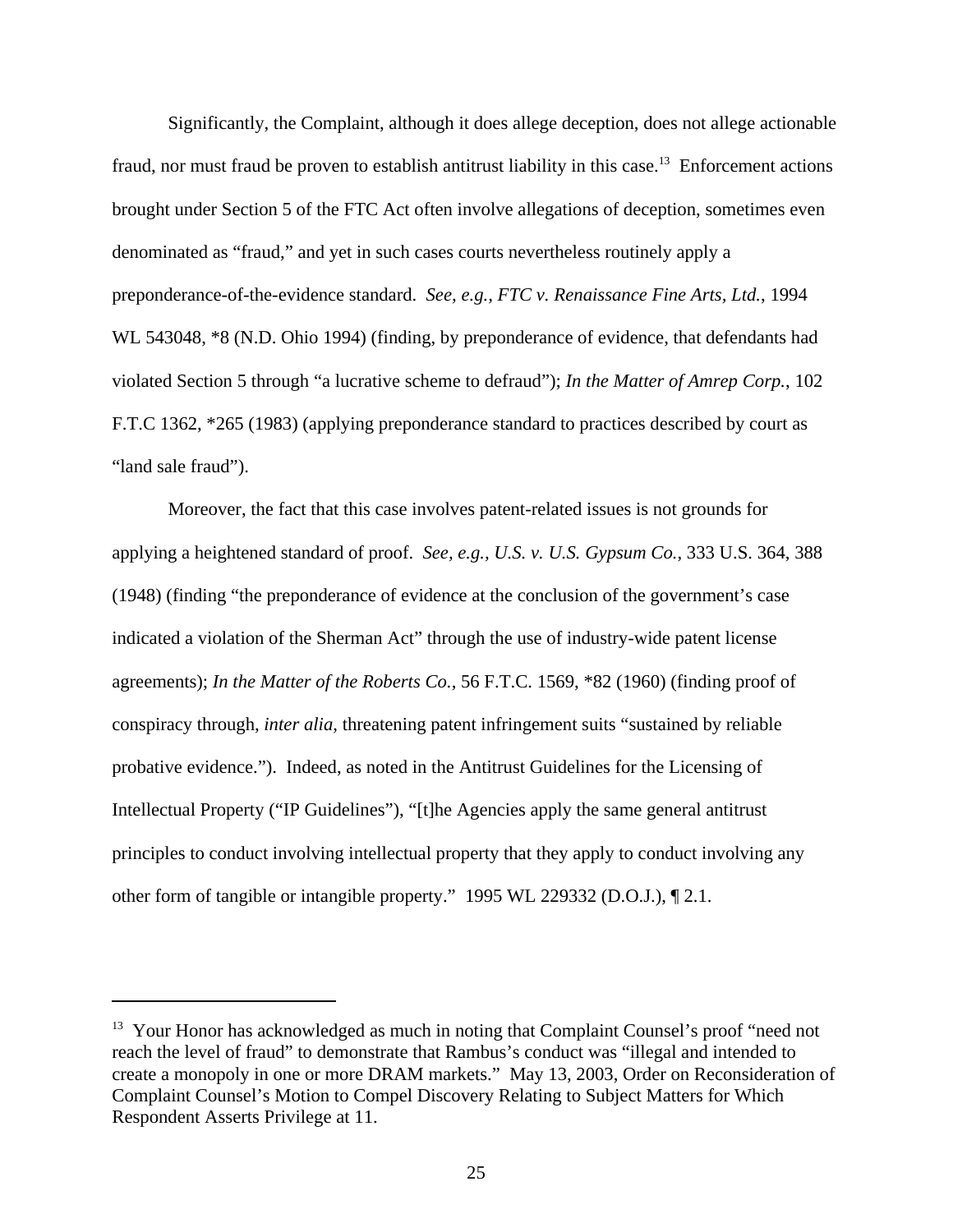Significantly, the Complaint, although it does allege deception, does not allege actionable fraud, nor must fraud be proven to establish antitrust liability in this case.[13] Enforcement actions brought under Section 5 of the FTC Act often involve allegations of deception, sometimes even denominated as "fraud," and yet in such cases courts nevertheless routinely apply a preponderance-of-the-evidence standard. *See, e.g., FTC v. Renaissance Fine Arts, Ltd.*, 1994 WL 543048, *8 (N.D. Ohio 1994) (finding, by preponderance of evidence, that defendants had violated Section 5 through "a lucrative scheme to defraud"); *In the Matter of Amrep Corp.*, 102 F.T.C 1362, *265 (1983) (applying preponderance standard to practices described by court as "land sale fraud").

Moreover, the fact that this case involves patent-related issues is not grounds for applying a heightened standard of proof. *See, e.g., U.S. v. U.S. Gypsum Co.*, 333 U.S. 364, 388 (1948) (finding "the preponderance of evidence at the conclusion of the government's case indicated a violation of the Sherman Act" through the use of industry-wide patent license agreements); *In the Matter of the Roberts Co.*, 56 F.T.C. 1569, *82 (1960) (finding proof of conspiracy through, *inter alia*, threatening patent infringement suits "sustained by reliable probative evidence."). Indeed, as noted in the Antitrust Guidelines for the Licensing of Intellectual Property ("IP Guidelines"), "[t]he Agencies apply the same general antitrust principles to conduct involving intellectual property that they apply to conduct involving any other form of tangible or intangible property." 1995 WL 229332 (D.O.J.), ¶ 2.1.

---

[13] Your Honor has acknowledged as much in noting that Complaint Counsel's proof "need not reach the level of fraud" to demonstrate that Rambus's conduct was "illegal and intended to create a monopoly in one or more DRAM markets." May 13, 2003, Order on Reconsideration of Complaint Counsel's Motion to Compel Discovery Relating to Subject Matters for Which Respondent Asserts Privilege at 11.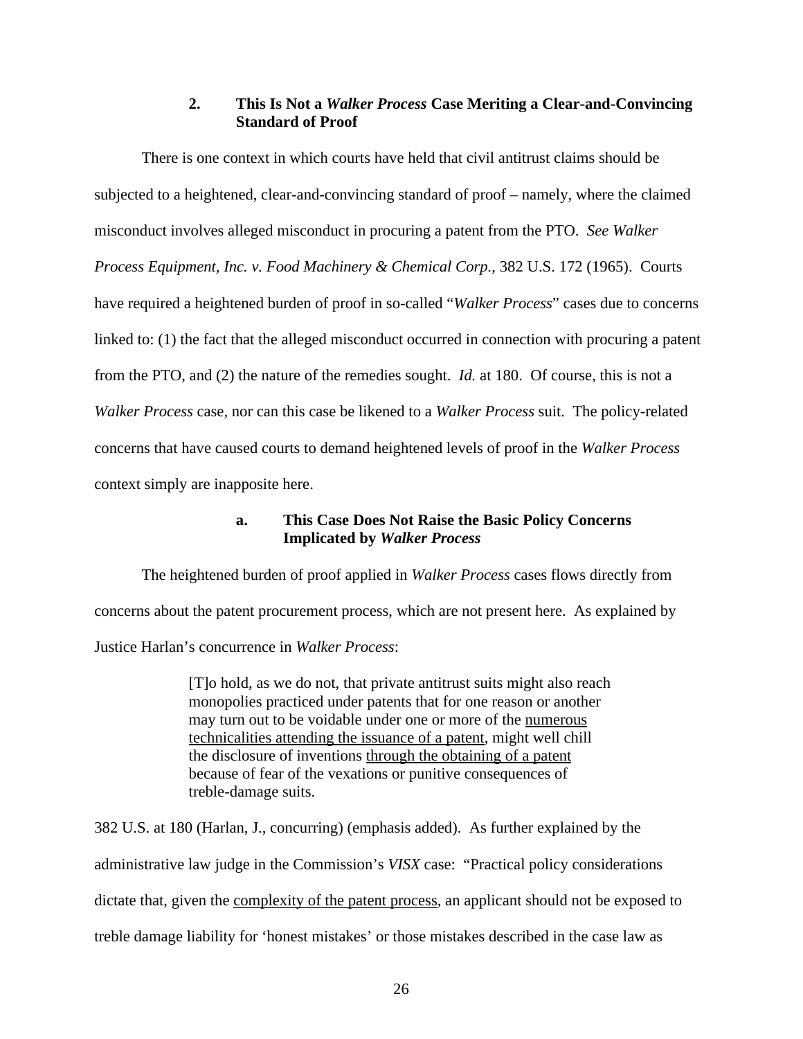### 2. This Is Not a *Walker Process* Case Meriting a Clear-and-Convincing Standard of Proof

There is one context in which courts have held that civil antitrust claims should be subjected to a heightened, clear-and-convincing standard of proof – namely, where the claimed misconduct involves alleged misconduct in procuring a patent from the PTO. *See Walker Process Equipment, Inc. v. Food Machinery & Chemical Corp.*, 382 U.S. 172 (1965). Courts have required a heightened burden of proof in so-called "*Walker Process*" cases due to concerns linked to: (1) the fact that the alleged misconduct occurred in connection with procuring a patent from the PTO, and (2) the nature of the remedies sought. *Id.* at 180. Of course, this is not a *Walker Process* case, nor can this case be likened to a *Walker Process* suit. The policy-related concerns that have caused courts to demand heightened levels of proof in the *Walker Process* context simply are inapposite here.

#### a. This Case Does Not Raise the Basic Policy Concerns Implicated by *Walker Process*

The heightened burden of proof applied in *Walker Process* cases flows directly from concerns about the patent procurement process, which are not present here. As explained by Justice Harlan's concurrence in *Walker Process*:

> [T]o hold, as we do not, that private antitrust suits might also reach monopolies practiced under patents that for one reason or another may turn out to be voidable under one or more of the <u>numerous technicalities attending the issuance of a patent</u>, might well chill the disclosure of inventions <u>through the obtaining of a patent</u> because of fear of the vexations or punitive consequences of treble-damage suits.

382 U.S. at 180 (Harlan, J., concurring) (emphasis added). As further explained by the administrative law judge in the Commission's *VISX* case: "Practical policy considerations dictate that, given the <u>complexity of the patent process</u>, an applicant should not be exposed to treble damage liability for 'honest mistakes' or those mistakes described in the case law as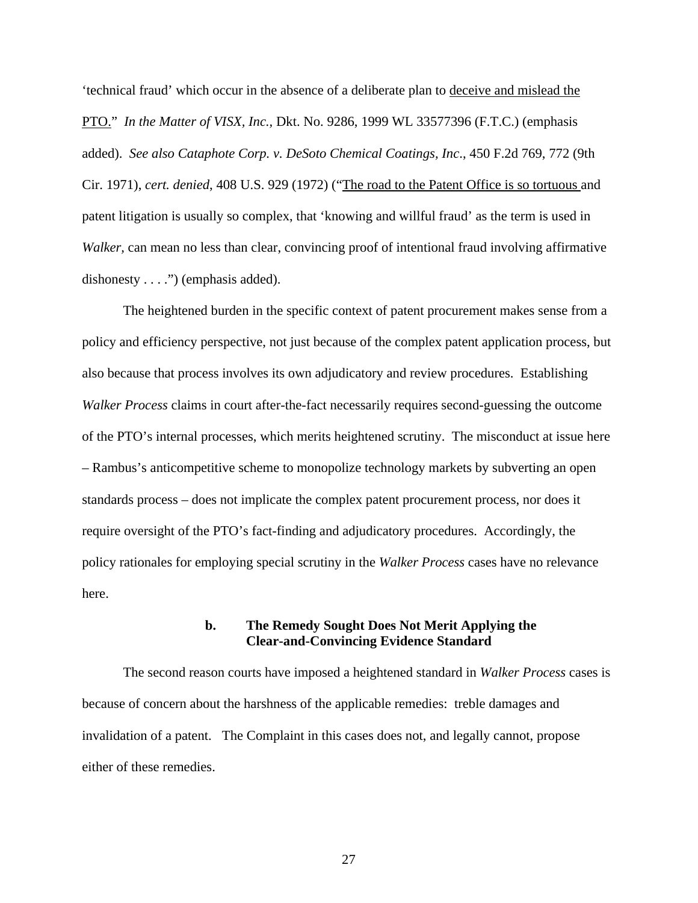'technical fraud' which occur in the absence of a deliberate plan to <u>deceive and mislead the PTO</u>." *In the Matter of VISX, Inc.*, Dkt. No. 9286, 1999 WL 33577396 (F.T.C.) (emphasis added). *See also Cataphote Corp. v. DeSoto Chemical Coatings, Inc*., 450 F.2d 769, 772 (9th Cir. 1971), *cert. denied*, 408 U.S. 929 (1972) ("<u>The road to the Patent Office is so tortuous</u> and patent litigation is usually so complex, that 'knowing and willful fraud' as the term is used in *Walker*, can mean no less than clear, convincing proof of intentional fraud involving affirmative dishonesty . . . .") (emphasis added).

The heightened burden in the specific context of patent procurement makes sense from a policy and efficiency perspective, not just because of the complex patent application process, but also because that process involves its own adjudicatory and review procedures. Establishing *Walker Process* claims in court after-the-fact necessarily requires second-guessing the outcome of the PTO's internal processes, which merits heightened scrutiny. The misconduct at issue here – Rambus's anticompetitive scheme to monopolize technology markets by subverting an open standards process – does not implicate the complex patent procurement process, nor does it require oversight of the PTO's fact-finding and adjudicatory procedures. Accordingly, the policy rationales for employing special scrutiny in the *Walker Process* cases have no relevance here.

#### b. The Remedy Sought Does Not Merit Applying the Clear-and-Convincing Evidence Standard

The second reason courts have imposed a heightened standard in *Walker Process* cases is because of concern about the harshness of the applicable remedies: treble damages and invalidation of a patent. The Complaint in this cases does not, and legally cannot, propose either of these remedies.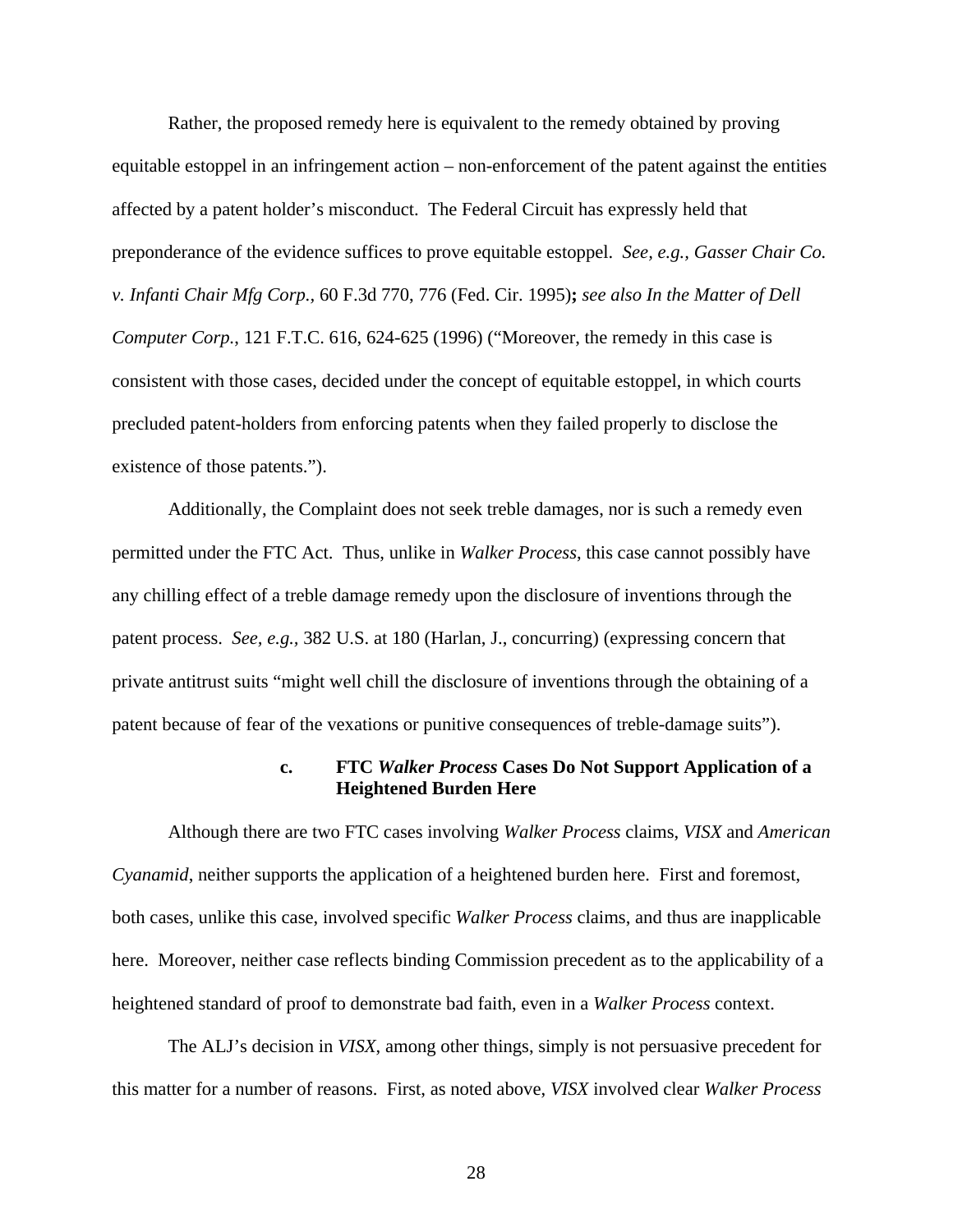Rather, the proposed remedy here is equivalent to the remedy obtained by proving equitable estoppel in an infringement action – non-enforcement of the patent against the entities affected by a patent holder's misconduct. The Federal Circuit has expressly held that preponderance of the evidence suffices to prove equitable estoppel. *See, e.g., Gasser Chair Co. v. Infanti Chair Mfg Corp.*, 60 F.3d 770, 776 (Fed. Cir. 1995)**;** *see also In the Matter of Dell Computer Corp.*, 121 F.T.C. 616, 624-625 (1996) ("Moreover, the remedy in this case is consistent with those cases, decided under the concept of equitable estoppel, in which courts precluded patent-holders from enforcing patents when they failed properly to disclose the existence of those patents.").

Additionally, the Complaint does not seek treble damages, nor is such a remedy even permitted under the FTC Act. Thus, unlike in *Walker Process*, this case cannot possibly have any chilling effect of a treble damage remedy upon the disclosure of inventions through the patent process. *See, e.g.,* 382 U.S. at 180 (Harlan, J., concurring) (expressing concern that private antitrust suits "might well chill the disclosure of inventions through the obtaining of a patent because of fear of the vexations or punitive consequences of treble-damage suits").

#### c. FTC *Walker Process* Cases Do Not Support Application of a Heightened Burden Here

Although there are two FTC cases involving *Walker Process* claims, *VISX* and *American Cyanamid*, neither supports the application of a heightened burden here. First and foremost, both cases, unlike this case, involved specific *Walker Process* claims, and thus are inapplicable here. Moreover, neither case reflects binding Commission precedent as to the applicability of a heightened standard of proof to demonstrate bad faith, even in a *Walker Process* context.

The ALJ's decision in *VISX*, among other things, simply is not persuasive precedent for this matter for a number of reasons. First, as noted above, *VISX* involved clear *Walker Process*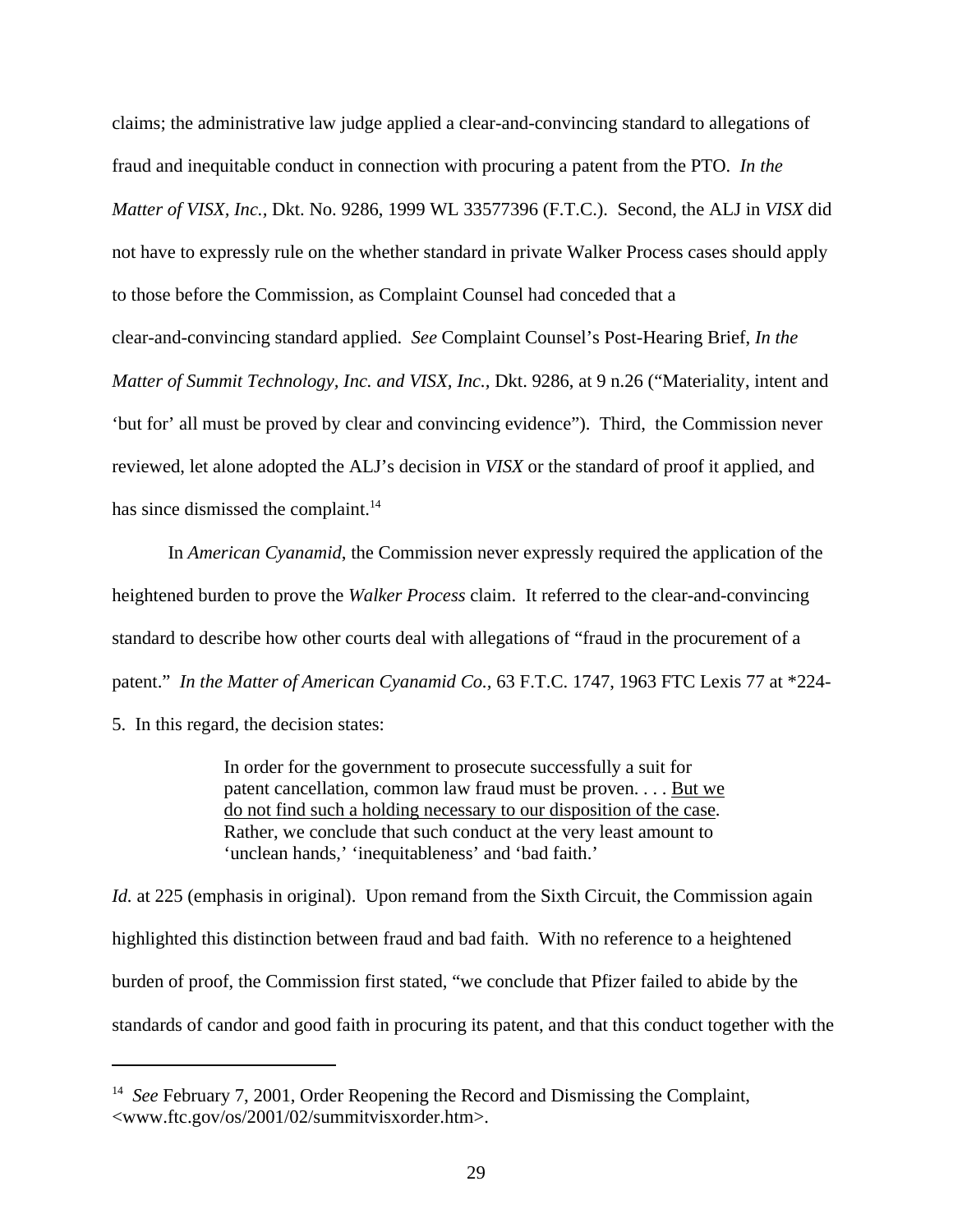claims; the administrative law judge applied a clear-and-convincing standard to allegations of fraud and inequitable conduct in connection with procuring a patent from the PTO. *In the Matter of VISX, Inc.*, Dkt. No. 9286, 1999 WL 33577396 (F.T.C.). Second, the ALJ in *VISX* did not have to expressly rule on the whether standard in private Walker Process cases should apply to those before the Commission, as Complaint Counsel had conceded that a clear-and-convincing standard applied. *See* Complaint Counsel's Post-Hearing Brief, *In the Matter of Summit Technology, Inc. and VISX, Inc.*, Dkt. 9286, at 9 n.26 ("Materiality, intent and 'but for' all must be proved by clear and convincing evidence"). Third, the Commission never reviewed, let alone adopted the ALJ's decision in *VISX* or the standard of proof it applied, and has since dismissed the complaint.[14]

In *American Cyanamid*, the Commission never expressly required the application of the heightened burden to prove the *Walker Process* claim. It referred to the clear-and-convincing standard to describe how other courts deal with allegations of "fraud in the procurement of a patent." *In the Matter of American Cyanamid Co.*, 63 F.T.C. 1747, 1963 FTC Lexis 77 at *224-5. In this regard, the decision states:

> In order for the government to prosecute successfully a suit for patent cancellation, common law fraud must be proven. . . . <u>But we do not find such a holding necessary to our disposition of the case</u>. Rather, we conclude that such conduct at the very least amount to 'unclean hands,' 'inequitableness' and 'bad faith.'

*Id.* at 225 (emphasis in original). Upon remand from the Sixth Circuit, the Commission again highlighted this distinction between fraud and bad faith. With no reference to a heightened burden of proof, the Commission first stated, "we conclude that Pfizer failed to abide by the standards of candor and good faith in procuring its patent, and that this conduct together with the

---

[14] *See* February 7, 2001, Order Reopening the Record and Dismissing the Complaint, <www.ftc.gov/os/2001/02/summitvisxorder.htm>.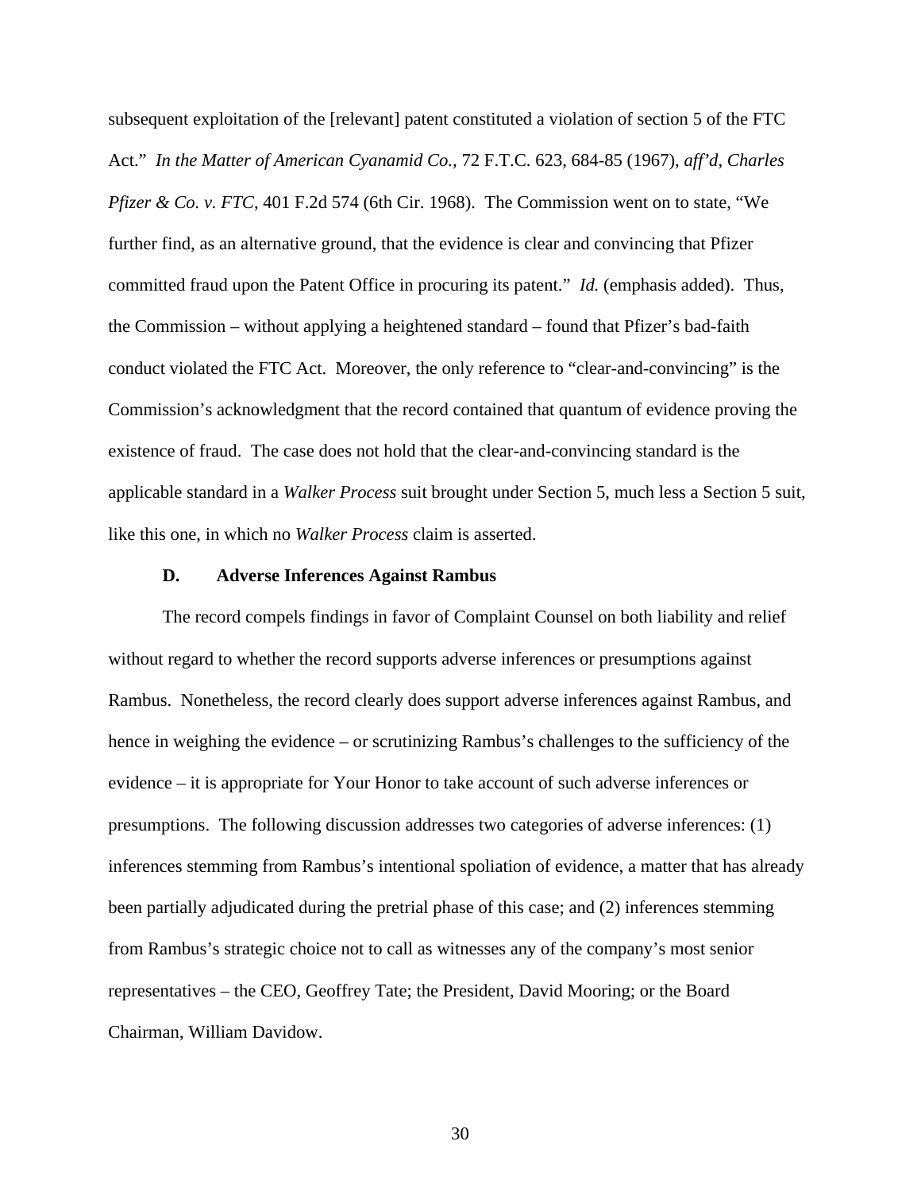subsequent exploitation of the [relevant] patent constituted a violation of section 5 of the FTC Act." *In the Matter of American Cyanamid Co.*, 72 F.T.C. 623, 684-85 (1967), *aff'd*, *Charles Pfizer & Co. v. FTC*, 401 F.2d 574 (6th Cir. 1968). The Commission went on to state, "We further find, as an alternative ground, that the evidence is clear and convincing that Pfizer committed fraud upon the Patent Office in procuring its patent." *Id.* (emphasis added). Thus, the Commission – without applying a heightened standard – found that Pfizer's bad-faith conduct violated the FTC Act. Moreover, the only reference to "clear-and-convincing" is the Commission's acknowledgment that the record contained that quantum of evidence proving the existence of fraud. The case does not hold that the clear-and-convincing standard is the applicable standard in a *Walker Process* suit brought under Section 5, much less a Section 5 suit, like this one, in which no *Walker Process* claim is asserted.

### D. Adverse Inferences Against Rambus

The record compels findings in favor of Complaint Counsel on both liability and relief without regard to whether the record supports adverse inferences or presumptions against Rambus. Nonetheless, the record clearly does support adverse inferences against Rambus, and hence in weighing the evidence – or scrutinizing Rambus's challenges to the sufficiency of the evidence – it is appropriate for Your Honor to take account of such adverse inferences or presumptions. The following discussion addresses two categories of adverse inferences: (1) inferences stemming from Rambus's intentional spoliation of evidence, a matter that has already been partially adjudicated during the pretrial phase of this case; and (2) inferences stemming from Rambus's strategic choice not to call as witnesses any of the company's most senior representatives – the CEO, Geoffrey Tate; the President, David Mooring; or the Board Chairman, William Davidow.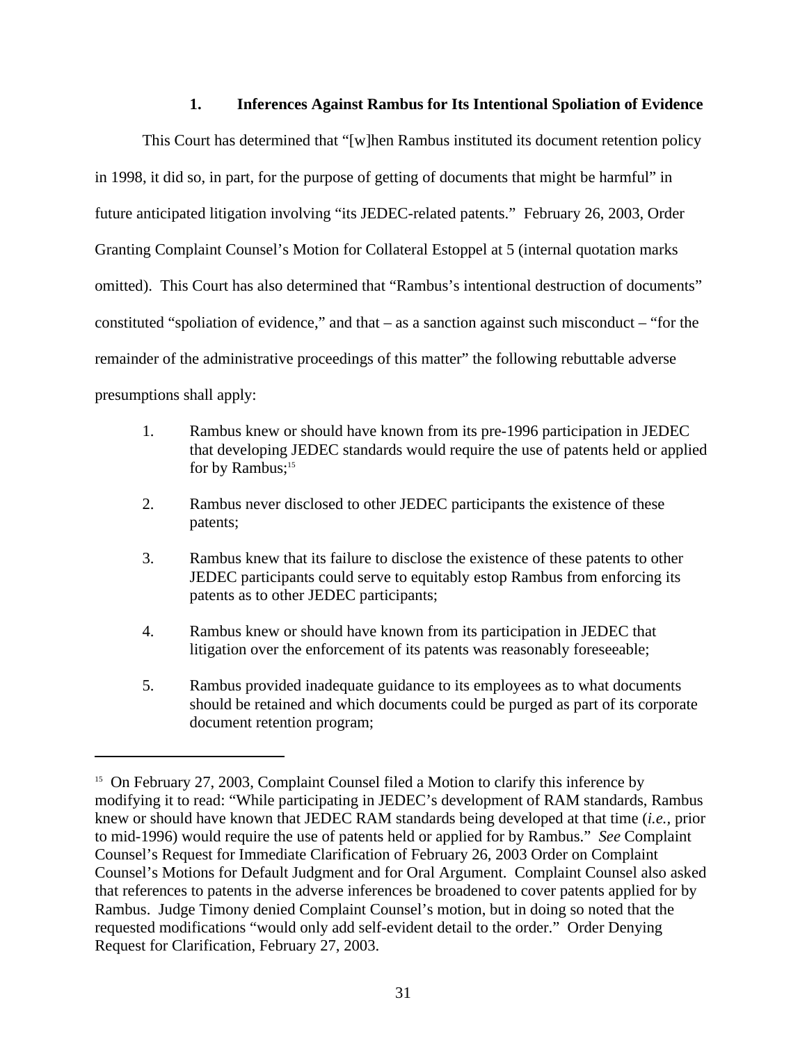### 1. Inferences Against Rambus for Its Intentional Spoliation of Evidence

This Court has determined that "[w]hen Rambus instituted its document retention policy in 1998, it did so, in part, for the purpose of getting of documents that might be harmful" in future anticipated litigation involving "its JEDEC-related patents." February 26, 2003, Order Granting Complaint Counsel's Motion for Collateral Estoppel at 5 (internal quotation marks omitted). This Court has also determined that "Rambus's intentional destruction of documents" constituted "spoliation of evidence," and that – as a sanction against such misconduct – "for the remainder of the administrative proceedings of this matter" the following rebuttable adverse presumptions shall apply:

1. Rambus knew or should have known from its pre-1996 participation in JEDEC that developing JEDEC standards would require the use of patents held or applied for by Rambus;[15]

2. Rambus never disclosed to other JEDEC participants the existence of these patents;

3. Rambus knew that its failure to disclose the existence of these patents to other JEDEC participants could serve to equitably estop Rambus from enforcing its patents as to other JEDEC participants;

4. Rambus knew or should have known from its participation in JEDEC that litigation over the enforcement of its patents was reasonably foreseeable;

5. Rambus provided inadequate guidance to its employees as to what documents should be retained and which documents could be purged as part of its corporate document retention program;

---

[15] On February 27, 2003, Complaint Counsel filed a Motion to clarify this inference by modifying it to read: "While participating in JEDEC's development of RAM standards, Rambus knew or should have known that JEDEC RAM standards being developed at that time (*i.e.*, prior to mid-1996) would require the use of patents held or applied for by Rambus." *See* Complaint Counsel's Request for Immediate Clarification of February 26, 2003 Order on Complaint Counsel's Motions for Default Judgment and for Oral Argument. Complaint Counsel also asked that references to patents in the adverse inferences be broadened to cover patents applied for by Rambus. Judge Timony denied Complaint Counsel's motion, but in doing so noted that the requested modifications "would only add self-evident detail to the order." Order Denying Request for Clarification, February 27, 2003.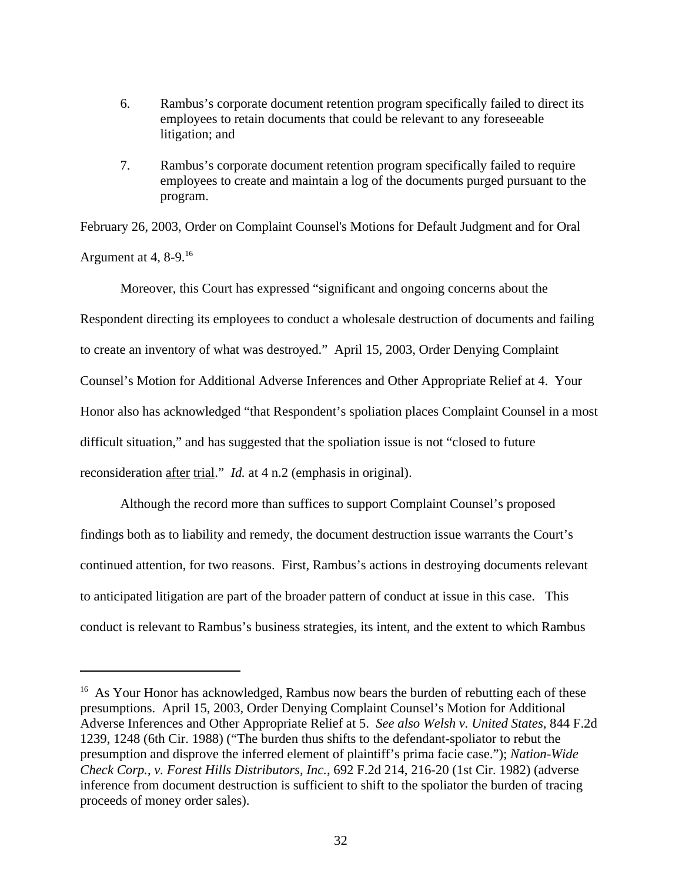6. Rambus's corporate document retention program specifically failed to direct its employees to retain documents that could be relevant to any foreseeable litigation; and

7. Rambus's corporate document retention program specifically failed to require employees to create and maintain a log of the documents purged pursuant to the program.

February 26, 2003, Order on Complaint Counsel's Motions for Default Judgment and for Oral Argument at 4, 8-9.[16]

Moreover, this Court has expressed "significant and ongoing concerns about the Respondent directing its employees to conduct a wholesale destruction of documents and failing to create an inventory of what was destroyed." April 15, 2003, Order Denying Complaint Counsel's Motion for Additional Adverse Inferences and Other Appropriate Relief at 4. Your Honor also has acknowledged "that Respondent's spoliation places Complaint Counsel in a most difficult situation," and has suggested that the spoliation issue is not "closed to future reconsideration <u>after</u> <u>trial</u>." *Id.* at 4 n.2 (emphasis in original).

Although the record more than suffices to support Complaint Counsel's proposed findings both as to liability and remedy, the document destruction issue warrants the Court's continued attention, for two reasons. First, Rambus's actions in destroying documents relevant to anticipated litigation are part of the broader pattern of conduct at issue in this case. This conduct is relevant to Rambus's business strategies, its intent, and the extent to which Rambus

---

[16] As Your Honor has acknowledged, Rambus now bears the burden of rebutting each of these presumptions. April 15, 2003, Order Denying Complaint Counsel's Motion for Additional Adverse Inferences and Other Appropriate Relief at 5. *See also Welsh v. United States*, 844 F.2d 1239, 1248 (6th Cir. 1988) ("The burden thus shifts to the defendant-spoliator to rebut the presumption and disprove the inferred element of plaintiff's prima facie case."); *Nation-Wide Check Corp., v. Forest Hills Distributors, Inc.*, 692 F.2d 214, 216-20 (1st Cir. 1982) (adverse inference from document destruction is sufficient to shift to the spoliator the burden of tracing proceeds of money order sales).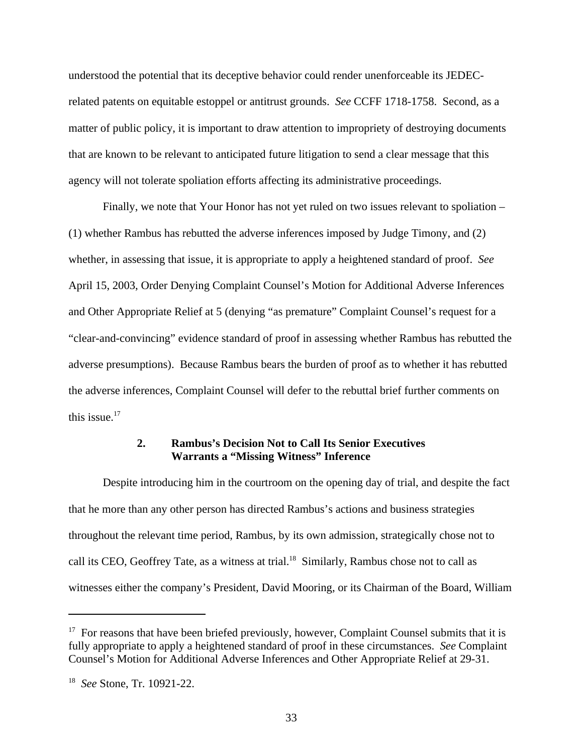understood the potential that its deceptive behavior could render unenforceable its JEDEC-related patents on equitable estoppel or antitrust grounds. *See* CCFF 1718-1758. Second, as a matter of public policy, it is important to draw attention to impropriety of destroying documents that are known to be relevant to anticipated future litigation to send a clear message that this agency will not tolerate spoliation efforts affecting its administrative proceedings.

Finally, we note that Your Honor has not yet ruled on two issues relevant to spoliation – (1) whether Rambus has rebutted the adverse inferences imposed by Judge Timony, and (2) whether, in assessing that issue, it is appropriate to apply a heightened standard of proof. *See* April 15, 2003, Order Denying Complaint Counsel's Motion for Additional Adverse Inferences and Other Appropriate Relief at 5 (denying "as premature" Complaint Counsel's request for a "clear-and-convincing" evidence standard of proof in assessing whether Rambus has rebutted the adverse presumptions). Because Rambus bears the burden of proof as to whether it has rebutted the adverse inferences, Complaint Counsel will defer to the rebuttal brief further comments on this issue.[17]

### 2. Rambus's Decision Not to Call Its Senior Executives Warrants a "Missing Witness" Inference

Despite introducing him in the courtroom on the opening day of trial, and despite the fact that he more than any other person has directed Rambus's actions and business strategies throughout the relevant time period, Rambus, by its own admission, strategically chose not to call its CEO, Geoffrey Tate, as a witness at trial.[18] Similarly, Rambus chose not to call as witnesses either the company's President, David Mooring, or its Chairman of the Board, William

---

[17] For reasons that have been briefed previously, however, Complaint Counsel submits that it is fully appropriate to apply a heightened standard of proof in these circumstances. *See* Complaint Counsel's Motion for Additional Adverse Inferences and Other Appropriate Relief at 29-31.

[18] *See* Stone, Tr. 10921-22.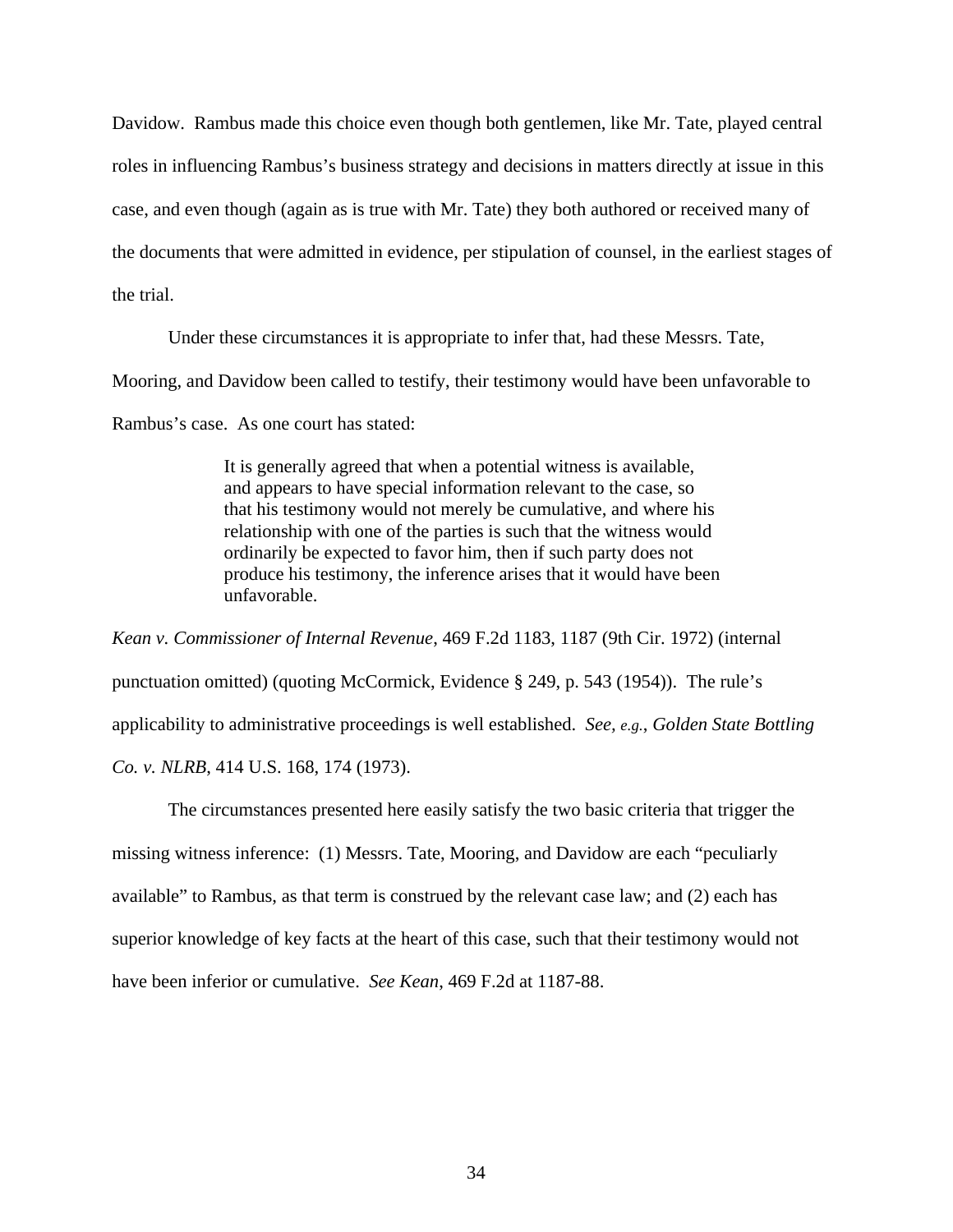Davidow. Rambus made this choice even though both gentlemen, like Mr. Tate, played central roles in influencing Rambus's business strategy and decisions in matters directly at issue in this case, and even though (again as is true with Mr. Tate) they both authored or received many of the documents that were admitted in evidence, per stipulation of counsel, in the earliest stages of the trial.

Under these circumstances it is appropriate to infer that, had these Messrs. Tate, Mooring, and Davidow been called to testify, their testimony would have been unfavorable to Rambus's case. As one court has stated:

> It is generally agreed that when a potential witness is available, and appears to have special information relevant to the case, so that his testimony would not merely be cumulative, and where his relationship with one of the parties is such that the witness would ordinarily be expected to favor him, then if such party does not produce his testimony, the inference arises that it would have been unfavorable.

*Kean v. Commissioner of Internal Revenue*, 469 F.2d 1183, 1187 (9th Cir. 1972) (internal punctuation omitted) (quoting McCormick, Evidence § 249, p. 543 (1954)). The rule's applicability to administrative proceedings is well established. *See*, *e.g.*, *Golden State Bottling Co. v. NLRB*, 414 U.S. 168, 174 (1973).

The circumstances presented here easily satisfy the two basic criteria that trigger the missing witness inference: (1) Messrs. Tate, Mooring, and Davidow are each "peculiarly available" to Rambus, as that term is construed by the relevant case law; and (2) each has superior knowledge of key facts at the heart of this case, such that their testimony would not have been inferior or cumulative. *See Kean*, 469 F.2d at 1187-88.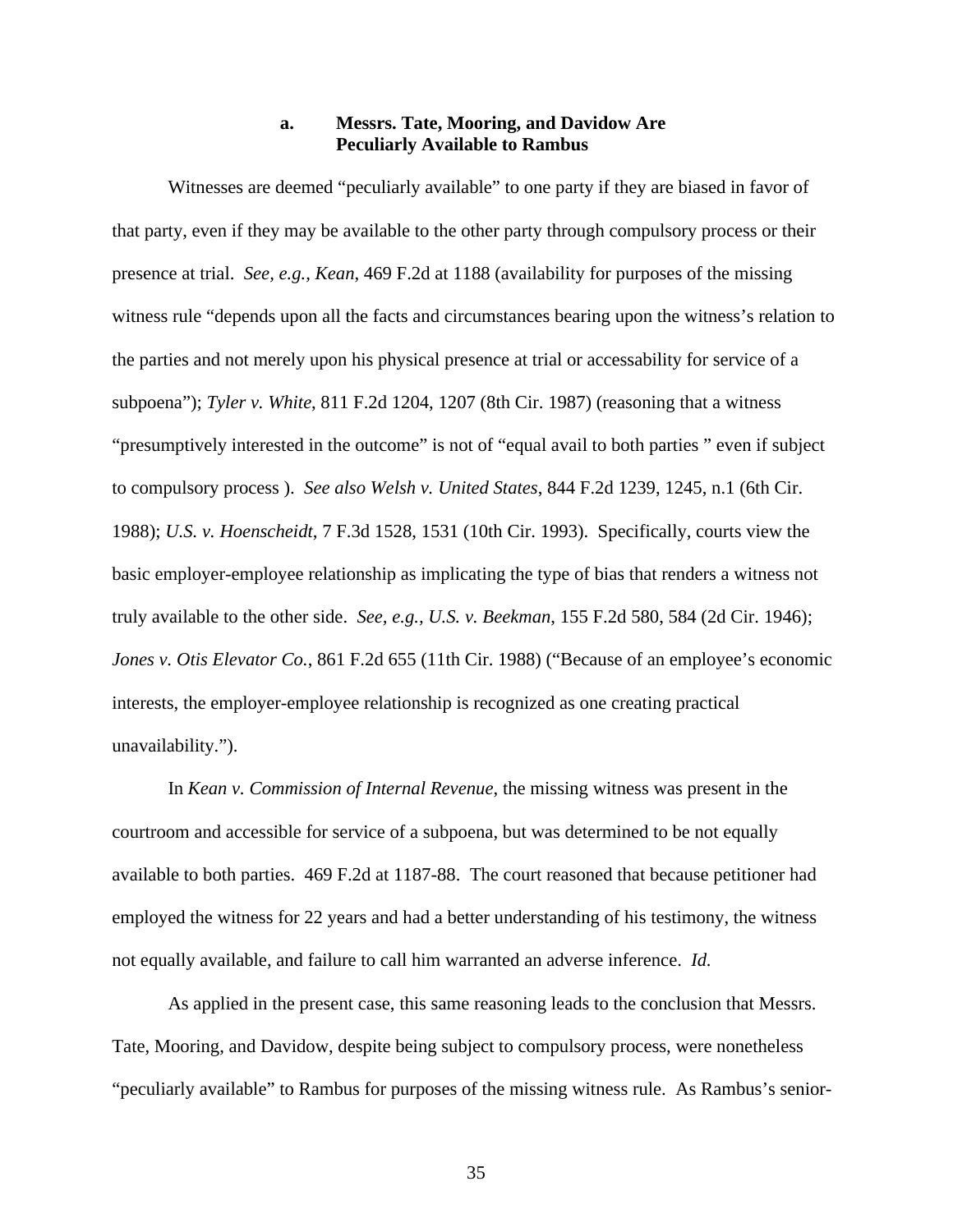### a. Messrs. Tate, Mooring, and Davidow Are Peculiarly Available to Rambus

Witnesses are deemed "peculiarly available" to one party if they are biased in favor of that party, even if they may be available to the other party through compulsory process or their presence at trial. *See, e.g., Kean*, 469 F.2d at 1188 (availability for purposes of the missing witness rule "depends upon all the facts and circumstances bearing upon the witness's relation to the parties and not merely upon his physical presence at trial or accessability for service of a subpoena"); *Tyler v. White*, 811 F.2d 1204, 1207 (8th Cir. 1987) (reasoning that a witness "presumptively interested in the outcome" is not of "equal avail to both parties " even if subject to compulsory process ). *See also Welsh v. United States*, 844 F.2d 1239, 1245, n.1 (6th Cir. 1988); *U.S. v. Hoenscheidt*, 7 F.3d 1528, 1531 (10th Cir. 1993). Specifically, courts view the basic employer-employee relationship as implicating the type of bias that renders a witness not truly available to the other side. *See, e.g., U.S. v. Beekman*, 155 F.2d 580, 584 (2d Cir. 1946); *Jones v. Otis Elevator Co.*, 861 F.2d 655 (11th Cir. 1988) ("Because of an employee's economic interests, the employer-employee relationship is recognized as one creating practical unavailability.").

In *Kean v. Commission of Internal Revenue*, the missing witness was present in the courtroom and accessible for service of a subpoena, but was determined to be not equally available to both parties. 469 F.2d at 1187-88. The court reasoned that because petitioner had employed the witness for 22 years and had a better understanding of his testimony, the witness not equally available, and failure to call him warranted an adverse inference. *Id.*

As applied in the present case, this same reasoning leads to the conclusion that Messrs. Tate, Mooring, and Davidow, despite being subject to compulsory process, were nonetheless "peculiarly available" to Rambus for purposes of the missing witness rule. As Rambus's senior-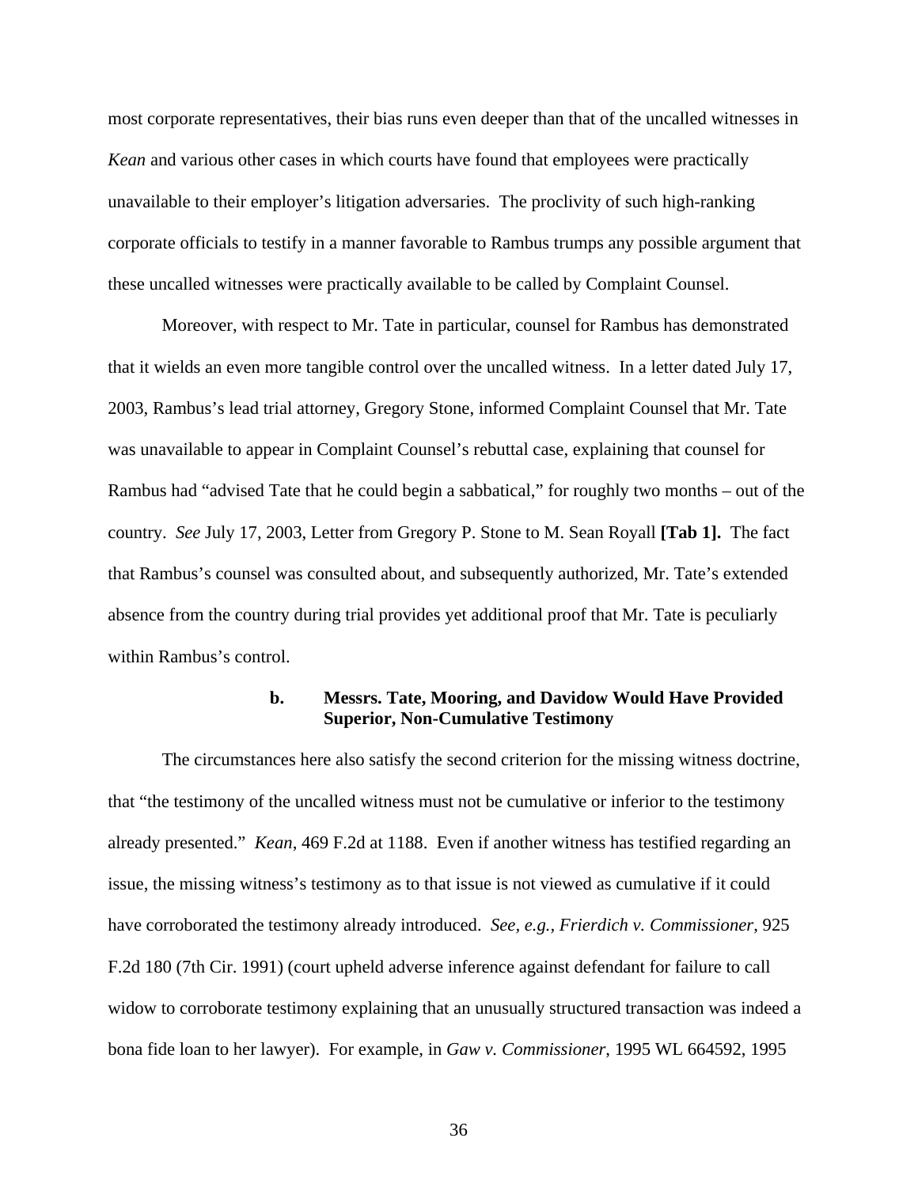most corporate representatives, their bias runs even deeper than that of the uncalled witnesses in *Kean* and various other cases in which courts have found that employees were practically unavailable to their employer's litigation adversaries. The proclivity of such high-ranking corporate officials to testify in a manner favorable to Rambus trumps any possible argument that these uncalled witnesses were practically available to be called by Complaint Counsel.

Moreover, with respect to Mr. Tate in particular, counsel for Rambus has demonstrated that it wields an even more tangible control over the uncalled witness. In a letter dated July 17, 2003, Rambus's lead trial attorney, Gregory Stone, informed Complaint Counsel that Mr. Tate was unavailable to appear in Complaint Counsel's rebuttal case, explaining that counsel for Rambus had "advised Tate that he could begin a sabbatical," for roughly two months – out of the country. *See* July 17, 2003, Letter from Gregory P. Stone to M. Sean Royall **[Tab 1].** The fact that Rambus's counsel was consulted about, and subsequently authorized, Mr. Tate's extended absence from the country during trial provides yet additional proof that Mr. Tate is peculiarly within Rambus's control.

#### b. Messrs. Tate, Mooring, and Davidow Would Have Provided Superior, Non-Cumulative Testimony

The circumstances here also satisfy the second criterion for the missing witness doctrine, that "the testimony of the uncalled witness must not be cumulative or inferior to the testimony already presented." *Kean*, 469 F.2d at 1188. Even if another witness has testified regarding an issue, the missing witness's testimony as to that issue is not viewed as cumulative if it could have corroborated the testimony already introduced. *See, e.g., Frierdich v. Commissioner*, 925 F.2d 180 (7th Cir. 1991) (court upheld adverse inference against defendant for failure to call widow to corroborate testimony explaining that an unusually structured transaction was indeed a bona fide loan to her lawyer). For example, in *Gaw v. Commissioner*, 1995 WL 664592, 1995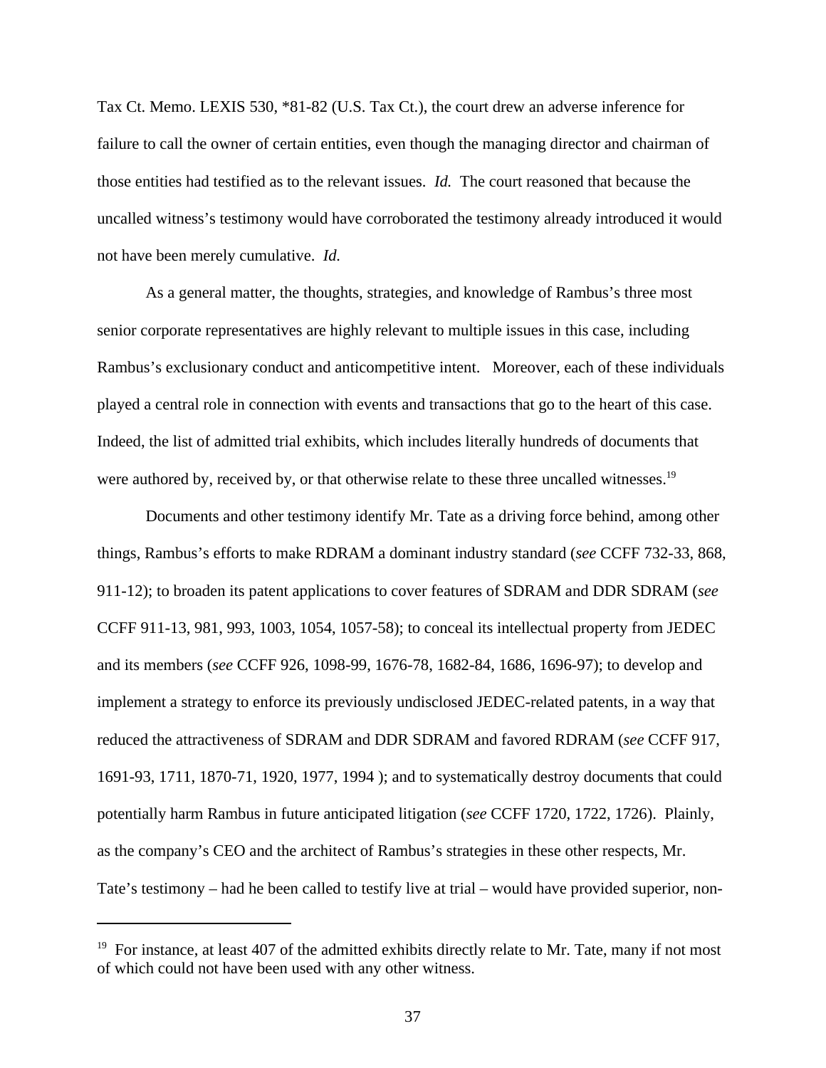Tax Ct. Memo. LEXIS 530, *81-82 (U.S. Tax Ct.), the court drew an adverse inference for failure to call the owner of certain entities, even though the managing director and chairman of those entities had testified as to the relevant issues. *Id.* The court reasoned that because the uncalled witness's testimony would have corroborated the testimony already introduced it would not have been merely cumulative. *Id.*

As a general matter, the thoughts, strategies, and knowledge of Rambus's three most senior corporate representatives are highly relevant to multiple issues in this case, including Rambus's exclusionary conduct and anticompetitive intent. Moreover, each of these individuals played a central role in connection with events and transactions that go to the heart of this case. Indeed, the list of admitted trial exhibits, which includes literally hundreds of documents that were authored by, received by, or that otherwise relate to these three uncalled witnesses.[19]

Documents and other testimony identify Mr. Tate as a driving force behind, among other things, Rambus's efforts to make RDRAM a dominant industry standard (*see* CCFF 732-33, 868, 911-12); to broaden its patent applications to cover features of SDRAM and DDR SDRAM (*see* CCFF 911-13, 981, 993, 1003, 1054, 1057-58); to conceal its intellectual property from JEDEC and its members (*see* CCFF 926, 1098-99, 1676-78, 1682-84, 1686, 1696-97); to develop and implement a strategy to enforce its previously undisclosed JEDEC-related patents, in a way that reduced the attractiveness of SDRAM and DDR SDRAM and favored RDRAM (*see* CCFF 917, 1691-93, 1711, 1870-71, 1920, 1977, 1994 ); and to systematically destroy documents that could potentially harm Rambus in future anticipated litigation (*see* CCFF 1720, 1722, 1726). Plainly, as the company's CEO and the architect of Rambus's strategies in these other respects, Mr. Tate's testimony – had he been called to testify live at trial – would have provided superior, non-

[19] For instance, at least 407 of the admitted exhibits directly relate to Mr. Tate, many if not most of which could not have been used with any other witness.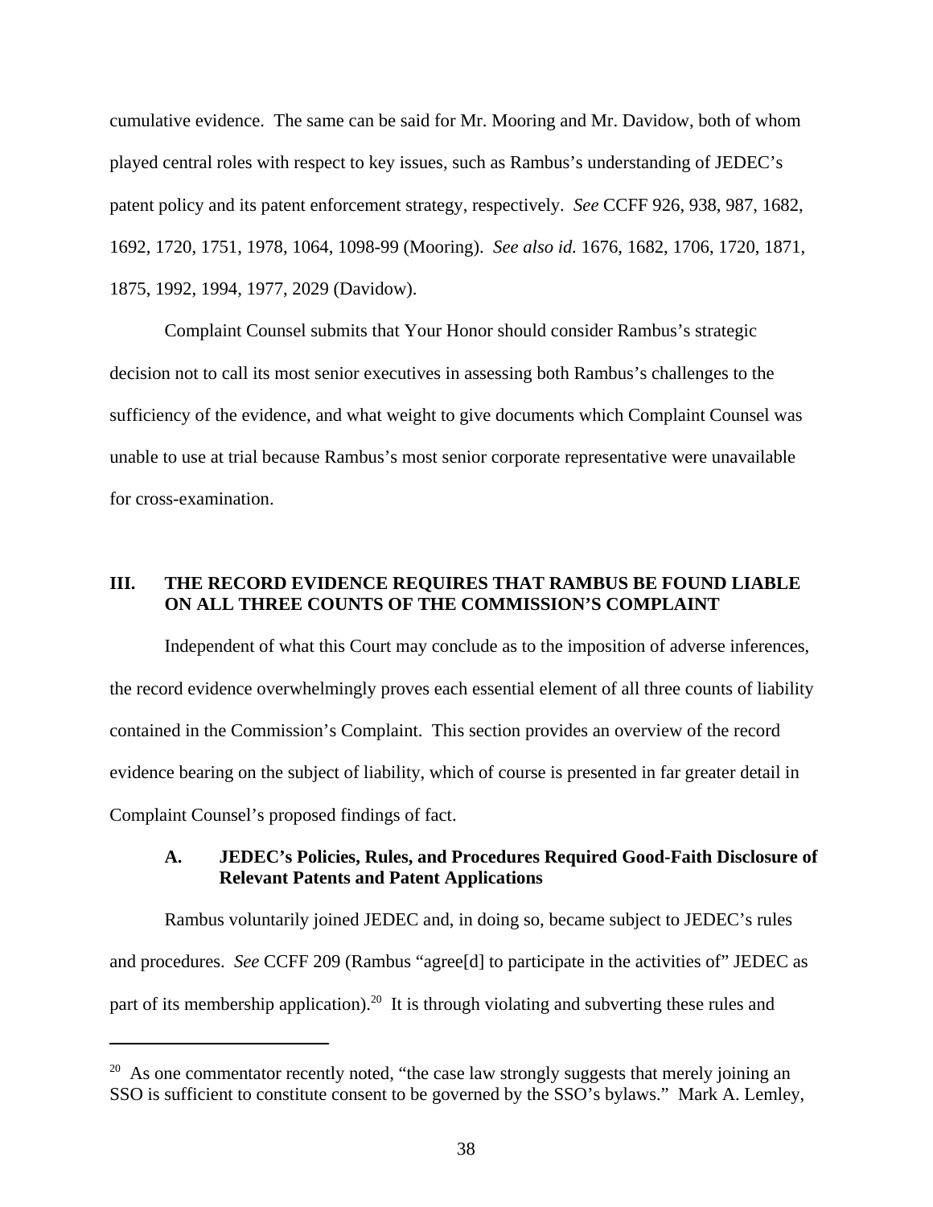cumulative evidence. The same can be said for Mr. Mooring and Mr. Davidow, both of whom played central roles with respect to key issues, such as Rambus's understanding of JEDEC's patent policy and its patent enforcement strategy, respectively. *See* CCFF 926, 938, 987, 1682, 1692, 1720, 1751, 1978, 1064, 1098-99 (Mooring). *See also id.* 1676, 1682, 1706, 1720, 1871, 1875, 1992, 1994, 1977, 2029 (Davidow).

Complaint Counsel submits that Your Honor should consider Rambus's strategic decision not to call its most senior executives in assessing both Rambus's challenges to the sufficiency of the evidence, and what weight to give documents which Complaint Counsel was unable to use at trial because Rambus's most senior corporate representative were unavailable for cross-examination.

## III. THE RECORD EVIDENCE REQUIRES THAT RAMBUS BE FOUND LIABLE ON ALL THREE COUNTS OF THE COMMISSION'S COMPLAINT

Independent of what this Court may conclude as to the imposition of adverse inferences, the record evidence overwhelmingly proves each essential element of all three counts of liability contained in the Commission's Complaint. This section provides an overview of the record evidence bearing on the subject of liability, which of course is presented in far greater detail in Complaint Counsel's proposed findings of fact.

### A. JEDEC's Policies, Rules, and Procedures Required Good-Faith Disclosure of Relevant Patents and Patent Applications

Rambus voluntarily joined JEDEC and, in doing so, became subject to JEDEC's rules and procedures. *See* CCFF 209 (Rambus "agree[d] to participate in the activities of" JEDEC as part of its membership application).[20] It is through violating and subverting these rules and

---

[20] As one commentator recently noted, "the case law strongly suggests that merely joining an SSO is sufficient to constitute consent to be governed by the SSO's bylaws." Mark A. Lemley,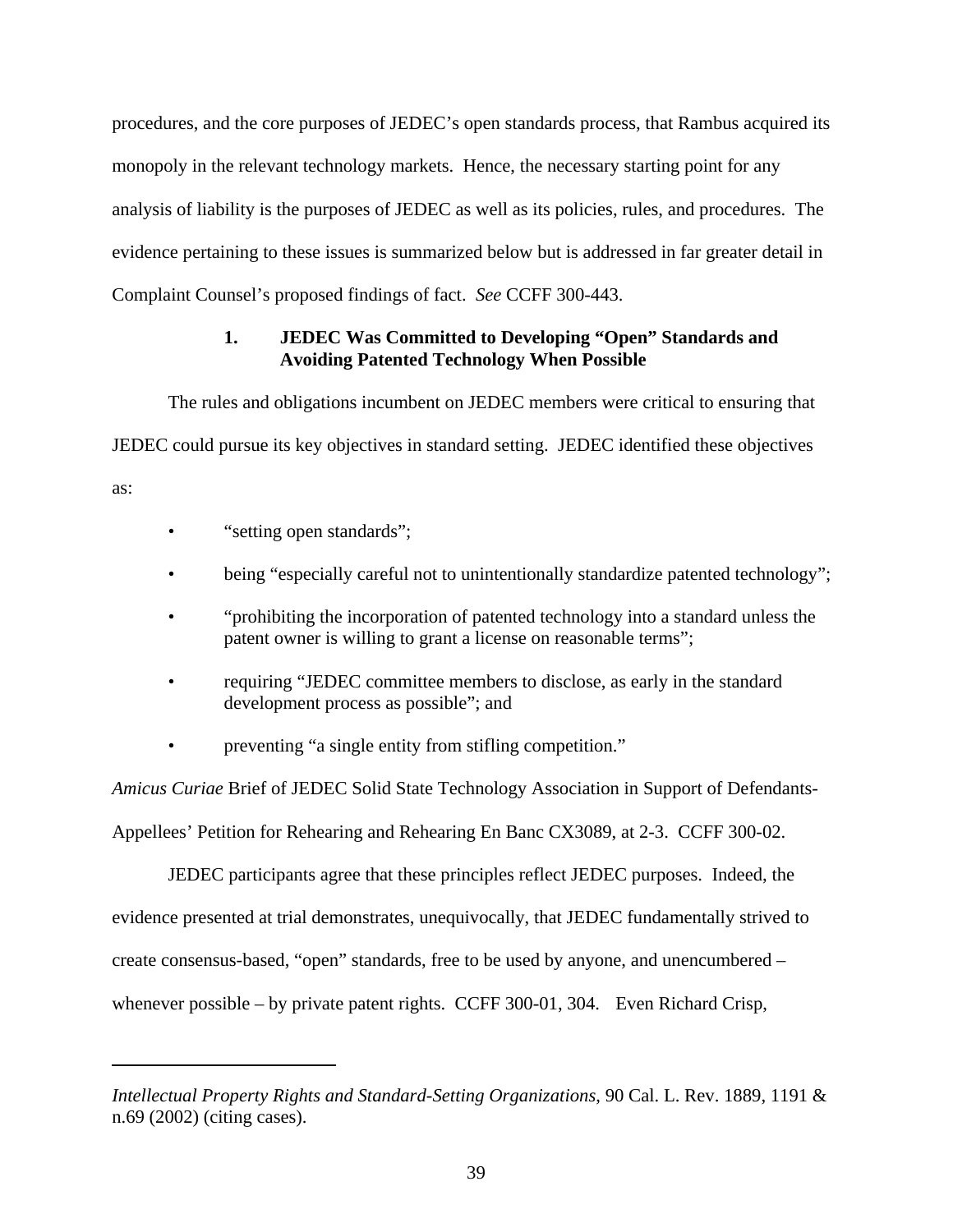procedures, and the core purposes of JEDEC's open standards process, that Rambus acquired its monopoly in the relevant technology markets. Hence, the necessary starting point for any analysis of liability is the purposes of JEDEC as well as its policies, rules, and procedures. The evidence pertaining to these issues is summarized below but is addressed in far greater detail in Complaint Counsel's proposed findings of fact. *See* CCFF 300-443.

### 1. JEDEC Was Committed to Developing "Open" Standards and Avoiding Patented Technology When Possible

The rules and obligations incumbent on JEDEC members were critical to ensuring that JEDEC could pursue its key objectives in standard setting. JEDEC identified these objectives as:

- "setting open standards";
- being "especially careful not to unintentionally standardize patented technology";
- "prohibiting the incorporation of patented technology into a standard unless the patent owner is willing to grant a license on reasonable terms";
- requiring "JEDEC committee members to disclose, as early in the standard development process as possible"; and
- preventing "a single entity from stifling competition."

*Amicus Curiae* Brief of JEDEC Solid State Technology Association in Support of Defendants-Appellees' Petition for Rehearing and Rehearing En Banc CX3089, at 2-3. CCFF 300-02.

JEDEC participants agree that these principles reflect JEDEC purposes. Indeed, the evidence presented at trial demonstrates, unequivocally, that JEDEC fundamentally strived to create consensus-based, "open" standards, free to be used by anyone, and unencumbered – whenever possible – by private patent rights. CCFF 300-01, 304. Even Richard Crisp,

---

*Intellectual Property Rights and Standard-Setting Organizations*, 90 Cal. L. Rev. 1889, 1191 & n.69 (2002) (citing cases).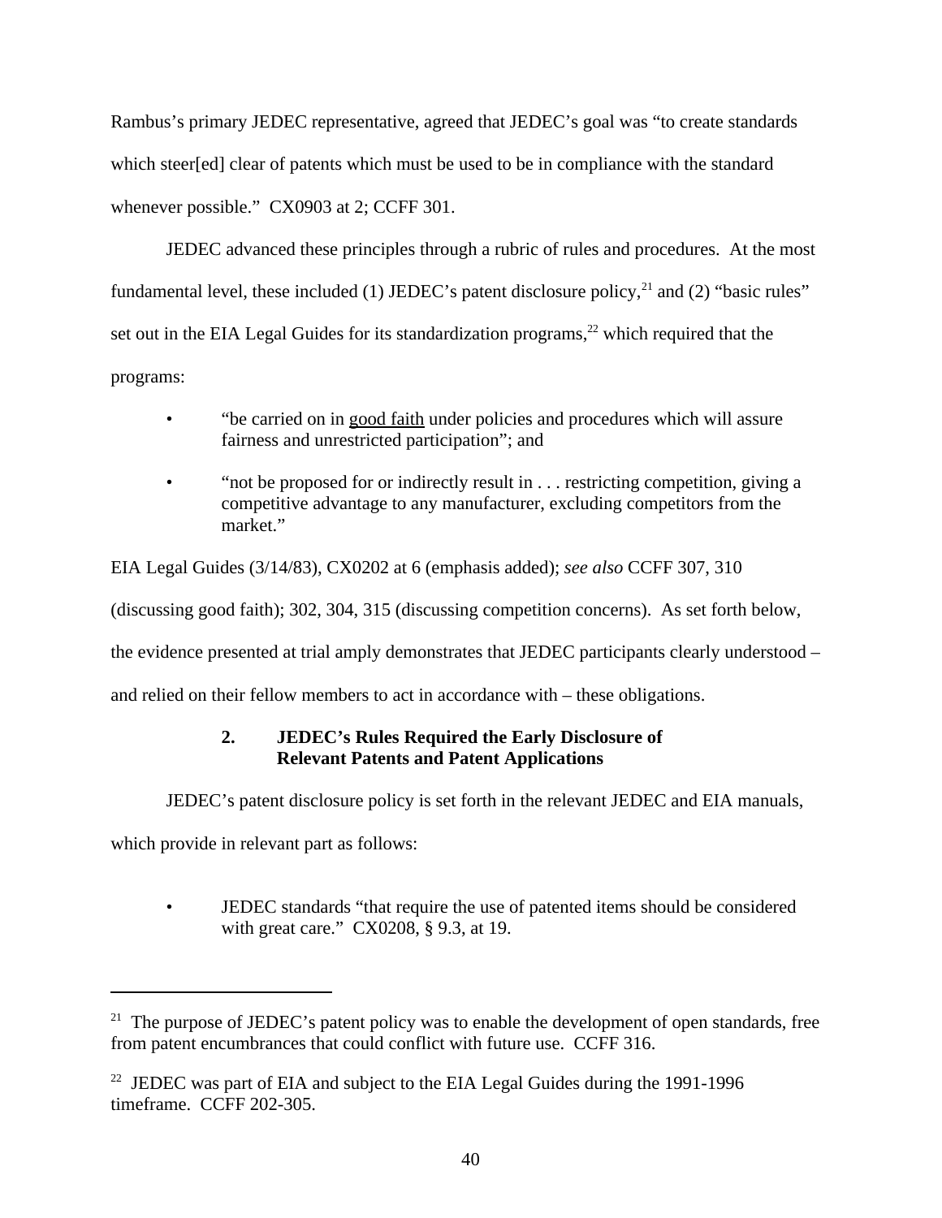Rambus's primary JEDEC representative, agreed that JEDEC's goal was "to create standards which steer[ed] clear of patents which must be used to be in compliance with the standard whenever possible." CX0903 at 2; CCFF 301.

JEDEC advanced these principles through a rubric of rules and procedures. At the most fundamental level, these included (1) JEDEC's patent disclosure policy,[21] and (2) "basic rules" set out in the EIA Legal Guides for its standardization programs,[22] which required that the programs:

- "be carried on in <u>good faith</u> under policies and procedures which will assure fairness and unrestricted participation"; and
- "not be proposed for or indirectly result in . . . restricting competition, giving a competitive advantage to any manufacturer, excluding competitors from the market."

EIA Legal Guides (3/14/83), CX0202 at 6 (emphasis added); *see also* CCFF 307, 310 (discussing good faith); 302, 304, 315 (discussing competition concerns). As set forth below, the evidence presented at trial amply demonstrates that JEDEC participants clearly understood – and relied on their fellow members to act in accordance with – these obligations.

### 2. JEDEC's Rules Required the Early Disclosure of Relevant Patents and Patent Applications

JEDEC's patent disclosure policy is set forth in the relevant JEDEC and EIA manuals, which provide in relevant part as follows:

- JEDEC standards "that require the use of patented items should be considered with great care." CX0208, § 9.3, at 19.

---

[21] The purpose of JEDEC's patent policy was to enable the development of open standards, free from patent encumbrances that could conflict with future use. CCFF 316.

[22] JEDEC was part of EIA and subject to the EIA Legal Guides during the 1991-1996 timeframe. CCFF 202-305.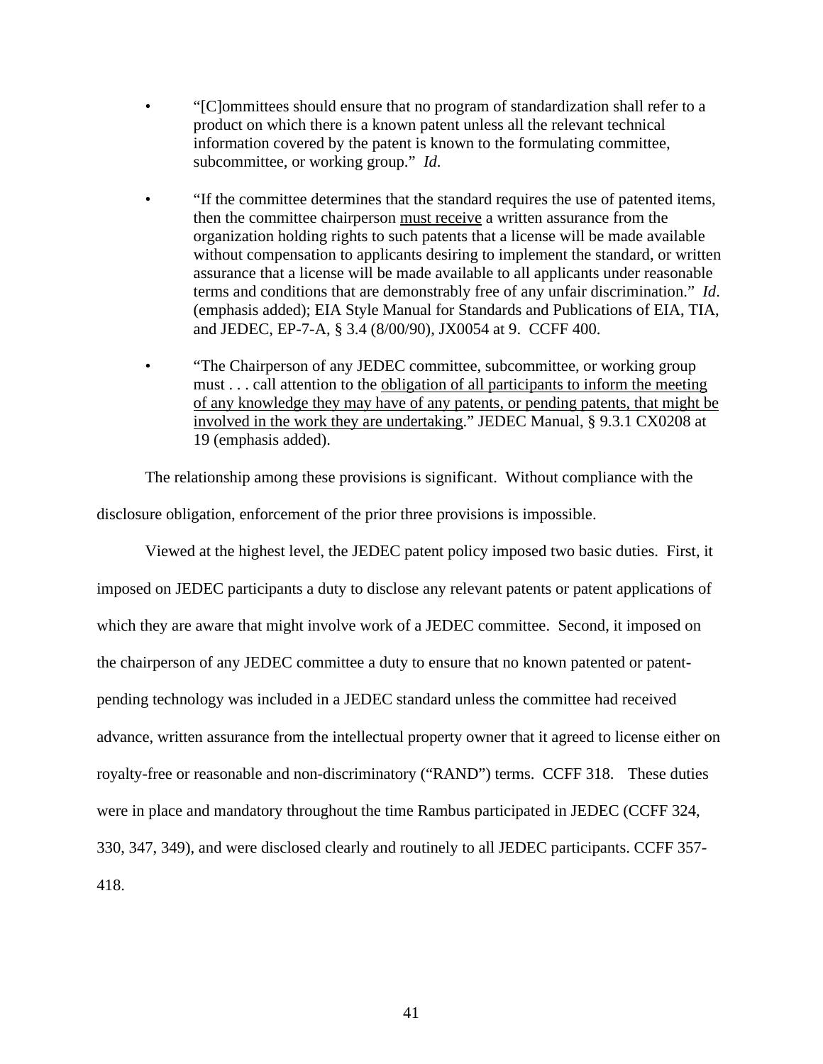- "[C]ommittees should ensure that no program of standardization shall refer to a product on which there is a known patent unless all the relevant technical information covered by the patent is known to the formulating committee, subcommittee, or working group." *Id.*

- "If the committee determines that the standard requires the use of patented items, then the committee chairperson must receive a written assurance from the organization holding rights to such patents that a license will be made available without compensation to applicants desiring to implement the standard, or written assurance that a license will be made available to all applicants under reasonable terms and conditions that are demonstrably free of any unfair discrimination." *Id*. (emphasis added); EIA Style Manual for Standards and Publications of EIA, TIA, and JEDEC, EP-7-A, § 3.4 (8/00/90), JX0054 at 9. CCFF 400.

- "The Chairperson of any JEDEC committee, subcommittee, or working group must . . . call attention to the obligation of all participants to inform the meeting of any knowledge they may have of any patents, or pending patents, that might be involved in the work they are undertaking." JEDEC Manual, § 9.3.1 CX0208 at 19 (emphasis added).

The relationship among these provisions is significant. Without compliance with the disclosure obligation, enforcement of the prior three provisions is impossible.

Viewed at the highest level, the JEDEC patent policy imposed two basic duties. First, it imposed on JEDEC participants a duty to disclose any relevant patents or patent applications of which they are aware that might involve work of a JEDEC committee. Second, it imposed on the chairperson of any JEDEC committee a duty to ensure that no known patented or patent-pending technology was included in a JEDEC standard unless the committee had received advance, written assurance from the intellectual property owner that it agreed to license either on royalty-free or reasonable and non-discriminatory ("RAND") terms. CCFF 318. These duties were in place and mandatory throughout the time Rambus participated in JEDEC (CCFF 324, 330, 347, 349), and were disclosed clearly and routinely to all JEDEC participants. CCFF 357-418.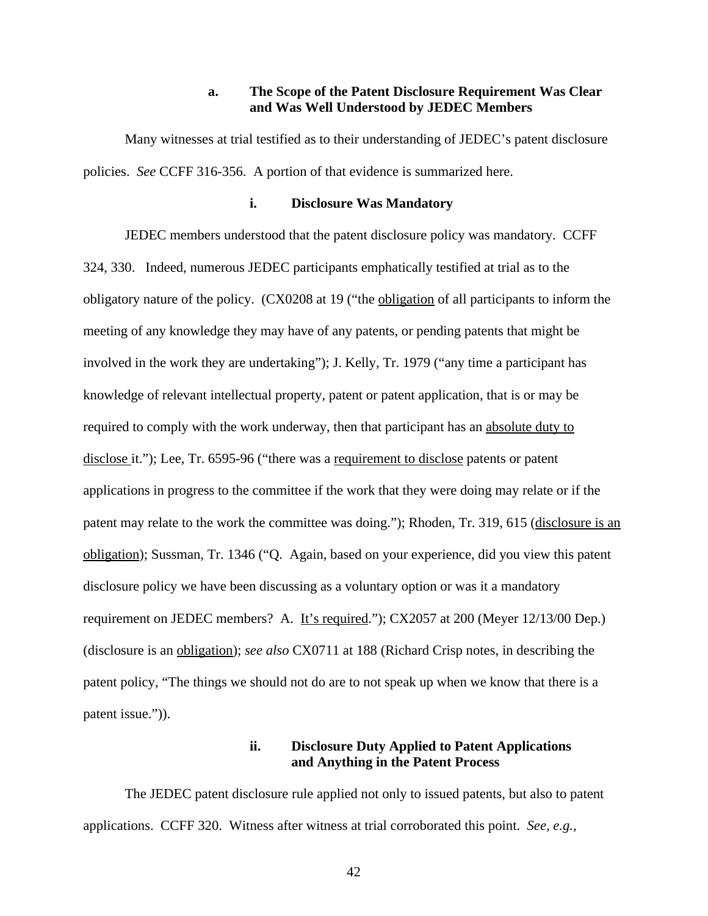#### a. The Scope of the Patent Disclosure Requirement Was Clear and Was Well Understood by JEDEC Members

Many witnesses at trial testified as to their understanding of JEDEC's patent disclosure policies. *See* CCFF 316-356. A portion of that evidence is summarized here.

##### i. Disclosure Was Mandatory

JEDEC members understood that the patent disclosure policy was mandatory. CCFF 324, 330. Indeed, numerous JEDEC participants emphatically testified at trial as to the obligatory nature of the policy. (CX0208 at 19 ("the <u>obligation</u> of all participants to inform the meeting of any knowledge they may have of any patents, or pending patents that might be involved in the work they are undertaking"); J. Kelly, Tr. 1979 ("any time a participant has knowledge of relevant intellectual property, patent or patent application, that is or may be required to comply with the work underway, then that participant has an <u>absolute duty to disclose</u> it."); Lee, Tr. 6595-96 ("there was a <u>requirement to disclose</u> patents or patent applications in progress to the committee if the work that they were doing may relate or if the patent may relate to the work the committee was doing."); Rhoden, Tr. 319, 615 (<u>disclosure is an obligation</u>); Sussman, Tr. 1346 ("Q. Again, based on your experience, did you view this patent disclosure policy we have been discussing as a voluntary option or was it a mandatory requirement on JEDEC members? A. <u>It's required</u>."); CX2057 at 200 (Meyer 12/13/00 Dep.) (disclosure is an <u>obligation</u>); *see also* CX0711 at 188 (Richard Crisp notes, in describing the patent policy, "The things we should not do are to not speak up when we know that there is a patent issue.")).

##### ii. Disclosure Duty Applied to Patent Applications and Anything in the Patent Process

The JEDEC patent disclosure rule applied not only to issued patents, but also to patent applications. CCFF 320. Witness after witness at trial corroborated this point. *See, e.g.*,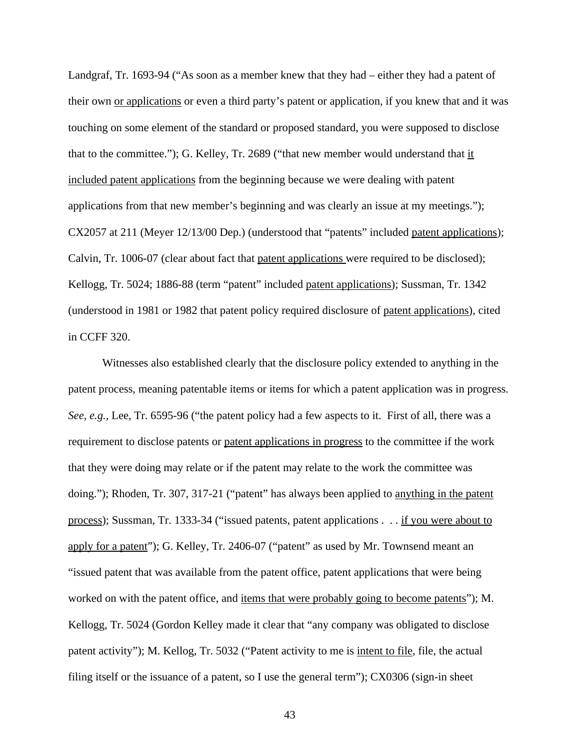Landgraf, Tr. 1693-94 ("As soon as a member knew that they had – either they had a patent of their own <u>or applications</u> or even a third party's patent or application, if you knew that and it was touching on some element of the standard or proposed standard, you were supposed to disclose that to the committee."); G. Kelley, Tr. 2689 ("that new member would understand that <u>it included patent applications</u> from the beginning because we were dealing with patent applications from that new member's beginning and was clearly an issue at my meetings."); CX2057 at 211 (Meyer 12/13/00 Dep.) (understood that "patents" included <u>patent applications</u>); Calvin, Tr. 1006-07 (clear about fact that <u>patent applications</u> were required to be disclosed); Kellogg, Tr. 5024; 1886-88 (term "patent" included <u>patent applications</u>); Sussman, Tr. 1342 (understood in 1981 or 1982 that patent policy required disclosure of <u>patent applications</u>), cited in CCFF 320.

Witnesses also established clearly that the disclosure policy extended to anything in the patent process, meaning patentable items or items for which a patent application was in progress. *See, e.g.*, Lee, Tr. 6595-96 ("the patent policy had a few aspects to it. First of all, there was a requirement to disclose patents or <u>patent applications in progress</u> to the committee if the work that they were doing may relate or if the patent may relate to the work the committee was doing."); Rhoden, Tr. 307, 317-21 ("patent" has always been applied to <u>anything in the patent process</u>); Sussman, Tr. 1333-34 ("issued patents, patent applications . . . <u>if you were about to apply for a patent</u>"); G. Kelley, Tr. 2406-07 ("patent" as used by Mr. Townsend meant an "issued patent that was available from the patent office, patent applications that were being worked on with the patent office, and <u>items that were probably going to become patents</u>"); M. Kellogg, Tr. 5024 (Gordon Kelley made it clear that "any company was obligated to disclose patent activity"); M. Kellog, Tr. 5032 ("Patent activity to me is <u>intent to file</u>, file, the actual filing itself or the issuance of a patent, so I use the general term"); CX0306 (sign-in sheet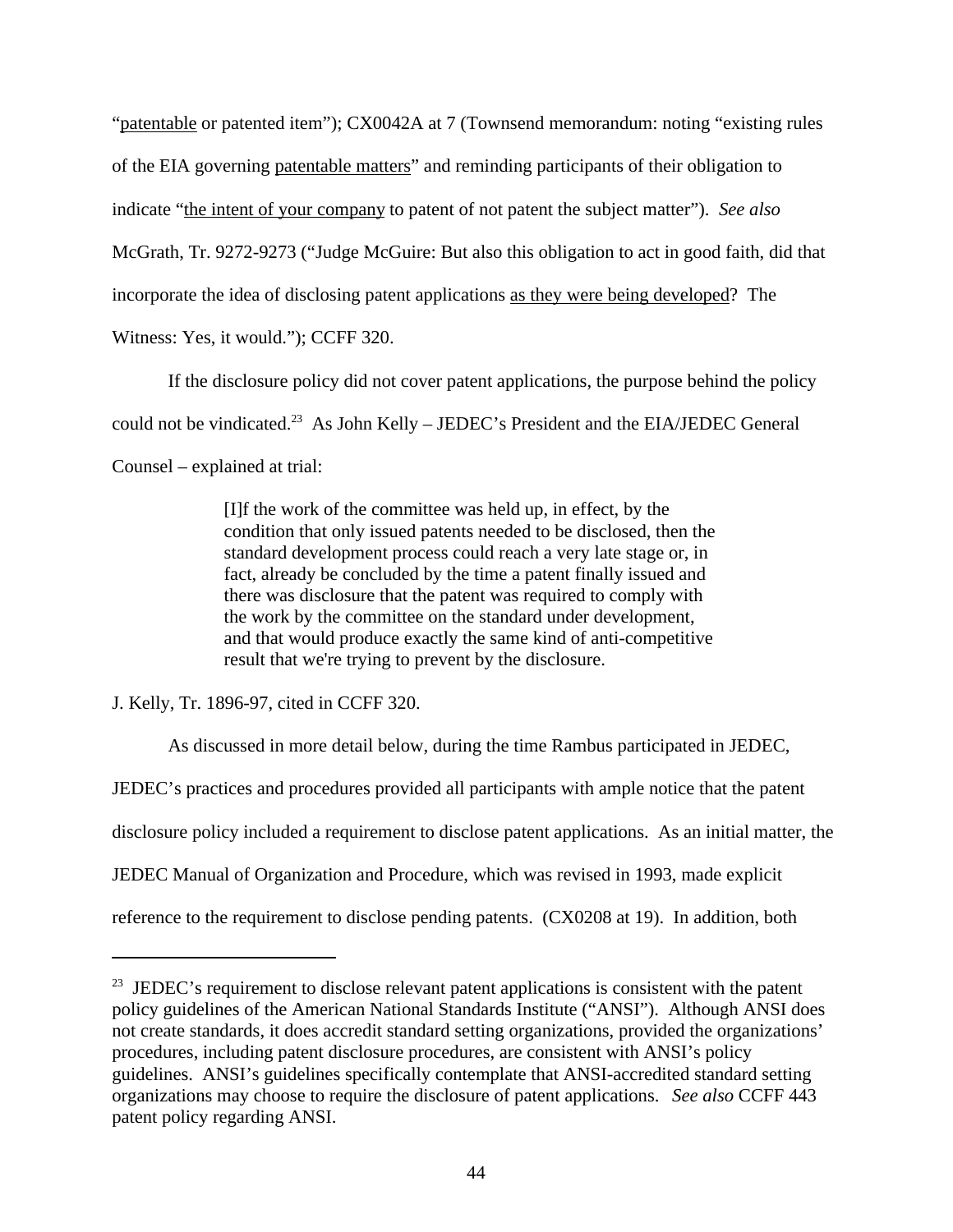"patentable or patented item"); CX0042A at 7 (Townsend memorandum: noting "existing rules of the EIA governing patentable matters" and reminding participants of their obligation to indicate "the intent of your company to patent of not patent the subject matter"). *See also* McGrath, Tr. 9272-9273 ("Judge McGuire: But also this obligation to act in good faith, did that incorporate the idea of disclosing patent applications as they were being developed? The Witness: Yes, it would."); CCFF 320.

If the disclosure policy did not cover patent applications, the purpose behind the policy could not be vindicated.[23] As John Kelly – JEDEC's President and the EIA/JEDEC General Counsel – explained at trial:

> [I]f the work of the committee was held up, in effect, by the condition that only issued patents needed to be disclosed, then the standard development process could reach a very late stage or, in fact, already be concluded by the time a patent finally issued and there was disclosure that the patent was required to comply with the work by the committee on the standard under development, and that would produce exactly the same kind of anti-competitive result that we're trying to prevent by the disclosure.

J. Kelly, Tr. 1896-97, cited in CCFF 320.

As discussed in more detail below, during the time Rambus participated in JEDEC, JEDEC's practices and procedures provided all participants with ample notice that the patent disclosure policy included a requirement to disclose patent applications. As an initial matter, the JEDEC Manual of Organization and Procedure, which was revised in 1993, made explicit reference to the requirement to disclose pending patents. (CX0208 at 19). In addition, both

---

[23] JEDEC's requirement to disclose relevant patent applications is consistent with the patent policy guidelines of the American National Standards Institute ("ANSI"). Although ANSI does not create standards, it does accredit standard setting organizations, provided the organizations' procedures, including patent disclosure procedures, are consistent with ANSI's policy guidelines. ANSI's guidelines specifically contemplate that ANSI-accredited standard setting organizations may choose to require the disclosure of patent applications. *See also* CCFF 443 patent policy regarding ANSI.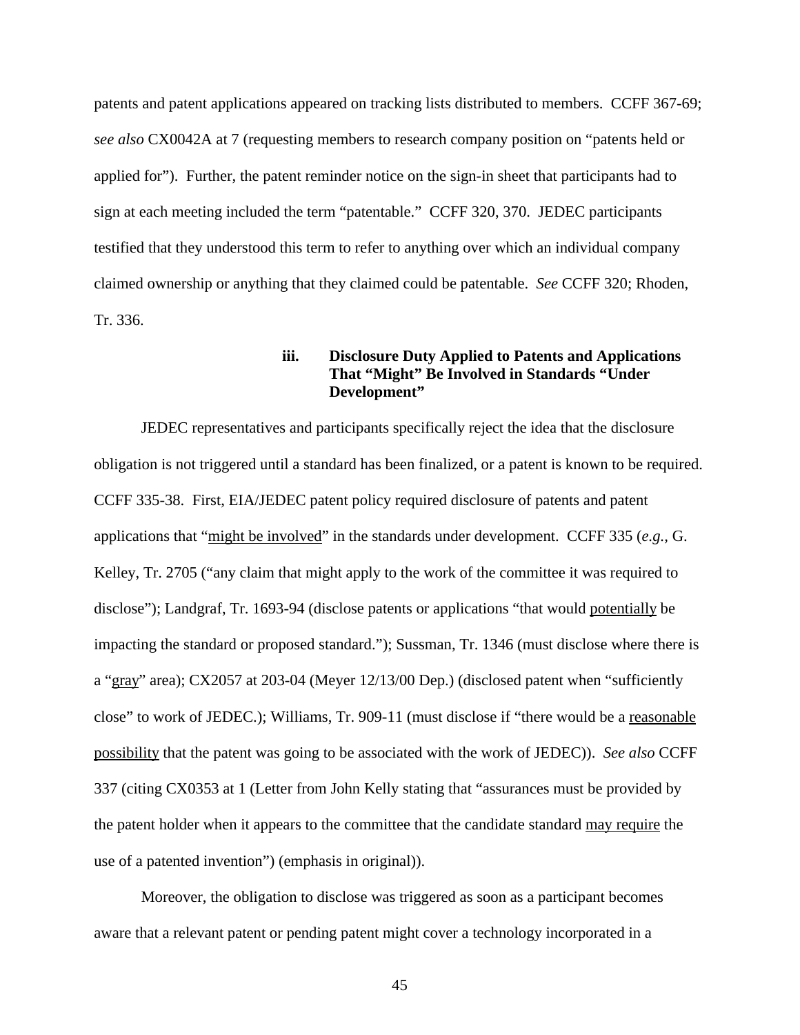patents and patent applications appeared on tracking lists distributed to members. CCFF 367-69; *see also* CX0042A at 7 (requesting members to research company position on "patents held or applied for"). Further, the patent reminder notice on the sign-in sheet that participants had to sign at each meeting included the term "patentable." CCFF 320, 370. JEDEC participants testified that they understood this term to refer to anything over which an individual company claimed ownership or anything that they claimed could be patentable. *See* CCFF 320; Rhoden, Tr. 336.

#### iii. Disclosure Duty Applied to Patents and Applications That "Might" Be Involved in Standards "Under Development"

JEDEC representatives and participants specifically reject the idea that the disclosure obligation is not triggered until a standard has been finalized, or a patent is known to be required. CCFF 335-38. First, EIA/JEDEC patent policy required disclosure of patents and patent applications that "<u>might be involved</u>" in the standards under development. CCFF 335 (*e.g.*, G. Kelley, Tr. 2705 ("any claim that might apply to the work of the committee it was required to disclose"); Landgraf, Tr. 1693-94 (disclose patents or applications "that would <u>potentially</u> be impacting the standard or proposed standard."); Sussman, Tr. 1346 (must disclose where there is a "<u>gray</u>" area); CX2057 at 203-04 (Meyer 12/13/00 Dep.) (disclosed patent when "sufficiently close" to work of JEDEC.); Williams, Tr. 909-11 (must disclose if "there would be a <u>reasonable possibility</u> that the patent was going to be associated with the work of JEDEC)). *See also* CCFF 337 (citing CX0353 at 1 (Letter from John Kelly stating that "assurances must be provided by the patent holder when it appears to the committee that the candidate standard <u>may require</u> the use of a patented invention") (emphasis in original)).

Moreover, the obligation to disclose was triggered as soon as a participant becomes aware that a relevant patent or pending patent might cover a technology incorporated in a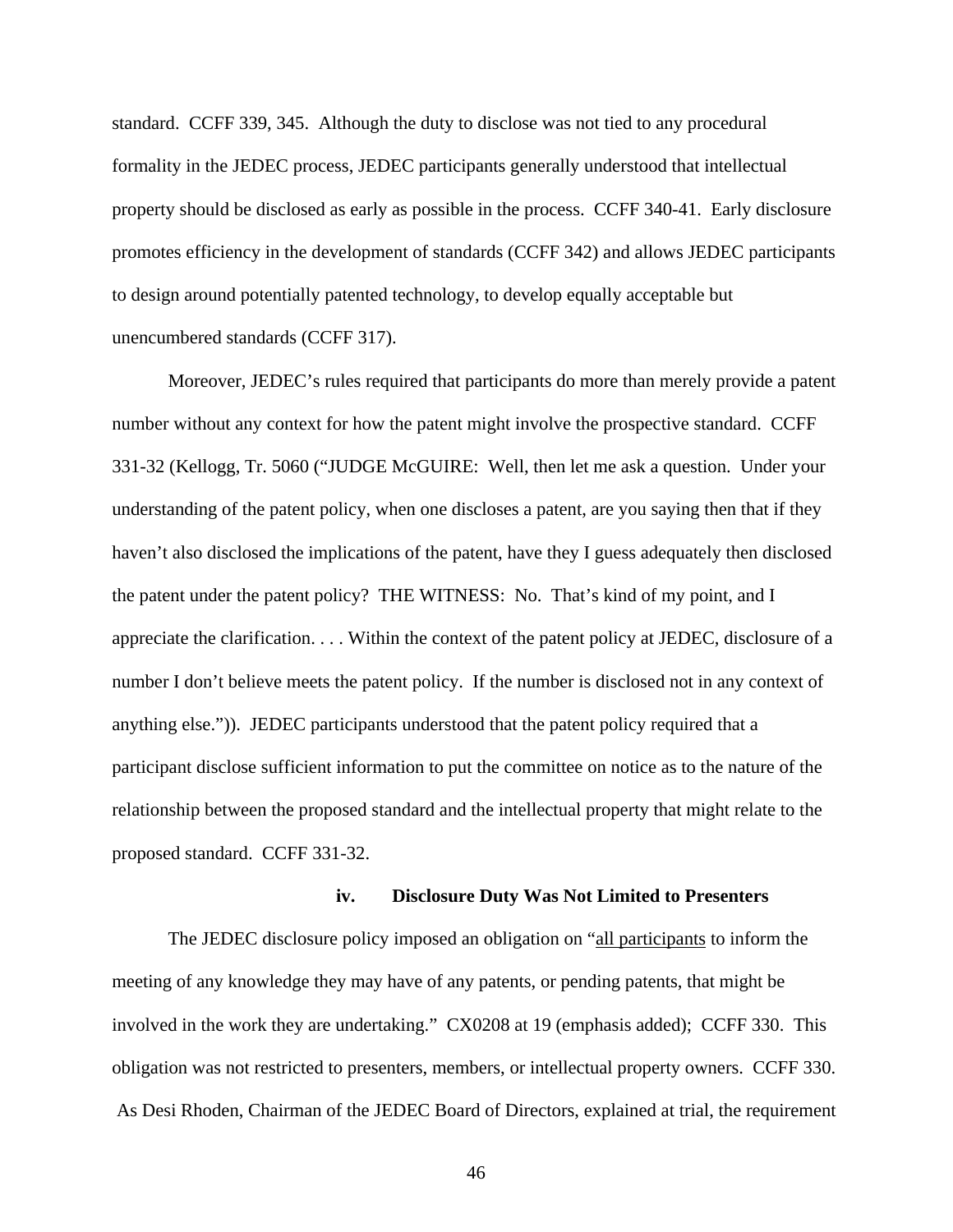standard. CCFF 339, 345. Although the duty to disclose was not tied to any procedural formality in the JEDEC process, JEDEC participants generally understood that intellectual property should be disclosed as early as possible in the process. CCFF 340-41. Early disclosure promotes efficiency in the development of standards (CCFF 342) and allows JEDEC participants to design around potentially patented technology, to develop equally acceptable but unencumbered standards (CCFF 317).

Moreover, JEDEC's rules required that participants do more than merely provide a patent number without any context for how the patent might involve the prospective standard. CCFF 331-32 (Kellogg, Tr. 5060 ("JUDGE McGUIRE: Well, then let me ask a question. Under your understanding of the patent policy, when one discloses a patent, are you saying then that if they haven't also disclosed the implications of the patent, have they I guess adequately then disclosed the patent under the patent policy? THE WITNESS: No. That's kind of my point, and I appreciate the clarification. . . . Within the context of the patent policy at JEDEC, disclosure of a number I don't believe meets the patent policy. If the number is disclosed not in any context of anything else.")). JEDEC participants understood that the patent policy required that a participant disclose sufficient information to put the committee on notice as to the nature of the relationship between the proposed standard and the intellectual property that might relate to the proposed standard. CCFF 331-32.

#### iv. Disclosure Duty Was Not Limited to Presenters

The JEDEC disclosure policy imposed an obligation on "<u>all participants</u> to inform the meeting of any knowledge they may have of any patents, or pending patents, that might be involved in the work they are undertaking." CX0208 at 19 (emphasis added); CCFF 330. This obligation was not restricted to presenters, members, or intellectual property owners. CCFF 330. As Desi Rhoden, Chairman of the JEDEC Board of Directors, explained at trial, the requirement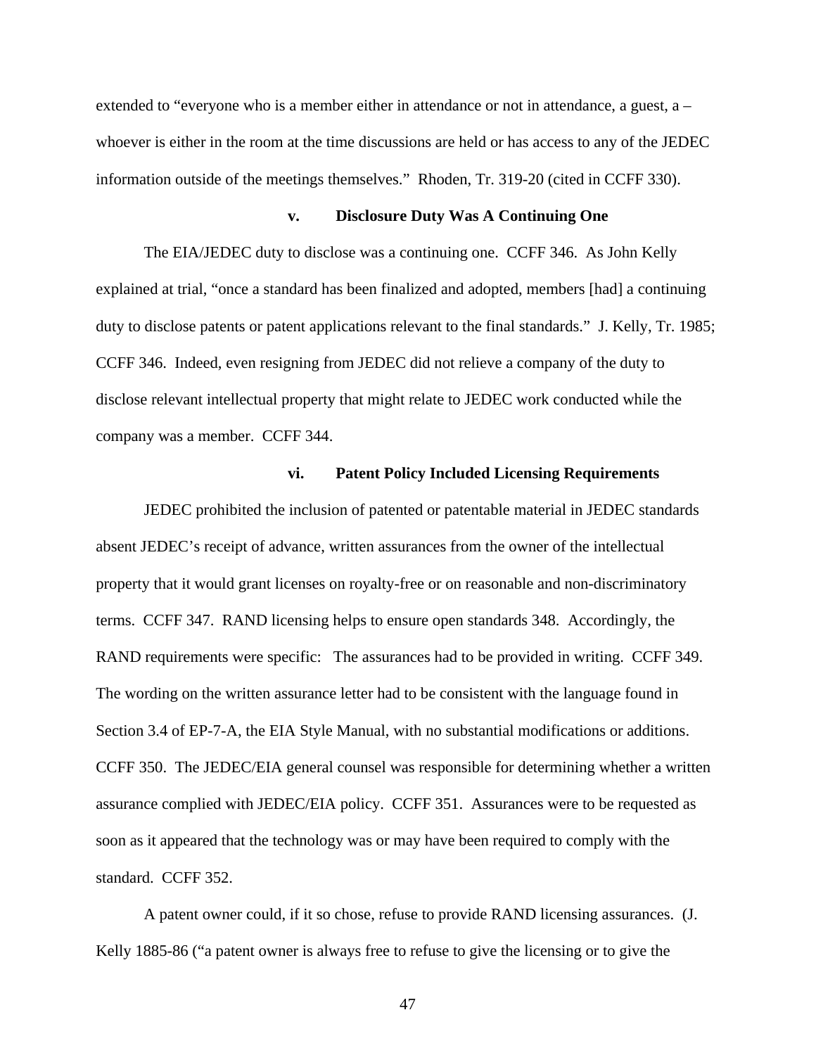extended to "everyone who is a member either in attendance or not in attendance, a guest, a – whoever is either in the room at the time discussions are held or has access to any of the JEDEC information outside of the meetings themselves." Rhoden, Tr. 319-20 (cited in CCFF 330).

#### v. Disclosure Duty Was A Continuing One

The EIA/JEDEC duty to disclose was a continuing one. CCFF 346. As John Kelly explained at trial, "once a standard has been finalized and adopted, members [had] a continuing duty to disclose patents or patent applications relevant to the final standards." J. Kelly, Tr. 1985; CCFF 346. Indeed, even resigning from JEDEC did not relieve a company of the duty to disclose relevant intellectual property that might relate to JEDEC work conducted while the company was a member. CCFF 344.

#### vi. Patent Policy Included Licensing Requirements

JEDEC prohibited the inclusion of patented or patentable material in JEDEC standards absent JEDEC's receipt of advance, written assurances from the owner of the intellectual property that it would grant licenses on royalty-free or on reasonable and non-discriminatory terms. CCFF 347. RAND licensing helps to ensure open standards 348. Accordingly, the RAND requirements were specific: The assurances had to be provided in writing. CCFF 349. The wording on the written assurance letter had to be consistent with the language found in Section 3.4 of EP-7-A, the EIA Style Manual, with no substantial modifications or additions. CCFF 350. The JEDEC/EIA general counsel was responsible for determining whether a written assurance complied with JEDEC/EIA policy. CCFF 351. Assurances were to be requested as soon as it appeared that the technology was or may have been required to comply with the standard. CCFF 352.

A patent owner could, if it so chose, refuse to provide RAND licensing assurances. (J. Kelly 1885-86 ("a patent owner is always free to refuse to give the licensing or to give the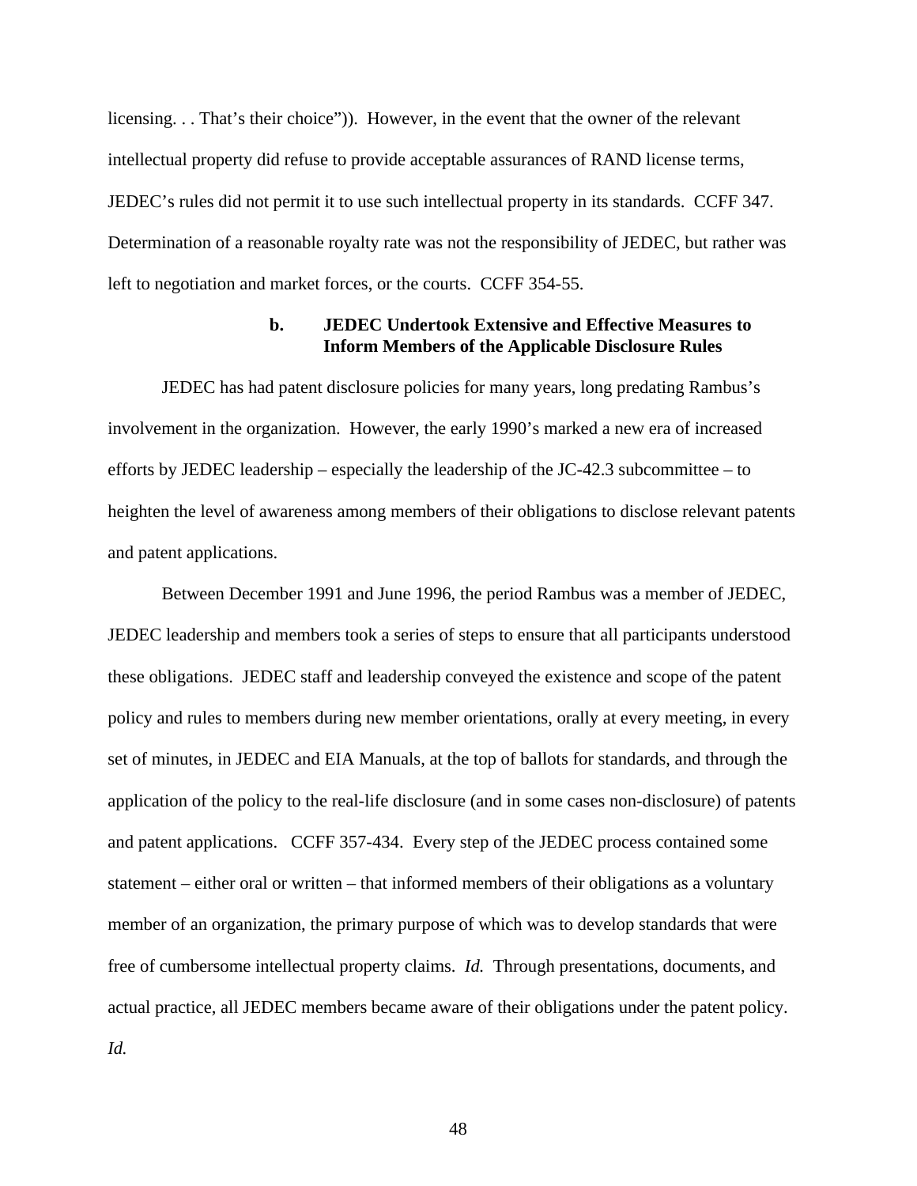licensing. . . That's their choice")). However, in the event that the owner of the relevant intellectual property did refuse to provide acceptable assurances of RAND license terms, JEDEC's rules did not permit it to use such intellectual property in its standards. CCFF 347. Determination of a reasonable royalty rate was not the responsibility of JEDEC, but rather was left to negotiation and market forces, or the courts. CCFF 354-55.

#### b. JEDEC Undertook Extensive and Effective Measures to Inform Members of the Applicable Disclosure Rules

JEDEC has had patent disclosure policies for many years, long predating Rambus's involvement in the organization. However, the early 1990's marked a new era of increased efforts by JEDEC leadership – especially the leadership of the JC-42.3 subcommittee – to heighten the level of awareness among members of their obligations to disclose relevant patents and patent applications.

Between December 1991 and June 1996, the period Rambus was a member of JEDEC, JEDEC leadership and members took a series of steps to ensure that all participants understood these obligations. JEDEC staff and leadership conveyed the existence and scope of the patent policy and rules to members during new member orientations, orally at every meeting, in every set of minutes, in JEDEC and EIA Manuals, at the top of ballots for standards, and through the application of the policy to the real-life disclosure (and in some cases non-disclosure) of patents and patent applications. CCFF 357-434. Every step of the JEDEC process contained some statement – either oral or written – that informed members of their obligations as a voluntary member of an organization, the primary purpose of which was to develop standards that were free of cumbersome intellectual property claims. *Id.* Through presentations, documents, and actual practice, all JEDEC members became aware of their obligations under the patent policy. *Id.*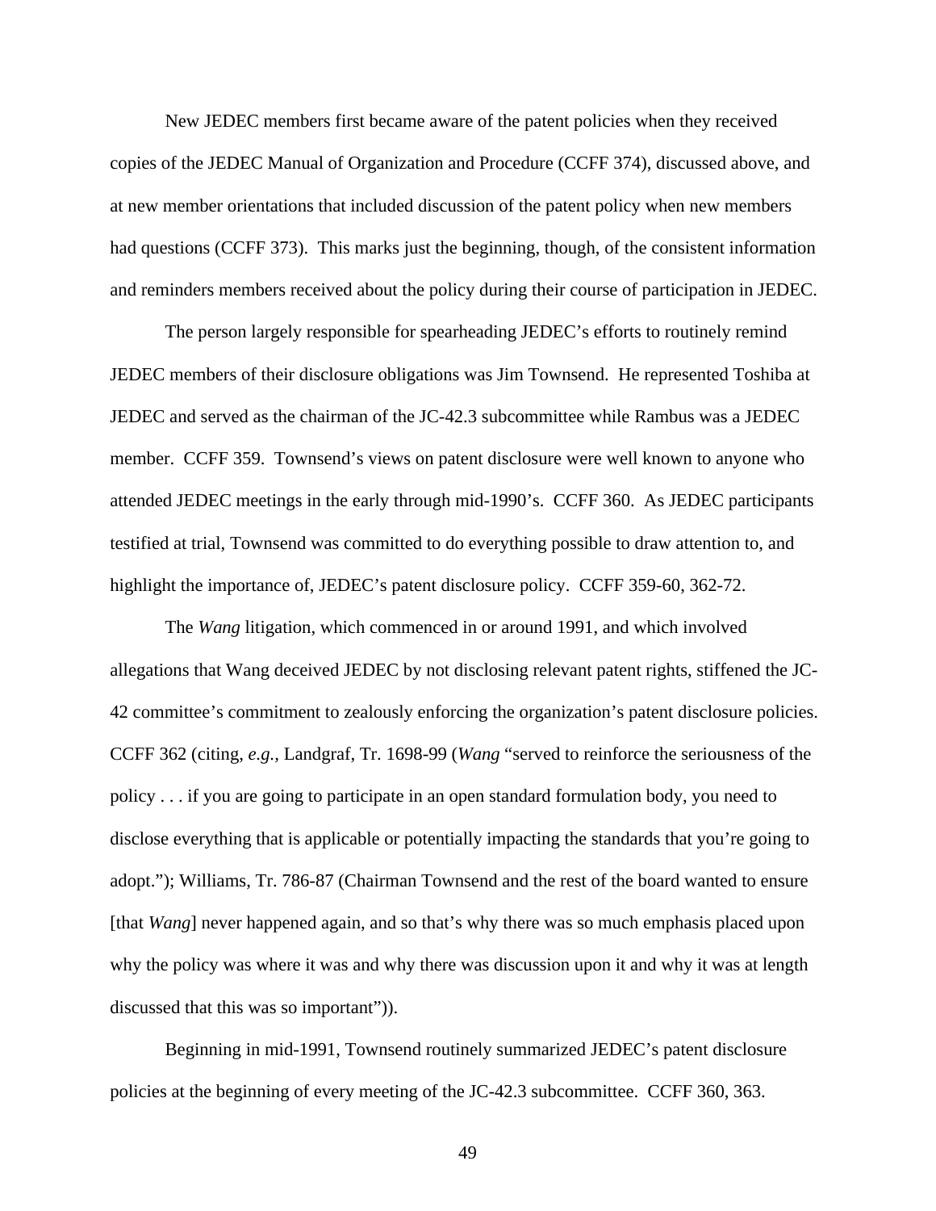New JEDEC members first became aware of the patent policies when they received copies of the JEDEC Manual of Organization and Procedure (CCFF 374), discussed above, and at new member orientations that included discussion of the patent policy when new members had questions (CCFF 373). This marks just the beginning, though, of the consistent information and reminders members received about the policy during their course of participation in JEDEC.

The person largely responsible for spearheading JEDEC's efforts to routinely remind JEDEC members of their disclosure obligations was Jim Townsend. He represented Toshiba at JEDEC and served as the chairman of the JC-42.3 subcommittee while Rambus was a JEDEC member. CCFF 359. Townsend's views on patent disclosure were well known to anyone who attended JEDEC meetings in the early through mid-1990's. CCFF 360. As JEDEC participants testified at trial, Townsend was committed to do everything possible to draw attention to, and highlight the importance of, JEDEC's patent disclosure policy. CCFF 359-60, 362-72.

The *Wang* litigation, which commenced in or around 1991, and which involved allegations that Wang deceived JEDEC by not disclosing relevant patent rights, stiffened the JC-42 committee's commitment to zealously enforcing the organization's patent disclosure policies. CCFF 362 (citing, *e.g.*, Landgraf, Tr. 1698-99 (*Wang* "served to reinforce the seriousness of the policy . . . if you are going to participate in an open standard formulation body, you need to disclose everything that is applicable or potentially impacting the standards that you're going to adopt."); Williams, Tr. 786-87 (Chairman Townsend and the rest of the board wanted to ensure [that *Wang*] never happened again, and so that's why there was so much emphasis placed upon why the policy was where it was and why there was discussion upon it and why it was at length discussed that this was so important")).

Beginning in mid-1991, Townsend routinely summarized JEDEC's patent disclosure policies at the beginning of every meeting of the JC-42.3 subcommittee. CCFF 360, 363.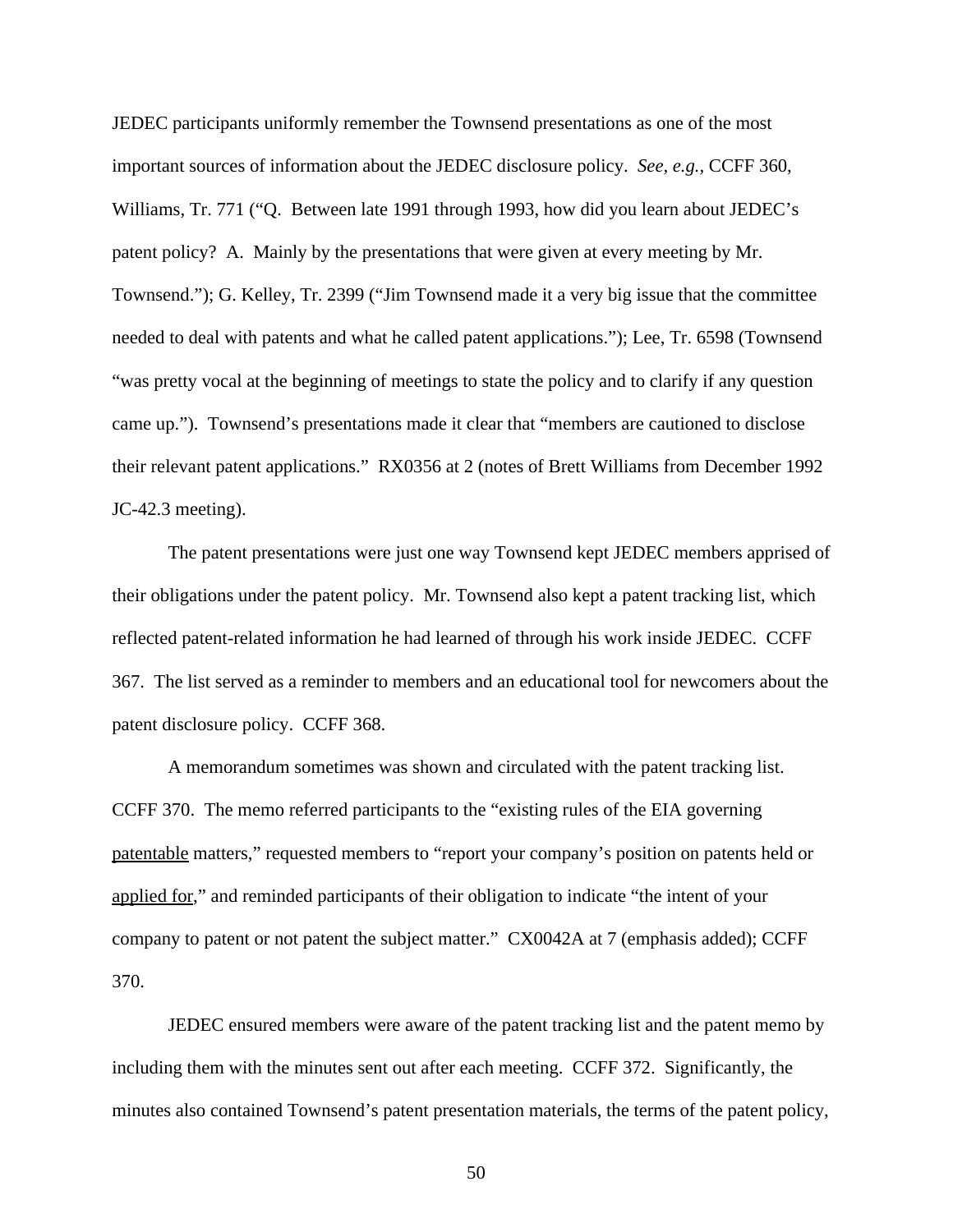JEDEC participants uniformly remember the Townsend presentations as one of the most important sources of information about the JEDEC disclosure policy. *See, e.g.*, CCFF 360, Williams, Tr. 771 ("Q. Between late 1991 through 1993, how did you learn about JEDEC's patent policy? A. Mainly by the presentations that were given at every meeting by Mr. Townsend."); G. Kelley, Tr. 2399 ("Jim Townsend made it a very big issue that the committee needed to deal with patents and what he called patent applications."); Lee, Tr. 6598 (Townsend "was pretty vocal at the beginning of meetings to state the policy and to clarify if any question came up."). Townsend's presentations made it clear that "members are cautioned to disclose their relevant patent applications." RX0356 at 2 (notes of Brett Williams from December 1992 JC-42.3 meeting).

The patent presentations were just one way Townsend kept JEDEC members apprised of their obligations under the patent policy. Mr. Townsend also kept a patent tracking list, which reflected patent-related information he had learned of through his work inside JEDEC. CCFF 367. The list served as a reminder to members and an educational tool for newcomers about the patent disclosure policy. CCFF 368.

A memorandum sometimes was shown and circulated with the patent tracking list. CCFF 370. The memo referred participants to the "existing rules of the EIA governing <u>patentable</u> matters," requested members to "report your company's position on patents held or <u>applied for</u>," and reminded participants of their obligation to indicate "the intent of your company to patent or not patent the subject matter." CX0042A at 7 (emphasis added); CCFF 370.

JEDEC ensured members were aware of the patent tracking list and the patent memo by including them with the minutes sent out after each meeting. CCFF 372. Significantly, the minutes also contained Townsend's patent presentation materials, the terms of the patent policy,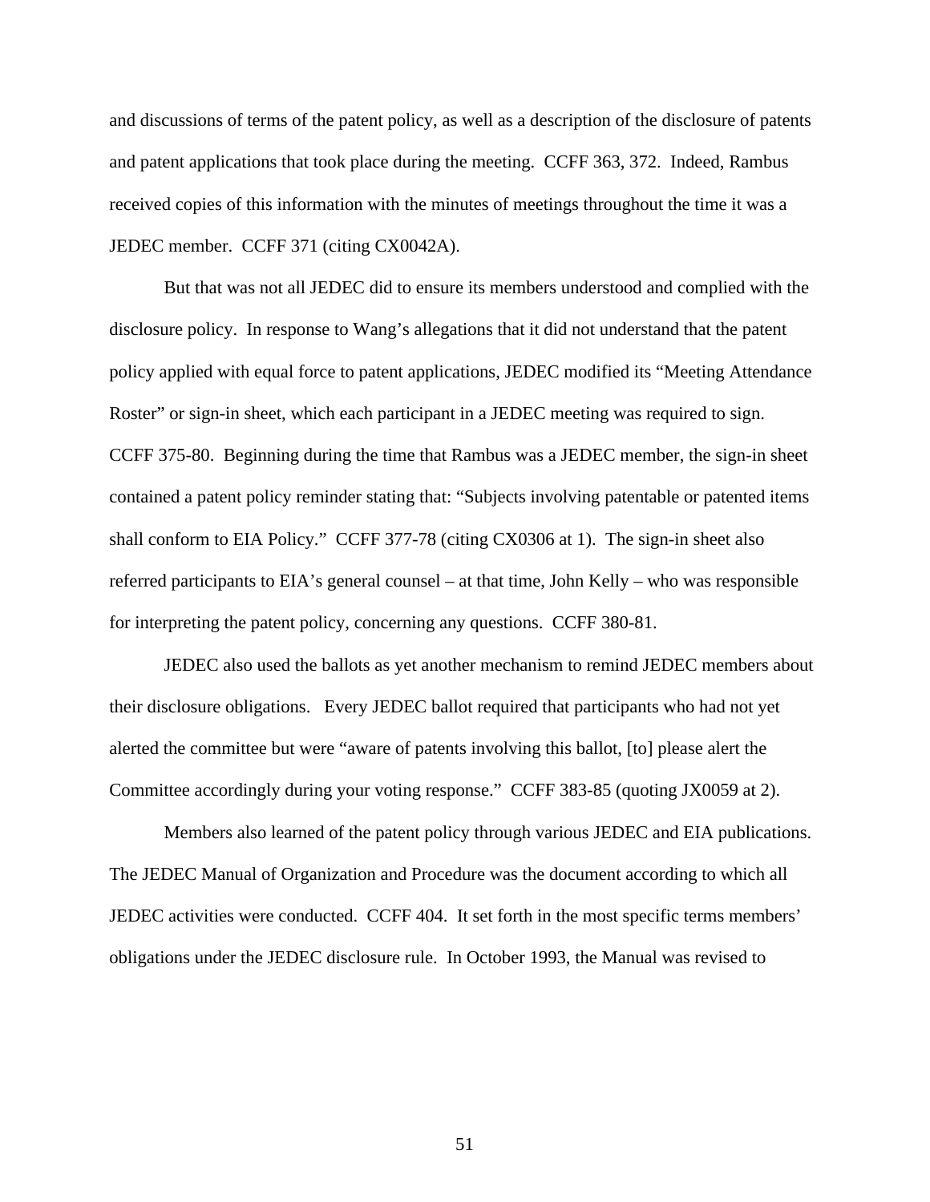and discussions of terms of the patent policy, as well as a description of the disclosure of patents and patent applications that took place during the meeting. CCFF 363, 372. Indeed, Rambus received copies of this information with the minutes of meetings throughout the time it was a JEDEC member. CCFF 371 (citing CX0042A).

But that was not all JEDEC did to ensure its members understood and complied with the disclosure policy. In response to Wang's allegations that it did not understand that the patent policy applied with equal force to patent applications, JEDEC modified its "Meeting Attendance Roster" or sign-in sheet, which each participant in a JEDEC meeting was required to sign. CCFF 375-80. Beginning during the time that Rambus was a JEDEC member, the sign-in sheet contained a patent policy reminder stating that: "Subjects involving patentable or patented items shall conform to EIA Policy." CCFF 377-78 (citing CX0306 at 1). The sign-in sheet also referred participants to EIA's general counsel – at that time, John Kelly – who was responsible for interpreting the patent policy, concerning any questions. CCFF 380-81.

JEDEC also used the ballots as yet another mechanism to remind JEDEC members about their disclosure obligations. Every JEDEC ballot required that participants who had not yet alerted the committee but were "aware of patents involving this ballot, [to] please alert the Committee accordingly during your voting response." CCFF 383-85 (quoting JX0059 at 2).

Members also learned of the patent policy through various JEDEC and EIA publications. The JEDEC Manual of Organization and Procedure was the document according to which all JEDEC activities were conducted. CCFF 404. It set forth in the most specific terms members' obligations under the JEDEC disclosure rule. In October 1993, the Manual was revised to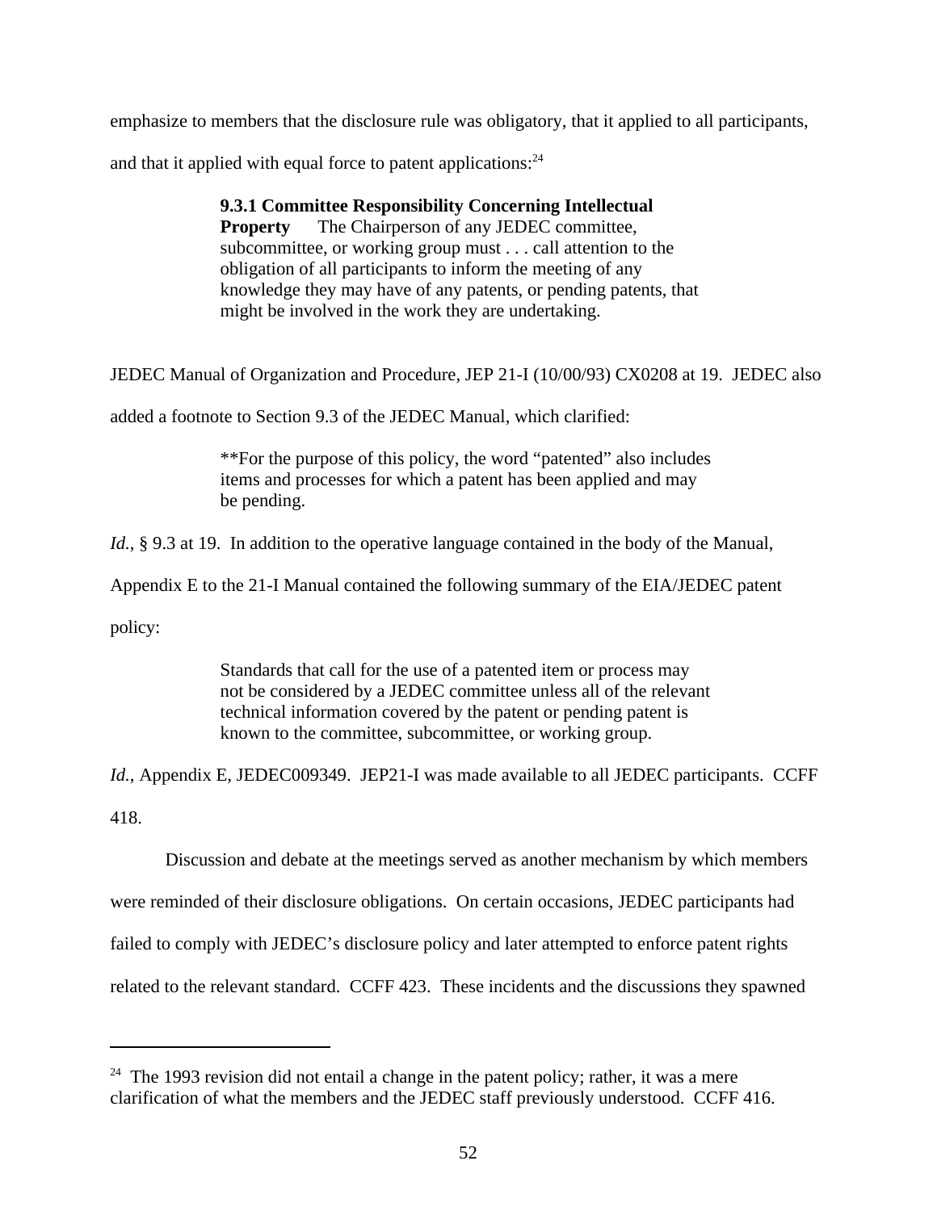emphasize to members that the disclosure rule was obligatory, that it applied to all participants, and that it applied with equal force to patent applications:[24]

> **9.3.1 Committee Responsibility Concerning Intellectual Property** The Chairperson of any JEDEC committee, subcommittee, or working group must . . . call attention to the obligation of all participants to inform the meeting of any knowledge they may have of any patents, or pending patents, that might be involved in the work they are undertaking.

JEDEC Manual of Organization and Procedure, JEP 21-I (10/00/93) CX0208 at 19. JEDEC also added a footnote to Section 9.3 of the JEDEC Manual, which clarified:

> **For the purpose of this policy, the word "patented" also includes items and processes for which a patent has been applied and may be pending.

*Id.*, § 9.3 at 19. In addition to the operative language contained in the body of the Manual, Appendix E to the 21-I Manual contained the following summary of the EIA/JEDEC patent policy:

> Standards that call for the use of a patented item or process may not be considered by a JEDEC committee unless all of the relevant technical information covered by the patent or pending patent is known to the committee, subcommittee, or working group.

*Id.*, Appendix E, JEDEC009349. JEP21-I was made available to all JEDEC participants. CCFF 418.

Discussion and debate at the meetings served as another mechanism by which members were reminded of their disclosure obligations. On certain occasions, JEDEC participants had failed to comply with JEDEC's disclosure policy and later attempted to enforce patent rights related to the relevant standard. CCFF 423. These incidents and the discussions they spawned

---

[24] The 1993 revision did not entail a change in the patent policy; rather, it was a mere clarification of what the members and the JEDEC staff previously understood. CCFF 416.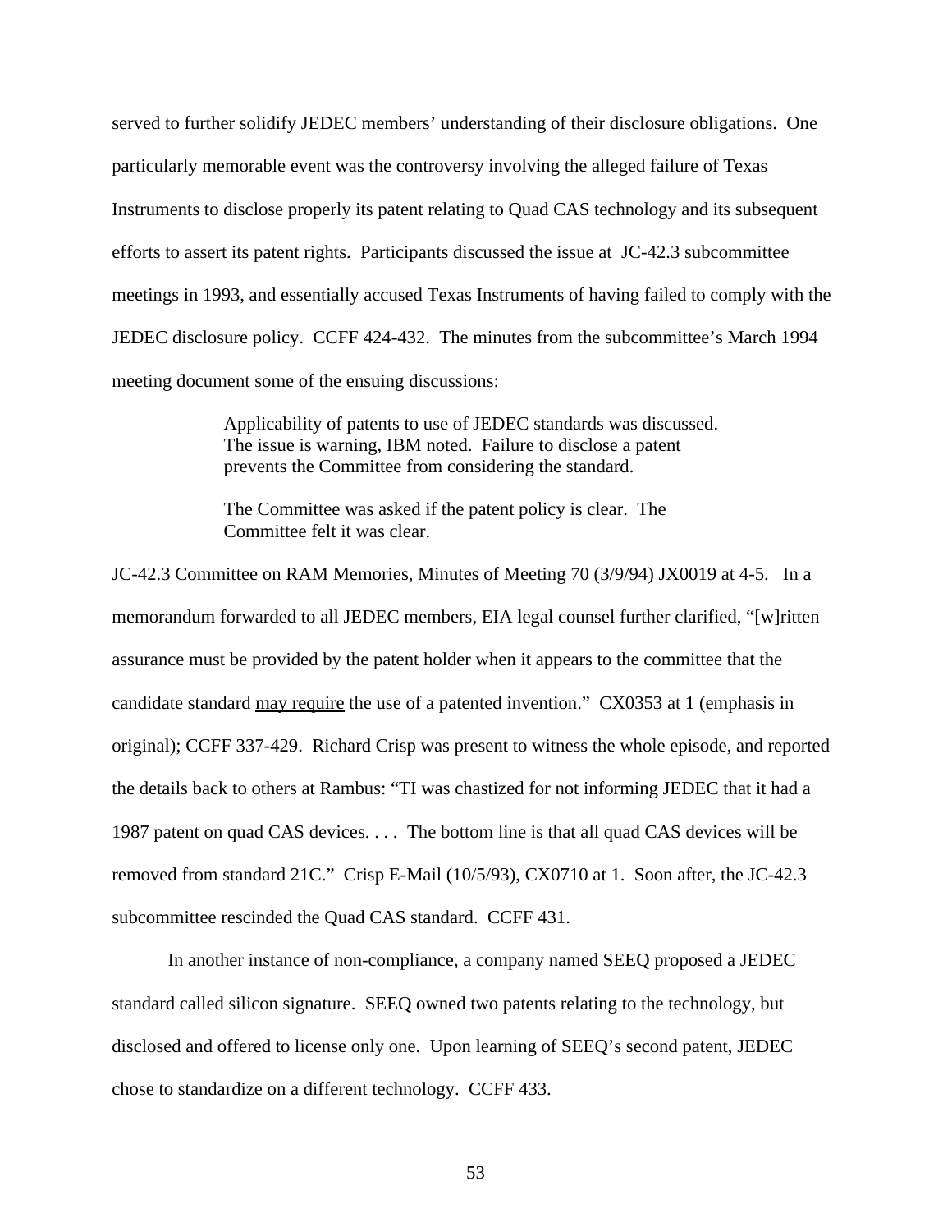served to further solidify JEDEC members' understanding of their disclosure obligations. One particularly memorable event was the controversy involving the alleged failure of Texas Instruments to disclose properly its patent relating to Quad CAS technology and its subsequent efforts to assert its patent rights. Participants discussed the issue at JC-42.3 subcommittee meetings in 1993, and essentially accused Texas Instruments of having failed to comply with the JEDEC disclosure policy. CCFF 424-432. The minutes from the subcommittee's March 1994 meeting document some of the ensuing discussions:

> Applicability of patents to use of JEDEC standards was discussed. The issue is warning, IBM noted. Failure to disclose a patent prevents the Committee from considering the standard.
>
> The Committee was asked if the patent policy is clear. The Committee felt it was clear.

JC-42.3 Committee on RAM Memories, Minutes of Meeting 70 (3/9/94) JX0019 at 4-5. In a memorandum forwarded to all JEDEC members, EIA legal counsel further clarified, "[w]ritten assurance must be provided by the patent holder when it appears to the committee that the candidate standard <u>may require</u> the use of a patented invention." CX0353 at 1 (emphasis in original); CCFF 337-429. Richard Crisp was present to witness the whole episode, and reported the details back to others at Rambus: "TI was chastized for not informing JEDEC that it had a 1987 patent on quad CAS devices. . . . The bottom line is that all quad CAS devices will be removed from standard 21C." Crisp E-Mail (10/5/93), CX0710 at 1. Soon after, the JC-42.3 subcommittee rescinded the Quad CAS standard. CCFF 431.

In another instance of non-compliance, a company named SEEQ proposed a JEDEC standard called silicon signature. SEEQ owned two patents relating to the technology, but disclosed and offered to license only one. Upon learning of SEEQ's second patent, JEDEC chose to standardize on a different technology. CCFF 433.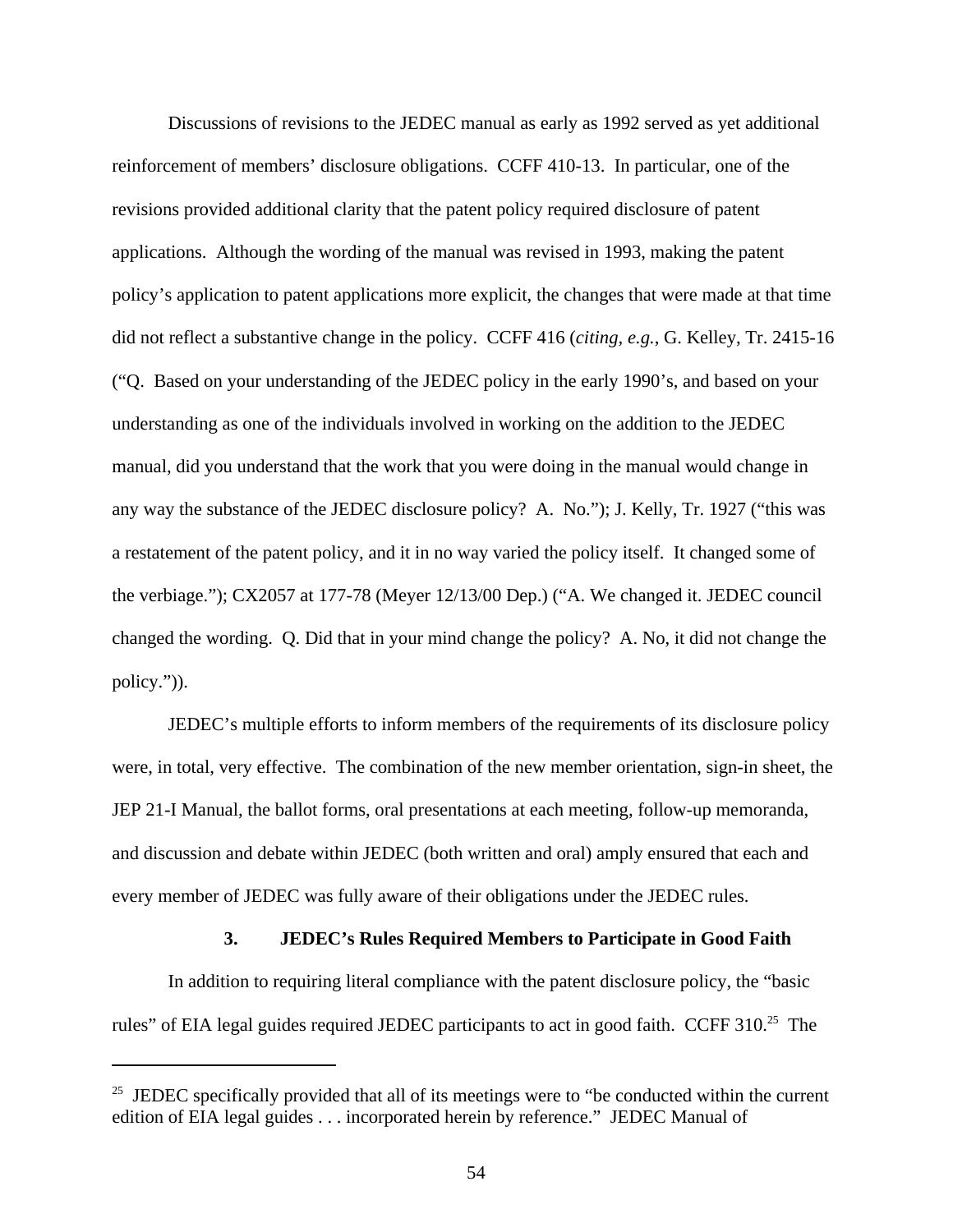Discussions of revisions to the JEDEC manual as early as 1992 served as yet additional reinforcement of members' disclosure obligations. CCFF 410-13. In particular, one of the revisions provided additional clarity that the patent policy required disclosure of patent applications. Although the wording of the manual was revised in 1993, making the patent policy's application to patent applications more explicit, the changes that were made at that time did not reflect a substantive change in the policy. CCFF 416 (*citing, e.g.*, G. Kelley, Tr. 2415-16 ("Q. Based on your understanding of the JEDEC policy in the early 1990's, and based on your understanding as one of the individuals involved in working on the addition to the JEDEC manual, did you understand that the work that you were doing in the manual would change in any way the substance of the JEDEC disclosure policy? A. No."); J. Kelly, Tr. 1927 ("this was a restatement of the patent policy, and it in no way varied the policy itself. It changed some of the verbiage."); CX2057 at 177-78 (Meyer 12/13/00 Dep.) ("A. We changed it. JEDEC council changed the wording. Q. Did that in your mind change the policy? A. No, it did not change the policy.")).

JEDEC's multiple efforts to inform members of the requirements of its disclosure policy were, in total, very effective. The combination of the new member orientation, sign-in sheet, the JEP 21-I Manual, the ballot forms, oral presentations at each meeting, follow-up memoranda, and discussion and debate within JEDEC (both written and oral) amply ensured that each and every member of JEDEC was fully aware of their obligations under the JEDEC rules.

### 3. JEDEC's Rules Required Members to Participate in Good Faith

In addition to requiring literal compliance with the patent disclosure policy, the "basic rules" of EIA legal guides required JEDEC participants to act in good faith. CCFF 310.[25] The

[25] JEDEC specifically provided that all of its meetings were to "be conducted within the current edition of EIA legal guides . . . incorporated herein by reference." JEDEC Manual of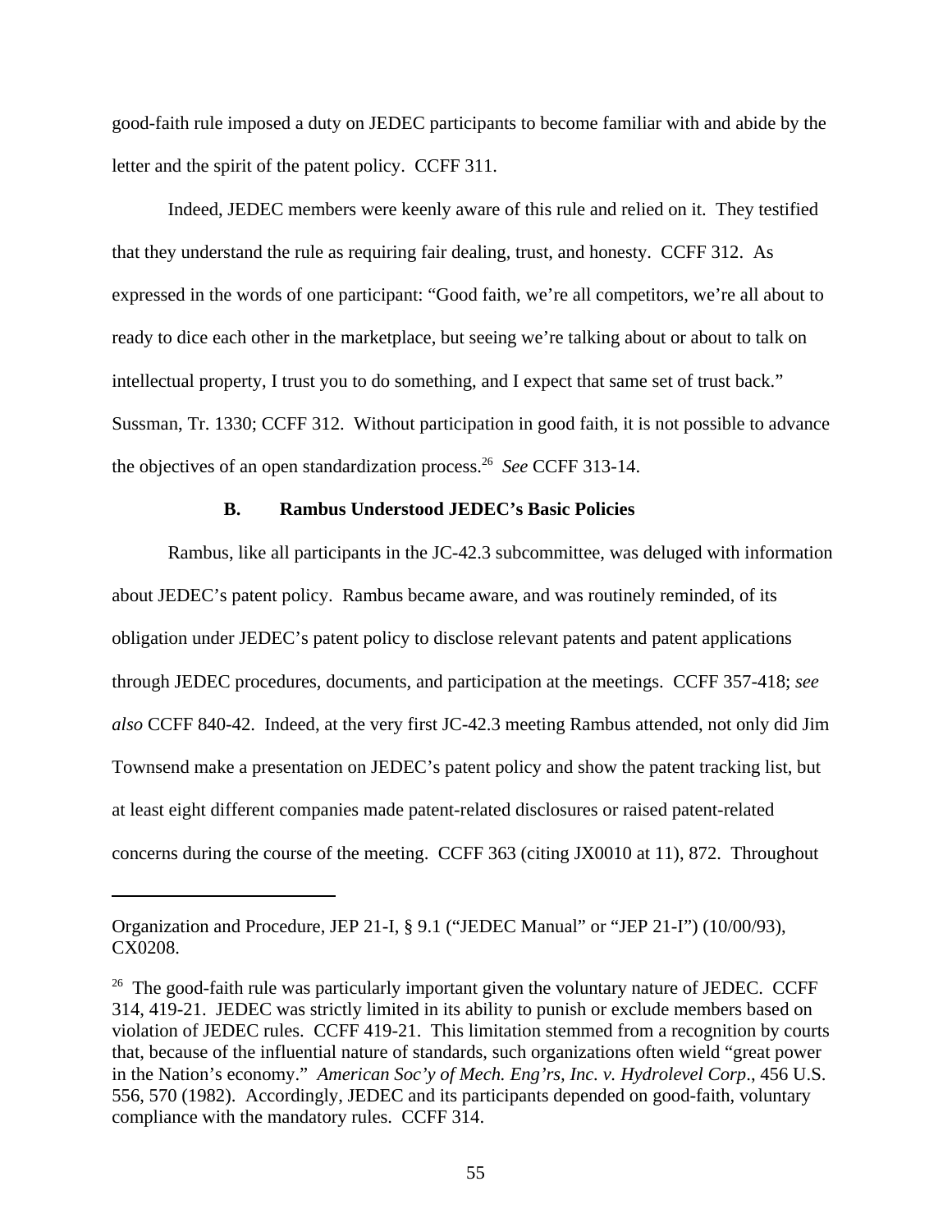good-faith rule imposed a duty on JEDEC participants to become familiar with and abide by the letter and the spirit of the patent policy. CCFF 311.

Indeed, JEDEC members were keenly aware of this rule and relied on it. They testified that they understand the rule as requiring fair dealing, trust, and honesty. CCFF 312. As expressed in the words of one participant: "Good faith, we're all competitors, we're all about to ready to dice each other in the marketplace, but seeing we're talking about or about to talk on intellectual property, I trust you to do something, and I expect that same set of trust back." Sussman, Tr. 1330; CCFF 312. Without participation in good faith, it is not possible to advance the objectives of an open standardization process.[26] *See* CCFF 313-14.

### B. Rambus Understood JEDEC's Basic Policies

Rambus, like all participants in the JC-42.3 subcommittee, was deluged with information about JEDEC's patent policy. Rambus became aware, and was routinely reminded, of its obligation under JEDEC's patent policy to disclose relevant patents and patent applications through JEDEC procedures, documents, and participation at the meetings. CCFF 357-418; *see also* CCFF 840-42. Indeed, at the very first JC-42.3 meeting Rambus attended, not only did Jim Townsend make a presentation on JEDEC's patent policy and show the patent tracking list, but at least eight different companies made patent-related disclosures or raised patent-related concerns during the course of the meeting. CCFF 363 (citing JX0010 at 11), 872. Throughout

---

Organization and Procedure, JEP 21-I, § 9.1 ("JEDEC Manual" or "JEP 21-I") (10/00/93), CX0208.

[26] The good-faith rule was particularly important given the voluntary nature of JEDEC. CCFF 314, 419-21. JEDEC was strictly limited in its ability to punish or exclude members based on violation of JEDEC rules. CCFF 419-21. This limitation stemmed from a recognition by courts that, because of the influential nature of standards, such organizations often wield "great power in the Nation's economy." *American Soc'y of Mech. Eng'rs, Inc. v. Hydrolevel Corp*., 456 U.S. 556, 570 (1982). Accordingly, JEDEC and its participants depended on good-faith, voluntary compliance with the mandatory rules. CCFF 314.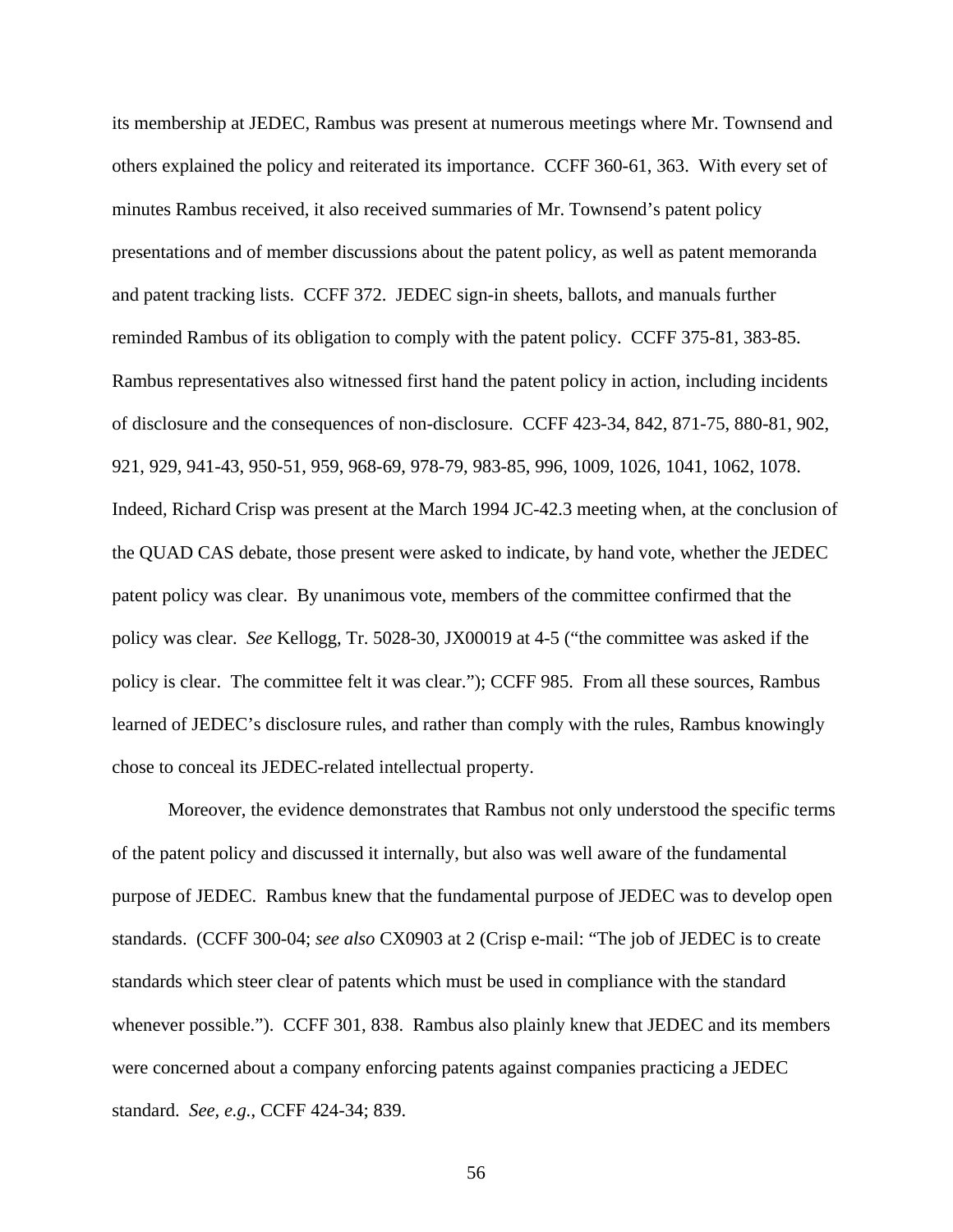its membership at JEDEC, Rambus was present at numerous meetings where Mr. Townsend and others explained the policy and reiterated its importance. CCFF 360-61, 363. With every set of minutes Rambus received, it also received summaries of Mr. Townsend's patent policy presentations and of member discussions about the patent policy, as well as patent memoranda and patent tracking lists. CCFF 372. JEDEC sign-in sheets, ballots, and manuals further reminded Rambus of its obligation to comply with the patent policy. CCFF 375-81, 383-85. Rambus representatives also witnessed first hand the patent policy in action, including incidents of disclosure and the consequences of non-disclosure. CCFF 423-34, 842, 871-75, 880-81, 902, 921, 929, 941-43, 950-51, 959, 968-69, 978-79, 983-85, 996, 1009, 1026, 1041, 1062, 1078. Indeed, Richard Crisp was present at the March 1994 JC-42.3 meeting when, at the conclusion of the QUAD CAS debate, those present were asked to indicate, by hand vote, whether the JEDEC patent policy was clear. By unanimous vote, members of the committee confirmed that the policy was clear. *See* Kellogg, Tr. 5028-30, JX00019 at 4-5 ("the committee was asked if the policy is clear. The committee felt it was clear."); CCFF 985. From all these sources, Rambus learned of JEDEC's disclosure rules, and rather than comply with the rules, Rambus knowingly chose to conceal its JEDEC-related intellectual property.

Moreover, the evidence demonstrates that Rambus not only understood the specific terms of the patent policy and discussed it internally, but also was well aware of the fundamental purpose of JEDEC. Rambus knew that the fundamental purpose of JEDEC was to develop open standards. (CCFF 300-04; *see also* CX0903 at 2 (Crisp e-mail: "The job of JEDEC is to create standards which steer clear of patents which must be used in compliance with the standard whenever possible."). CCFF 301, 838. Rambus also plainly knew that JEDEC and its members were concerned about a company enforcing patents against companies practicing a JEDEC standard. *See, e.g.*, CCFF 424-34; 839.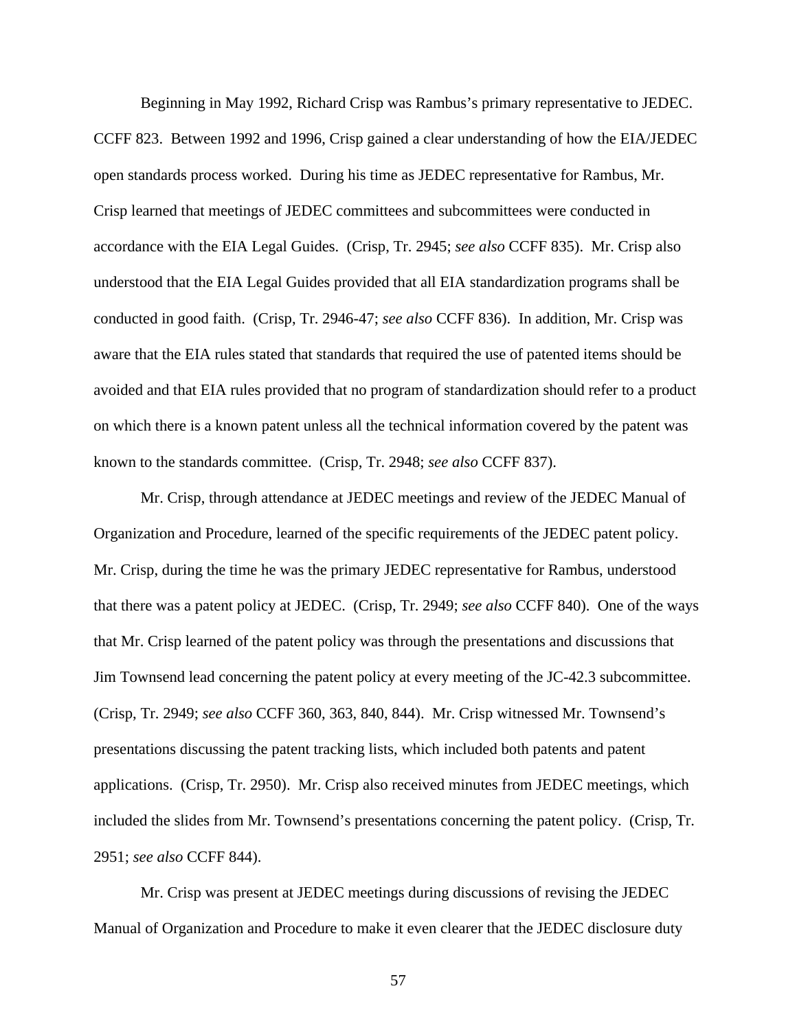Beginning in May 1992, Richard Crisp was Rambus's primary representative to JEDEC. CCFF 823. Between 1992 and 1996, Crisp gained a clear understanding of how the EIA/JEDEC open standards process worked. During his time as JEDEC representative for Rambus, Mr. Crisp learned that meetings of JEDEC committees and subcommittees were conducted in accordance with the EIA Legal Guides. (Crisp, Tr. 2945; *see also* CCFF 835). Mr. Crisp also understood that the EIA Legal Guides provided that all EIA standardization programs shall be conducted in good faith. (Crisp, Tr. 2946-47; *see also* CCFF 836). In addition, Mr. Crisp was aware that the EIA rules stated that standards that required the use of patented items should be avoided and that EIA rules provided that no program of standardization should refer to a product on which there is a known patent unless all the technical information covered by the patent was known to the standards committee. (Crisp, Tr. 2948; *see also* CCFF 837).

Mr. Crisp, through attendance at JEDEC meetings and review of the JEDEC Manual of Organization and Procedure, learned of the specific requirements of the JEDEC patent policy. Mr. Crisp, during the time he was the primary JEDEC representative for Rambus, understood that there was a patent policy at JEDEC. (Crisp, Tr. 2949; *see also* CCFF 840). One of the ways that Mr. Crisp learned of the patent policy was through the presentations and discussions that Jim Townsend lead concerning the patent policy at every meeting of the JC-42.3 subcommittee. (Crisp, Tr. 2949; *see also* CCFF 360, 363, 840, 844). Mr. Crisp witnessed Mr. Townsend's presentations discussing the patent tracking lists, which included both patents and patent applications. (Crisp, Tr. 2950). Mr. Crisp also received minutes from JEDEC meetings, which included the slides from Mr. Townsend's presentations concerning the patent policy. (Crisp, Tr. 2951; *see also* CCFF 844).

Mr. Crisp was present at JEDEC meetings during discussions of revising the JEDEC Manual of Organization and Procedure to make it even clearer that the JEDEC disclosure duty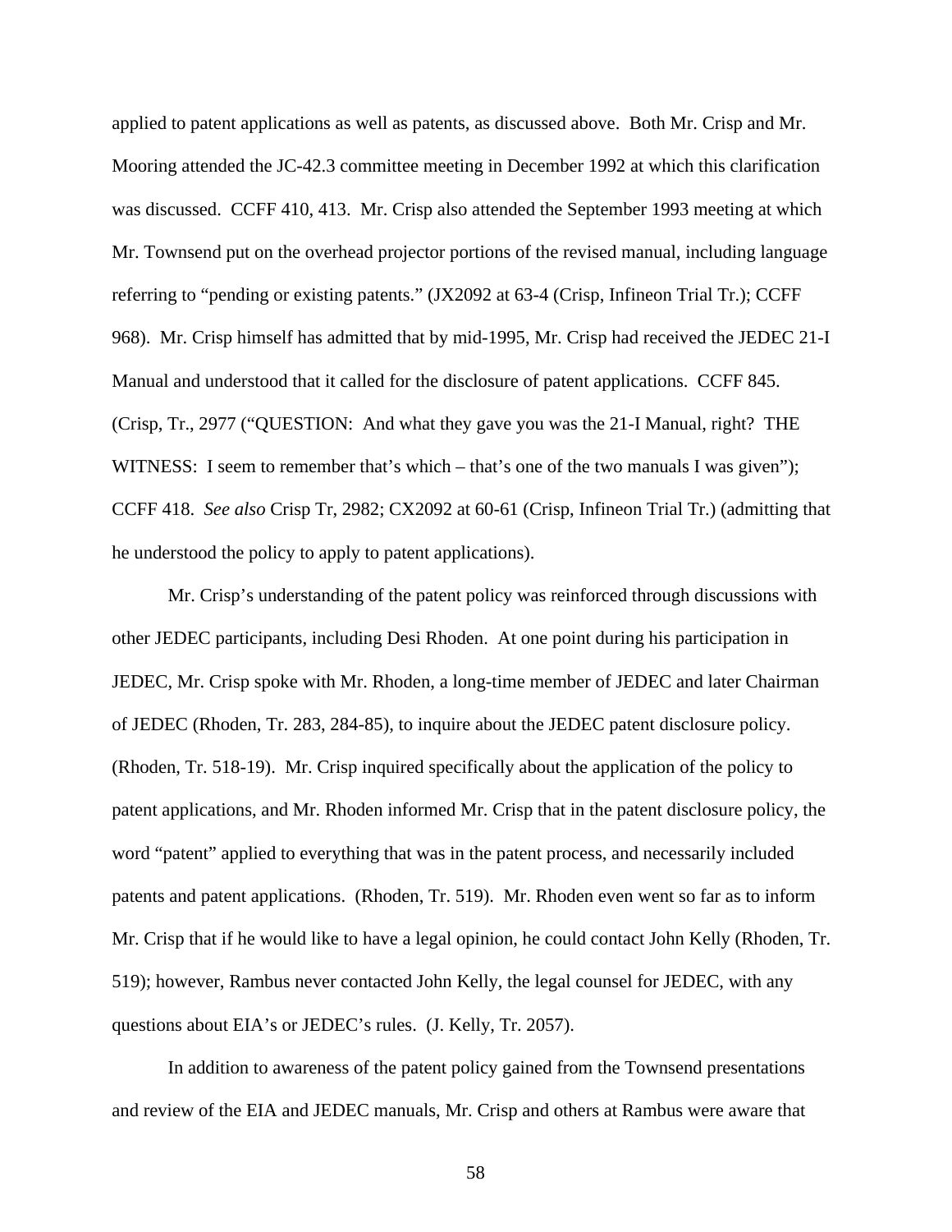applied to patent applications as well as patents, as discussed above. Both Mr. Crisp and Mr. Mooring attended the JC-42.3 committee meeting in December 1992 at which this clarification was discussed. CCFF 410, 413. Mr. Crisp also attended the September 1993 meeting at which Mr. Townsend put on the overhead projector portions of the revised manual, including language referring to "pending or existing patents." (JX2092 at 63-4 (Crisp, Infineon Trial Tr.); CCFF 968). Mr. Crisp himself has admitted that by mid-1995, Mr. Crisp had received the JEDEC 21-I Manual and understood that it called for the disclosure of patent applications. CCFF 845. (Crisp, Tr., 2977 ("QUESTION: And what they gave you was the 21-I Manual, right? THE WITNESS: I seem to remember that's which – that's one of the two manuals I was given"); CCFF 418. *See also* Crisp Tr, 2982; CX2092 at 60-61 (Crisp, Infineon Trial Tr.) (admitting that he understood the policy to apply to patent applications).

Mr. Crisp's understanding of the patent policy was reinforced through discussions with other JEDEC participants, including Desi Rhoden. At one point during his participation in JEDEC, Mr. Crisp spoke with Mr. Rhoden, a long-time member of JEDEC and later Chairman of JEDEC (Rhoden, Tr. 283, 284-85), to inquire about the JEDEC patent disclosure policy. (Rhoden, Tr. 518-19). Mr. Crisp inquired specifically about the application of the policy to patent applications, and Mr. Rhoden informed Mr. Crisp that in the patent disclosure policy, the word "patent" applied to everything that was in the patent process, and necessarily included patents and patent applications. (Rhoden, Tr. 519). Mr. Rhoden even went so far as to inform Mr. Crisp that if he would like to have a legal opinion, he could contact John Kelly (Rhoden, Tr. 519); however, Rambus never contacted John Kelly, the legal counsel for JEDEC, with any questions about EIA's or JEDEC's rules. (J. Kelly, Tr. 2057).

In addition to awareness of the patent policy gained from the Townsend presentations and review of the EIA and JEDEC manuals, Mr. Crisp and others at Rambus were aware that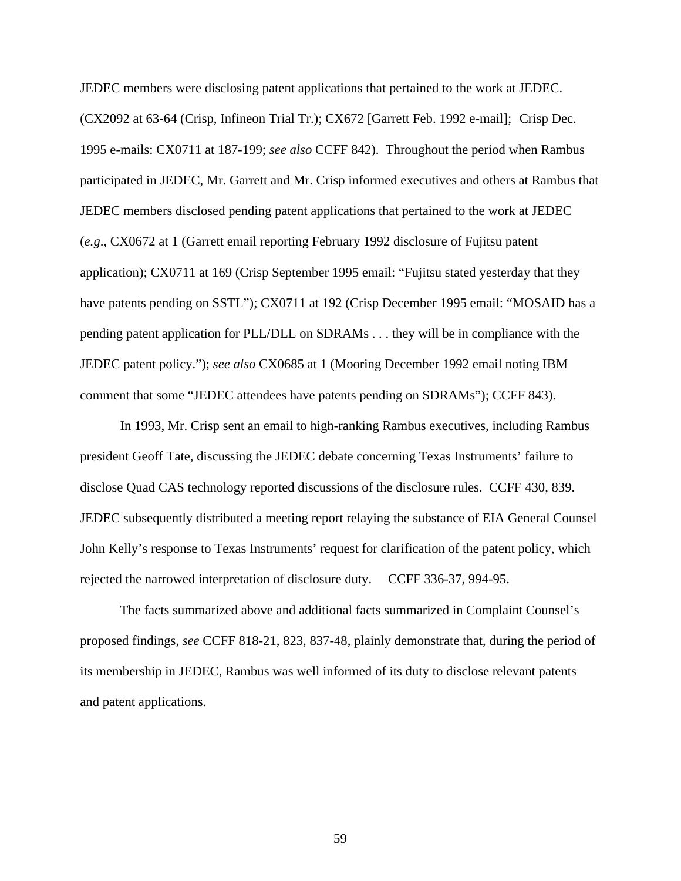JEDEC members were disclosing patent applications that pertained to the work at JEDEC. (CX2092 at 63-64 (Crisp, Infineon Trial Tr.); CX672 [Garrett Feb. 1992 e-mail]; Crisp Dec. 1995 e-mails: CX0711 at 187-199; *see also* CCFF 842). Throughout the period when Rambus participated in JEDEC, Mr. Garrett and Mr. Crisp informed executives and others at Rambus that JEDEC members disclosed pending patent applications that pertained to the work at JEDEC (*e.g.*, CX0672 at 1 (Garrett email reporting February 1992 disclosure of Fujitsu patent application); CX0711 at 169 (Crisp September 1995 email: "Fujitsu stated yesterday that they have patents pending on SSTL"); CX0711 at 192 (Crisp December 1995 email: "MOSAID has a pending patent application for PLL/DLL on SDRAMs . . . they will be in compliance with the JEDEC patent policy."); *see also* CX0685 at 1 (Mooring December 1992 email noting IBM comment that some "JEDEC attendees have patents pending on SDRAMs"); CCFF 843).

In 1993, Mr. Crisp sent an email to high-ranking Rambus executives, including Rambus president Geoff Tate, discussing the JEDEC debate concerning Texas Instruments' failure to disclose Quad CAS technology reported discussions of the disclosure rules. CCFF 430, 839. JEDEC subsequently distributed a meeting report relaying the substance of EIA General Counsel John Kelly's response to Texas Instruments' request for clarification of the patent policy, which rejected the narrowed interpretation of disclosure duty. CCFF 336-37, 994-95.

The facts summarized above and additional facts summarized in Complaint Counsel's proposed findings, *see* CCFF 818-21, 823, 837-48, plainly demonstrate that, during the period of its membership in JEDEC, Rambus was well informed of its duty to disclose relevant patents and patent applications.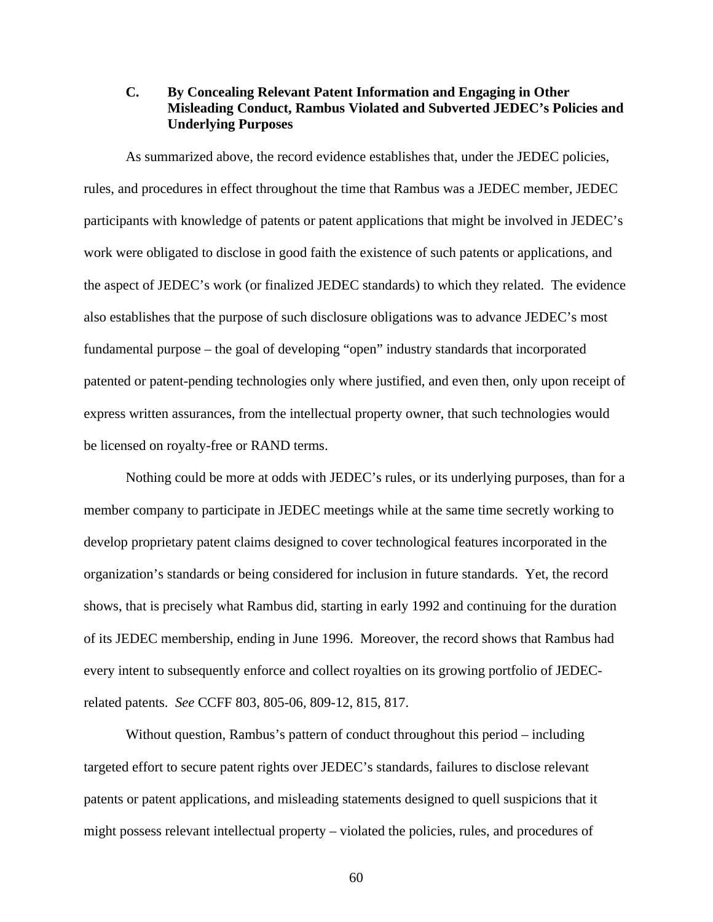### C. By Concealing Relevant Patent Information and Engaging in Other Misleading Conduct, Rambus Violated and Subverted JEDEC's Policies and Underlying Purposes

As summarized above, the record evidence establishes that, under the JEDEC policies, rules, and procedures in effect throughout the time that Rambus was a JEDEC member, JEDEC participants with knowledge of patents or patent applications that might be involved in JEDEC's work were obligated to disclose in good faith the existence of such patents or applications, and the aspect of JEDEC's work (or finalized JEDEC standards) to which they related. The evidence also establishes that the purpose of such disclosure obligations was to advance JEDEC's most fundamental purpose – the goal of developing "open" industry standards that incorporated patented or patent-pending technologies only where justified, and even then, only upon receipt of express written assurances, from the intellectual property owner, that such technologies would be licensed on royalty-free or RAND terms.

Nothing could be more at odds with JEDEC's rules, or its underlying purposes, than for a member company to participate in JEDEC meetings while at the same time secretly working to develop proprietary patent claims designed to cover technological features incorporated in the organization's standards or being considered for inclusion in future standards. Yet, the record shows, that is precisely what Rambus did, starting in early 1992 and continuing for the duration of its JEDEC membership, ending in June 1996. Moreover, the record shows that Rambus had every intent to subsequently enforce and collect royalties on its growing portfolio of JEDEC-related patents. *See* CCFF 803, 805-06, 809-12, 815, 817.

Without question, Rambus's pattern of conduct throughout this period – including targeted effort to secure patent rights over JEDEC's standards, failures to disclose relevant patents or patent applications, and misleading statements designed to quell suspicions that it might possess relevant intellectual property – violated the policies, rules, and procedures of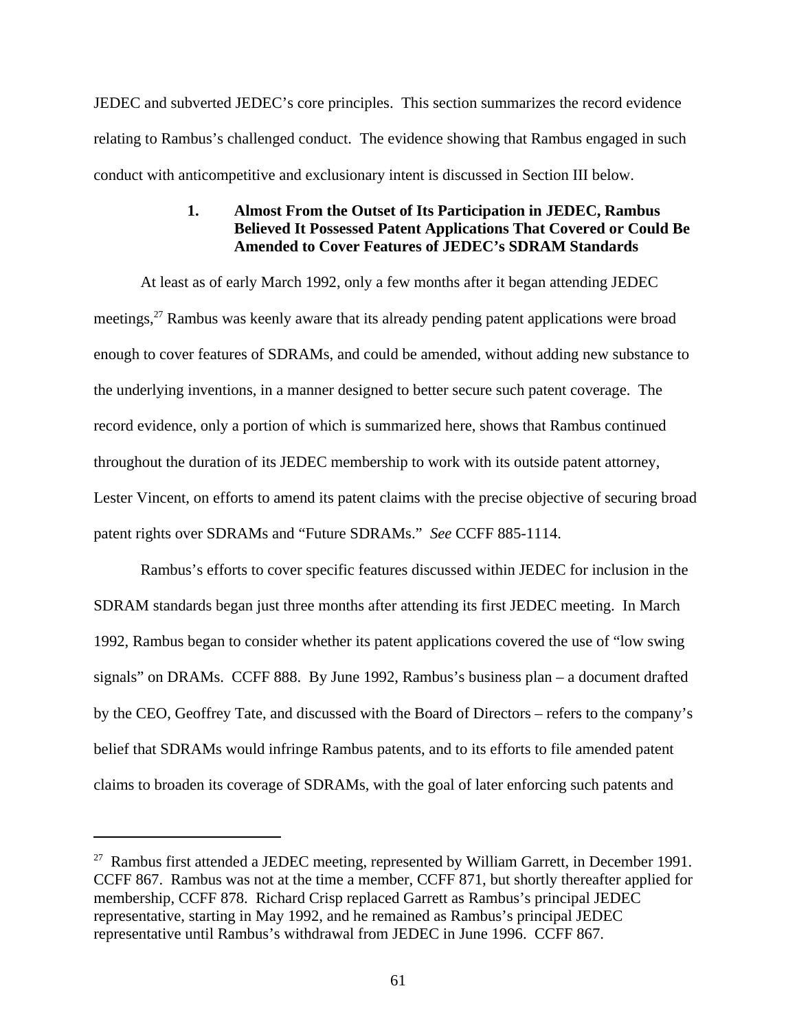JEDEC and subverted JEDEC's core principles. This section summarizes the record evidence relating to Rambus's challenged conduct. The evidence showing that Rambus engaged in such conduct with anticompetitive and exclusionary intent is discussed in Section III below.

### 1. Almost From the Outset of Its Participation in JEDEC, Rambus Believed It Possessed Patent Applications That Covered or Could Be Amended to Cover Features of JEDEC's SDRAM Standards

At least as of early March 1992, only a few months after it began attending JEDEC meetings,[27] Rambus was keenly aware that its already pending patent applications were broad enough to cover features of SDRAMs, and could be amended, without adding new substance to the underlying inventions, in a manner designed to better secure such patent coverage. The record evidence, only a portion of which is summarized here, shows that Rambus continued throughout the duration of its JEDEC membership to work with its outside patent attorney, Lester Vincent, on efforts to amend its patent claims with the precise objective of securing broad patent rights over SDRAMs and "Future SDRAMs." *See* CCFF 885-1114.

Rambus's efforts to cover specific features discussed within JEDEC for inclusion in the SDRAM standards began just three months after attending its first JEDEC meeting. In March 1992, Rambus began to consider whether its patent applications covered the use of "low swing signals" on DRAMs. CCFF 888. By June 1992, Rambus's business plan – a document drafted by the CEO, Geoffrey Tate, and discussed with the Board of Directors – refers to the company's belief that SDRAMs would infringe Rambus patents, and to its efforts to file amended patent claims to broaden its coverage of SDRAMs, with the goal of later enforcing such patents and

---

[27] Rambus first attended a JEDEC meeting, represented by William Garrett, in December 1991. CCFF 867. Rambus was not at the time a member, CCFF 871, but shortly thereafter applied for membership, CCFF 878. Richard Crisp replaced Garrett as Rambus's principal JEDEC representative, starting in May 1992, and he remained as Rambus's principal JEDEC representative until Rambus's withdrawal from JEDEC in June 1996. CCFF 867.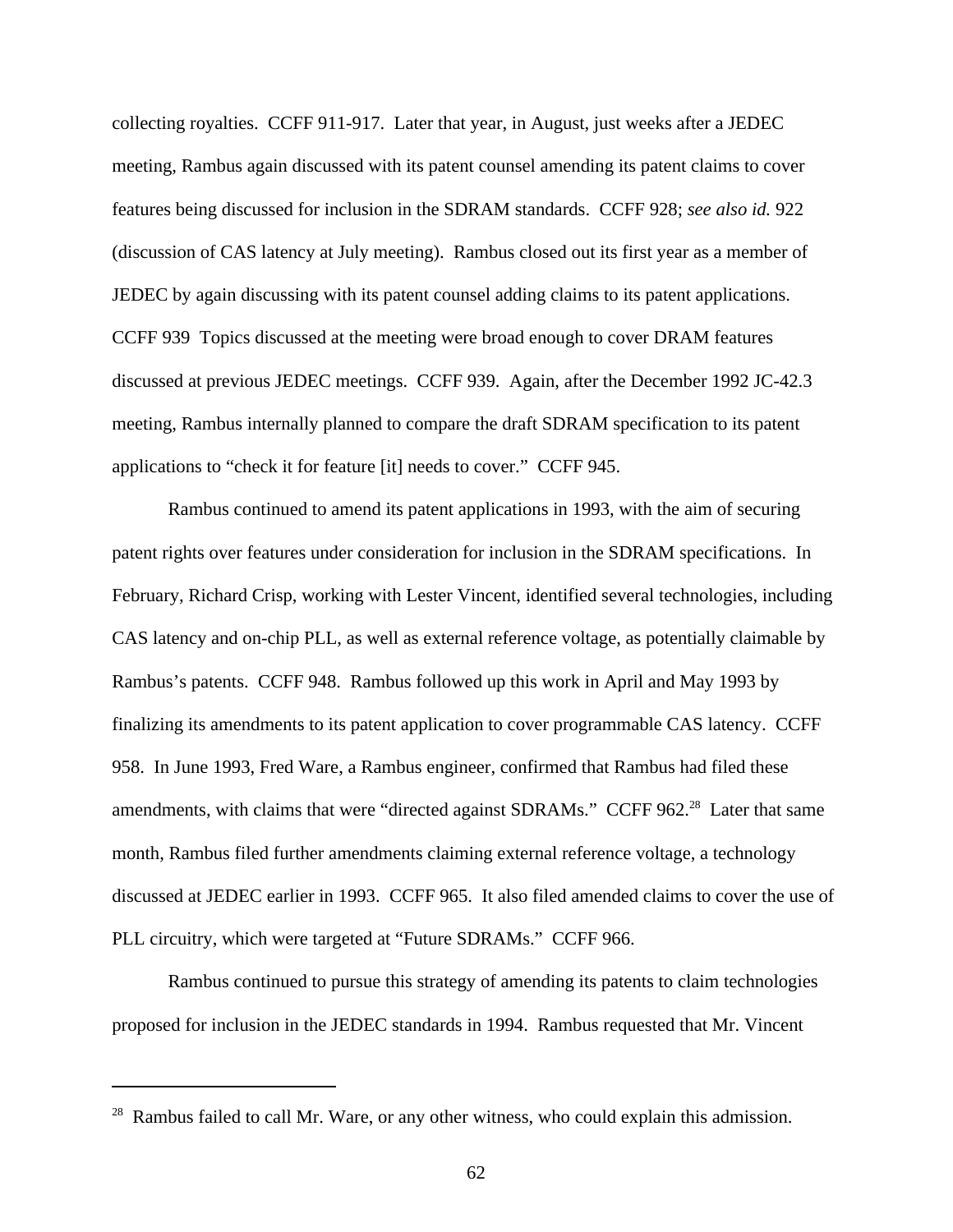collecting royalties. CCFF 911-917. Later that year, in August, just weeks after a JEDEC meeting, Rambus again discussed with its patent counsel amending its patent claims to cover features being discussed for inclusion in the SDRAM standards. CCFF 928; *see also id.* 922 (discussion of CAS latency at July meeting). Rambus closed out its first year as a member of JEDEC by again discussing with its patent counsel adding claims to its patent applications. CCFF 939 Topics discussed at the meeting were broad enough to cover DRAM features discussed at previous JEDEC meetings. CCFF 939. Again, after the December 1992 JC-42.3 meeting, Rambus internally planned to compare the draft SDRAM specification to its patent applications to "check it for feature [it] needs to cover." CCFF 945.

Rambus continued to amend its patent applications in 1993, with the aim of securing patent rights over features under consideration for inclusion in the SDRAM specifications. In February, Richard Crisp, working with Lester Vincent, identified several technologies, including CAS latency and on-chip PLL, as well as external reference voltage, as potentially claimable by Rambus's patents. CCFF 948. Rambus followed up this work in April and May 1993 by finalizing its amendments to its patent application to cover programmable CAS latency. CCFF 958. In June 1993, Fred Ware, a Rambus engineer, confirmed that Rambus had filed these amendments, with claims that were "directed against SDRAMs." CCFF 962.[28] Later that same month, Rambus filed further amendments claiming external reference voltage, a technology discussed at JEDEC earlier in 1993. CCFF 965. It also filed amended claims to cover the use of PLL circuitry, which were targeted at "Future SDRAMs." CCFF 966.

Rambus continued to pursue this strategy of amending its patents to claim technologies proposed for inclusion in the JEDEC standards in 1994. Rambus requested that Mr. Vincent

[28] Rambus failed to call Mr. Ware, or any other witness, who could explain this admission.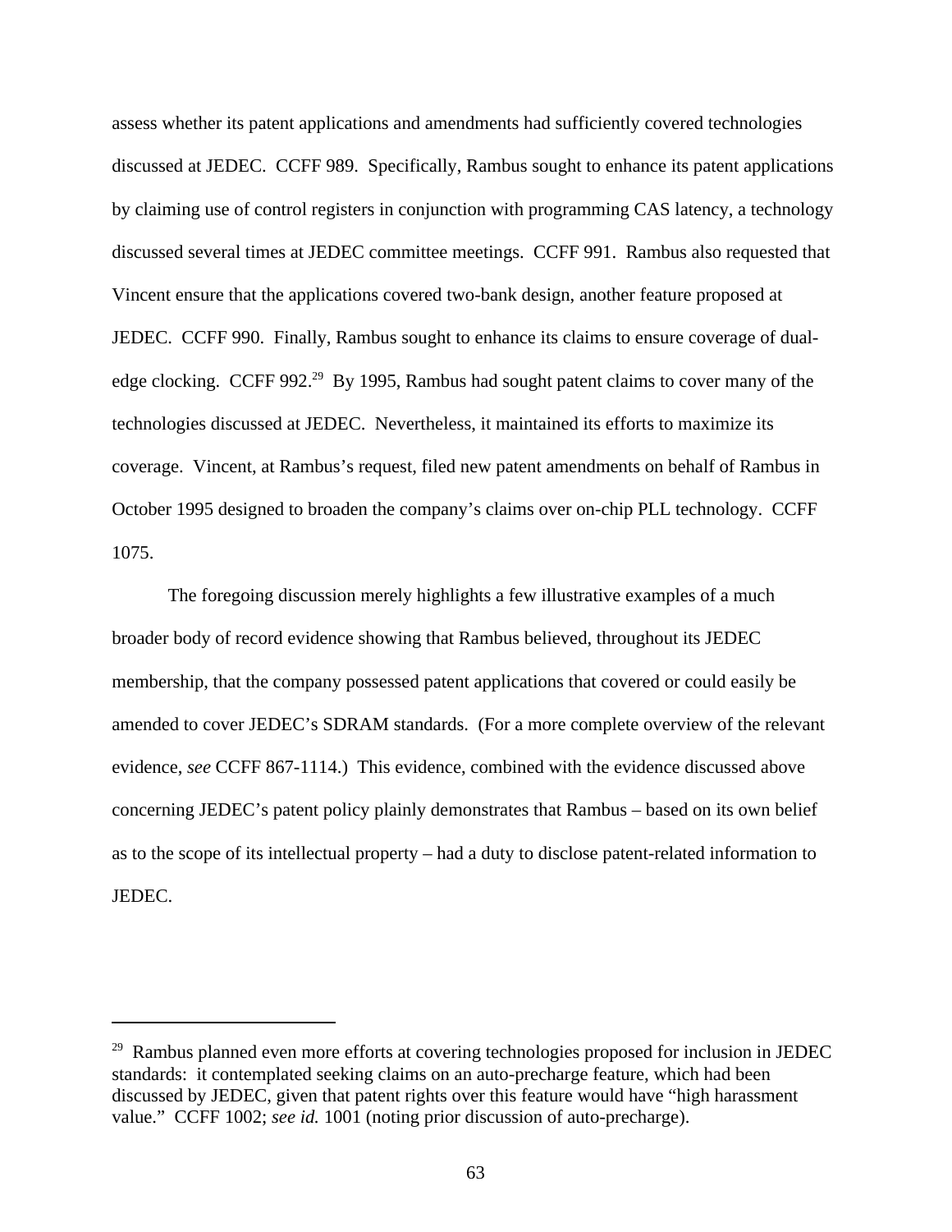assess whether its patent applications and amendments had sufficiently covered technologies discussed at JEDEC. CCFF 989. Specifically, Rambus sought to enhance its patent applications by claiming use of control registers in conjunction with programming CAS latency, a technology discussed several times at JEDEC committee meetings. CCFF 991. Rambus also requested that Vincent ensure that the applications covered two-bank design, another feature proposed at JEDEC. CCFF 990. Finally, Rambus sought to enhance its claims to ensure coverage of dual-edge clocking. CCFF 992.[29] By 1995, Rambus had sought patent claims to cover many of the technologies discussed at JEDEC. Nevertheless, it maintained its efforts to maximize its coverage. Vincent, at Rambus's request, filed new patent amendments on behalf of Rambus in October 1995 designed to broaden the company's claims over on-chip PLL technology. CCFF 1075.

The foregoing discussion merely highlights a few illustrative examples of a much broader body of record evidence showing that Rambus believed, throughout its JEDEC membership, that the company possessed patent applications that covered or could easily be amended to cover JEDEC's SDRAM standards. (For a more complete overview of the relevant evidence, *see* CCFF 867-1114.) This evidence, combined with the evidence discussed above concerning JEDEC's patent policy plainly demonstrates that Rambus – based on its own belief as to the scope of its intellectual property – had a duty to disclose patent-related information to JEDEC.

---

[29] Rambus planned even more efforts at covering technologies proposed for inclusion in JEDEC standards: it contemplated seeking claims on an auto-precharge feature, which had been discussed by JEDEC, given that patent rights over this feature would have "high harassment value." CCFF 1002; *see id.* 1001 (noting prior discussion of auto-precharge).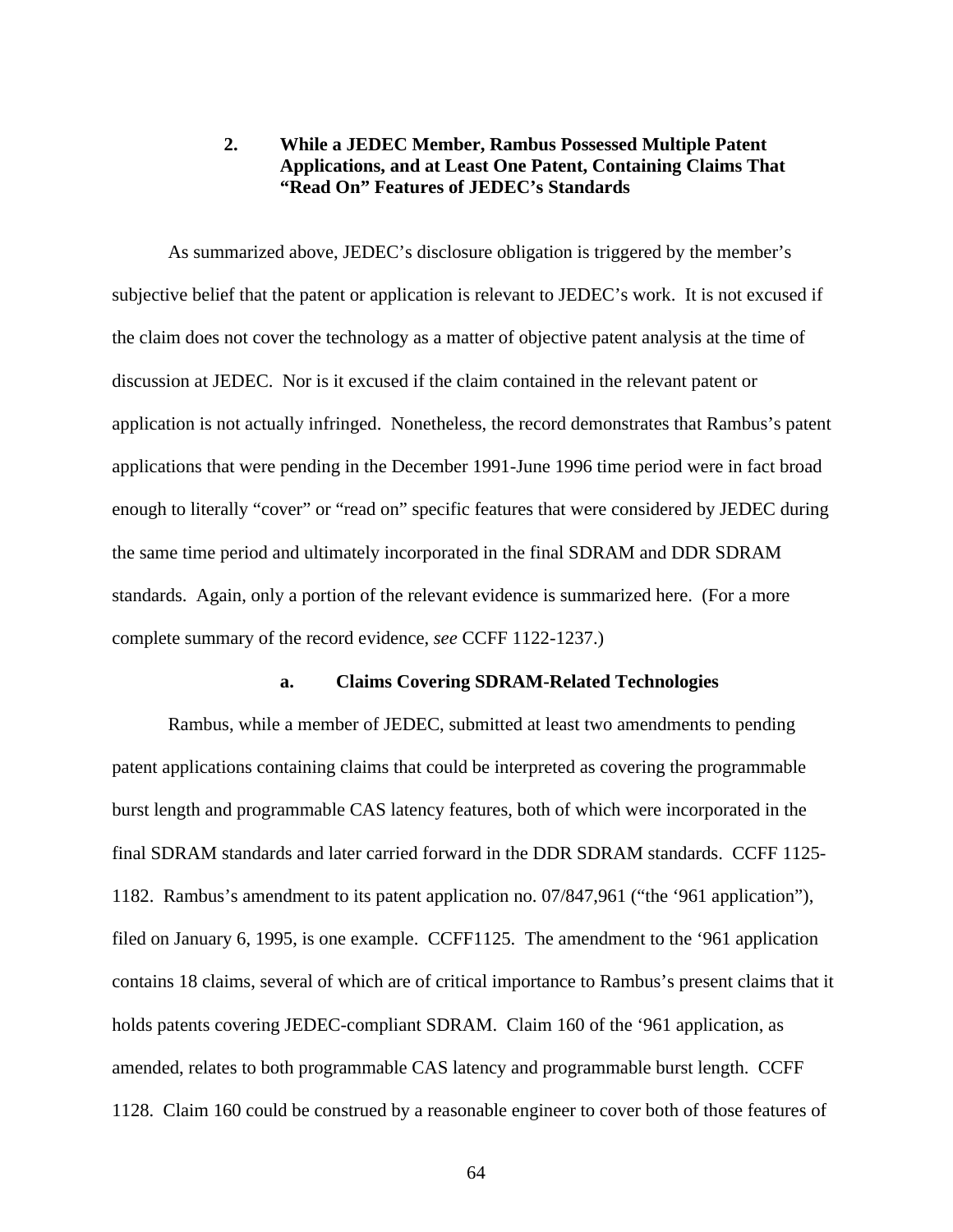### 2. While a JEDEC Member, Rambus Possessed Multiple Patent Applications, and at Least One Patent, Containing Claims That "Read On" Features of JEDEC's Standards

As summarized above, JEDEC's disclosure obligation is triggered by the member's subjective belief that the patent or application is relevant to JEDEC's work. It is not excused if the claim does not cover the technology as a matter of objective patent analysis at the time of discussion at JEDEC. Nor is it excused if the claim contained in the relevant patent or application is not actually infringed. Nonetheless, the record demonstrates that Rambus's patent applications that were pending in the December 1991-June 1996 time period were in fact broad enough to literally "cover" or "read on" specific features that were considered by JEDEC during the same time period and ultimately incorporated in the final SDRAM and DDR SDRAM standards. Again, only a portion of the relevant evidence is summarized here. (For a more complete summary of the record evidence, *see* CCFF 1122-1237.)

#### a. Claims Covering SDRAM-Related Technologies

Rambus, while a member of JEDEC, submitted at least two amendments to pending patent applications containing claims that could be interpreted as covering the programmable burst length and programmable CAS latency features, both of which were incorporated in the final SDRAM standards and later carried forward in the DDR SDRAM standards. CCFF 1125-1182. Rambus's amendment to its patent application no. 07/847,961 ("the '961 application"), filed on January 6, 1995, is one example. CCFF1125. The amendment to the '961 application contains 18 claims, several of which are of critical importance to Rambus's present claims that it holds patents covering JEDEC-compliant SDRAM. Claim 160 of the '961 application, as amended, relates to both programmable CAS latency and programmable burst length. CCFF 1128. Claim 160 could be construed by a reasonable engineer to cover both of those features of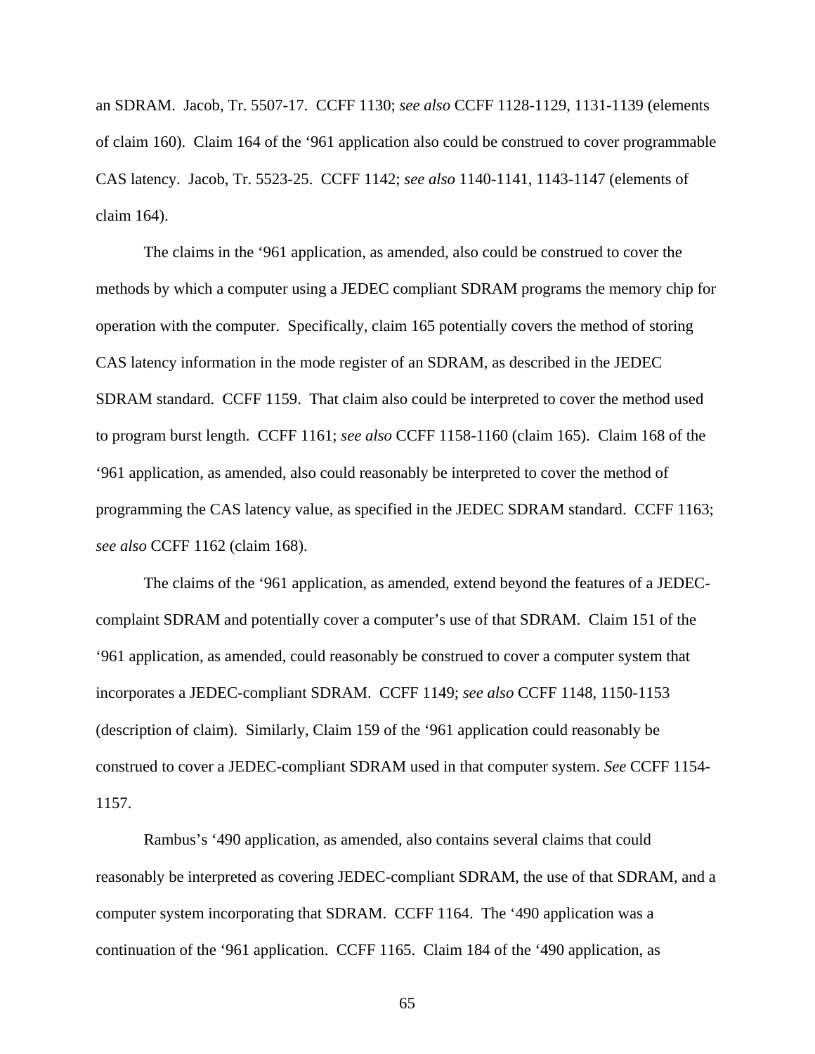an SDRAM. Jacob, Tr. 5507-17. CCFF 1130; *see also* CCFF 1128-1129, 1131-1139 (elements of claim 160). Claim 164 of the ‘961 application also could be construed to cover programmable CAS latency. Jacob, Tr. 5523-25. CCFF 1142; *see also* 1140-1141, 1143-1147 (elements of claim 164).

The claims in the ‘961 application, as amended, also could be construed to cover the methods by which a computer using a JEDEC compliant SDRAM programs the memory chip for operation with the computer. Specifically, claim 165 potentially covers the method of storing CAS latency information in the mode register of an SDRAM, as described in the JEDEC SDRAM standard. CCFF 1159. That claim also could be interpreted to cover the method used to program burst length. CCFF 1161; *see also* CCFF 1158-1160 (claim 165). Claim 168 of the ‘961 application, as amended, also could reasonably be interpreted to cover the method of programming the CAS latency value, as specified in the JEDEC SDRAM standard. CCFF 1163; *see also* CCFF 1162 (claim 168).

The claims of the ‘961 application, as amended, extend beyond the features of a JEDEC-complaint SDRAM and potentially cover a computer’s use of that SDRAM. Claim 151 of the ‘961 application, as amended, could reasonably be construed to cover a computer system that incorporates a JEDEC-compliant SDRAM. CCFF 1149; *see also* CCFF 1148, 1150-1153 (description of claim). Similarly, Claim 159 of the ‘961 application could reasonably be construed to cover a JEDEC-compliant SDRAM used in that computer system. *See* CCFF 1154-1157.

Rambus’s ‘490 application, as amended, also contains several claims that could reasonably be interpreted as covering JEDEC-compliant SDRAM, the use of that SDRAM, and a computer system incorporating that SDRAM. CCFF 1164. The ‘490 application was a continuation of the ‘961 application. CCFF 1165. Claim 184 of the ‘490 application, as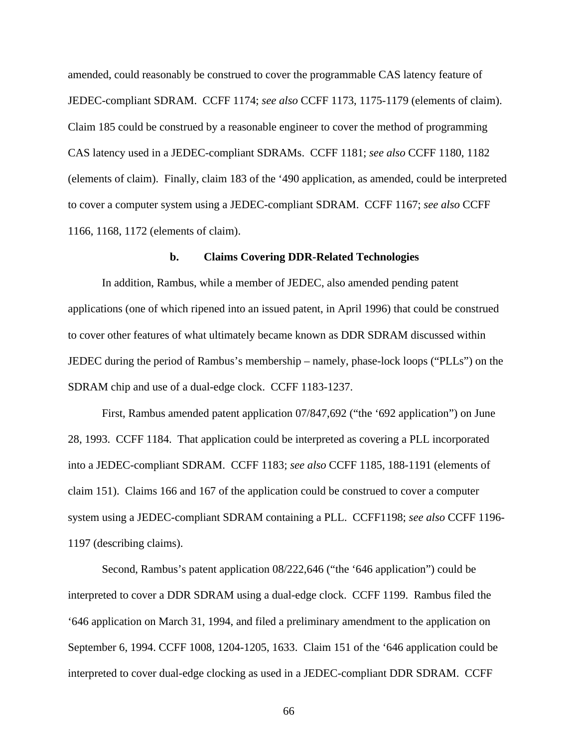amended, could reasonably be construed to cover the programmable CAS latency feature of JEDEC-compliant SDRAM. CCFF 1174; *see also* CCFF 1173, 1175-1179 (elements of claim). Claim 185 could be construed by a reasonable engineer to cover the method of programming CAS latency used in a JEDEC-compliant SDRAMs. CCFF 1181; *see also* CCFF 1180, 1182 (elements of claim). Finally, claim 183 of the '490 application, as amended, could be interpreted to cover a computer system using a JEDEC-compliant SDRAM. CCFF 1167; *see also* CCFF 1166, 1168, 1172 (elements of claim).

#### b. Claims Covering DDR-Related Technologies

In addition, Rambus, while a member of JEDEC, also amended pending patent applications (one of which ripened into an issued patent, in April 1996) that could be construed to cover other features of what ultimately became known as DDR SDRAM discussed within JEDEC during the period of Rambus's membership – namely, phase-lock loops ("PLLs") on the SDRAM chip and use of a dual-edge clock. CCFF 1183-1237.

First, Rambus amended patent application 07/847,692 ("the '692 application") on June 28, 1993. CCFF 1184. That application could be interpreted as covering a PLL incorporated into a JEDEC-compliant SDRAM. CCFF 1183; *see also* CCFF 1185, 188-1191 (elements of claim 151). Claims 166 and 167 of the application could be construed to cover a computer system using a JEDEC-compliant SDRAM containing a PLL. CCFF1198; *see also* CCFF 1196-1197 (describing claims).

Second, Rambus's patent application 08/222,646 ("the '646 application") could be interpreted to cover a DDR SDRAM using a dual-edge clock. CCFF 1199. Rambus filed the '646 application on March 31, 1994, and filed a preliminary amendment to the application on September 6, 1994. CCFF 1008, 1204-1205, 1633. Claim 151 of the '646 application could be interpreted to cover dual-edge clocking as used in a JEDEC-compliant DDR SDRAM. CCFF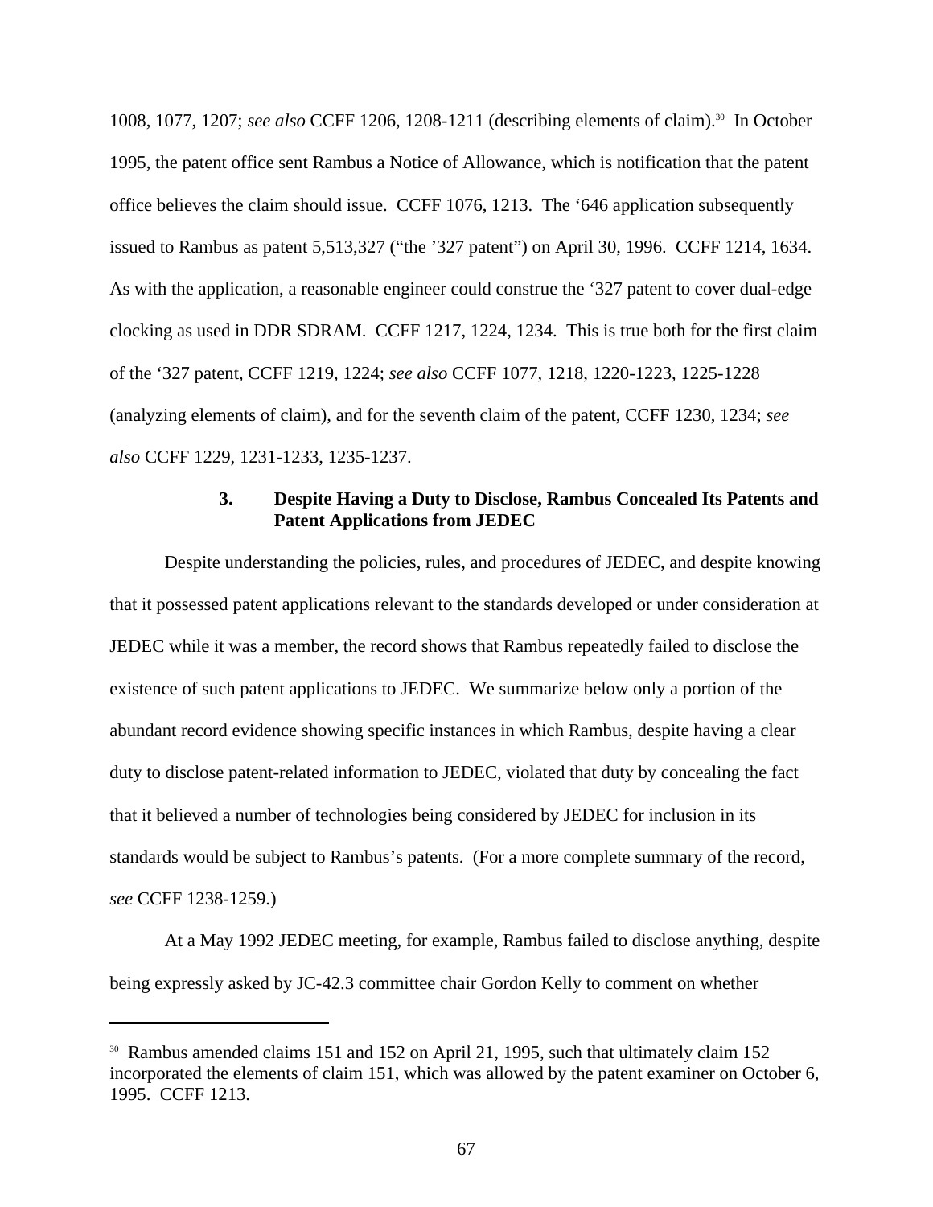1008, 1077, 1207; *see also* CCFF 1206, 1208-1211 (describing elements of claim).[30] In October 1995, the patent office sent Rambus a Notice of Allowance, which is notification that the patent office believes the claim should issue. CCFF 1076, 1213. The '646 application subsequently issued to Rambus as patent 5,513,327 ("the '327 patent") on April 30, 1996. CCFF 1214, 1634. As with the application, a reasonable engineer could construe the '327 patent to cover dual-edge clocking as used in DDR SDRAM. CCFF 1217, 1224, 1234. This is true both for the first claim of the '327 patent, CCFF 1219, 1224; *see also* CCFF 1077, 1218, 1220-1223, 1225-1228 (analyzing elements of claim), and for the seventh claim of the patent, CCFF 1230, 1234; *see also* CCFF 1229, 1231-1233, 1235-1237.

### 3. Despite Having a Duty to Disclose, Rambus Concealed Its Patents and Patent Applications from JEDEC

Despite understanding the policies, rules, and procedures of JEDEC, and despite knowing that it possessed patent applications relevant to the standards developed or under consideration at JEDEC while it was a member, the record shows that Rambus repeatedly failed to disclose the existence of such patent applications to JEDEC. We summarize below only a portion of the abundant record evidence showing specific instances in which Rambus, despite having a clear duty to disclose patent-related information to JEDEC, violated that duty by concealing the fact that it believed a number of technologies being considered by JEDEC for inclusion in its standards would be subject to Rambus's patents. (For a more complete summary of the record, *see* CCFF 1238-1259.)

At a May 1992 JEDEC meeting, for example, Rambus failed to disclose anything, despite being expressly asked by JC-42.3 committee chair Gordon Kelly to comment on whether

---

[30] Rambus amended claims 151 and 152 on April 21, 1995, such that ultimately claim 152 incorporated the elements of claim 151, which was allowed by the patent examiner on October 6, 1995. CCFF 1213.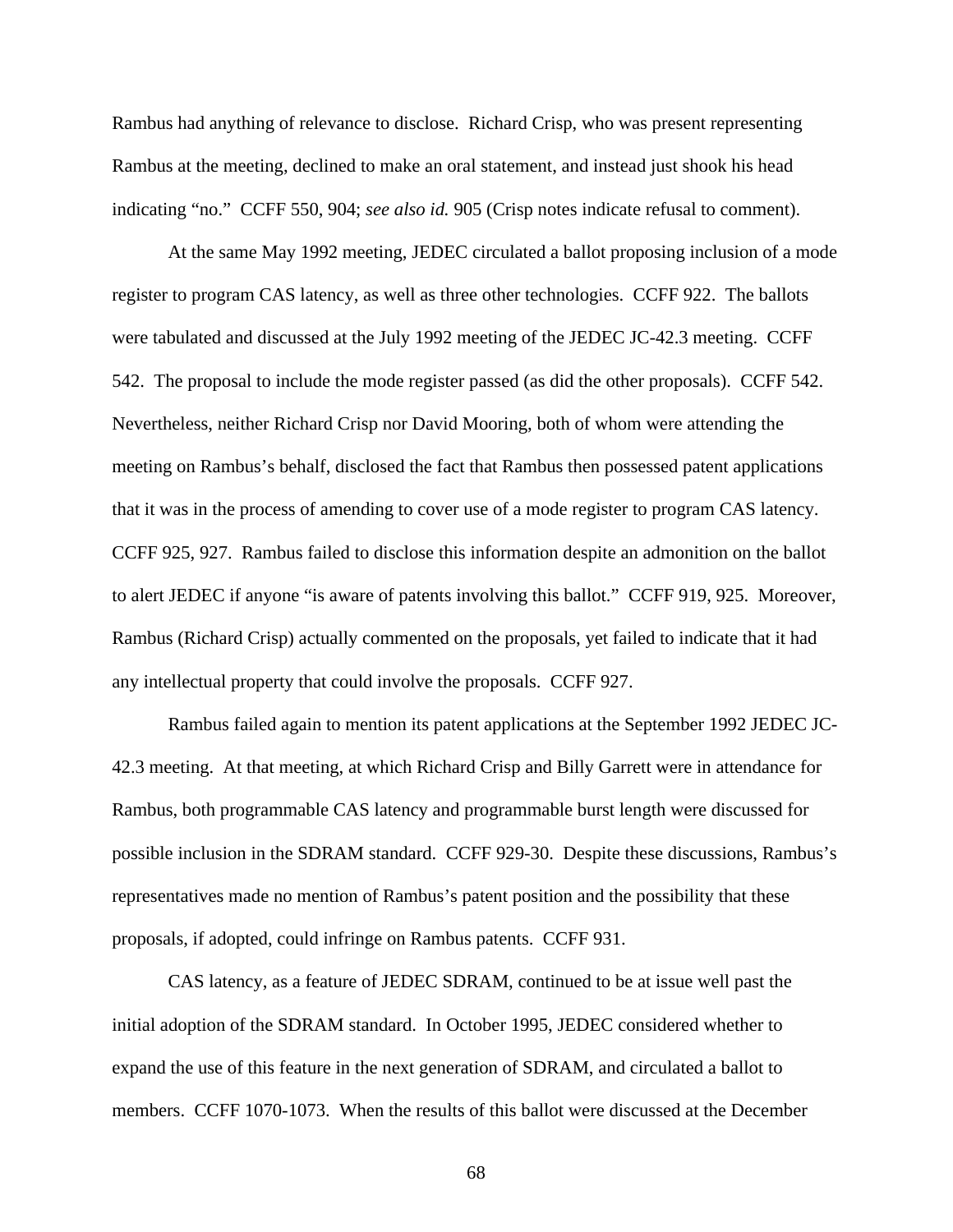Rambus had anything of relevance to disclose. Richard Crisp, who was present representing Rambus at the meeting, declined to make an oral statement, and instead just shook his head indicating "no." CCFF 550, 904; *see also id.* 905 (Crisp notes indicate refusal to comment).

At the same May 1992 meeting, JEDEC circulated a ballot proposing inclusion of a mode register to program CAS latency, as well as three other technologies. CCFF 922. The ballots were tabulated and discussed at the July 1992 meeting of the JEDEC JC-42.3 meeting. CCFF 542. The proposal to include the mode register passed (as did the other proposals). CCFF 542. Nevertheless, neither Richard Crisp nor David Mooring, both of whom were attending the meeting on Rambus's behalf, disclosed the fact that Rambus then possessed patent applications that it was in the process of amending to cover use of a mode register to program CAS latency. CCFF 925, 927. Rambus failed to disclose this information despite an admonition on the ballot to alert JEDEC if anyone "is aware of patents involving this ballot." CCFF 919, 925. Moreover, Rambus (Richard Crisp) actually commented on the proposals, yet failed to indicate that it had any intellectual property that could involve the proposals. CCFF 927.

Rambus failed again to mention its patent applications at the September 1992 JEDEC JC-42.3 meeting. At that meeting, at which Richard Crisp and Billy Garrett were in attendance for Rambus, both programmable CAS latency and programmable burst length were discussed for possible inclusion in the SDRAM standard. CCFF 929-30. Despite these discussions, Rambus's representatives made no mention of Rambus's patent position and the possibility that these proposals, if adopted, could infringe on Rambus patents. CCFF 931.

CAS latency, as a feature of JEDEC SDRAM, continued to be at issue well past the initial adoption of the SDRAM standard. In October 1995, JEDEC considered whether to expand the use of this feature in the next generation of SDRAM, and circulated a ballot to members. CCFF 1070-1073. When the results of this ballot were discussed at the December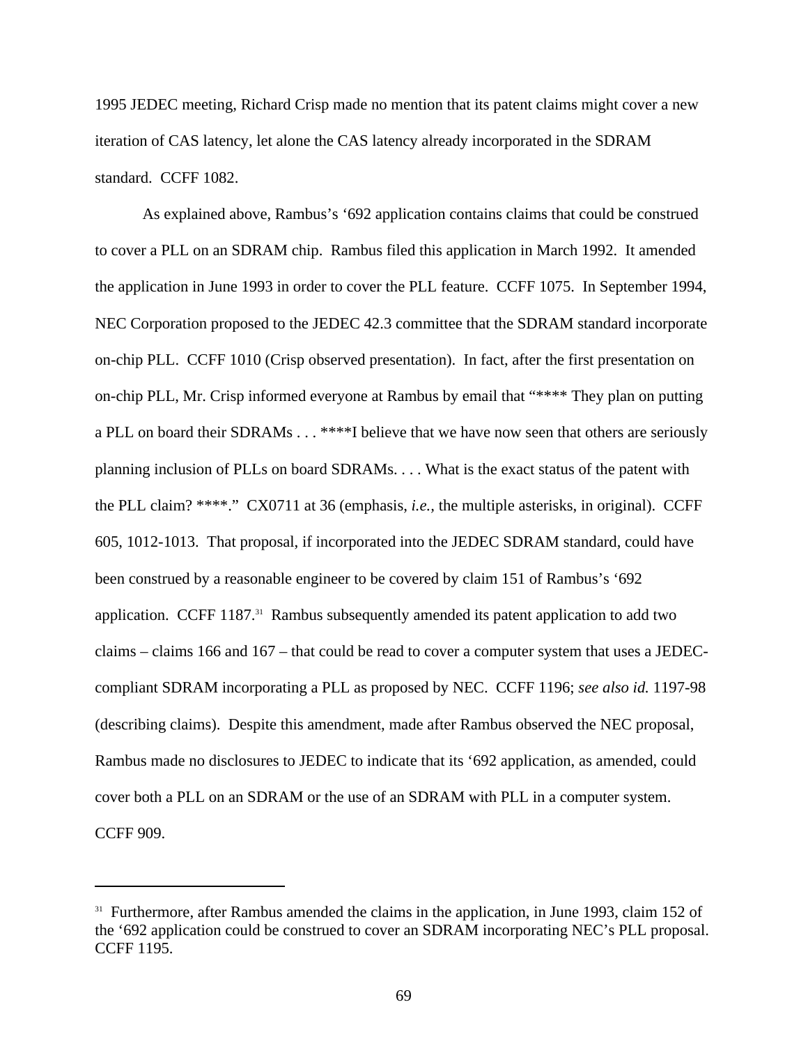1995 JEDEC meeting, Richard Crisp made no mention that its patent claims might cover a new iteration of CAS latency, let alone the CAS latency already incorporated in the SDRAM standard. CCFF 1082.

As explained above, Rambus's '692 application contains claims that could be construed to cover a PLL on an SDRAM chip. Rambus filed this application in March 1992. It amended the application in June 1993 in order to cover the PLL feature. CCFF 1075. In September 1994, NEC Corporation proposed to the JEDEC 42.3 committee that the SDRAM standard incorporate on-chip PLL. CCFF 1010 (Crisp observed presentation). In fact, after the first presentation on on-chip PLL, Mr. Crisp informed everyone at Rambus by email that "**** They plan on putting a PLL on board their SDRAMs . . . ****I believe that we have now seen that others are seriously planning inclusion of PLLs on board SDRAMs. . . . What is the exact status of the patent with the PLL claim? ****." CX0711 at 36 (emphasis, *i.e.,* the multiple asterisks, in original). CCFF 605, 1012-1013. That proposal, if incorporated into the JEDEC SDRAM standard, could have been construed by a reasonable engineer to be covered by claim 151 of Rambus's '692 application. CCFF 1187.[31] Rambus subsequently amended its patent application to add two claims – claims 166 and 167 – that could be read to cover a computer system that uses a JEDEC-compliant SDRAM incorporating a PLL as proposed by NEC. CCFF 1196; *see also id.* 1197-98 (describing claims). Despite this amendment, made after Rambus observed the NEC proposal, Rambus made no disclosures to JEDEC to indicate that its '692 application, as amended, could cover both a PLL on an SDRAM or the use of an SDRAM with PLL in a computer system. CCFF 909.

---

[31] Furthermore, after Rambus amended the claims in the application, in June 1993, claim 152 of the '692 application could be construed to cover an SDRAM incorporating NEC's PLL proposal. CCFF 1195.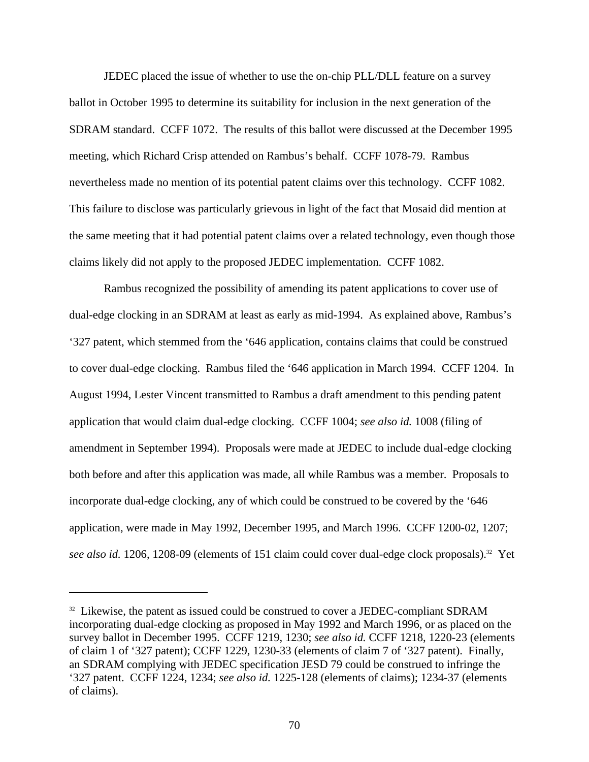JEDEC placed the issue of whether to use the on-chip PLL/DLL feature on a survey ballot in October 1995 to determine its suitability for inclusion in the next generation of the SDRAM standard. CCFF 1072. The results of this ballot were discussed at the December 1995 meeting, which Richard Crisp attended on Rambus's behalf. CCFF 1078-79. Rambus nevertheless made no mention of its potential patent claims over this technology. CCFF 1082. This failure to disclose was particularly grievous in light of the fact that Mosaid did mention at the same meeting that it had potential patent claims over a related technology, even though those claims likely did not apply to the proposed JEDEC implementation. CCFF 1082.

Rambus recognized the possibility of amending its patent applications to cover use of dual-edge clocking in an SDRAM at least as early as mid-1994. As explained above, Rambus's '327 patent, which stemmed from the '646 application, contains claims that could be construed to cover dual-edge clocking. Rambus filed the '646 application in March 1994. CCFF 1204. In August 1994, Lester Vincent transmitted to Rambus a draft amendment to this pending patent application that would claim dual-edge clocking. CCFF 1004; *see also id.* 1008 (filing of amendment in September 1994). Proposals were made at JEDEC to include dual-edge clocking both before and after this application was made, all while Rambus was a member. Proposals to incorporate dual-edge clocking, any of which could be construed to be covered by the '646 application, were made in May 1992, December 1995, and March 1996. CCFF 1200-02, 1207; *see also id.* 1206, 1208-09 (elements of 151 claim could cover dual-edge clock proposals).[32] Yet

[32] Likewise, the patent as issued could be construed to cover a JEDEC-compliant SDRAM incorporating dual-edge clocking as proposed in May 1992 and March 1996, or as placed on the survey ballot in December 1995. CCFF 1219, 1230; *see also id.* CCFF 1218, 1220-23 (elements of claim 1 of '327 patent); CCFF 1229, 1230-33 (elements of claim 7 of '327 patent). Finally, an SDRAM complying with JEDEC specification JESD 79 could be construed to infringe the '327 patent. CCFF 1224, 1234; *see also id.* 1225-128 (elements of claims); 1234-37 (elements of claims).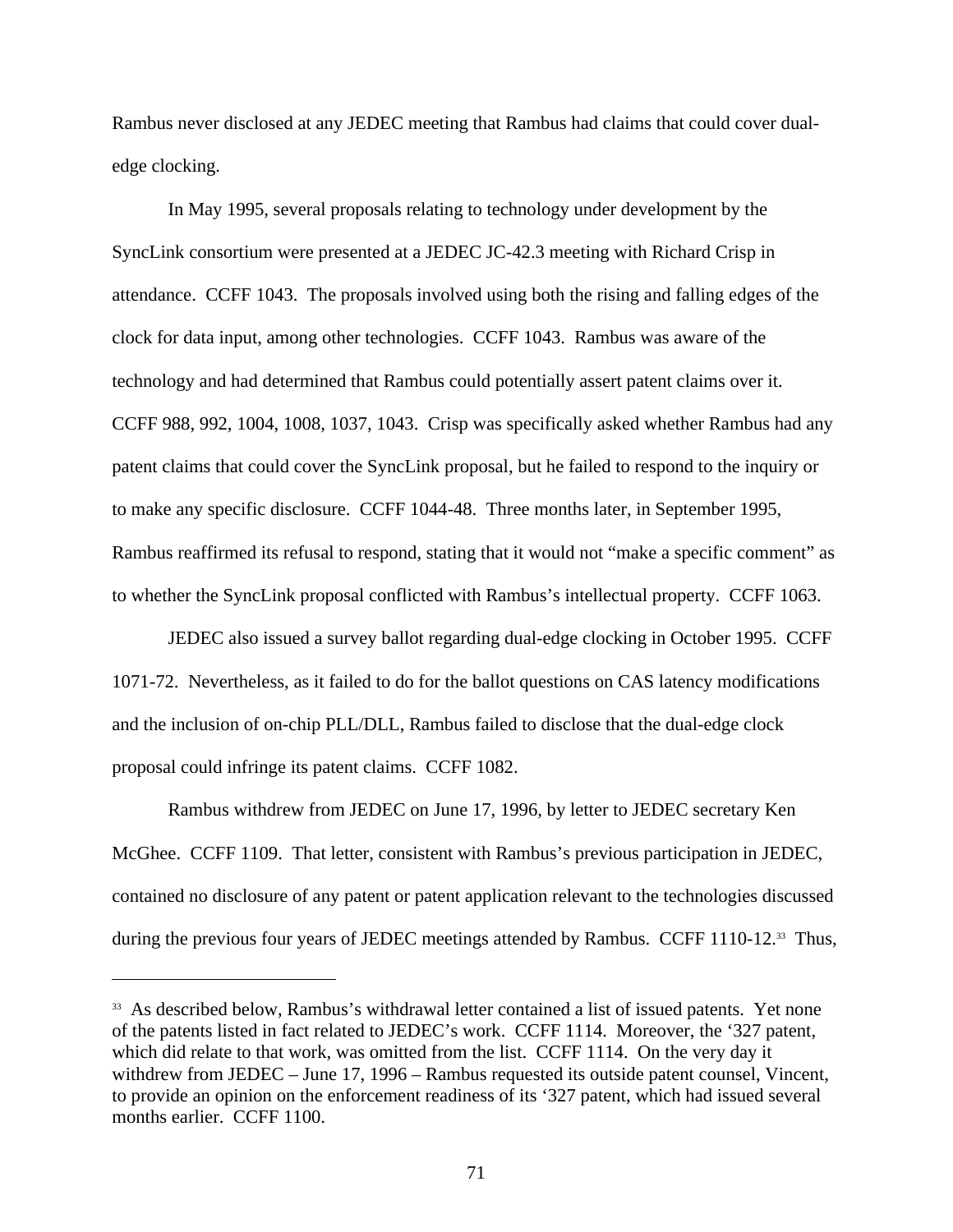Rambus never disclosed at any JEDEC meeting that Rambus had claims that could cover dual-edge clocking.

In May 1995, several proposals relating to technology under development by the SyncLink consortium were presented at a JEDEC JC-42.3 meeting with Richard Crisp in attendance. CCFF 1043. The proposals involved using both the rising and falling edges of the clock for data input, among other technologies. CCFF 1043. Rambus was aware of the technology and had determined that Rambus could potentially assert patent claims over it. CCFF 988, 992, 1004, 1008, 1037, 1043. Crisp was specifically asked whether Rambus had any patent claims that could cover the SyncLink proposal, but he failed to respond to the inquiry or to make any specific disclosure. CCFF 1044-48. Three months later, in September 1995, Rambus reaffirmed its refusal to respond, stating that it would not "make a specific comment" as to whether the SyncLink proposal conflicted with Rambus's intellectual property. CCFF 1063.

JEDEC also issued a survey ballot regarding dual-edge clocking in October 1995. CCFF 1071-72. Nevertheless, as it failed to do for the ballot questions on CAS latency modifications and the inclusion of on-chip PLL/DLL, Rambus failed to disclose that the dual-edge clock proposal could infringe its patent claims. CCFF 1082.

Rambus withdrew from JEDEC on June 17, 1996, by letter to JEDEC secretary Ken McGhee. CCFF 1109. That letter, consistent with Rambus's previous participation in JEDEC, contained no disclosure of any patent or patent application relevant to the technologies discussed during the previous four years of JEDEC meetings attended by Rambus. CCFF 1110-12.[33] Thus,

---

[33] As described below, Rambus's withdrawal letter contained a list of issued patents. Yet none of the patents listed in fact related to JEDEC's work. CCFF 1114. Moreover, the '327 patent, which did relate to that work, was omitted from the list. CCFF 1114. On the very day it withdrew from JEDEC – June 17, 1996 – Rambus requested its outside patent counsel, Vincent, to provide an opinion on the enforcement readiness of its '327 patent, which had issued several months earlier. CCFF 1100.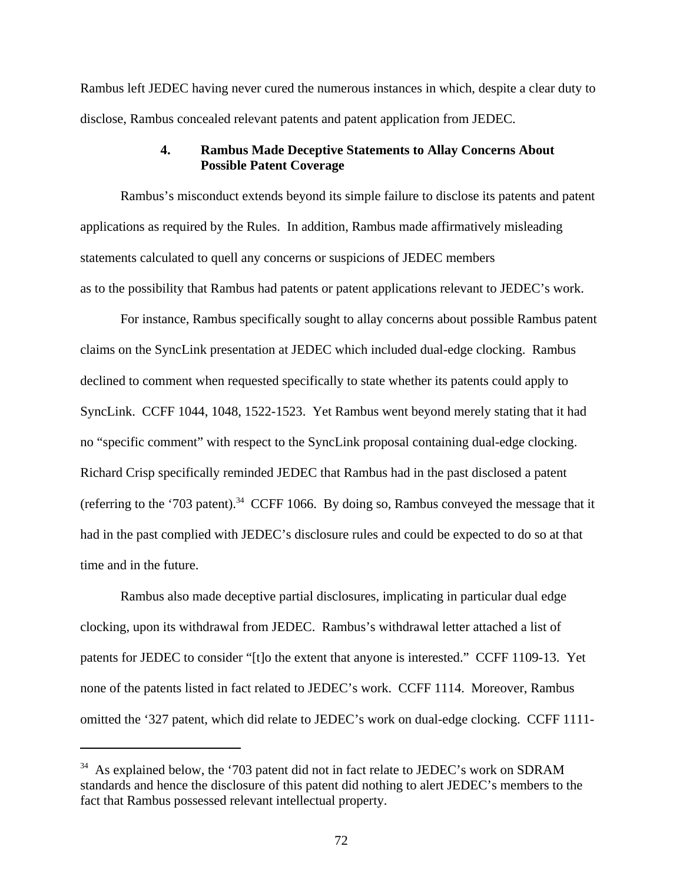Rambus left JEDEC having never cured the numerous instances in which, despite a clear duty to disclose, Rambus concealed relevant patents and patent application from JEDEC.

#### 4. Rambus Made Deceptive Statements to Allay Concerns About Possible Patent Coverage

Rambus's misconduct extends beyond its simple failure to disclose its patents and patent applications as required by the Rules. In addition, Rambus made affirmatively misleading statements calculated to quell any concerns or suspicions of JEDEC members as to the possibility that Rambus had patents or patent applications relevant to JEDEC's work.

For instance, Rambus specifically sought to allay concerns about possible Rambus patent claims on the SyncLink presentation at JEDEC which included dual-edge clocking. Rambus declined to comment when requested specifically to state whether its patents could apply to SyncLink. CCFF 1044, 1048, 1522-1523. Yet Rambus went beyond merely stating that it had no "specific comment" with respect to the SyncLink proposal containing dual-edge clocking. Richard Crisp specifically reminded JEDEC that Rambus had in the past disclosed a patent (referring to the '703 patent).[34] CCFF 1066. By doing so, Rambus conveyed the message that it had in the past complied with JEDEC's disclosure rules and could be expected to do so at that time and in the future.

Rambus also made deceptive partial disclosures, implicating in particular dual edge clocking, upon its withdrawal from JEDEC. Rambus's withdrawal letter attached a list of patents for JEDEC to consider "[t]o the extent that anyone is interested." CCFF 1109-13. Yet none of the patents listed in fact related to JEDEC's work. CCFF 1114. Moreover, Rambus omitted the '327 patent, which did relate to JEDEC's work on dual-edge clocking. CCFF 1111-

[34] As explained below, the '703 patent did not in fact relate to JEDEC's work on SDRAM standards and hence the disclosure of this patent did nothing to alert JEDEC's members to the fact that Rambus possessed relevant intellectual property.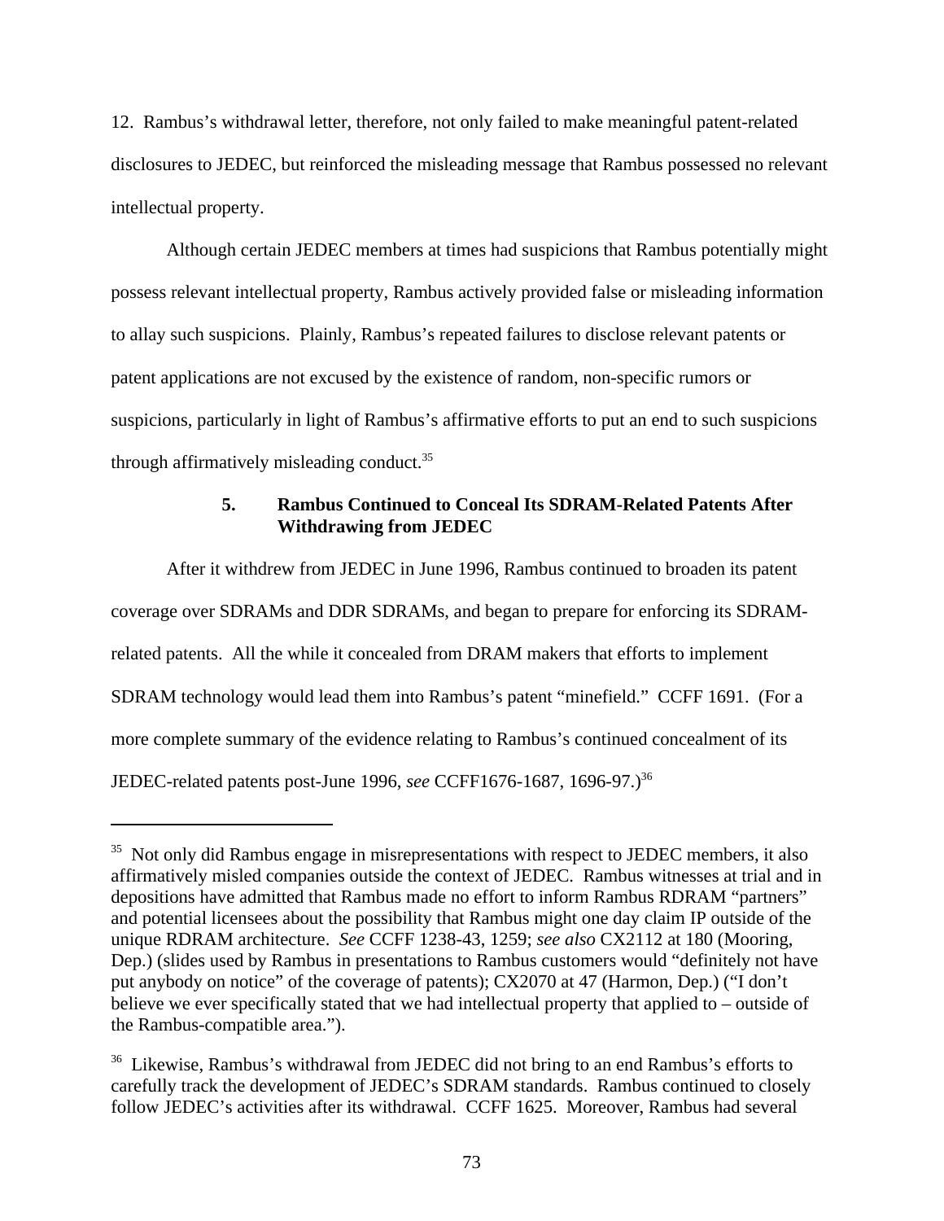12. Rambus's withdrawal letter, therefore, not only failed to make meaningful patent-related disclosures to JEDEC, but reinforced the misleading message that Rambus possessed no relevant intellectual property.

Although certain JEDEC members at times had suspicions that Rambus potentially might possess relevant intellectual property, Rambus actively provided false or misleading information to allay such suspicions. Plainly, Rambus's repeated failures to disclose relevant patents or patent applications are not excused by the existence of random, non-specific rumors or suspicions, particularly in light of Rambus's affirmative efforts to put an end to such suspicions through affirmatively misleading conduct.[35]

### 5. Rambus Continued to Conceal Its SDRAM-Related Patents After Withdrawing from JEDEC

After it withdrew from JEDEC in June 1996, Rambus continued to broaden its patent coverage over SDRAMs and DDR SDRAMs, and began to prepare for enforcing its SDRAM-related patents. All the while it concealed from DRAM makers that efforts to implement SDRAM technology would lead them into Rambus's patent "minefield." CCFF 1691. (For a more complete summary of the evidence relating to Rambus's continued concealment of its JEDEC-related patents post-June 1996, *see* CCFF1676-1687, 1696-97.)[36]

---

[35] Not only did Rambus engage in misrepresentations with respect to JEDEC members, it also affirmatively misled companies outside the context of JEDEC. Rambus witnesses at trial and in depositions have admitted that Rambus made no effort to inform Rambus RDRAM "partners" and potential licensees about the possibility that Rambus might one day claim IP outside of the unique RDRAM architecture. *See* CCFF 1238-43, 1259; *see also* CX2112 at 180 (Mooring, Dep.) (slides used by Rambus in presentations to Rambus customers would "definitely not have put anybody on notice" of the coverage of patents); CX2070 at 47 (Harmon, Dep.) ("I don't believe we ever specifically stated that we had intellectual property that applied to – outside of the Rambus-compatible area.").

[36] Likewise, Rambus's withdrawal from JEDEC did not bring to an end Rambus's efforts to carefully track the development of JEDEC's SDRAM standards. Rambus continued to closely follow JEDEC's activities after its withdrawal. CCFF 1625. Moreover, Rambus had several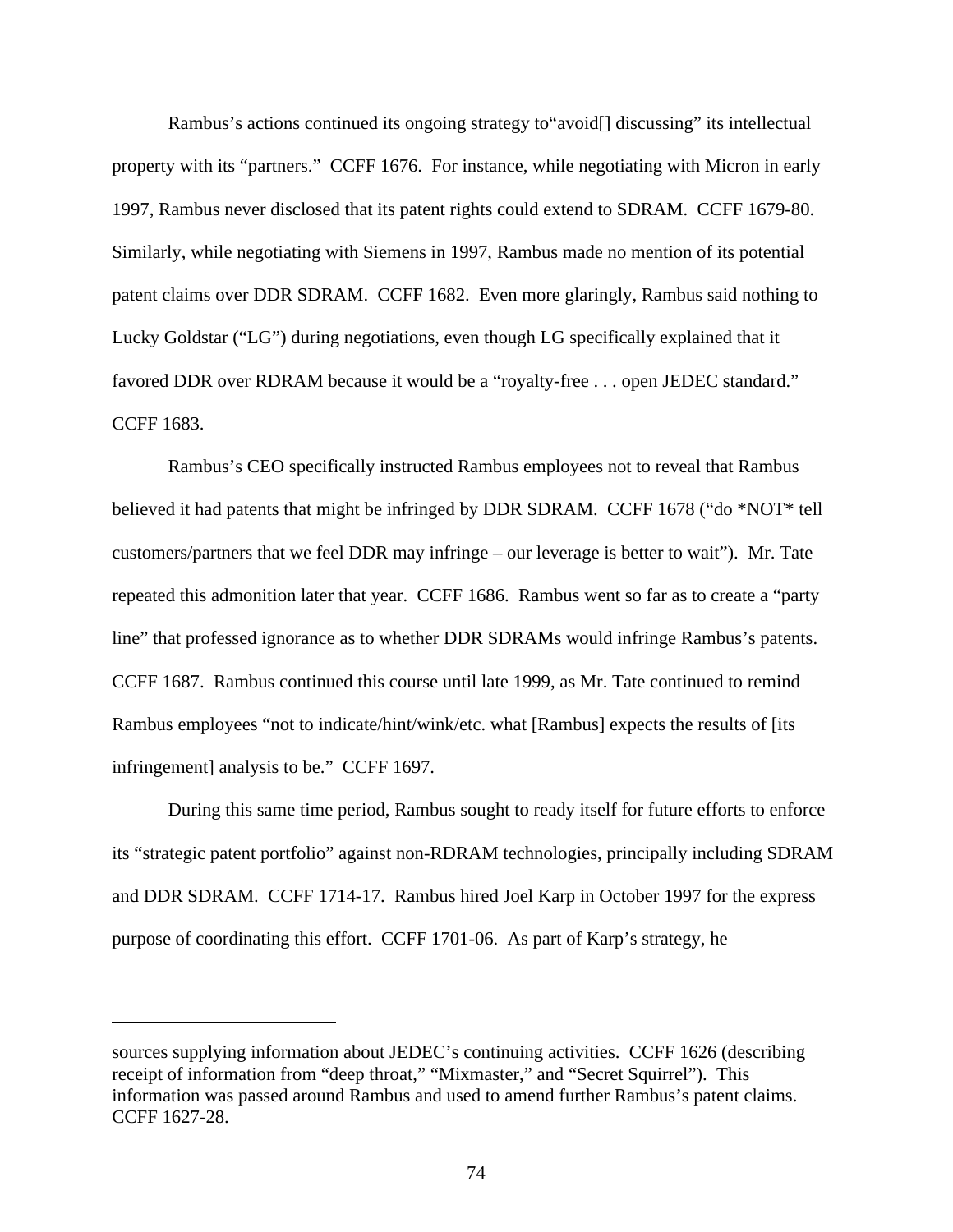Rambus's actions continued its ongoing strategy to"avoid[] discussing" its intellectual property with its "partners." CCFF 1676. For instance, while negotiating with Micron in early 1997, Rambus never disclosed that its patent rights could extend to SDRAM. CCFF 1679-80. Similarly, while negotiating with Siemens in 1997, Rambus made no mention of its potential patent claims over DDR SDRAM. CCFF 1682. Even more glaringly, Rambus said nothing to Lucky Goldstar ("LG") during negotiations, even though LG specifically explained that it favored DDR over RDRAM because it would be a "royalty-free . . . open JEDEC standard." CCFF 1683.

Rambus's CEO specifically instructed Rambus employees not to reveal that Rambus believed it had patents that might be infringed by DDR SDRAM. CCFF 1678 ("do *NOT* tell customers/partners that we feel DDR may infringe – our leverage is better to wait"). Mr. Tate repeated this admonition later that year. CCFF 1686. Rambus went so far as to create a "party line" that professed ignorance as to whether DDR SDRAMs would infringe Rambus's patents. CCFF 1687. Rambus continued this course until late 1999, as Mr. Tate continued to remind Rambus employees "not to indicate/hint/wink/etc. what [Rambus] expects the results of [its infringement] analysis to be." CCFF 1697.

During this same time period, Rambus sought to ready itself for future efforts to enforce its "strategic patent portfolio" against non-RDRAM technologies, principally including SDRAM and DDR SDRAM. CCFF 1714-17. Rambus hired Joel Karp in October 1997 for the express purpose of coordinating this effort. CCFF 1701-06. As part of Karp's strategy, he

---

sources supplying information about JEDEC's continuing activities. CCFF 1626 (describing receipt of information from "deep throat," "Mixmaster," and "Secret Squirrel"). This information was passed around Rambus and used to amend further Rambus's patent claims. CCFF 1627-28.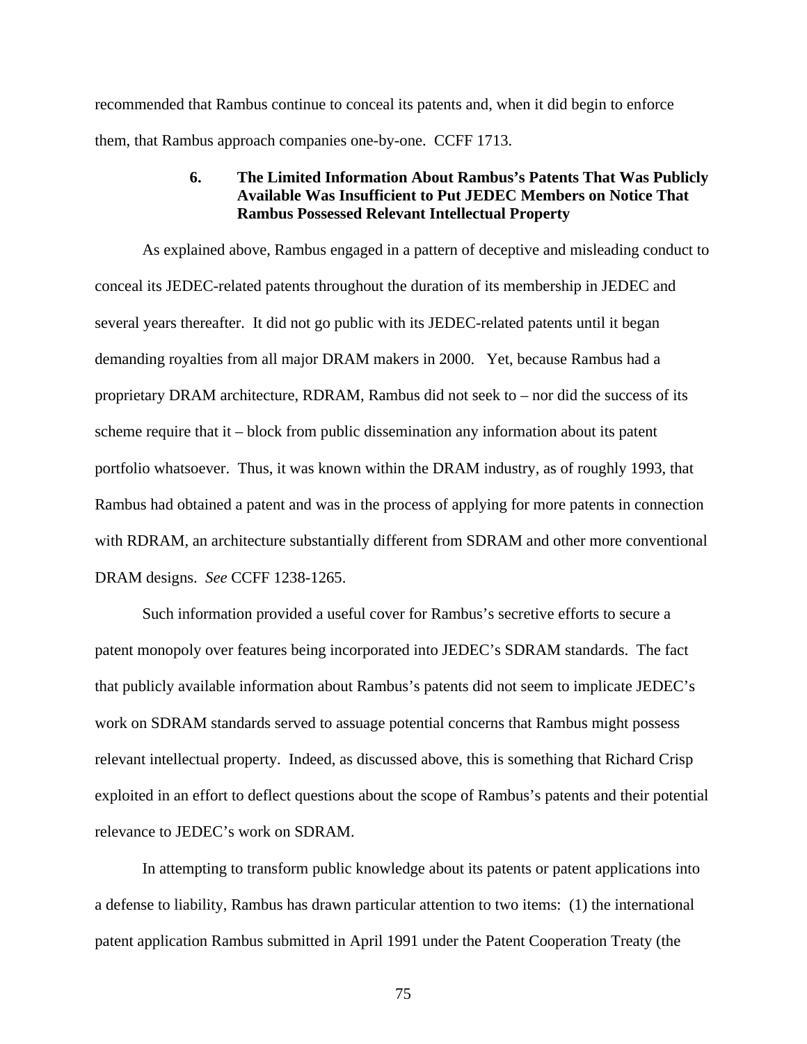recommended that Rambus continue to conceal its patents and, when it did begin to enforce them, that Rambus approach companies one-by-one. CCFF 1713.

### 6. The Limited Information About Rambus's Patents That Was Publicly Available Was Insufficient to Put JEDEC Members on Notice That Rambus Possessed Relevant Intellectual Property

As explained above, Rambus engaged in a pattern of deceptive and misleading conduct to conceal its JEDEC-related patents throughout the duration of its membership in JEDEC and several years thereafter. It did not go public with its JEDEC-related patents until it began demanding royalties from all major DRAM makers in 2000. Yet, because Rambus had a proprietary DRAM architecture, RDRAM, Rambus did not seek to – nor did the success of its scheme require that it – block from public dissemination any information about its patent portfolio whatsoever. Thus, it was known within the DRAM industry, as of roughly 1993, that Rambus had obtained a patent and was in the process of applying for more patents in connection with RDRAM, an architecture substantially different from SDRAM and other more conventional DRAM designs. *See* CCFF 1238-1265.

Such information provided a useful cover for Rambus's secretive efforts to secure a patent monopoly over features being incorporated into JEDEC's SDRAM standards. The fact that publicly available information about Rambus's patents did not seem to implicate JEDEC's work on SDRAM standards served to assuage potential concerns that Rambus might possess relevant intellectual property. Indeed, as discussed above, this is something that Richard Crisp exploited in an effort to deflect questions about the scope of Rambus's patents and their potential relevance to JEDEC's work on SDRAM.

In attempting to transform public knowledge about its patents or patent applications into a defense to liability, Rambus has drawn particular attention to two items: (1) the international patent application Rambus submitted in April 1991 under the Patent Cooperation Treaty (the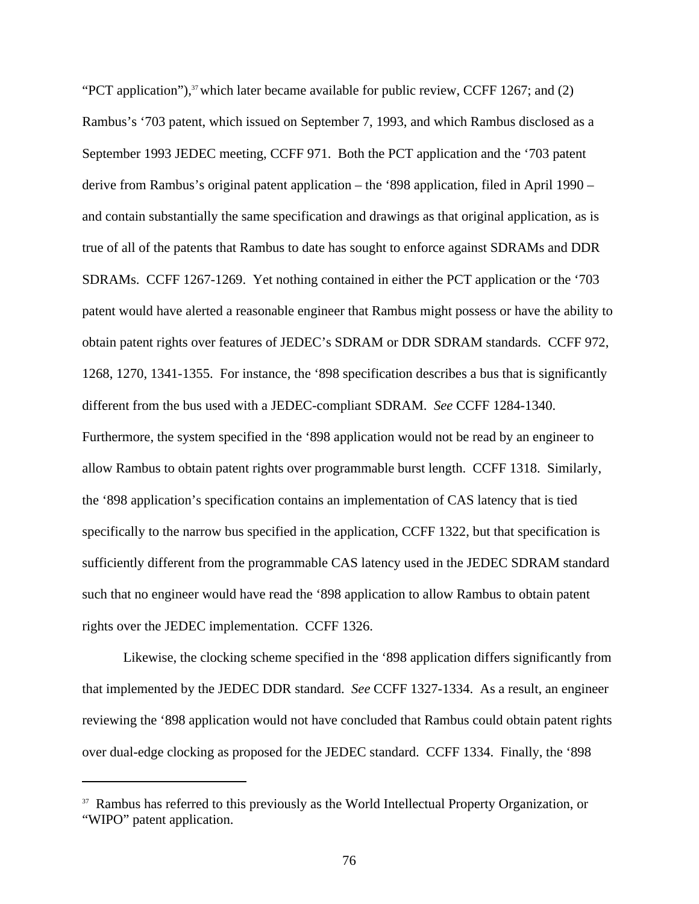"PCT application"),[37] which later became available for public review, CCFF 1267; and (2) Rambus's '703 patent, which issued on September 7, 1993, and which Rambus disclosed as a September 1993 JEDEC meeting, CCFF 971. Both the PCT application and the '703 patent derive from Rambus's original patent application – the '898 application, filed in April 1990 – and contain substantially the same specification and drawings as that original application, as is true of all of the patents that Rambus to date has sought to enforce against SDRAMs and DDR SDRAMs. CCFF 1267-1269. Yet nothing contained in either the PCT application or the '703 patent would have alerted a reasonable engineer that Rambus might possess or have the ability to obtain patent rights over features of JEDEC's SDRAM or DDR SDRAM standards. CCFF 972, 1268, 1270, 1341-1355. For instance, the '898 specification describes a bus that is significantly different from the bus used with a JEDEC-compliant SDRAM. *See* CCFF 1284-1340. Furthermore, the system specified in the '898 application would not be read by an engineer to allow Rambus to obtain patent rights over programmable burst length. CCFF 1318. Similarly, the '898 application's specification contains an implementation of CAS latency that is tied specifically to the narrow bus specified in the application, CCFF 1322, but that specification is sufficiently different from the programmable CAS latency used in the JEDEC SDRAM standard such that no engineer would have read the '898 application to allow Rambus to obtain patent rights over the JEDEC implementation. CCFF 1326.

Likewise, the clocking scheme specified in the '898 application differs significantly from that implemented by the JEDEC DDR standard. *See* CCFF 1327-1334. As a result, an engineer reviewing the '898 application would not have concluded that Rambus could obtain patent rights over dual-edge clocking as proposed for the JEDEC standard. CCFF 1334. Finally, the '898

---

[37] Rambus has referred to this previously as the World Intellectual Property Organization, or "WIPO" patent application.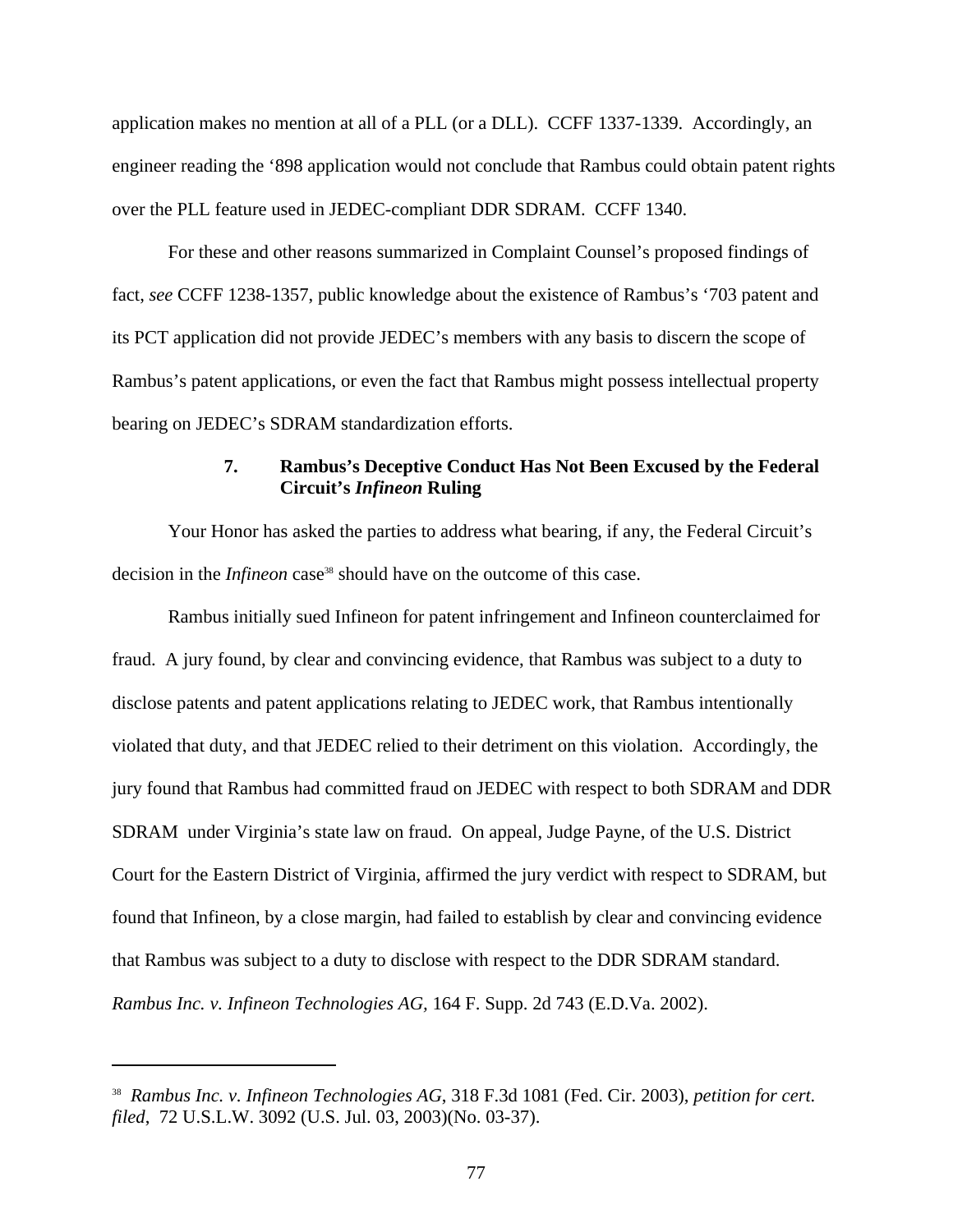application makes no mention at all of a PLL (or a DLL). CCFF 1337-1339. Accordingly, an engineer reading the '898 application would not conclude that Rambus could obtain patent rights over the PLL feature used in JEDEC-compliant DDR SDRAM. CCFF 1340.

For these and other reasons summarized in Complaint Counsel's proposed findings of fact, *see* CCFF 1238-1357, public knowledge about the existence of Rambus's '703 patent and its PCT application did not provide JEDEC's members with any basis to discern the scope of Rambus's patent applications, or even the fact that Rambus might possess intellectual property bearing on JEDEC's SDRAM standardization efforts.

### 7. Rambus's Deceptive Conduct Has Not Been Excused by the Federal Circuit's *Infineon* Ruling

Your Honor has asked the parties to address what bearing, if any, the Federal Circuit's decision in the *Infineon* case[38] should have on the outcome of this case.

Rambus initially sued Infineon for patent infringement and Infineon counterclaimed for fraud. A jury found, by clear and convincing evidence, that Rambus was subject to a duty to disclose patents and patent applications relating to JEDEC work, that Rambus intentionally violated that duty, and that JEDEC relied to their detriment on this violation. Accordingly, the jury found that Rambus had committed fraud on JEDEC with respect to both SDRAM and DDR SDRAM under Virginia's state law on fraud. On appeal, Judge Payne, of the U.S. District Court for the Eastern District of Virginia, affirmed the jury verdict with respect to SDRAM, but found that Infineon, by a close margin, had failed to establish by clear and convincing evidence that Rambus was subject to a duty to disclose with respect to the DDR SDRAM standard. *Rambus Inc. v. Infineon Technologies AG,* 164 F. Supp. 2d 743 (E.D.Va. 2002).

---

[38] *Rambus Inc. v. Infineon Technologies AG*, 318 F.3d 1081 (Fed. Cir. 2003), *petition for cert. filed*, 72 U.S.L.W. 3092 (U.S. Jul. 03, 2003)(No. 03-37).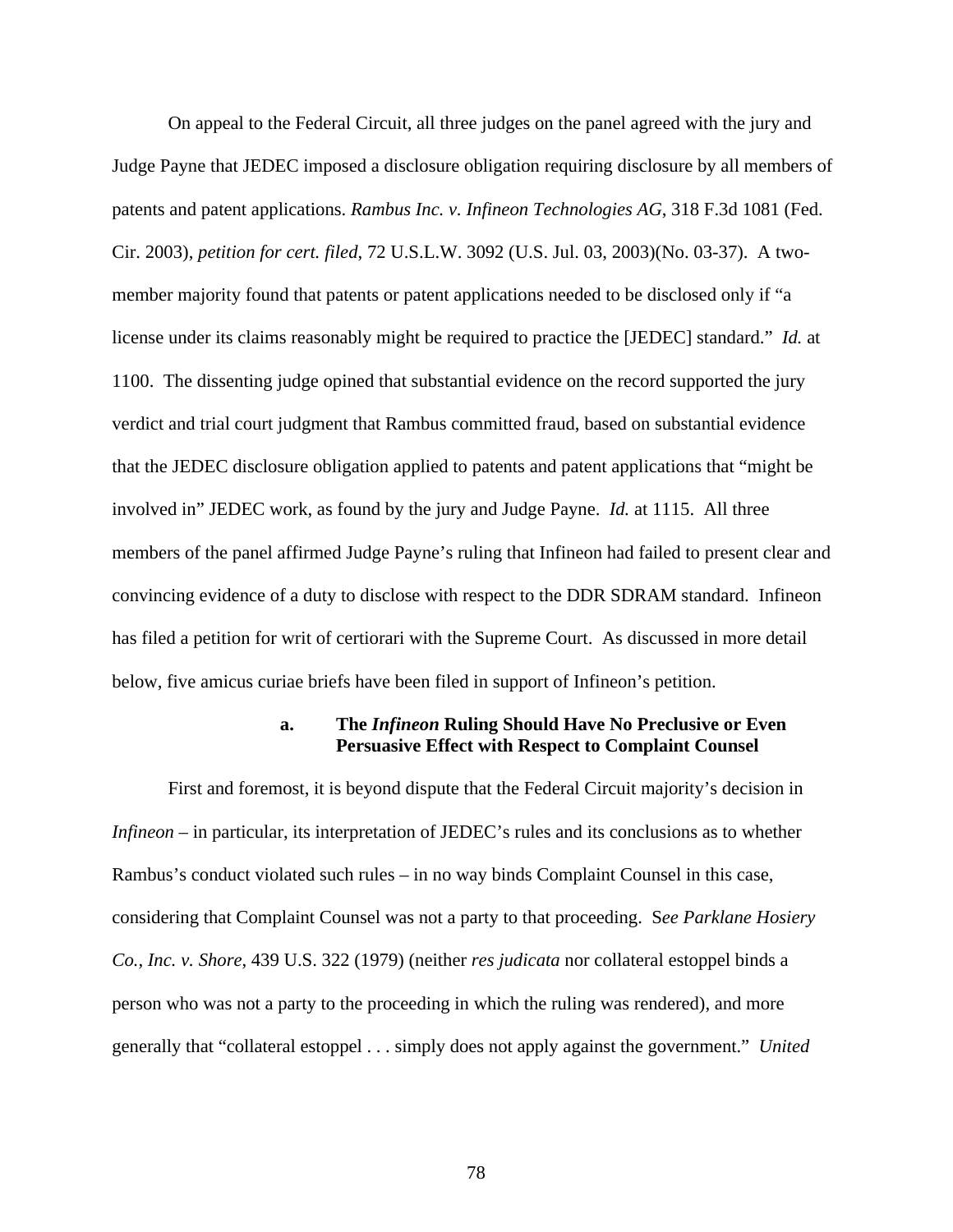On appeal to the Federal Circuit, all three judges on the panel agreed with the jury and Judge Payne that JEDEC imposed a disclosure obligation requiring disclosure by all members of patents and patent applications. *Rambus Inc. v. Infineon Technologies AG*, 318 F.3d 1081 (Fed. Cir. 2003), *petition for cert. filed*, 72 U.S.L.W. 3092 (U.S. Jul. 03, 2003)(No. 03-37). A two-member majority found that patents or patent applications needed to be disclosed only if "a license under its claims reasonably might be required to practice the [JEDEC] standard." *Id.* at 1100. The dissenting judge opined that substantial evidence on the record supported the jury verdict and trial court judgment that Rambus committed fraud, based on substantial evidence that the JEDEC disclosure obligation applied to patents and patent applications that "might be involved in" JEDEC work, as found by the jury and Judge Payne. *Id.* at 1115. All three members of the panel affirmed Judge Payne's ruling that Infineon had failed to present clear and convincing evidence of a duty to disclose with respect to the DDR SDRAM standard. Infineon has filed a petition for writ of certiorari with the Supreme Court. As discussed in more detail below, five amicus curiae briefs have been filed in support of Infineon's petition.

**a. The *Infineon* Ruling Should Have No Preclusive or Even Persuasive Effect with Respect to Complaint Counsel**

First and foremost, it is beyond dispute that the Federal Circuit majority's decision in *Infineon* – in particular, its interpretation of JEDEC's rules and its conclusions as to whether Rambus's conduct violated such rules – in no way binds Complaint Counsel in this case, considering that Complaint Counsel was not a party to that proceeding. S*ee Parklane Hosiery Co., Inc. v. Shore*, 439 U.S. 322 (1979) (neither *res judicata* nor collateral estoppel binds a person who was not a party to the proceeding in which the ruling was rendered), and more generally that "collateral estoppel . . . simply does not apply against the government." *United*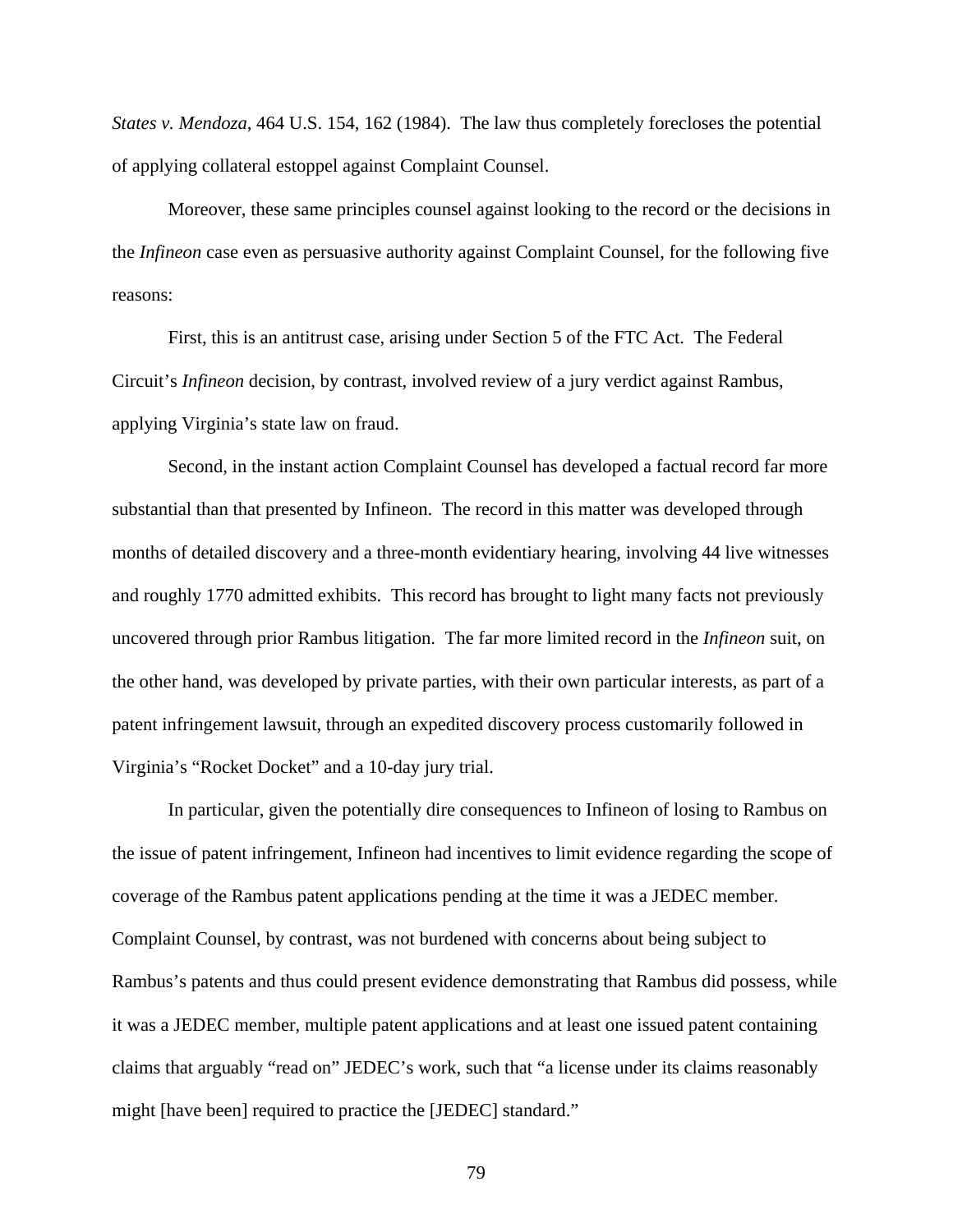*States v. Mendoza*, 464 U.S. 154, 162 (1984). The law thus completely forecloses the potential of applying collateral estoppel against Complaint Counsel.

Moreover, these same principles counsel against looking to the record or the decisions in the *Infineon* case even as persuasive authority against Complaint Counsel, for the following five reasons:

First, this is an antitrust case, arising under Section 5 of the FTC Act. The Federal Circuit's *Infineon* decision, by contrast, involved review of a jury verdict against Rambus, applying Virginia's state law on fraud.

Second, in the instant action Complaint Counsel has developed a factual record far more substantial than that presented by Infineon. The record in this matter was developed through months of detailed discovery and a three-month evidentiary hearing, involving 44 live witnesses and roughly 1770 admitted exhibits. This record has brought to light many facts not previously uncovered through prior Rambus litigation. The far more limited record in the *Infineon* suit, on the other hand, was developed by private parties, with their own particular interests, as part of a patent infringement lawsuit, through an expedited discovery process customarily followed in Virginia's "Rocket Docket" and a 10-day jury trial.

In particular, given the potentially dire consequences to Infineon of losing to Rambus on the issue of patent infringement, Infineon had incentives to limit evidence regarding the scope of coverage of the Rambus patent applications pending at the time it was a JEDEC member. Complaint Counsel, by contrast, was not burdened with concerns about being subject to Rambus's patents and thus could present evidence demonstrating that Rambus did possess, while it was a JEDEC member, multiple patent applications and at least one issued patent containing claims that arguably "read on" JEDEC's work, such that "a license under its claims reasonably might [have been] required to practice the [JEDEC] standard."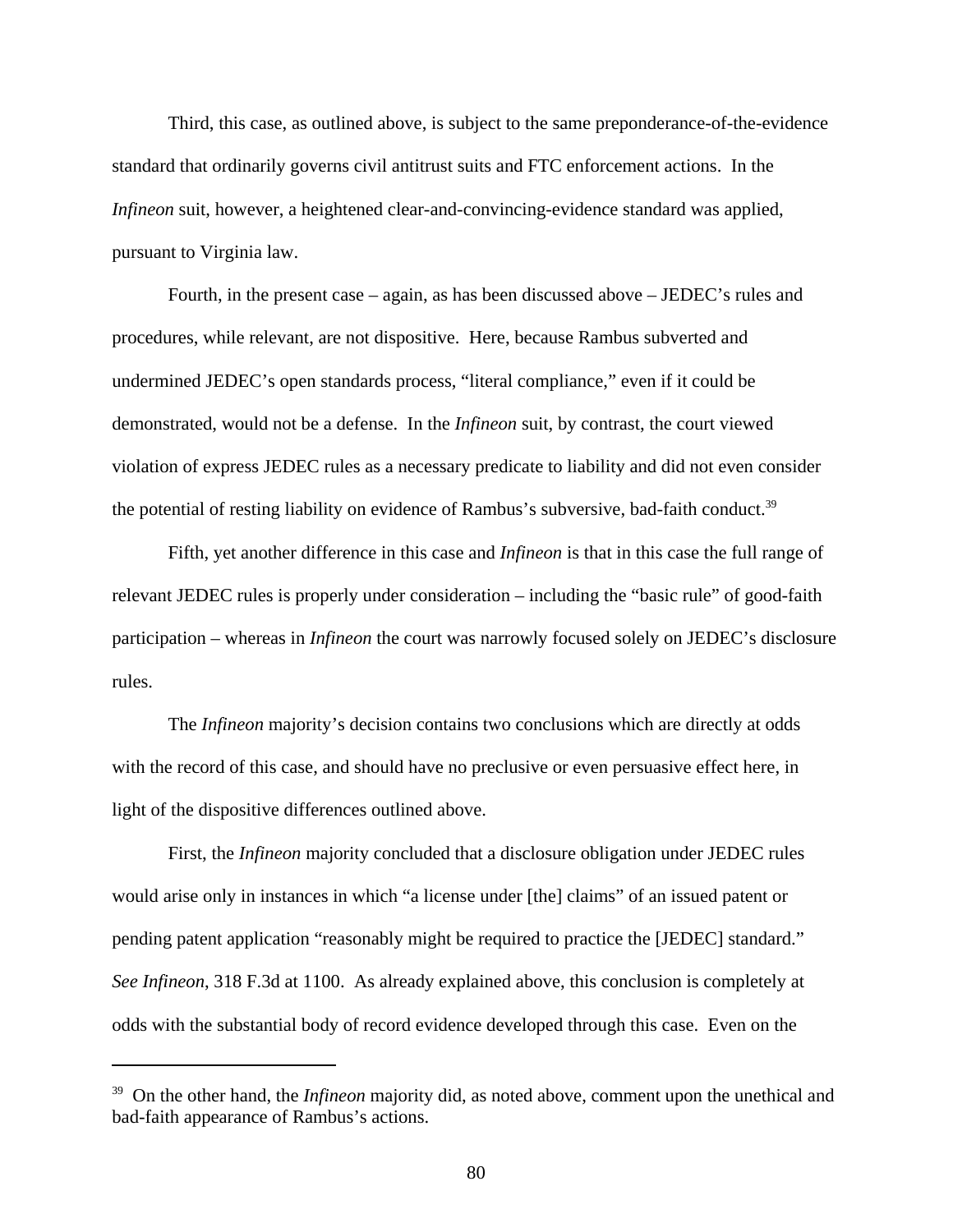Third, this case, as outlined above, is subject to the same preponderance-of-the-evidence standard that ordinarily governs civil antitrust suits and FTC enforcement actions. In the *Infineon* suit, however, a heightened clear-and-convincing-evidence standard was applied, pursuant to Virginia law.

Fourth, in the present case – again, as has been discussed above – JEDEC's rules and procedures, while relevant, are not dispositive. Here, because Rambus subverted and undermined JEDEC's open standards process, "literal compliance," even if it could be demonstrated, would not be a defense. In the *Infineon* suit, by contrast, the court viewed violation of express JEDEC rules as a necessary predicate to liability and did not even consider the potential of resting liability on evidence of Rambus's subversive, bad-faith conduct.[39]

Fifth, yet another difference in this case and *Infineon* is that in this case the full range of relevant JEDEC rules is properly under consideration – including the "basic rule" of good-faith participation – whereas in *Infineon* the court was narrowly focused solely on JEDEC's disclosure rules.

The *Infineon* majority's decision contains two conclusions which are directly at odds with the record of this case, and should have no preclusive or even persuasive effect here, in light of the dispositive differences outlined above.

First, the *Infineon* majority concluded that a disclosure obligation under JEDEC rules would arise only in instances in which "a license under [the] claims" of an issued patent or pending patent application "reasonably might be required to practice the [JEDEC] standard." *See Infineon*, 318 F.3d at 1100. As already explained above, this conclusion is completely at odds with the substantial body of record evidence developed through this case. Even on the

---

[39] On the other hand, the *Infineon* majority did, as noted above, comment upon the unethical and bad-faith appearance of Rambus's actions.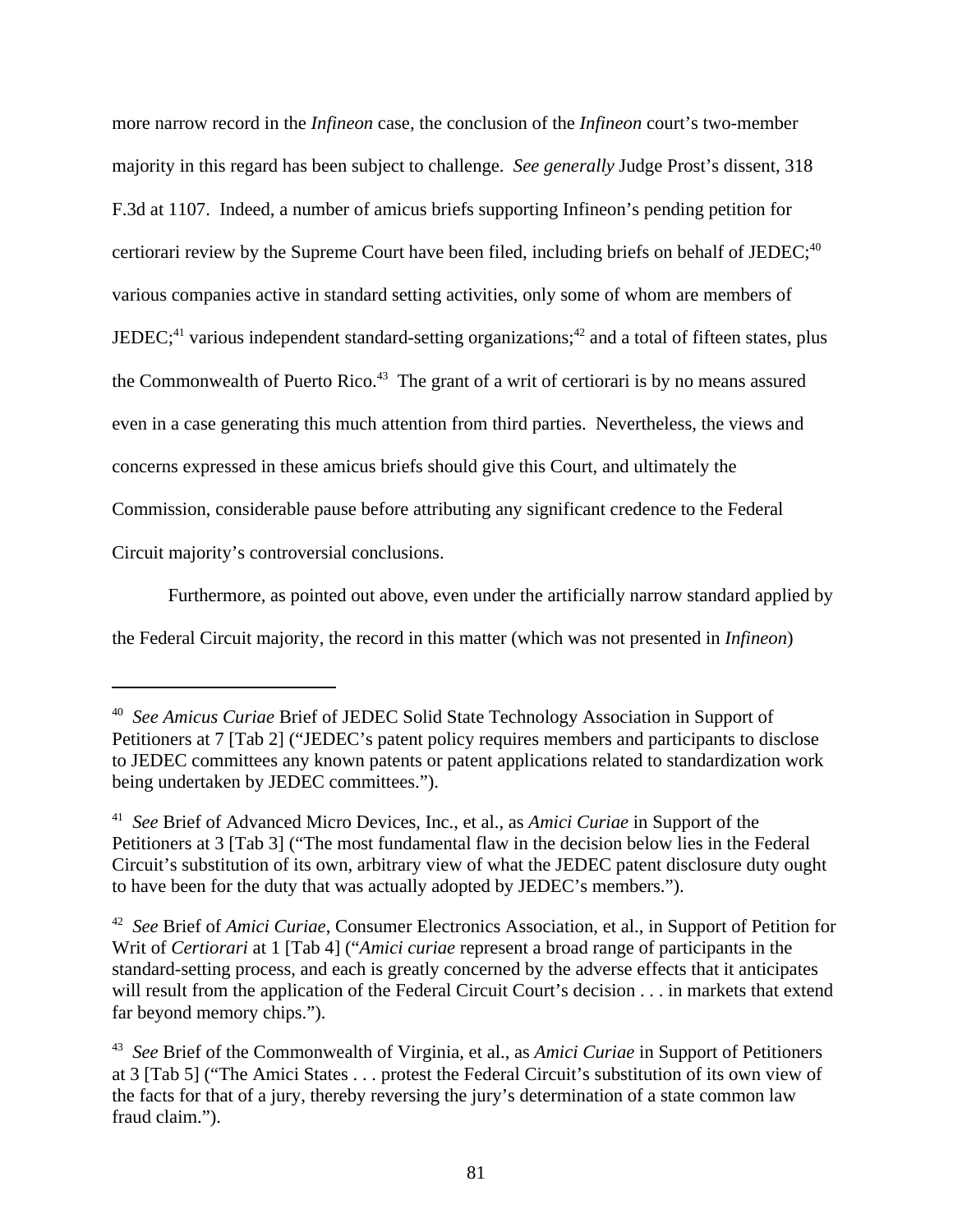more narrow record in the *Infineon* case, the conclusion of the *Infineon* court's two-member majority in this regard has been subject to challenge. *See generally* Judge Prost's dissent, 318 F.3d at 1107. Indeed, a number of amicus briefs supporting Infineon's pending petition for certiorari review by the Supreme Court have been filed, including briefs on behalf of JEDEC;[40] various companies active in standard setting activities, only some of whom are members of JEDEC;[41] various independent standard-setting organizations;[42] and a total of fifteen states, plus the Commonwealth of Puerto Rico.[43] The grant of a writ of certiorari is by no means assured even in a case generating this much attention from third parties. Nevertheless, the views and concerns expressed in these amicus briefs should give this Court, and ultimately the Commission, considerable pause before attributing any significant credence to the Federal Circuit majority's controversial conclusions.

Furthermore, as pointed out above, even under the artificially narrow standard applied by the Federal Circuit majority, the record in this matter (which was not presented in *Infineon*)

---

[40] *See Amicus Curiae* Brief of JEDEC Solid State Technology Association in Support of Petitioners at 7 [Tab 2] ("JEDEC's patent policy requires members and participants to disclose to JEDEC committees any known patents or patent applications related to standardization work being undertaken by JEDEC committees.").

[41] *See* Brief of Advanced Micro Devices, Inc., et al., as *Amici Curiae* in Support of the Petitioners at 3 [Tab 3] ("The most fundamental flaw in the decision below lies in the Federal Circuit's substitution of its own, arbitrary view of what the JEDEC patent disclosure duty ought to have been for the duty that was actually adopted by JEDEC's members.").

[42] *See* Brief of *Amici Curiae*, Consumer Electronics Association, et al., in Support of Petition for Writ of *Certiorari* at 1 [Tab 4] ("*Amici curiae* represent a broad range of participants in the standard-setting process, and each is greatly concerned by the adverse effects that it anticipates will result from the application of the Federal Circuit Court's decision . . . in markets that extend far beyond memory chips.").

[43] *See* Brief of the Commonwealth of Virginia, et al., as *Amici Curiae* in Support of Petitioners at 3 [Tab 5] ("The Amici States . . . protest the Federal Circuit's substitution of its own view of the facts for that of a jury, thereby reversing the jury's determination of a state common law fraud claim.").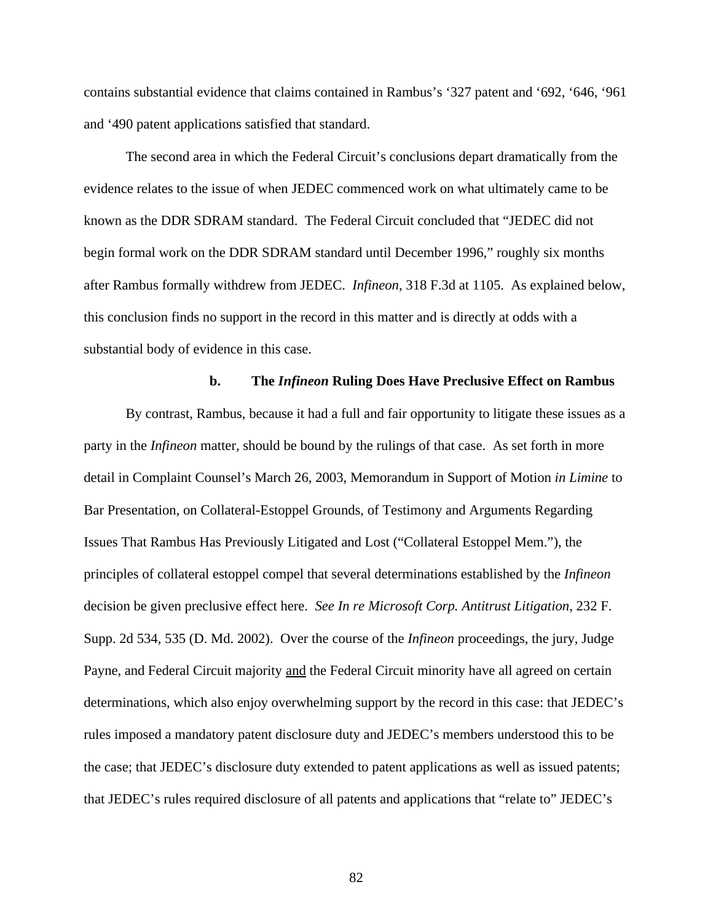contains substantial evidence that claims contained in Rambus's '327 patent and '692, '646, '961 and '490 patent applications satisfied that standard.

The second area in which the Federal Circuit's conclusions depart dramatically from the evidence relates to the issue of when JEDEC commenced work on what ultimately came to be known as the DDR SDRAM standard. The Federal Circuit concluded that "JEDEC did not begin formal work on the DDR SDRAM standard until December 1996," roughly six months after Rambus formally withdrew from JEDEC. *Infineon*, 318 F.3d at 1105. As explained below, this conclusion finds no support in the record in this matter and is directly at odds with a substantial body of evidence in this case.

### b. The *Infineon* Ruling Does Have Preclusive Effect on Rambus

By contrast, Rambus, because it had a full and fair opportunity to litigate these issues as a party in the *Infineon* matter, should be bound by the rulings of that case. As set forth in more detail in Complaint Counsel's March 26, 2003, Memorandum in Support of Motion *in Limine* to Bar Presentation, on Collateral-Estoppel Grounds, of Testimony and Arguments Regarding Issues That Rambus Has Previously Litigated and Lost ("Collateral Estoppel Mem."), the principles of collateral estoppel compel that several determinations established by the *Infineon* decision be given preclusive effect here. *See In re Microsoft Corp. Antitrust Litigation*, 232 F. Supp. 2d 534, 535 (D. Md. 2002). Over the course of the *Infineon* proceedings, the jury, Judge Payne, and Federal Circuit majority <u>and</u> the Federal Circuit minority have all agreed on certain determinations, which also enjoy overwhelming support by the record in this case: that JEDEC's rules imposed a mandatory patent disclosure duty and JEDEC's members understood this to be the case; that JEDEC's disclosure duty extended to patent applications as well as issued patents; that JEDEC's rules required disclosure of all patents and applications that "relate to" JEDEC's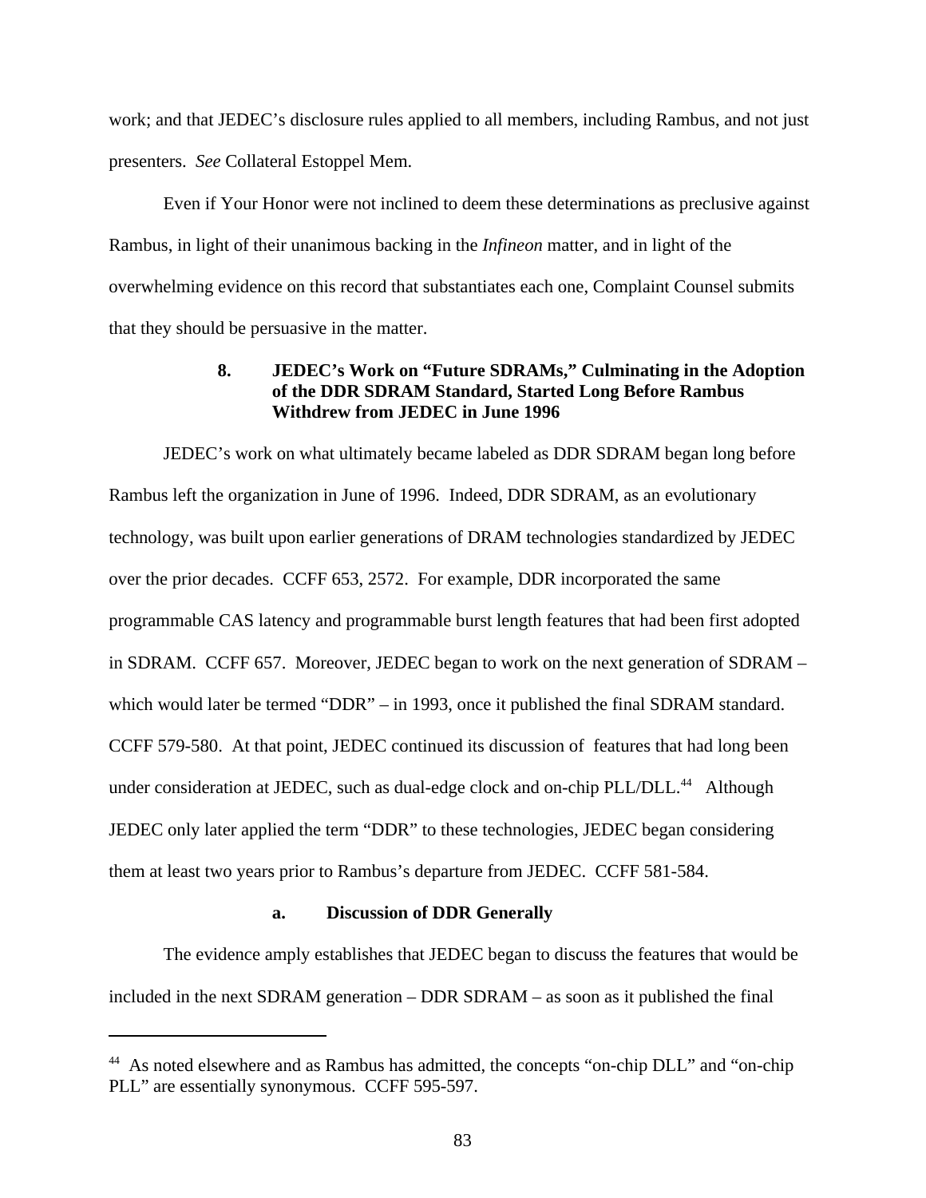work; and that JEDEC's disclosure rules applied to all members, including Rambus, and not just presenters. *See* Collateral Estoppel Mem.

Even if Your Honor were not inclined to deem these determinations as preclusive against Rambus, in light of their unanimous backing in the *Infineon* matter, and in light of the overwhelming evidence on this record that substantiates each one, Complaint Counsel submits that they should be persuasive in the matter.

### 8. JEDEC's Work on "Future SDRAMs," Culminating in the Adoption of the DDR SDRAM Standard, Started Long Before Rambus Withdrew from JEDEC in June 1996

JEDEC's work on what ultimately became labeled as DDR SDRAM began long before Rambus left the organization in June of 1996. Indeed, DDR SDRAM, as an evolutionary technology, was built upon earlier generations of DRAM technologies standardized by JEDEC over the prior decades. CCFF 653, 2572. For example, DDR incorporated the same programmable CAS latency and programmable burst length features that had been first adopted in SDRAM. CCFF 657. Moreover, JEDEC began to work on the next generation of SDRAM – which would later be termed "DDR" – in 1993, once it published the final SDRAM standard. CCFF 579-580. At that point, JEDEC continued its discussion of features that had long been under consideration at JEDEC, such as dual-edge clock and on-chip PLL/DLL.[44] Although JEDEC only later applied the term "DDR" to these technologies, JEDEC began considering them at least two years prior to Rambus's departure from JEDEC. CCFF 581-584.

#### a. Discussion of DDR Generally

The evidence amply establishes that JEDEC began to discuss the features that would be included in the next SDRAM generation – DDR SDRAM – as soon as it published the final

---

[44] As noted elsewhere and as Rambus has admitted, the concepts "on-chip DLL" and "on-chip PLL" are essentially synonymous. CCFF 595-597.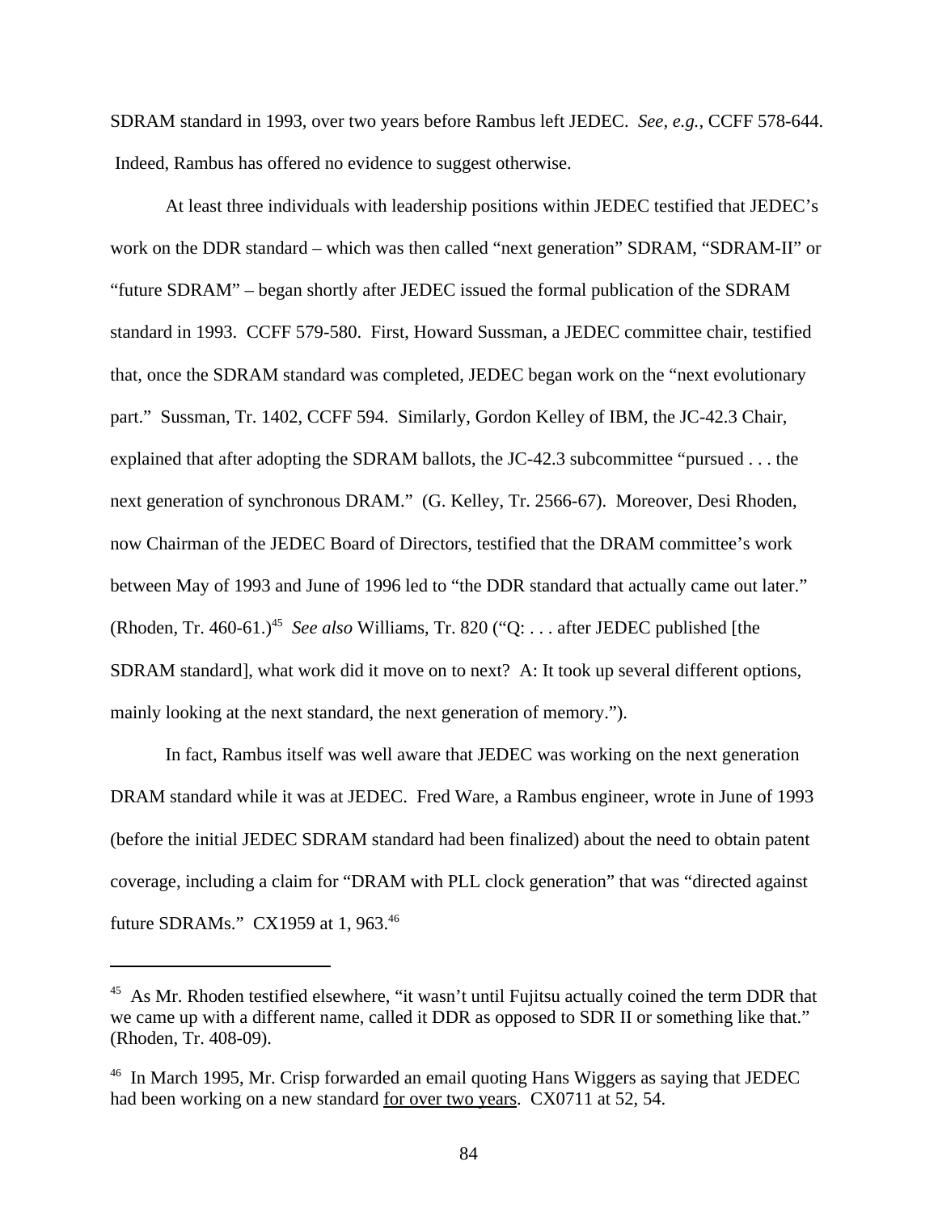SDRAM standard in 1993, over two years before Rambus left JEDEC. *See, e.g.*, CCFF 578-644. Indeed, Rambus has offered no evidence to suggest otherwise.

At least three individuals with leadership positions within JEDEC testified that JEDEC's work on the DDR standard – which was then called "next generation" SDRAM, "SDRAM-II" or "future SDRAM" – began shortly after JEDEC issued the formal publication of the SDRAM standard in 1993. CCFF 579-580. First, Howard Sussman, a JEDEC committee chair, testified that, once the SDRAM standard was completed, JEDEC began work on the "next evolutionary part." Sussman, Tr. 1402, CCFF 594. Similarly, Gordon Kelley of IBM, the JC-42.3 Chair, explained that after adopting the SDRAM ballots, the JC-42.3 subcommittee "pursued . . . the next generation of synchronous DRAM." (G. Kelley, Tr. 2566-67). Moreover, Desi Rhoden, now Chairman of the JEDEC Board of Directors, testified that the DRAM committee's work between May of 1993 and June of 1996 led to "the DDR standard that actually came out later." (Rhoden, Tr. 460-61.)[45] *See also* Williams, Tr. 820 ("Q: . . . after JEDEC published [the SDRAM standard], what work did it move on to next? A: It took up several different options, mainly looking at the next standard, the next generation of memory.").

In fact, Rambus itself was well aware that JEDEC was working on the next generation DRAM standard while it was at JEDEC. Fred Ware, a Rambus engineer, wrote in June of 1993 (before the initial JEDEC SDRAM standard had been finalized) about the need to obtain patent coverage, including a claim for "DRAM with PLL clock generation" that was "directed against future SDRAMs." CX1959 at 1, 963.[46]

---

[45] As Mr. Rhoden testified elsewhere, "it wasn't until Fujitsu actually coined the term DDR that we came up with a different name, called it DDR as opposed to SDR II or something like that." (Rhoden, Tr. 408-09).

[46] In March 1995, Mr. Crisp forwarded an email quoting Hans Wiggers as saying that JEDEC had been working on a new standard <u>for over two years</u>. CX0711 at 52, 54.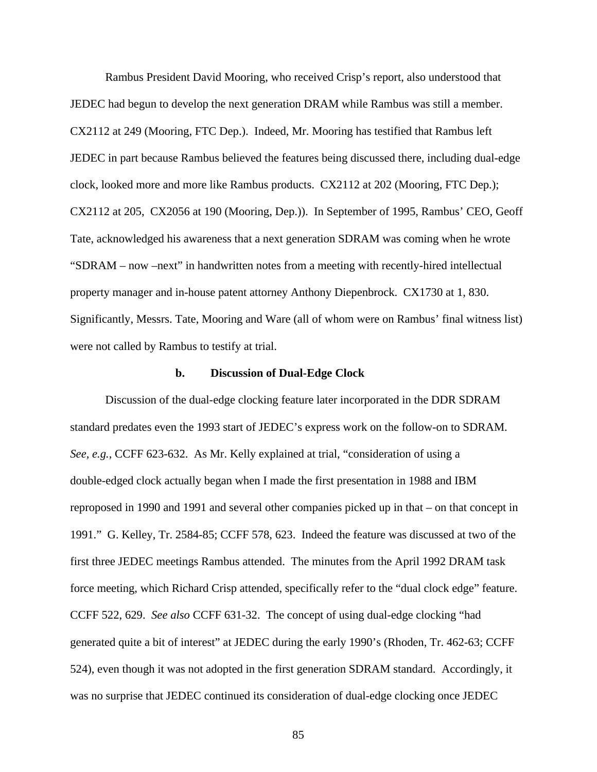Rambus President David Mooring, who received Crisp's report, also understood that JEDEC had begun to develop the next generation DRAM while Rambus was still a member. CX2112 at 249 (Mooring, FTC Dep.). Indeed, Mr. Mooring has testified that Rambus left JEDEC in part because Rambus believed the features being discussed there, including dual-edge clock, looked more and more like Rambus products. CX2112 at 202 (Mooring, FTC Dep.); CX2112 at 205, CX2056 at 190 (Mooring, Dep.)). In September of 1995, Rambus' CEO, Geoff Tate, acknowledged his awareness that a next generation SDRAM was coming when he wrote "SDRAM – now –next" in handwritten notes from a meeting with recently-hired intellectual property manager and in-house patent attorney Anthony Diepenbrock. CX1730 at 1, 830. Significantly, Messrs. Tate, Mooring and Ware (all of whom were on Rambus' final witness list) were not called by Rambus to testify at trial.

### b. Discussion of Dual-Edge Clock

Discussion of the dual-edge clocking feature later incorporated in the DDR SDRAM standard predates even the 1993 start of JEDEC's express work on the follow-on to SDRAM. *See, e.g.*, CCFF 623-632. As Mr. Kelly explained at trial, "consideration of using a double-edged clock actually began when I made the first presentation in 1988 and IBM reproposed in 1990 and 1991 and several other companies picked up in that – on that concept in 1991." G. Kelley, Tr. 2584-85; CCFF 578, 623. Indeed the feature was discussed at two of the first three JEDEC meetings Rambus attended. The minutes from the April 1992 DRAM task force meeting, which Richard Crisp attended, specifically refer to the "dual clock edge" feature. CCFF 522, 629. *See also* CCFF 631-32. The concept of using dual-edge clocking "had generated quite a bit of interest" at JEDEC during the early 1990's (Rhoden, Tr. 462-63; CCFF 524), even though it was not adopted in the first generation SDRAM standard. Accordingly, it was no surprise that JEDEC continued its consideration of dual-edge clocking once JEDEC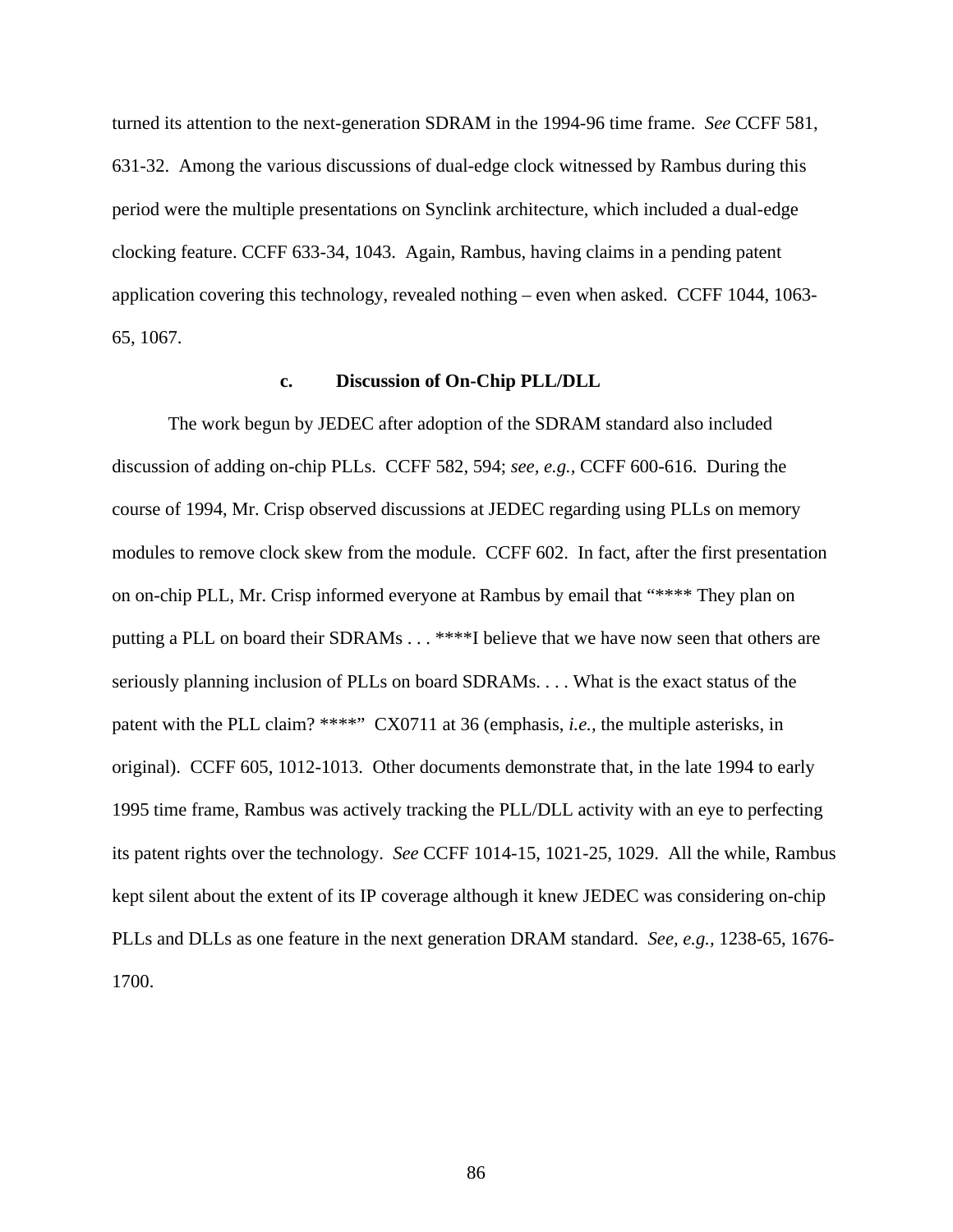turned its attention to the next-generation SDRAM in the 1994-96 time frame. *See* CCFF 581, 631-32. Among the various discussions of dual-edge clock witnessed by Rambus during this period were the multiple presentations on Synclink architecture, which included a dual-edge clocking feature. CCFF 633-34, 1043. Again, Rambus, having claims in a pending patent application covering this technology, revealed nothing – even when asked. CCFF 1044, 1063-65, 1067.

#### c. Discussion of On-Chip PLL/DLL

The work begun by JEDEC after adoption of the SDRAM standard also included discussion of adding on-chip PLLs. CCFF 582, 594; *see, e.g.*, CCFF 600-616. During the course of 1994, Mr. Crisp observed discussions at JEDEC regarding using PLLs on memory modules to remove clock skew from the module. CCFF 602. In fact, after the first presentation on on-chip PLL, Mr. Crisp informed everyone at Rambus by email that "**** They plan on putting a PLL on board their SDRAMs . . . ****I believe that we have now seen that others are seriously planning inclusion of PLLs on board SDRAMs. . . . What is the exact status of the patent with the PLL claim? ****" CX0711 at 36 (emphasis, *i.e.*, the multiple asterisks, in original). CCFF 605, 1012-1013. Other documents demonstrate that, in the late 1994 to early 1995 time frame, Rambus was actively tracking the PLL/DLL activity with an eye to perfecting its patent rights over the technology. *See* CCFF 1014-15, 1021-25, 1029. All the while, Rambus kept silent about the extent of its IP coverage although it knew JEDEC was considering on-chip PLLs and DLLs as one feature in the next generation DRAM standard. *See, e.g.*, 1238-65, 1676-1700.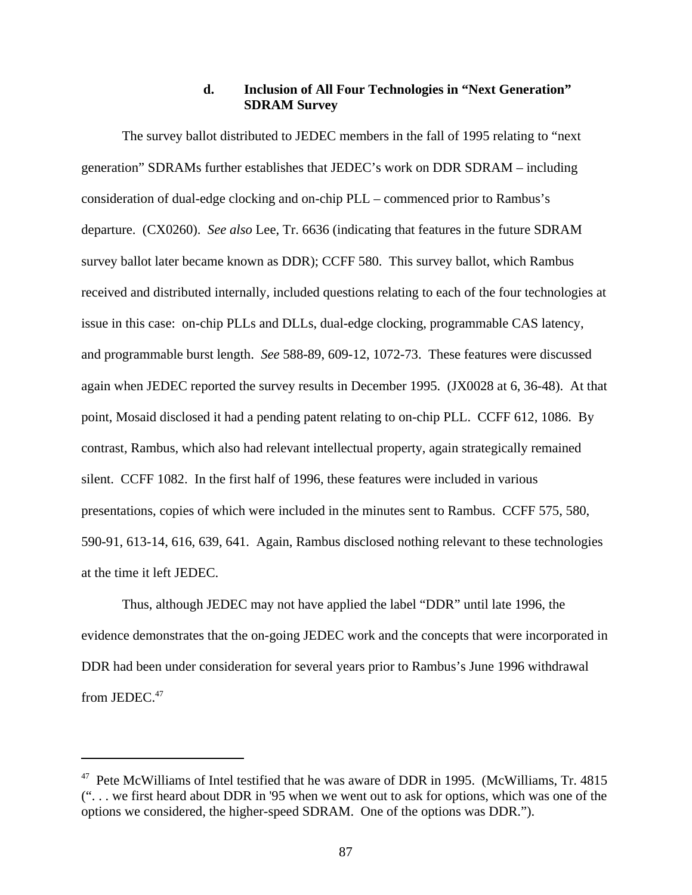#### d. Inclusion of All Four Technologies in "Next Generation" SDRAM Survey

The survey ballot distributed to JEDEC members in the fall of 1995 relating to "next generation" SDRAMs further establishes that JEDEC's work on DDR SDRAM – including consideration of dual-edge clocking and on-chip PLL – commenced prior to Rambus's departure. (CX0260). *See also* Lee, Tr. 6636 (indicating that features in the future SDRAM survey ballot later became known as DDR); CCFF 580. This survey ballot, which Rambus received and distributed internally, included questions relating to each of the four technologies at issue in this case: on-chip PLLs and DLLs, dual-edge clocking, programmable CAS latency, and programmable burst length. *See* 588-89, 609-12, 1072-73. These features were discussed again when JEDEC reported the survey results in December 1995. (JX0028 at 6, 36-48). At that point, Mosaid disclosed it had a pending patent relating to on-chip PLL. CCFF 612, 1086. By contrast, Rambus, which also had relevant intellectual property, again strategically remained silent. CCFF 1082. In the first half of 1996, these features were included in various presentations, copies of which were included in the minutes sent to Rambus. CCFF 575, 580, 590-91, 613-14, 616, 639, 641. Again, Rambus disclosed nothing relevant to these technologies at the time it left JEDEC.

Thus, although JEDEC may not have applied the label "DDR" until late 1996, the evidence demonstrates that the on-going JEDEC work and the concepts that were incorporated in DDR had been under consideration for several years prior to Rambus's June 1996 withdrawal from JEDEC.[47]

---

[47] Pete McWilliams of Intel testified that he was aware of DDR in 1995. (McWilliams, Tr. 4815 (". . . we first heard about DDR in '95 when we went out to ask for options, which was one of the options we considered, the higher-speed SDRAM. One of the options was DDR.").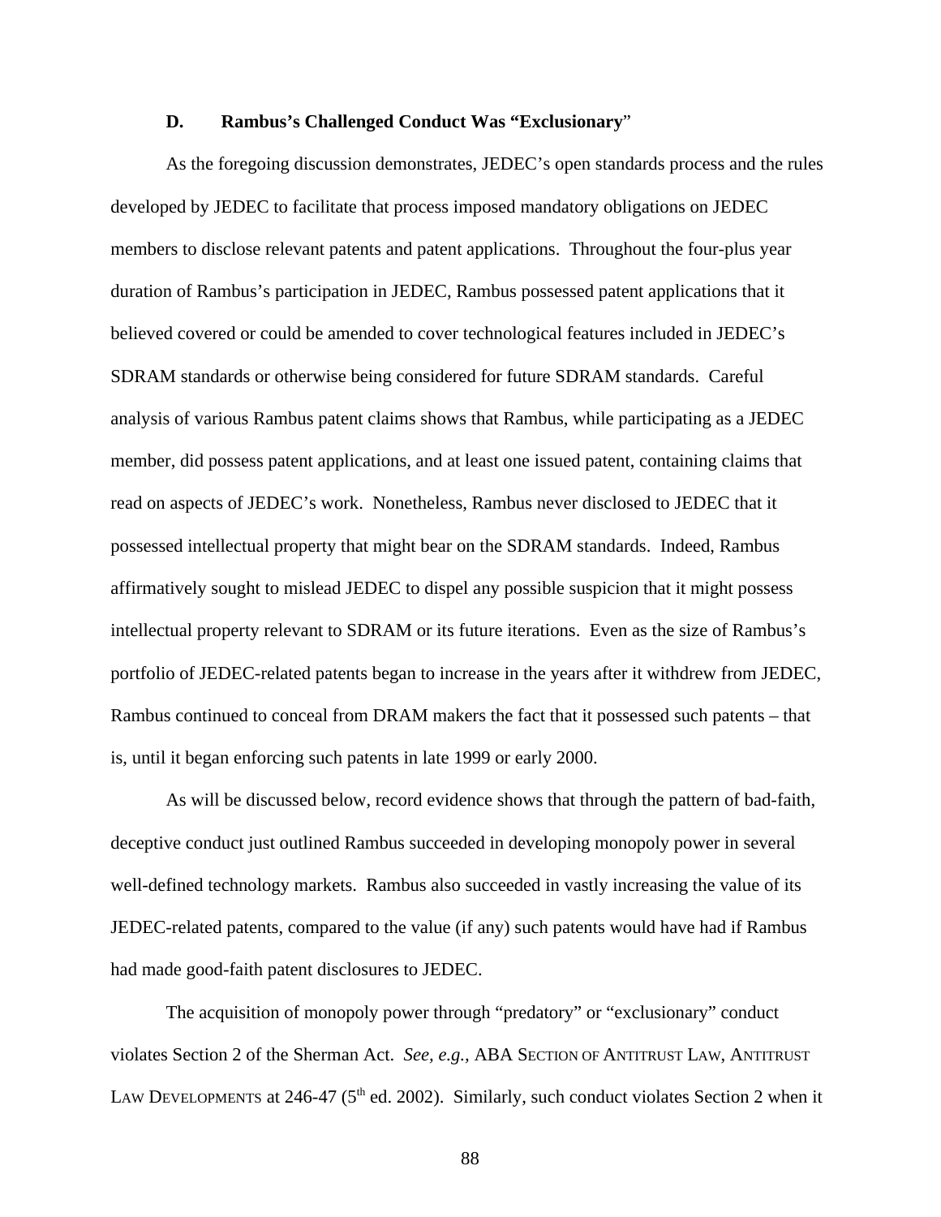### D. Rambus's Challenged Conduct Was "Exclusionary"

As the foregoing discussion demonstrates, JEDEC's open standards process and the rules developed by JEDEC to facilitate that process imposed mandatory obligations on JEDEC members to disclose relevant patents and patent applications. Throughout the four-plus year duration of Rambus's participation in JEDEC, Rambus possessed patent applications that it believed covered or could be amended to cover technological features included in JEDEC's SDRAM standards or otherwise being considered for future SDRAM standards. Careful analysis of various Rambus patent claims shows that Rambus, while participating as a JEDEC member, did possess patent applications, and at least one issued patent, containing claims that read on aspects of JEDEC's work. Nonetheless, Rambus never disclosed to JEDEC that it possessed intellectual property that might bear on the SDRAM standards. Indeed, Rambus affirmatively sought to mislead JEDEC to dispel any possible suspicion that it might possess intellectual property relevant to SDRAM or its future iterations. Even as the size of Rambus's portfolio of JEDEC-related patents began to increase in the years after it withdrew from JEDEC, Rambus continued to conceal from DRAM makers the fact that it possessed such patents – that is, until it began enforcing such patents in late 1999 or early 2000.

As will be discussed below, record evidence shows that through the pattern of bad-faith, deceptive conduct just outlined Rambus succeeded in developing monopoly power in several well-defined technology markets. Rambus also succeeded in vastly increasing the value of its JEDEC-related patents, compared to the value (if any) such patents would have had if Rambus had made good-faith patent disclosures to JEDEC.

The acquisition of monopoly power through "predatory" or "exclusionary" conduct violates Section 2 of the Sherman Act. *See, e.g.,* ABA SECTION OF ANTITRUST LAW, ANTITRUST LAW DEVELOPMENTS at 246-47 (5th ed. 2002). Similarly, such conduct violates Section 2 when it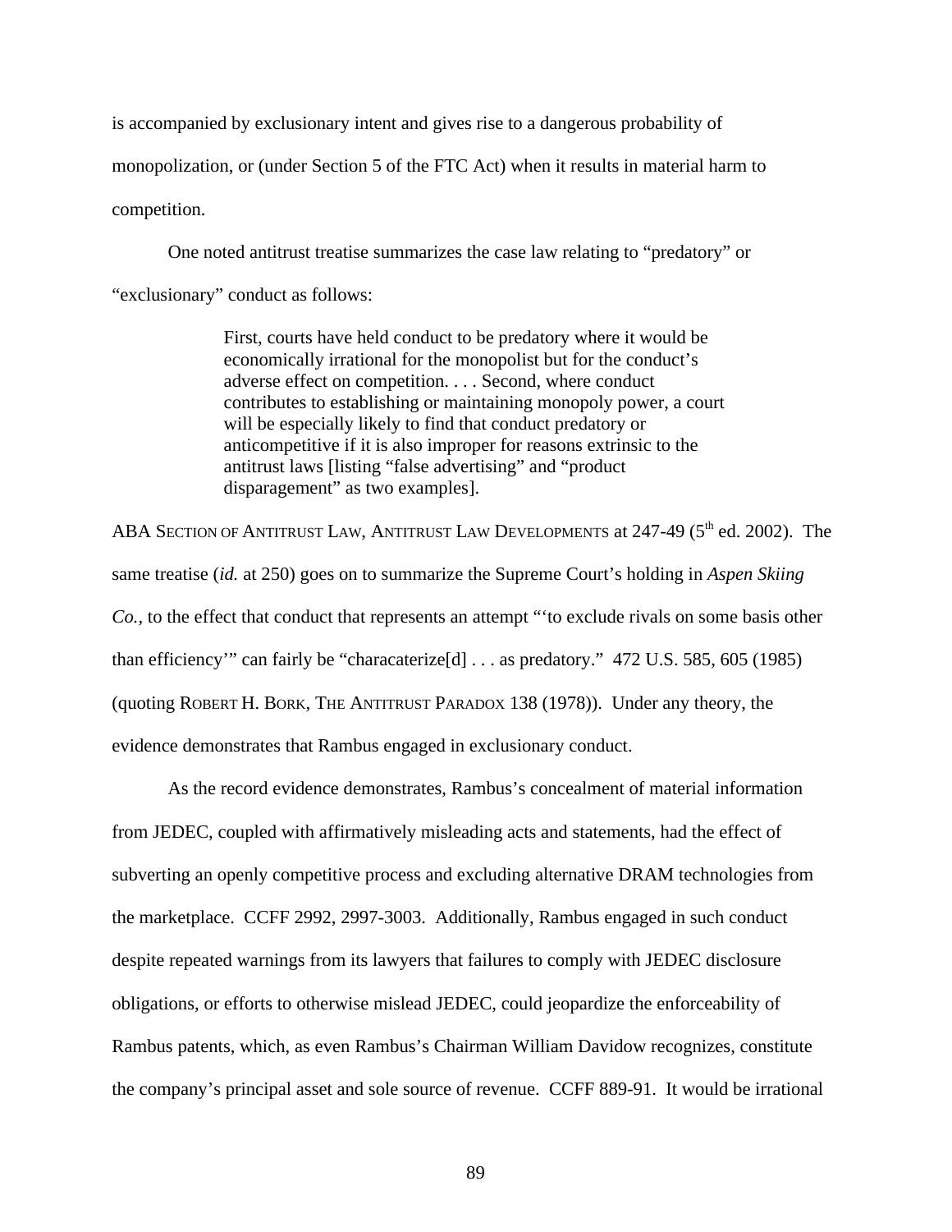is accompanied by exclusionary intent and gives rise to a dangerous probability of monopolization, or (under Section 5 of the FTC Act) when it results in material harm to competition.

One noted antitrust treatise summarizes the case law relating to "predatory" or "exclusionary" conduct as follows:

> First, courts have held conduct to be predatory where it would be economically irrational for the monopolist but for the conduct's adverse effect on competition. . . . Second, where conduct contributes to establishing or maintaining monopoly power, a court will be especially likely to find that conduct predatory or anticompetitive if it is also improper for reasons extrinsic to the antitrust laws [listing "false advertising" and "product disparagement" as two examples].

ABA SECTION OF ANTITRUST LAW, ANTITRUST LAW DEVELOPMENTS at 247-49 (5th ed. 2002). The same treatise (*id.* at 250) goes on to summarize the Supreme Court's holding in *Aspen Skiing Co.,* to the effect that conduct that represents an attempt "'to exclude rivals on some basis other than efficiency'" can fairly be "characaterize[d] . . . as predatory." 472 U.S. 585, 605 (1985) (quoting ROBERT H. BORK, THE ANTITRUST PARADOX 138 (1978)). Under any theory, the evidence demonstrates that Rambus engaged in exclusionary conduct.

As the record evidence demonstrates, Rambus's concealment of material information from JEDEC, coupled with affirmatively misleading acts and statements, had the effect of subverting an openly competitive process and excluding alternative DRAM technologies from the marketplace. CCFF 2992, 2997-3003. Additionally, Rambus engaged in such conduct despite repeated warnings from its lawyers that failures to comply with JEDEC disclosure obligations, or efforts to otherwise mislead JEDEC, could jeopardize the enforceability of Rambus patents, which, as even Rambus's Chairman William Davidow recognizes, constitute the company's principal asset and sole source of revenue. CCFF 889-91. It would be irrational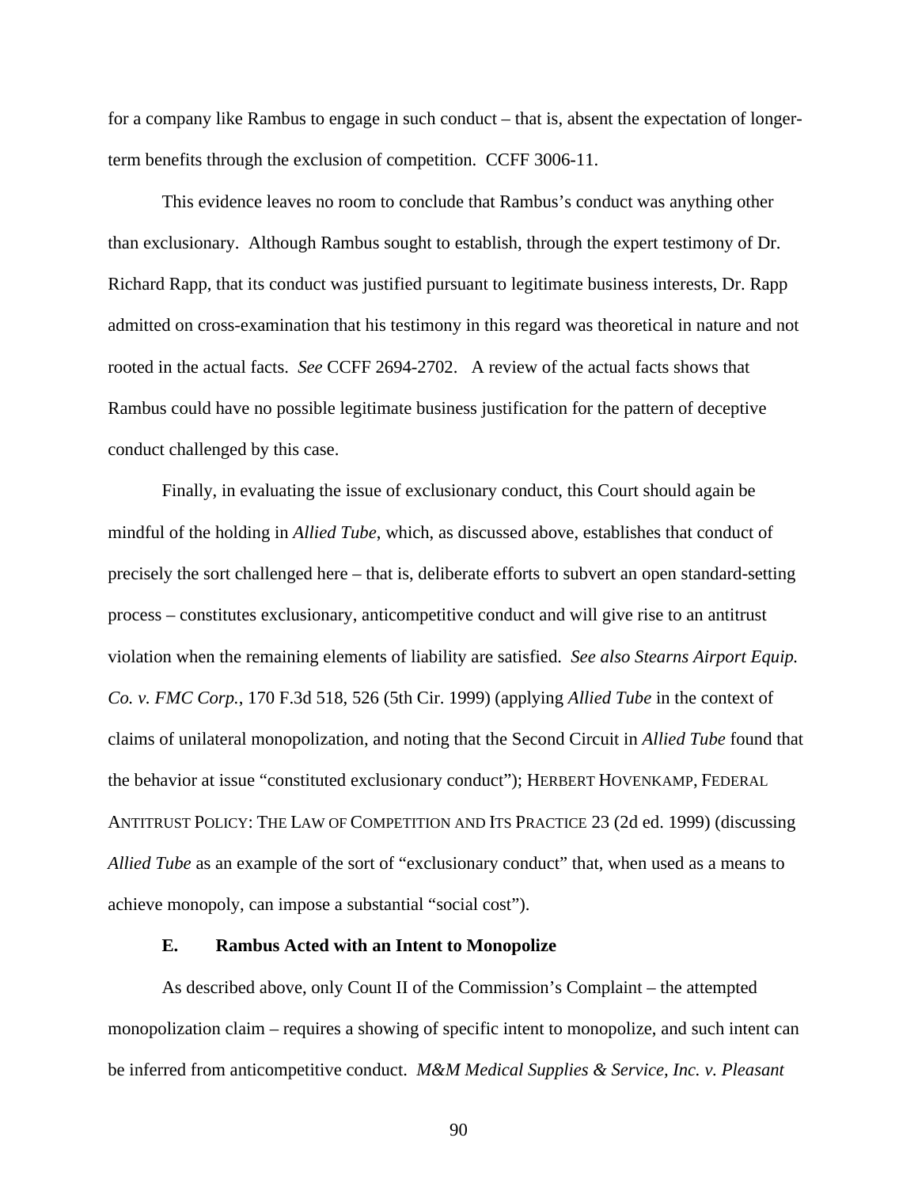for a company like Rambus to engage in such conduct – that is, absent the expectation of longer-term benefits through the exclusion of competition. CCFF 3006-11.

This evidence leaves no room to conclude that Rambus's conduct was anything other than exclusionary. Although Rambus sought to establish, through the expert testimony of Dr. Richard Rapp, that its conduct was justified pursuant to legitimate business interests, Dr. Rapp admitted on cross-examination that his testimony in this regard was theoretical in nature and not rooted in the actual facts. *See* CCFF 2694-2702. A review of the actual facts shows that Rambus could have no possible legitimate business justification for the pattern of deceptive conduct challenged by this case.

Finally, in evaluating the issue of exclusionary conduct, this Court should again be mindful of the holding in *Allied Tube*, which, as discussed above, establishes that conduct of precisely the sort challenged here – that is, deliberate efforts to subvert an open standard-setting process – constitutes exclusionary, anticompetitive conduct and will give rise to an antitrust violation when the remaining elements of liability are satisfied. *See also Stearns Airport Equip. Co. v. FMC Corp.*, 170 F.3d 518, 526 (5th Cir. 1999) (applying *Allied Tube* in the context of claims of unilateral monopolization, and noting that the Second Circuit in *Allied Tube* found that the behavior at issue "constituted exclusionary conduct"); HERBERT HOVENKAMP, FEDERAL ANTITRUST POLICY: THE LAW OF COMPETITION AND ITS PRACTICE 23 (2d ed. 1999) (discussing *Allied Tube* as an example of the sort of "exclusionary conduct" that, when used as a means to achieve monopoly, can impose a substantial "social cost").

### E. Rambus Acted with an Intent to Monopolize

As described above, only Count II of the Commission's Complaint – the attempted monopolization claim – requires a showing of specific intent to monopolize, and such intent can be inferred from anticompetitive conduct. *M&M Medical Supplies & Service, Inc. v. Pleasant*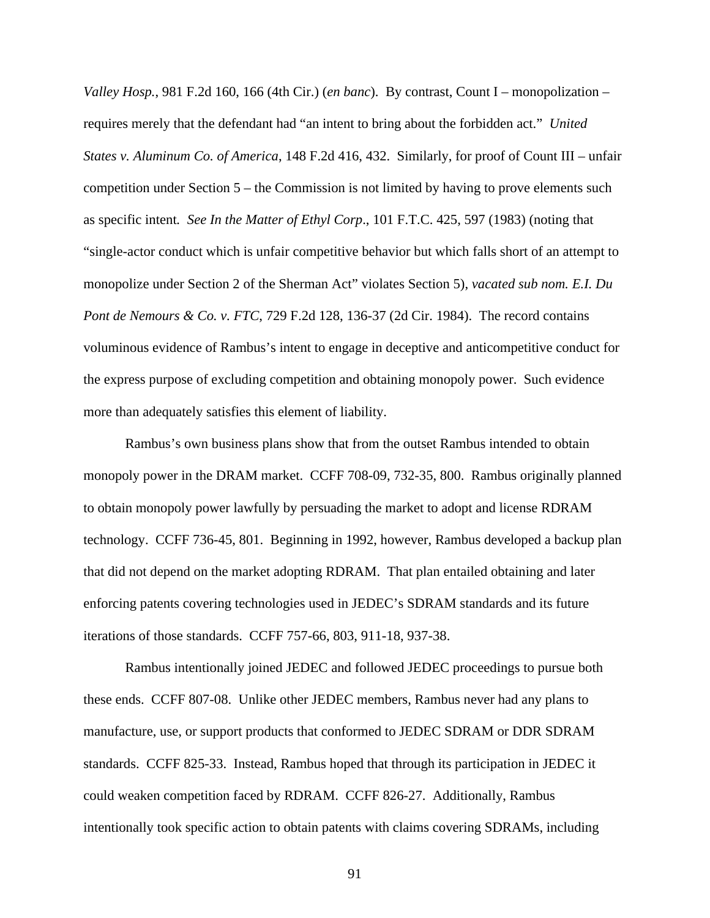*Valley Hosp.*, 981 F.2d 160, 166 (4th Cir.) (*en banc*). By contrast, Count I – monopolization – requires merely that the defendant had "an intent to bring about the forbidden act." *United States v. Aluminum Co. of America*, 148 F.2d 416, 432. Similarly, for proof of Count III – unfair competition under Section 5 – the Commission is not limited by having to prove elements such as specific intent. *See In the Matter of Ethyl Corp*., 101 F.T.C. 425, 597 (1983) (noting that "single-actor conduct which is unfair competitive behavior but which falls short of an attempt to monopolize under Section 2 of the Sherman Act" violates Section 5), *vacated sub nom. E.I. Du Pont de Nemours & Co. v. FTC*, 729 F.2d 128, 136-37 (2d Cir. 1984). The record contains voluminous evidence of Rambus's intent to engage in deceptive and anticompetitive conduct for the express purpose of excluding competition and obtaining monopoly power. Such evidence more than adequately satisfies this element of liability.

Rambus's own business plans show that from the outset Rambus intended to obtain monopoly power in the DRAM market. CCFF 708-09, 732-35, 800. Rambus originally planned to obtain monopoly power lawfully by persuading the market to adopt and license RDRAM technology. CCFF 736-45, 801. Beginning in 1992, however, Rambus developed a backup plan that did not depend on the market adopting RDRAM. That plan entailed obtaining and later enforcing patents covering technologies used in JEDEC's SDRAM standards and its future iterations of those standards. CCFF 757-66, 803, 911-18, 937-38.

Rambus intentionally joined JEDEC and followed JEDEC proceedings to pursue both these ends. CCFF 807-08. Unlike other JEDEC members, Rambus never had any plans to manufacture, use, or support products that conformed to JEDEC SDRAM or DDR SDRAM standards. CCFF 825-33. Instead, Rambus hoped that through its participation in JEDEC it could weaken competition faced by RDRAM. CCFF 826-27. Additionally, Rambus intentionally took specific action to obtain patents with claims covering SDRAMs, including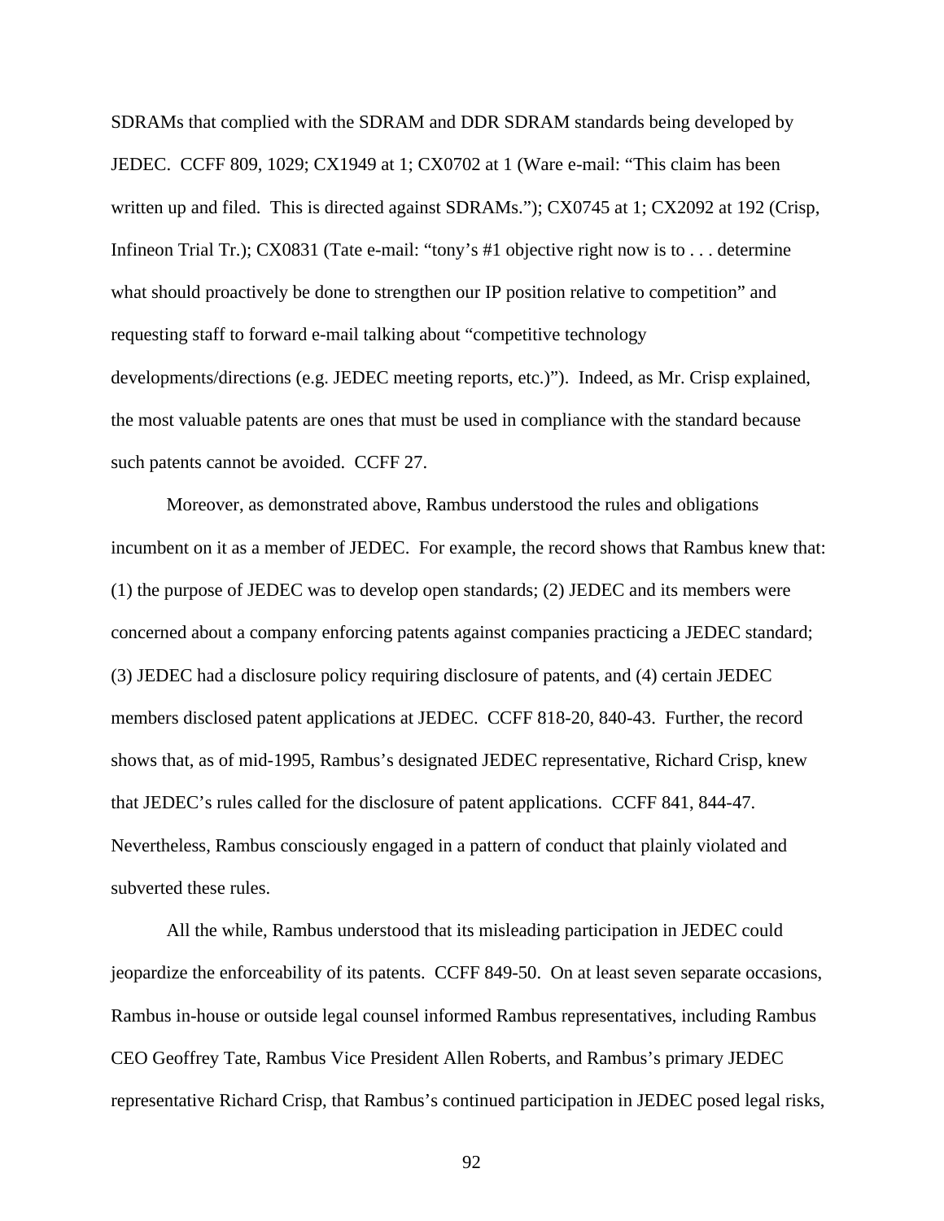SDRAMs that complied with the SDRAM and DDR SDRAM standards being developed by JEDEC. CCFF 809, 1029; CX1949 at 1; CX0702 at 1 (Ware e-mail: "This claim has been written up and filed. This is directed against SDRAMs."); CX0745 at 1; CX2092 at 192 (Crisp, Infineon Trial Tr.); CX0831 (Tate e-mail: "tony's #1 objective right now is to . . . determine what should proactively be done to strengthen our IP position relative to competition" and requesting staff to forward e-mail talking about "competitive technology developments/directions (e.g. JEDEC meeting reports, etc.)"). Indeed, as Mr. Crisp explained, the most valuable patents are ones that must be used in compliance with the standard because such patents cannot be avoided. CCFF 27.

Moreover, as demonstrated above, Rambus understood the rules and obligations incumbent on it as a member of JEDEC. For example, the record shows that Rambus knew that: (1) the purpose of JEDEC was to develop open standards; (2) JEDEC and its members were concerned about a company enforcing patents against companies practicing a JEDEC standard; (3) JEDEC had a disclosure policy requiring disclosure of patents, and (4) certain JEDEC members disclosed patent applications at JEDEC. CCFF 818-20, 840-43. Further, the record shows that, as of mid-1995, Rambus's designated JEDEC representative, Richard Crisp, knew that JEDEC's rules called for the disclosure of patent applications. CCFF 841, 844-47. Nevertheless, Rambus consciously engaged in a pattern of conduct that plainly violated and subverted these rules.

All the while, Rambus understood that its misleading participation in JEDEC could jeopardize the enforceability of its patents. CCFF 849-50. On at least seven separate occasions, Rambus in-house or outside legal counsel informed Rambus representatives, including Rambus CEO Geoffrey Tate, Rambus Vice President Allen Roberts, and Rambus's primary JEDEC representative Richard Crisp, that Rambus's continued participation in JEDEC posed legal risks,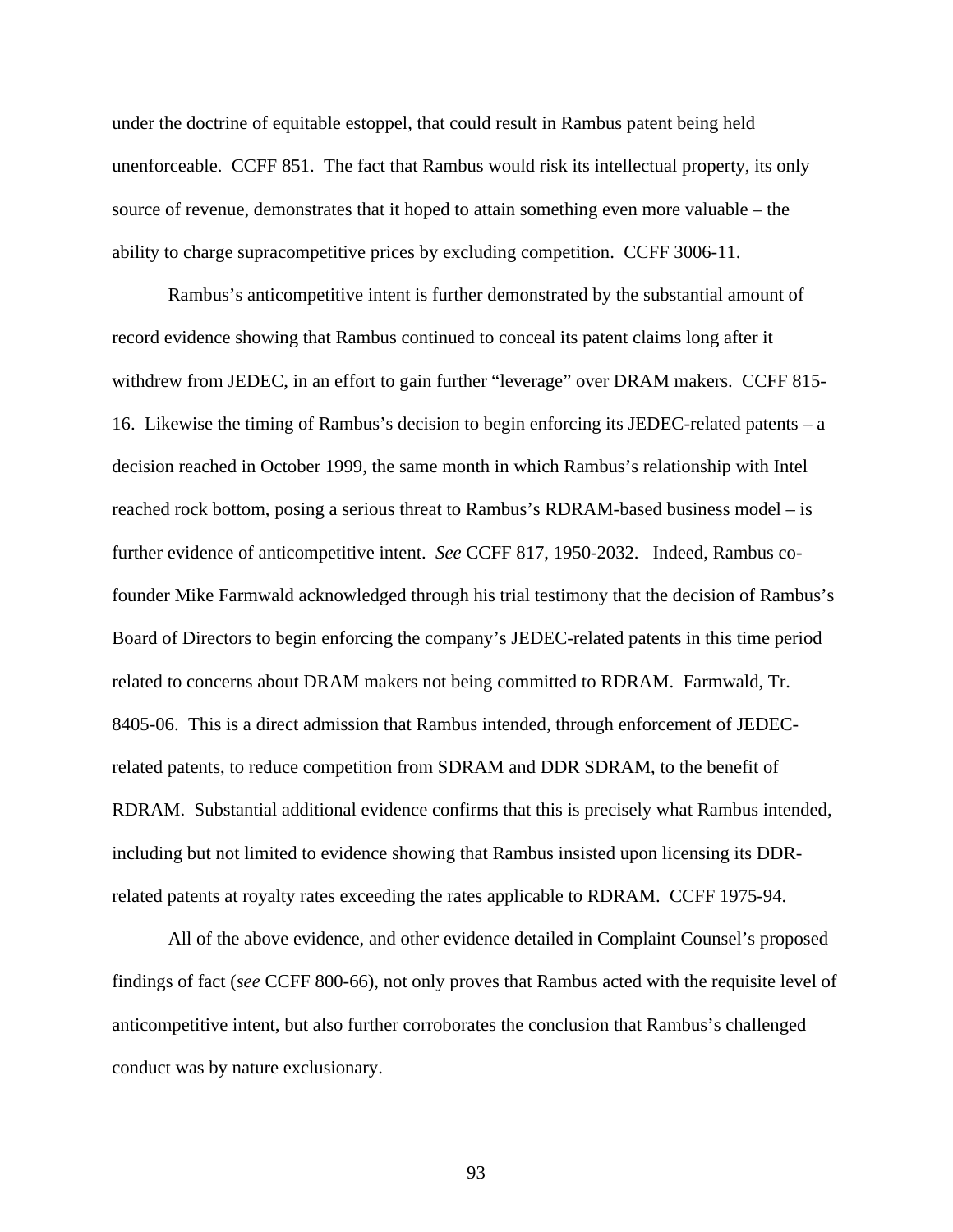under the doctrine of equitable estoppel, that could result in Rambus patent being held unenforceable. CCFF 851. The fact that Rambus would risk its intellectual property, its only source of revenue, demonstrates that it hoped to attain something even more valuable – the ability to charge supracompetitive prices by excluding competition. CCFF 3006-11.

Rambus's anticompetitive intent is further demonstrated by the substantial amount of record evidence showing that Rambus continued to conceal its patent claims long after it withdrew from JEDEC, in an effort to gain further "leverage" over DRAM makers. CCFF 815-16. Likewise the timing of Rambus's decision to begin enforcing its JEDEC-related patents – a decision reached in October 1999, the same month in which Rambus's relationship with Intel reached rock bottom, posing a serious threat to Rambus's RDRAM-based business model – is further evidence of anticompetitive intent. *See* CCFF 817, 1950-2032. Indeed, Rambus co-founder Mike Farmwald acknowledged through his trial testimony that the decision of Rambus's Board of Directors to begin enforcing the company's JEDEC-related patents in this time period related to concerns about DRAM makers not being committed to RDRAM. Farmwald, Tr. 8405-06. This is a direct admission that Rambus intended, through enforcement of JEDEC-related patents, to reduce competition from SDRAM and DDR SDRAM, to the benefit of RDRAM. Substantial additional evidence confirms that this is precisely what Rambus intended, including but not limited to evidence showing that Rambus insisted upon licensing its DDR-related patents at royalty rates exceeding the rates applicable to RDRAM. CCFF 1975-94.

All of the above evidence, and other evidence detailed in Complaint Counsel's proposed findings of fact (*see* CCFF 800-66), not only proves that Rambus acted with the requisite level of anticompetitive intent, but also further corroborates the conclusion that Rambus's challenged conduct was by nature exclusionary.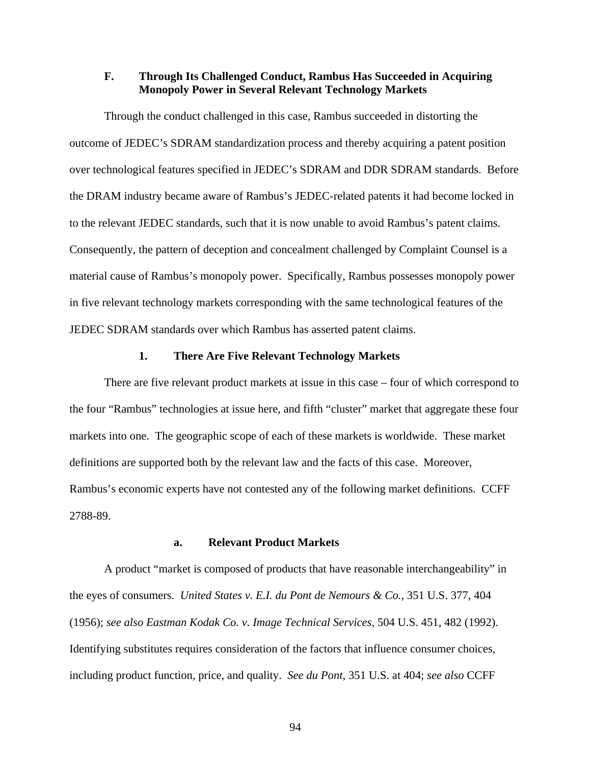### F. Through Its Challenged Conduct, Rambus Has Succeeded in Acquiring Monopoly Power in Several Relevant Technology Markets

Through the conduct challenged in this case, Rambus succeeded in distorting the outcome of JEDEC's SDRAM standardization process and thereby acquiring a patent position over technological features specified in JEDEC's SDRAM and DDR SDRAM standards. Before the DRAM industry became aware of Rambus's JEDEC-related patents it had become locked in to the relevant JEDEC standards, such that it is now unable to avoid Rambus's patent claims. Consequently, the pattern of deception and concealment challenged by Complaint Counsel is a material cause of Rambus's monopoly power. Specifically, Rambus possesses monopoly power in five relevant technology markets corresponding with the same technological features of the JEDEC SDRAM standards over which Rambus has asserted patent claims.

#### 1. There Are Five Relevant Technology Markets

There are five relevant product markets at issue in this case – four of which correspond to the four "Rambus" technologies at issue here, and fifth "cluster" market that aggregate these four markets into one. The geographic scope of each of these markets is worldwide. These market definitions are supported both by the relevant law and the facts of this case. Moreover, Rambus's economic experts have not contested any of the following market definitions. CCFF 2788-89.

##### a. Relevant Product Markets

A product "market is composed of products that have reasonable interchangeability" in the eyes of consumers. *United States v. E.I. du Pont de Nemours & Co.*, 351 U.S. 377, 404 (1956); *see also Eastman Kodak Co. v. Image Technical Services*, 504 U.S. 451, 482 (1992). Identifying substitutes requires consideration of the factors that influence consumer choices, including product function, price, and quality. *See du Pont*, 351 U.S. at 404; *see also* CCFF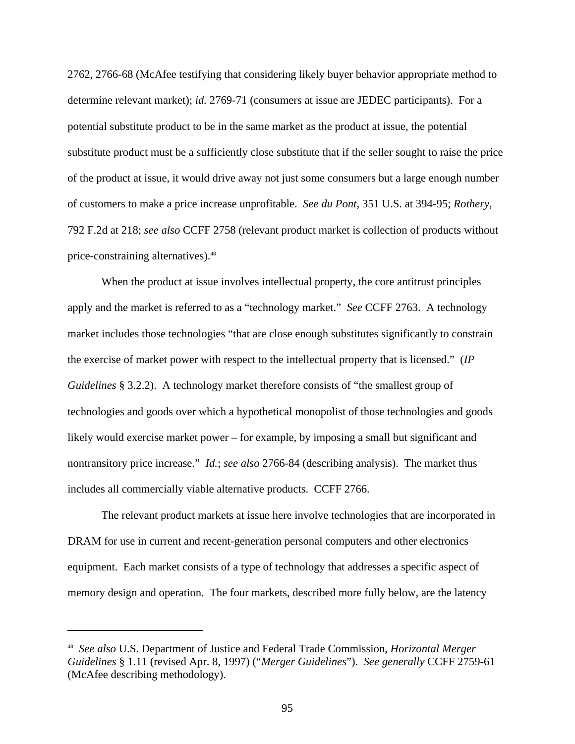2762, 2766-68 (McAfee testifying that considering likely buyer behavior appropriate method to determine relevant market); *id.* 2769-71 (consumers at issue are JEDEC participants). For a potential substitute product to be in the same market as the product at issue, the potential substitute product must be a sufficiently close substitute that if the seller sought to raise the price of the product at issue, it would drive away not just some consumers but a large enough number of customers to make a price increase unprofitable. *See du Pont*, 351 U.S. at 394-95; *Rothery*, 792 F.2d at 218; *see also* CCFF 2758 (relevant product market is collection of products without price-constraining alternatives).[48]

When the product at issue involves intellectual property, the core antitrust principles apply and the market is referred to as a "technology market." *See* CCFF 2763. A technology market includes those technologies "that are close enough substitutes significantly to constrain the exercise of market power with respect to the intellectual property that is licensed." (*IP Guidelines* § 3.2.2). A technology market therefore consists of "the smallest group of technologies and goods over which a hypothetical monopolist of those technologies and goods likely would exercise market power – for example, by imposing a small but significant and nontransitory price increase." *Id.*; *see also* 2766-84 (describing analysis). The market thus includes all commercially viable alternative products. CCFF 2766.

The relevant product markets at issue here involve technologies that are incorporated in DRAM for use in current and recent-generation personal computers and other electronics equipment. Each market consists of a type of technology that addresses a specific aspect of memory design and operation. The four markets, described more fully below, are the latency

---

[48] *See also* U.S. Department of Justice and Federal Trade Commission, *Horizontal Merger Guidelines* § 1.11 (revised Apr. 8, 1997) ("*Merger Guidelines*"). *See generally* CCFF 2759-61 (McAfee describing methodology).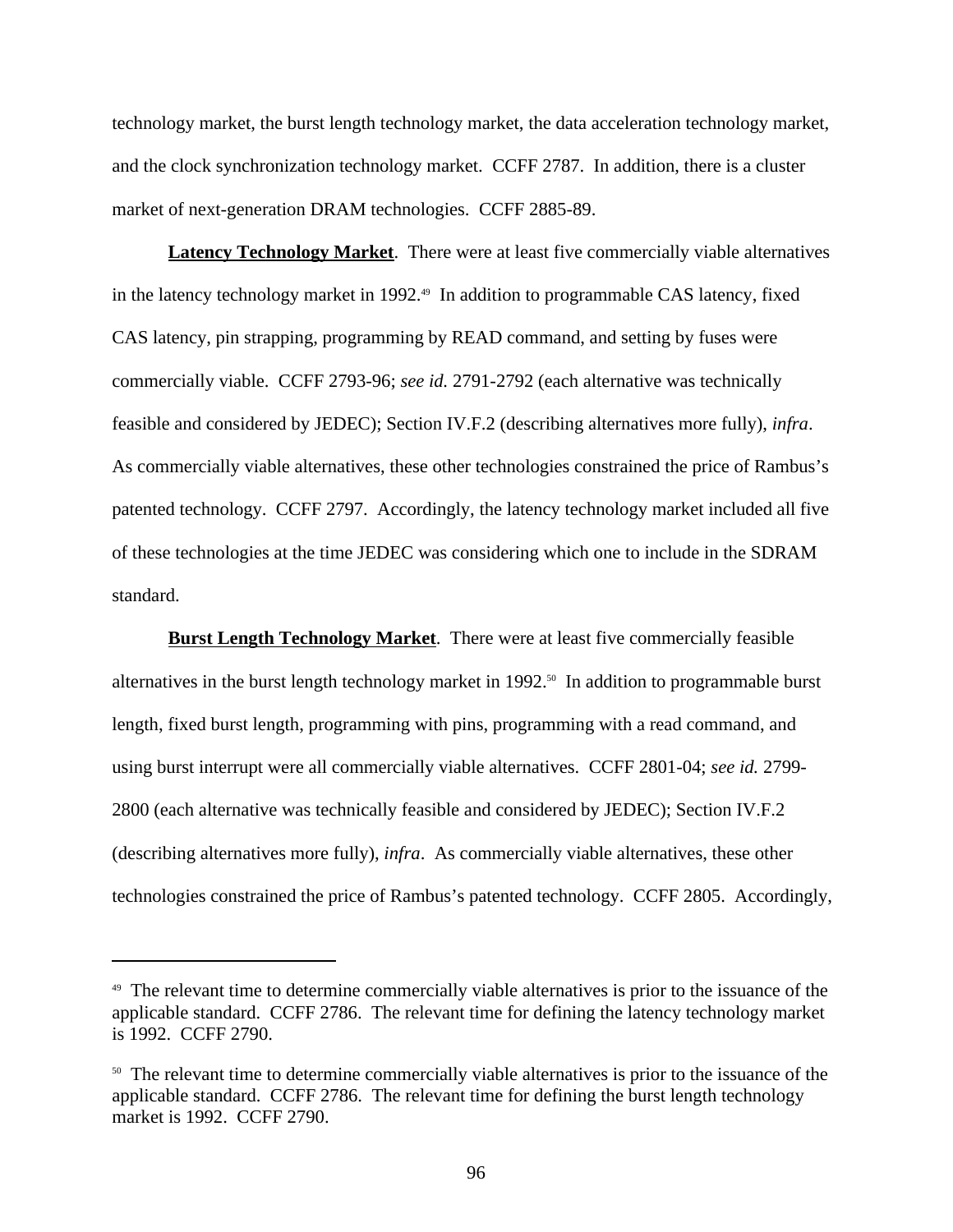technology market, the burst length technology market, the data acceleration technology market, and the clock synchronization technology market. CCFF 2787. In addition, there is a cluster market of next-generation DRAM technologies. CCFF 2885-89.

**Latency Technology Market**. There were at least five commercially viable alternatives in the latency technology market in 1992.[49] In addition to programmable CAS latency, fixed CAS latency, pin strapping, programming by READ command, and setting by fuses were commercially viable. CCFF 2793-96; *see id.* 2791-2792 (each alternative was technically feasible and considered by JEDEC); Section IV.F.2 (describing alternatives more fully), *infra*. As commercially viable alternatives, these other technologies constrained the price of Rambus's patented technology. CCFF 2797. Accordingly, the latency technology market included all five of these technologies at the time JEDEC was considering which one to include in the SDRAM standard.

**Burst Length Technology Market**. There were at least five commercially feasible alternatives in the burst length technology market in 1992.[50] In addition to programmable burst length, fixed burst length, programming with pins, programming with a read command, and using burst interrupt were all commercially viable alternatives. CCFF 2801-04; *see id.* 2799-2800 (each alternative was technically feasible and considered by JEDEC); Section IV.F.2 (describing alternatives more fully), *infra*. As commercially viable alternatives, these other technologies constrained the price of Rambus's patented technology. CCFF 2805. Accordingly,

---

[49] The relevant time to determine commercially viable alternatives is prior to the issuance of the applicable standard. CCFF 2786. The relevant time for defining the latency technology market is 1992. CCFF 2790.

[50] The relevant time to determine commercially viable alternatives is prior to the issuance of the applicable standard. CCFF 2786. The relevant time for defining the burst length technology market is 1992. CCFF 2790.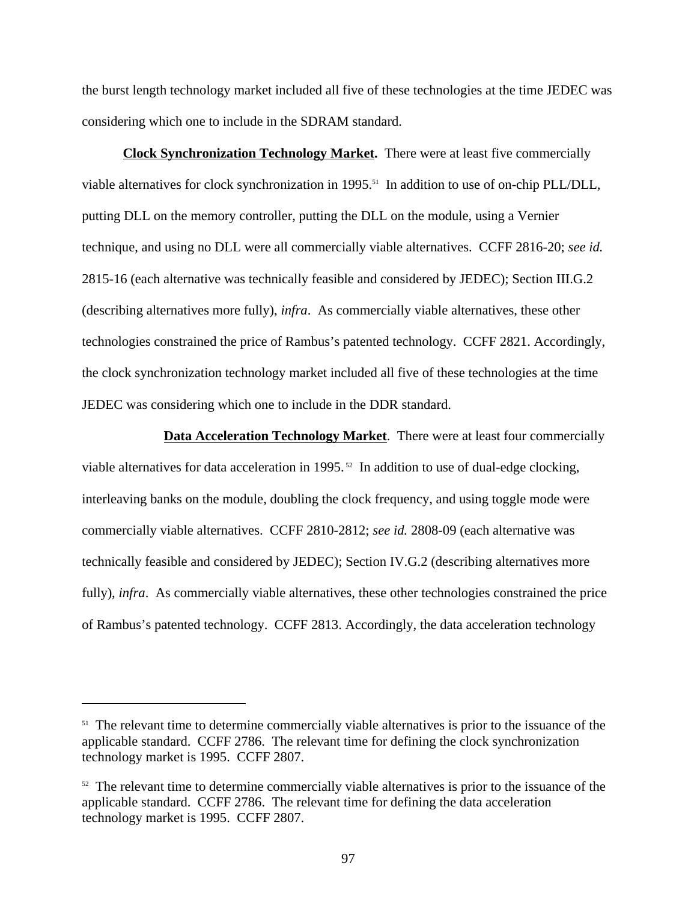the burst length technology market included all five of these technologies at the time JEDEC was considering which one to include in the SDRAM standard.

**Clock Synchronization Technology Market.** There were at least five commercially viable alternatives for clock synchronization in 1995.[51] In addition to use of on-chip PLL/DLL, putting DLL on the memory controller, putting the DLL on the module, using a Vernier technique, and using no DLL were all commercially viable alternatives. CCFF 2816-20; *see id.* 2815-16 (each alternative was technically feasible and considered by JEDEC); Section III.G.2 (describing alternatives more fully), *infra*. As commercially viable alternatives, these other technologies constrained the price of Rambus's patented technology. CCFF 2821. Accordingly, the clock synchronization technology market included all five of these technologies at the time JEDEC was considering which one to include in the DDR standard.

**Data Acceleration Technology Market**. There were at least four commercially viable alternatives for data acceleration in 1995.[52] In addition to use of dual-edge clocking, interleaving banks on the module, doubling the clock frequency, and using toggle mode were commercially viable alternatives. CCFF 2810-2812; *see id.* 2808-09 (each alternative was technically feasible and considered by JEDEC); Section IV.G.2 (describing alternatives more fully), *infra*. As commercially viable alternatives, these other technologies constrained the price of Rambus's patented technology. CCFF 2813. Accordingly, the data acceleration technology

---

[51] The relevant time to determine commercially viable alternatives is prior to the issuance of the applicable standard. CCFF 2786. The relevant time for defining the clock synchronization technology market is 1995. CCFF 2807.

[52] The relevant time to determine commercially viable alternatives is prior to the issuance of the applicable standard. CCFF 2786. The relevant time for defining the data acceleration technology market is 1995. CCFF 2807.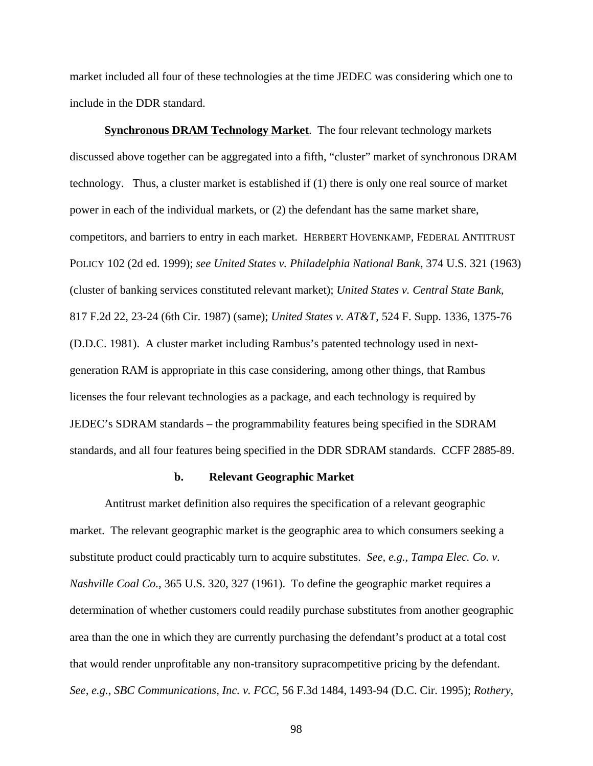market included all four of these technologies at the time JEDEC was considering which one to include in the DDR standard.

**Synchronous DRAM Technology Market**. The four relevant technology markets discussed above together can be aggregated into a fifth, "cluster" market of synchronous DRAM technology. Thus, a cluster market is established if (1) there is only one real source of market power in each of the individual markets, or (2) the defendant has the same market share, competitors, and barriers to entry in each market. HERBERT HOVENKAMP, FEDERAL ANTITRUST POLICY 102 (2d ed. 1999); *see United States v. Philadelphia National Bank*, 374 U.S. 321 (1963) (cluster of banking services constituted relevant market); *United States v. Central State Bank*, 817 F.2d 22, 23-24 (6th Cir. 1987) (same); *United States v. AT&T*, 524 F. Supp. 1336, 1375-76 (D.D.C. 1981). A cluster market including Rambus's patented technology used in next-generation RAM is appropriate in this case considering, among other things, that Rambus licenses the four relevant technologies as a package, and each technology is required by JEDEC's SDRAM standards – the programmability features being specified in the SDRAM standards, and all four features being specified in the DDR SDRAM standards. CCFF 2885-89.

#### b. Relevant Geographic Market

Antitrust market definition also requires the specification of a relevant geographic market. The relevant geographic market is the geographic area to which consumers seeking a substitute product could practicably turn to acquire substitutes. *See, e.g.*, *Tampa Elec. Co. v. Nashville Coal Co.*, 365 U.S. 320, 327 (1961). To define the geographic market requires a determination of whether customers could readily purchase substitutes from another geographic area than the one in which they are currently purchasing the defendant's product at a total cost that would render unprofitable any non-transitory supracompetitive pricing by the defendant. *See, e.g.*, *SBC Communications, Inc. v. FCC*, 56 F.3d 1484, 1493-94 (D.C. Cir. 1995); *Rothery*,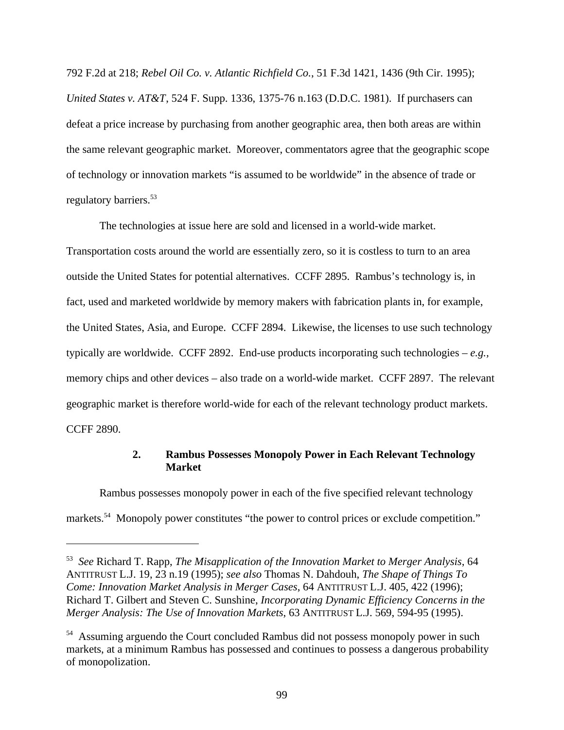792 F.2d at 218; *Rebel Oil Co. v. Atlantic Richfield Co.*, 51 F.3d 1421, 1436 (9th Cir. 1995); *United States v. AT&T*, 524 F. Supp. 1336, 1375-76 n.163 (D.D.C. 1981). If purchasers can defeat a price increase by purchasing from another geographic area, then both areas are within the same relevant geographic market. Moreover, commentators agree that the geographic scope of technology or innovation markets "is assumed to be worldwide" in the absence of trade or regulatory barriers.[53]

The technologies at issue here are sold and licensed in a world-wide market. Transportation costs around the world are essentially zero, so it is costless to turn to an area outside the United States for potential alternatives. CCFF 2895. Rambus's technology is, in fact, used and marketed worldwide by memory makers with fabrication plants in, for example, the United States, Asia, and Europe. CCFF 2894. Likewise, the licenses to use such technology typically are worldwide. CCFF 2892. End-use products incorporating such technologies – *e.g.*, memory chips and other devices – also trade on a world-wide market. CCFF 2897. The relevant geographic market is therefore world-wide for each of the relevant technology product markets. CCFF 2890.

### 2. Rambus Possesses Monopoly Power in Each Relevant Technology Market

Rambus possesses monopoly power in each of the five specified relevant technology markets.[54] Monopoly power constitutes "the power to control prices or exclude competition."

---

[53] *See* Richard T. Rapp, *The Misapplication of the Innovation Market to Merger Analysis*, 64 ANTITRUST L.J. 19, 23 n.19 (1995); *see also* Thomas N. Dahdouh, *The Shape of Things To Come: Innovation Market Analysis in Merger Cases*, 64 ANTITRUST L.J. 405, 422 (1996); Richard T. Gilbert and Steven C. Sunshine, *Incorporating Dynamic Efficiency Concerns in the Merger Analysis: The Use of Innovation Markets*, 63 ANTITRUST L.J. 569, 594-95 (1995).

[54] Assuming arguendo the Court concluded Rambus did not possess monopoly power in such markets, at a minimum Rambus has possessed and continues to possess a dangerous probability of monopolization.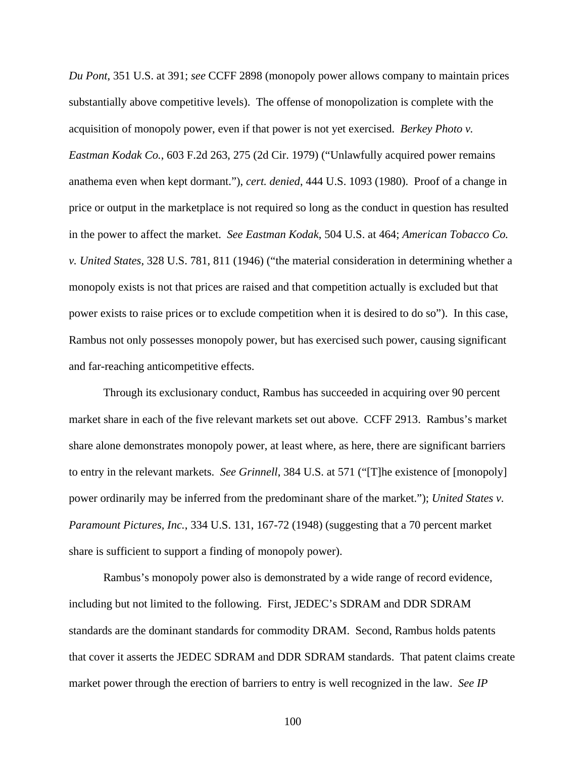*Du Pont*, 351 U.S. at 391; *see* CCFF 2898 (monopoly power allows company to maintain prices substantially above competitive levels). The offense of monopolization is complete with the acquisition of monopoly power, even if that power is not yet exercised. *Berkey Photo v. Eastman Kodak Co.*, 603 F.2d 263, 275 (2d Cir. 1979) ("Unlawfully acquired power remains anathema even when kept dormant."), *cert. denied*, 444 U.S. 1093 (1980). Proof of a change in price or output in the marketplace is not required so long as the conduct in question has resulted in the power to affect the market. *See Eastman Kodak*, 504 U.S. at 464; *American Tobacco Co. v. United States*, 328 U.S. 781, 811 (1946) ("the material consideration in determining whether a monopoly exists is not that prices are raised and that competition actually is excluded but that power exists to raise prices or to exclude competition when it is desired to do so"). In this case, Rambus not only possesses monopoly power, but has exercised such power, causing significant and far-reaching anticompetitive effects.

Through its exclusionary conduct, Rambus has succeeded in acquiring over 90 percent market share in each of the five relevant markets set out above. CCFF 2913. Rambus's market share alone demonstrates monopoly power, at least where, as here, there are significant barriers to entry in the relevant markets. *See Grinnell*, 384 U.S. at 571 ("[T]he existence of [monopoly] power ordinarily may be inferred from the predominant share of the market."); *United States v. Paramount Pictures, Inc.*, 334 U.S. 131, 167-72 (1948) (suggesting that a 70 percent market share is sufficient to support a finding of monopoly power).

Rambus's monopoly power also is demonstrated by a wide range of record evidence, including but not limited to the following. First, JEDEC's SDRAM and DDR SDRAM standards are the dominant standards for commodity DRAM. Second, Rambus holds patents that cover it asserts the JEDEC SDRAM and DDR SDRAM standards. That patent claims create market power through the erection of barriers to entry is well recognized in the law. *See IP*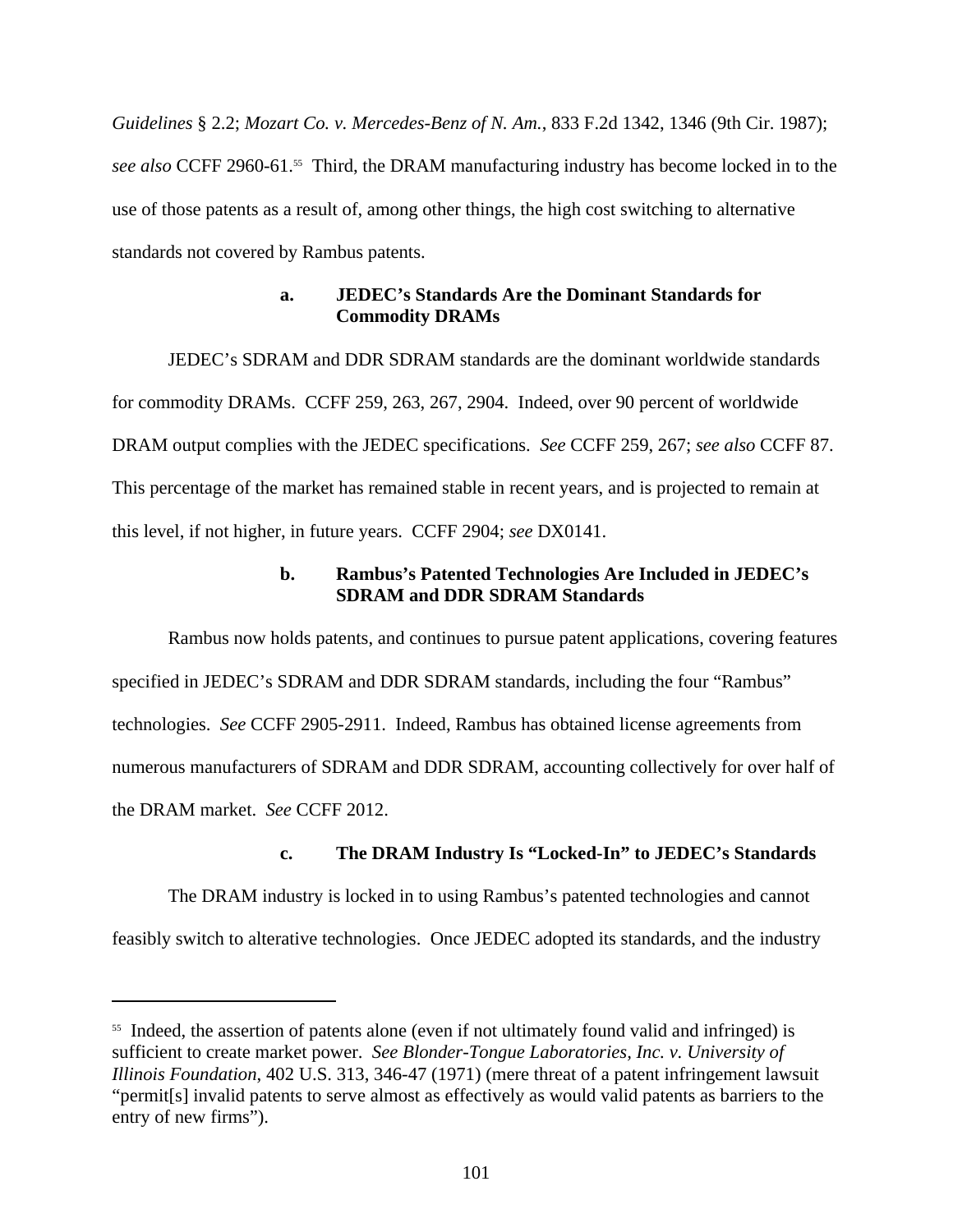*Guidelines* § 2.2; *Mozart Co. v. Mercedes-Benz of N. Am.*, 833 F.2d 1342, 1346 (9th Cir. 1987); *see also* CCFF 2960-61.[55] Third, the DRAM manufacturing industry has become locked in to the use of those patents as a result of, among other things, the high cost switching to alternative standards not covered by Rambus patents.

#### a. JEDEC's Standards Are the Dominant Standards for Commodity DRAMs

JEDEC's SDRAM and DDR SDRAM standards are the dominant worldwide standards for commodity DRAMs. CCFF 259, 263, 267, 2904. Indeed, over 90 percent of worldwide DRAM output complies with the JEDEC specifications. *See* CCFF 259, 267; *see also* CCFF 87. This percentage of the market has remained stable in recent years, and is projected to remain at this level, if not higher, in future years. CCFF 2904; *see* DX0141.

#### b. Rambus's Patented Technologies Are Included in JEDEC's SDRAM and DDR SDRAM Standards

Rambus now holds patents, and continues to pursue patent applications, covering features specified in JEDEC's SDRAM and DDR SDRAM standards, including the four "Rambus" technologies. *See* CCFF 2905-2911. Indeed, Rambus has obtained license agreements from numerous manufacturers of SDRAM and DDR SDRAM, accounting collectively for over half of the DRAM market. *See* CCFF 2012.

#### c. The DRAM Industry Is "Locked-In" to JEDEC's Standards

The DRAM industry is locked in to using Rambus's patented technologies and cannot feasibly switch to alterative technologies. Once JEDEC adopted its standards, and the industry

---

[55] Indeed, the assertion of patents alone (even if not ultimately found valid and infringed) is sufficient to create market power. *See Blonder-Tongue Laboratories, Inc. v. University of Illinois Foundation*, 402 U.S. 313, 346-47 (1971) (mere threat of a patent infringement lawsuit "permit[s] invalid patents to serve almost as effectively as would valid patents as barriers to the entry of new firms").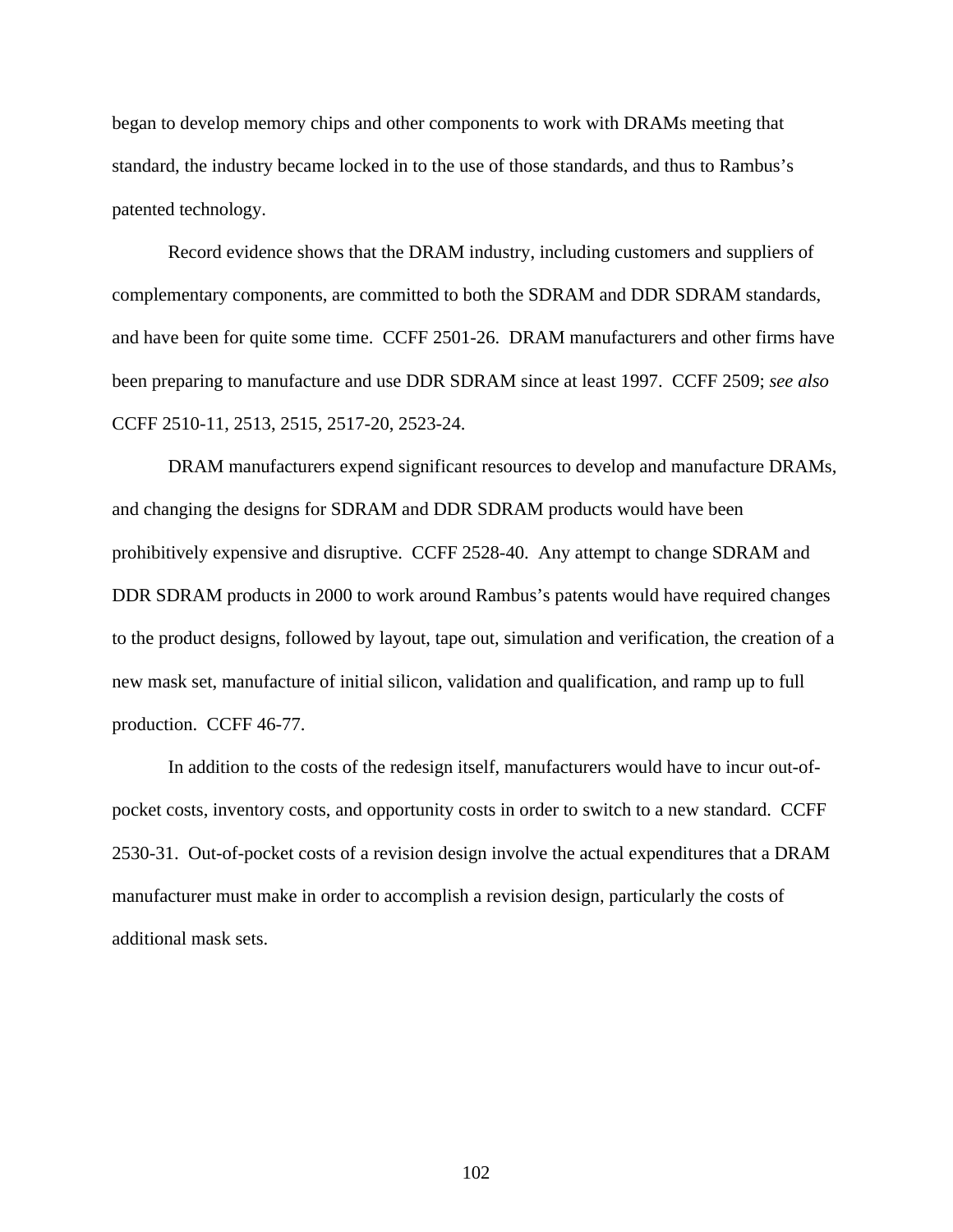began to develop memory chips and other components to work with DRAMs meeting that standard, the industry became locked in to the use of those standards, and thus to Rambus's patented technology.

Record evidence shows that the DRAM industry, including customers and suppliers of complementary components, are committed to both the SDRAM and DDR SDRAM standards, and have been for quite some time. CCFF 2501-26. DRAM manufacturers and other firms have been preparing to manufacture and use DDR SDRAM since at least 1997. CCFF 2509; *see also* CCFF 2510-11, 2513, 2515, 2517-20, 2523-24.

DRAM manufacturers expend significant resources to develop and manufacture DRAMs, and changing the designs for SDRAM and DDR SDRAM products would have been prohibitively expensive and disruptive. CCFF 2528-40. Any attempt to change SDRAM and DDR SDRAM products in 2000 to work around Rambus's patents would have required changes to the product designs, followed by layout, tape out, simulation and verification, the creation of a new mask set, manufacture of initial silicon, validation and qualification, and ramp up to full production. CCFF 46-77.

In addition to the costs of the redesign itself, manufacturers would have to incur out-of-pocket costs, inventory costs, and opportunity costs in order to switch to a new standard. CCFF 2530-31. Out-of-pocket costs of a revision design involve the actual expenditures that a DRAM manufacturer must make in order to accomplish a revision design, particularly the costs of additional mask sets.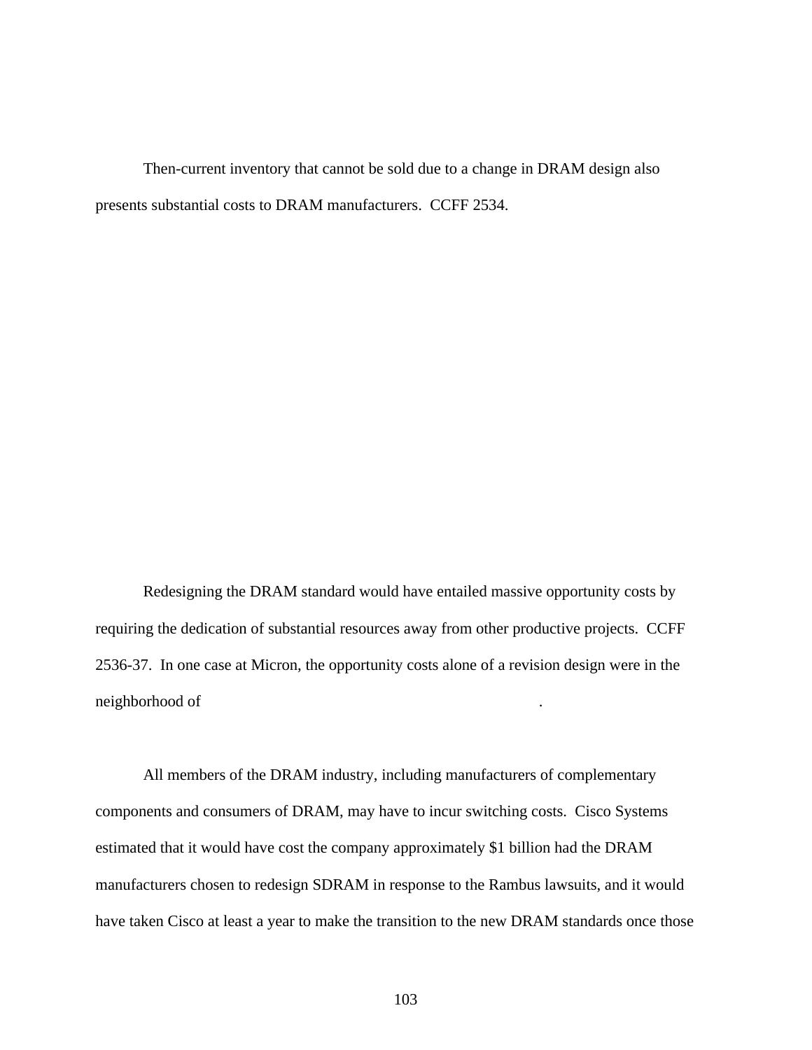Then-current inventory that cannot be sold due to a change in DRAM design also presents substantial costs to DRAM manufacturers. CCFF 2534.

Redesigning the DRAM standard would have entailed massive opportunity costs by requiring the dedication of substantial resources away from other productive projects. CCFF 2536-37. In one case at Micron, the opportunity costs alone of a revision design were in the neighborhood of .

All members of the DRAM industry, including manufacturers of complementary components and consumers of DRAM, may have to incur switching costs. Cisco Systems estimated that it would have cost the company approximately $1 billion had the DRAM manufacturers chosen to redesign SDRAM in response to the Rambus lawsuits, and it would have taken Cisco at least a year to make the transition to the new DRAM standards once those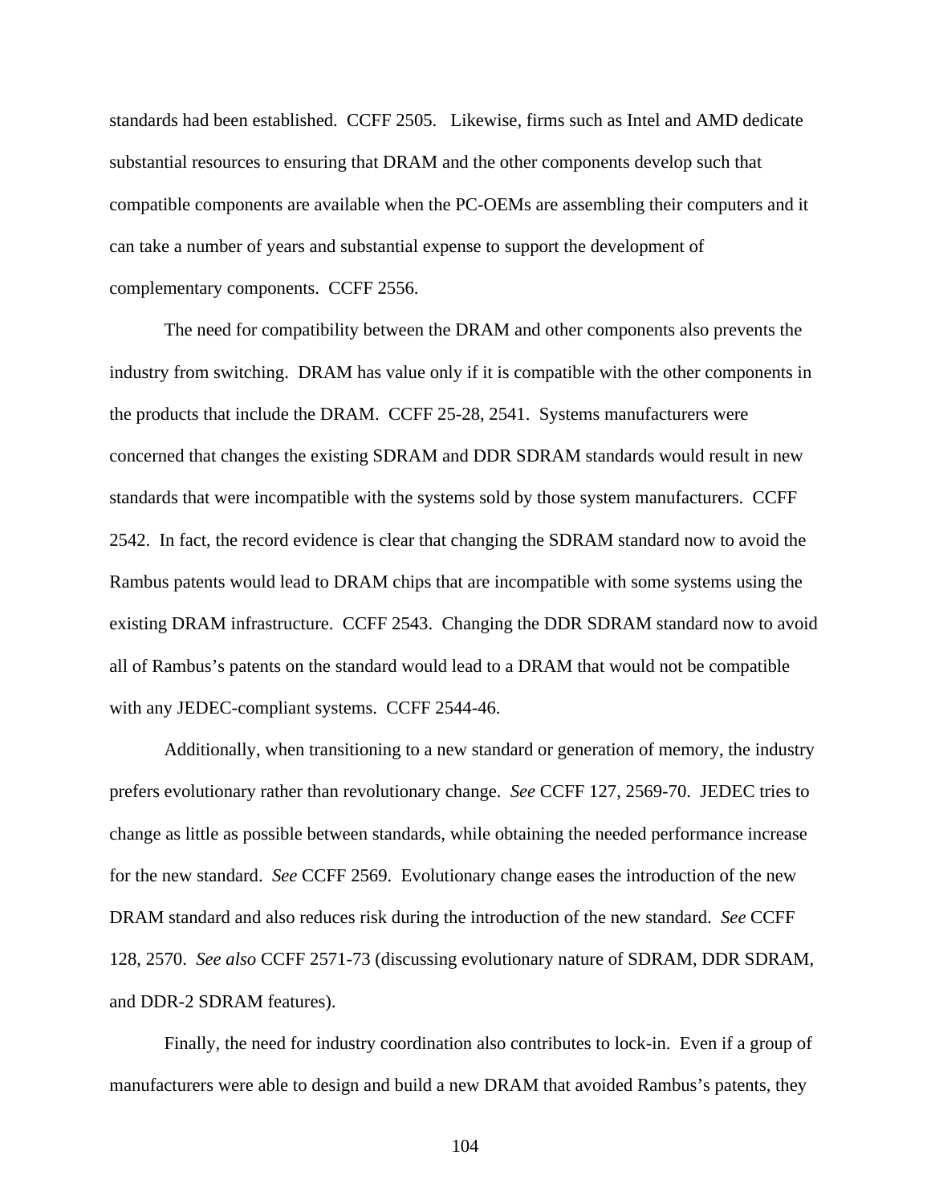standards had been established. CCFF 2505. Likewise, firms such as Intel and AMD dedicate substantial resources to ensuring that DRAM and the other components develop such that compatible components are available when the PC-OEMs are assembling their computers and it can take a number of years and substantial expense to support the development of complementary components. CCFF 2556.

The need for compatibility between the DRAM and other components also prevents the industry from switching. DRAM has value only if it is compatible with the other components in the products that include the DRAM. CCFF 25-28, 2541. Systems manufacturers were concerned that changes the existing SDRAM and DDR SDRAM standards would result in new standards that were incompatible with the systems sold by those system manufacturers. CCFF 2542. In fact, the record evidence is clear that changing the SDRAM standard now to avoid the Rambus patents would lead to DRAM chips that are incompatible with some systems using the existing DRAM infrastructure. CCFF 2543. Changing the DDR SDRAM standard now to avoid all of Rambus's patents on the standard would lead to a DRAM that would not be compatible with any JEDEC-compliant systems. CCFF 2544-46.

Additionally, when transitioning to a new standard or generation of memory, the industry prefers evolutionary rather than revolutionary change. *See* CCFF 127, 2569-70. JEDEC tries to change as little as possible between standards, while obtaining the needed performance increase for the new standard. *See* CCFF 2569. Evolutionary change eases the introduction of the new DRAM standard and also reduces risk during the introduction of the new standard. *See* CCFF 128, 2570. *See also* CCFF 2571-73 (discussing evolutionary nature of SDRAM, DDR SDRAM, and DDR-2 SDRAM features).

Finally, the need for industry coordination also contributes to lock-in. Even if a group of manufacturers were able to design and build a new DRAM that avoided Rambus's patents, they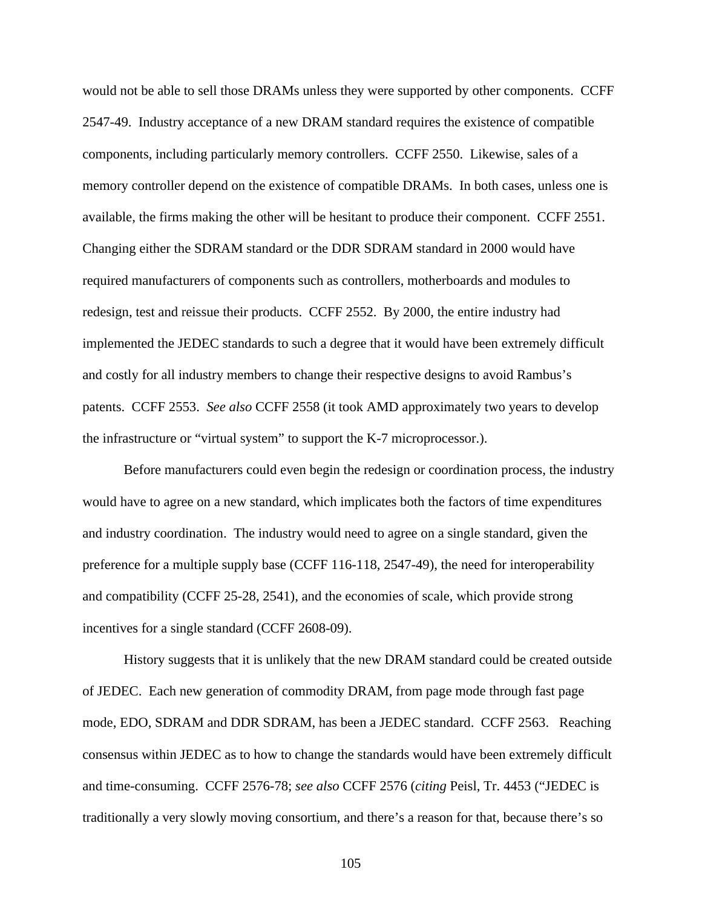would not be able to sell those DRAMs unless they were supported by other components. CCFF 2547-49. Industry acceptance of a new DRAM standard requires the existence of compatible components, including particularly memory controllers. CCFF 2550. Likewise, sales of a memory controller depend on the existence of compatible DRAMs. In both cases, unless one is available, the firms making the other will be hesitant to produce their component. CCFF 2551. Changing either the SDRAM standard or the DDR SDRAM standard in 2000 would have required manufacturers of components such as controllers, motherboards and modules to redesign, test and reissue their products. CCFF 2552. By 2000, the entire industry had implemented the JEDEC standards to such a degree that it would have been extremely difficult and costly for all industry members to change their respective designs to avoid Rambus's patents. CCFF 2553. *See also* CCFF 2558 (it took AMD approximately two years to develop the infrastructure or "virtual system" to support the K-7 microprocessor.).

Before manufacturers could even begin the redesign or coordination process, the industry would have to agree on a new standard, which implicates both the factors of time expenditures and industry coordination. The industry would need to agree on a single standard, given the preference for a multiple supply base (CCFF 116-118, 2547-49), the need for interoperability and compatibility (CCFF 25-28, 2541), and the economies of scale, which provide strong incentives for a single standard (CCFF 2608-09).

History suggests that it is unlikely that the new DRAM standard could be created outside of JEDEC. Each new generation of commodity DRAM, from page mode through fast page mode, EDO, SDRAM and DDR SDRAM, has been a JEDEC standard. CCFF 2563. Reaching consensus within JEDEC as to how to change the standards would have been extremely difficult and time-consuming. CCFF 2576-78; *see also* CCFF 2576 (*citing* Peisl, Tr. 4453 ("JEDEC is traditionally a very slowly moving consortium, and there's a reason for that, because there's so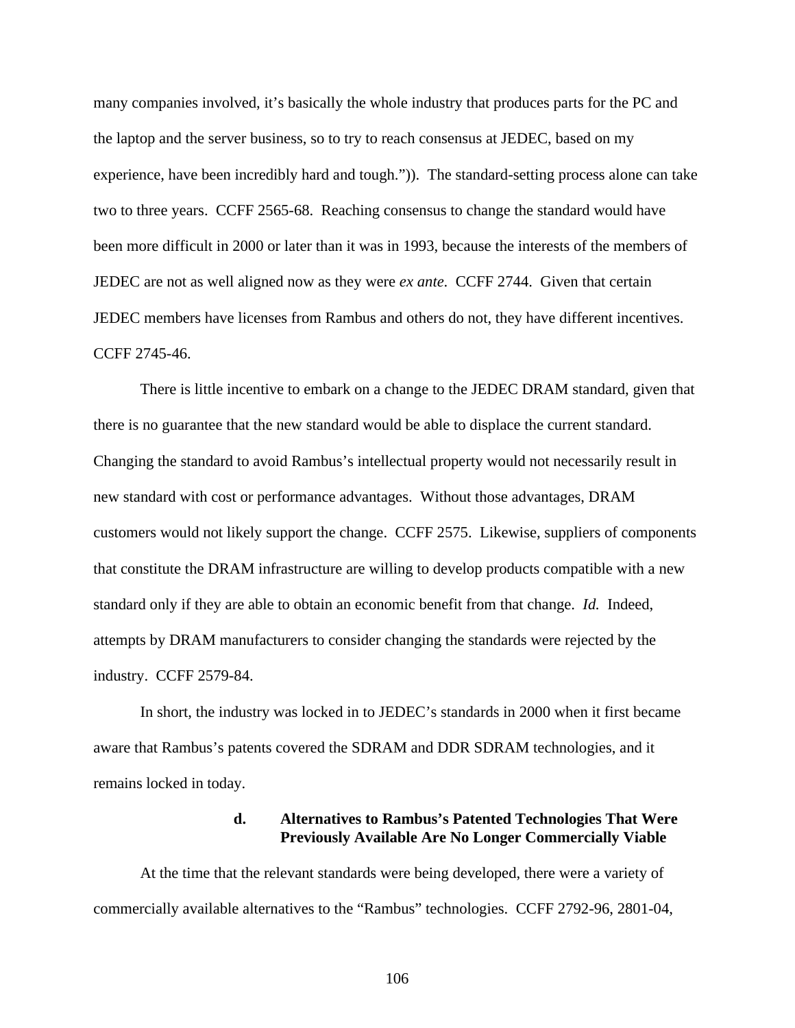many companies involved, it's basically the whole industry that produces parts for the PC and the laptop and the server business, so to try to reach consensus at JEDEC, based on my experience, have been incredibly hard and tough.")). The standard-setting process alone can take two to three years. CCFF 2565-68. Reaching consensus to change the standard would have been more difficult in 2000 or later than it was in 1993, because the interests of the members of JEDEC are not as well aligned now as they were *ex ante.* CCFF 2744. Given that certain JEDEC members have licenses from Rambus and others do not, they have different incentives. CCFF 2745-46.

There is little incentive to embark on a change to the JEDEC DRAM standard, given that there is no guarantee that the new standard would be able to displace the current standard. Changing the standard to avoid Rambus's intellectual property would not necessarily result in new standard with cost or performance advantages. Without those advantages, DRAM customers would not likely support the change. CCFF 2575. Likewise, suppliers of components that constitute the DRAM infrastructure are willing to develop products compatible with a new standard only if they are able to obtain an economic benefit from that change. *Id.* Indeed, attempts by DRAM manufacturers to consider changing the standards were rejected by the industry. CCFF 2579-84.

In short, the industry was locked in to JEDEC's standards in 2000 when it first became aware that Rambus's patents covered the SDRAM and DDR SDRAM technologies, and it remains locked in today.

#### d. Alternatives to Rambus's Patented Technologies That Were Previously Available Are No Longer Commercially Viable

At the time that the relevant standards were being developed, there were a variety of commercially available alternatives to the "Rambus" technologies. CCFF 2792-96, 2801-04,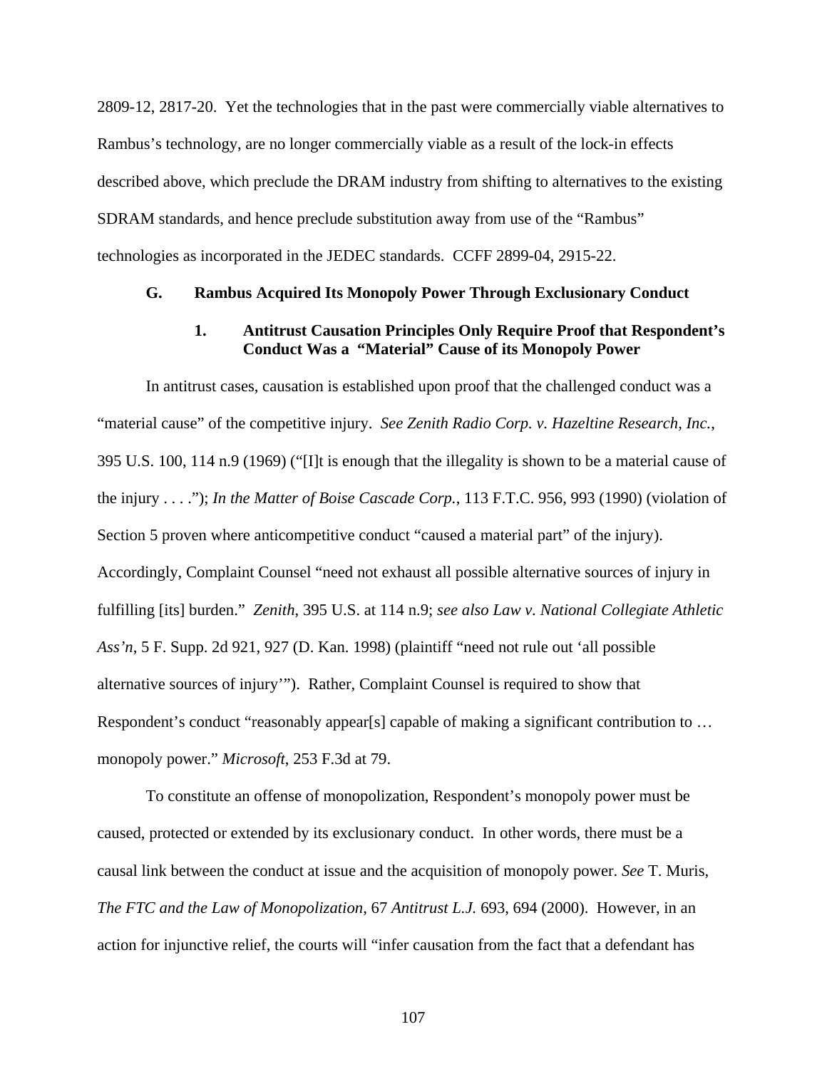2809-12, 2817-20. Yet the technologies that in the past were commercially viable alternatives to Rambus's technology, are no longer commercially viable as a result of the lock-in effects described above, which preclude the DRAM industry from shifting to alternatives to the existing SDRAM standards, and hence preclude substitution away from use of the "Rambus" technologies as incorporated in the JEDEC standards. CCFF 2899-04, 2915-22.

### G. Rambus Acquired Its Monopoly Power Through Exclusionary Conduct

#### 1. Antitrust Causation Principles Only Require Proof that Respondent's Conduct Was a "Material" Cause of its Monopoly Power

In antitrust cases, causation is established upon proof that the challenged conduct was a "material cause" of the competitive injury. *See Zenith Radio Corp. v. Hazeltine Research, Inc.*, 395 U.S. 100, 114 n.9 (1969) ("[I]t is enough that the illegality is shown to be a material cause of the injury . . . ."); *In the Matter of Boise Cascade Corp.*, 113 F.T.C. 956, 993 (1990) (violation of Section 5 proven where anticompetitive conduct "caused a material part" of the injury). Accordingly, Complaint Counsel "need not exhaust all possible alternative sources of injury in fulfilling [its] burden." *Zenith*, 395 U.S. at 114 n.9; *see also Law v. National Collegiate Athletic Ass'n*, 5 F. Supp. 2d 921, 927 (D. Kan. 1998) (plaintiff "need not rule out 'all possible alternative sources of injury'"). Rather, Complaint Counsel is required to show that Respondent's conduct "reasonably appear[s] capable of making a significant contribution to … monopoly power." *Microsoft*, 253 F.3d at 79.

To constitute an offense of monopolization, Respondent's monopoly power must be caused, protected or extended by its exclusionary conduct. In other words, there must be a causal link between the conduct at issue and the acquisition of monopoly power. *See* T. Muris, *The FTC and the Law of Monopolization*, 67 *Antitrust L.J.* 693, 694 (2000). However, in an action for injunctive relief, the courts will "infer causation from the fact that a defendant has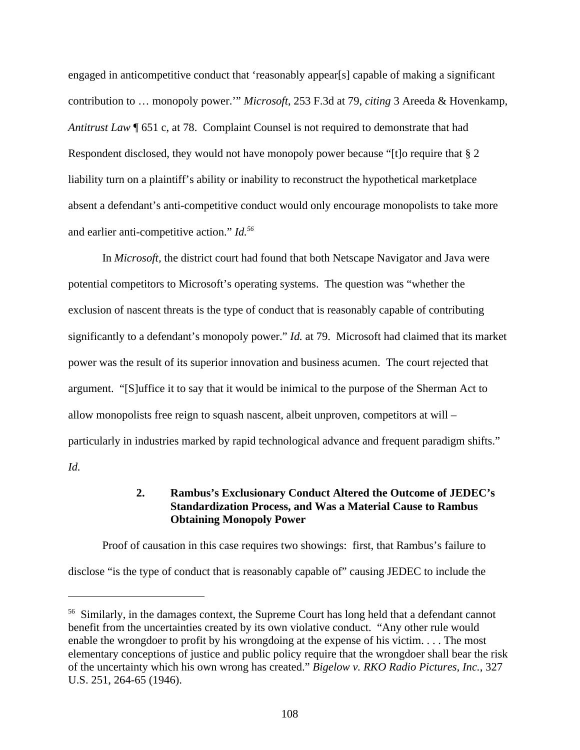engaged in anticompetitive conduct that 'reasonably appear[s] capable of making a significant contribution to … monopoly power.'" *Microsoft*, 253 F.3d at 79, *citing* 3 Areeda & Hovenkamp, *Antitrust Law* ¶ 651 c, at 78. Complaint Counsel is not required to demonstrate that had Respondent disclosed, they would not have monopoly power because "[t]o require that § 2 liability turn on a plaintiff's ability or inability to reconstruct the hypothetical marketplace absent a defendant's anti-competitive conduct would only encourage monopolists to take more and earlier anti-competitive action." *Id.*[56]

In *Microsoft*, the district court had found that both Netscape Navigator and Java were potential competitors to Microsoft's operating systems. The question was "whether the exclusion of nascent threats is the type of conduct that is reasonably capable of contributing significantly to a defendant's monopoly power." *Id.* at 79. Microsoft had claimed that its market power was the result of its superior innovation and business acumen. The court rejected that argument. "[S]uffice it to say that it would be inimical to the purpose of the Sherman Act to allow monopolists free reign to squash nascent, albeit unproven, competitors at will – particularly in industries marked by rapid technological advance and frequent paradigm shifts." *Id.*

### 2. Rambus's Exclusionary Conduct Altered the Outcome of JEDEC's Standardization Process, and Was a Material Cause to Rambus Obtaining Monopoly Power

Proof of causation in this case requires two showings: first, that Rambus's failure to disclose "is the type of conduct that is reasonably capable of" causing JEDEC to include the

---

[56] Similarly, in the damages context, the Supreme Court has long held that a defendant cannot benefit from the uncertainties created by its own violative conduct. "Any other rule would enable the wrongdoer to profit by his wrongdoing at the expense of his victim. . . . The most elementary conceptions of justice and public policy require that the wrongdoer shall bear the risk of the uncertainty which his own wrong has created." *Bigelow v. RKO Radio Pictures, Inc.*, 327 U.S. 251, 264-65 (1946).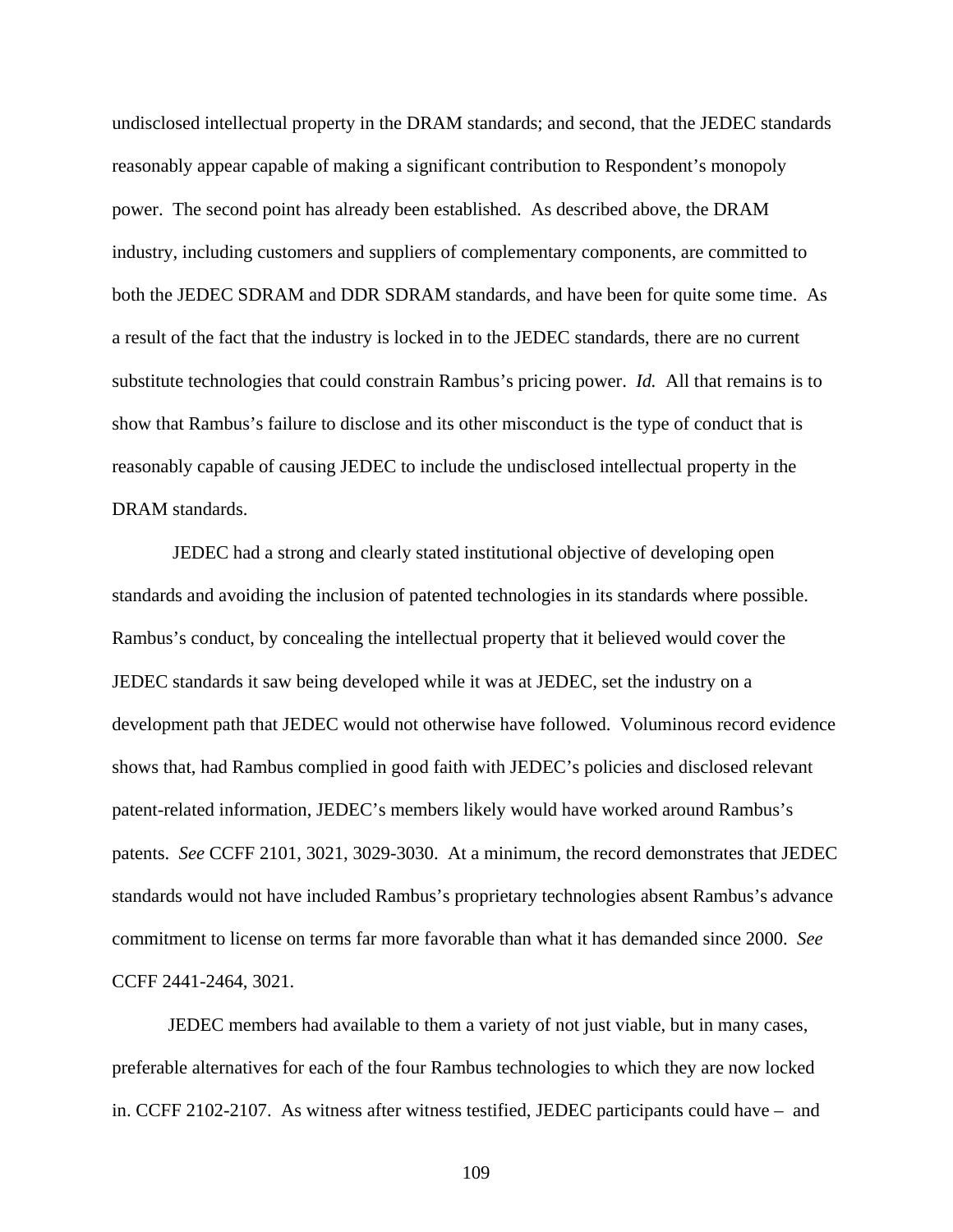undisclosed intellectual property in the DRAM standards; and second, that the JEDEC standards reasonably appear capable of making a significant contribution to Respondent's monopoly power. The second point has already been established. As described above, the DRAM industry, including customers and suppliers of complementary components, are committed to both the JEDEC SDRAM and DDR SDRAM standards, and have been for quite some time. As a result of the fact that the industry is locked in to the JEDEC standards, there are no current substitute technologies that could constrain Rambus's pricing power. *Id.* All that remains is to show that Rambus's failure to disclose and its other misconduct is the type of conduct that is reasonably capable of causing JEDEC to include the undisclosed intellectual property in the DRAM standards.

JEDEC had a strong and clearly stated institutional objective of developing open standards and avoiding the inclusion of patented technologies in its standards where possible. Rambus's conduct, by concealing the intellectual property that it believed would cover the JEDEC standards it saw being developed while it was at JEDEC, set the industry on a development path that JEDEC would not otherwise have followed. Voluminous record evidence shows that, had Rambus complied in good faith with JEDEC's policies and disclosed relevant patent-related information, JEDEC's members likely would have worked around Rambus's patents. *See* CCFF 2101, 3021, 3029-3030. At a minimum, the record demonstrates that JEDEC standards would not have included Rambus's proprietary technologies absent Rambus's advance commitment to license on terms far more favorable than what it has demanded since 2000. *See* CCFF 2441-2464, 3021.

JEDEC members had available to them a variety of not just viable, but in many cases, preferable alternatives for each of the four Rambus technologies to which they are now locked in. CCFF 2102-2107. As witness after witness testified, JEDEC participants could have – and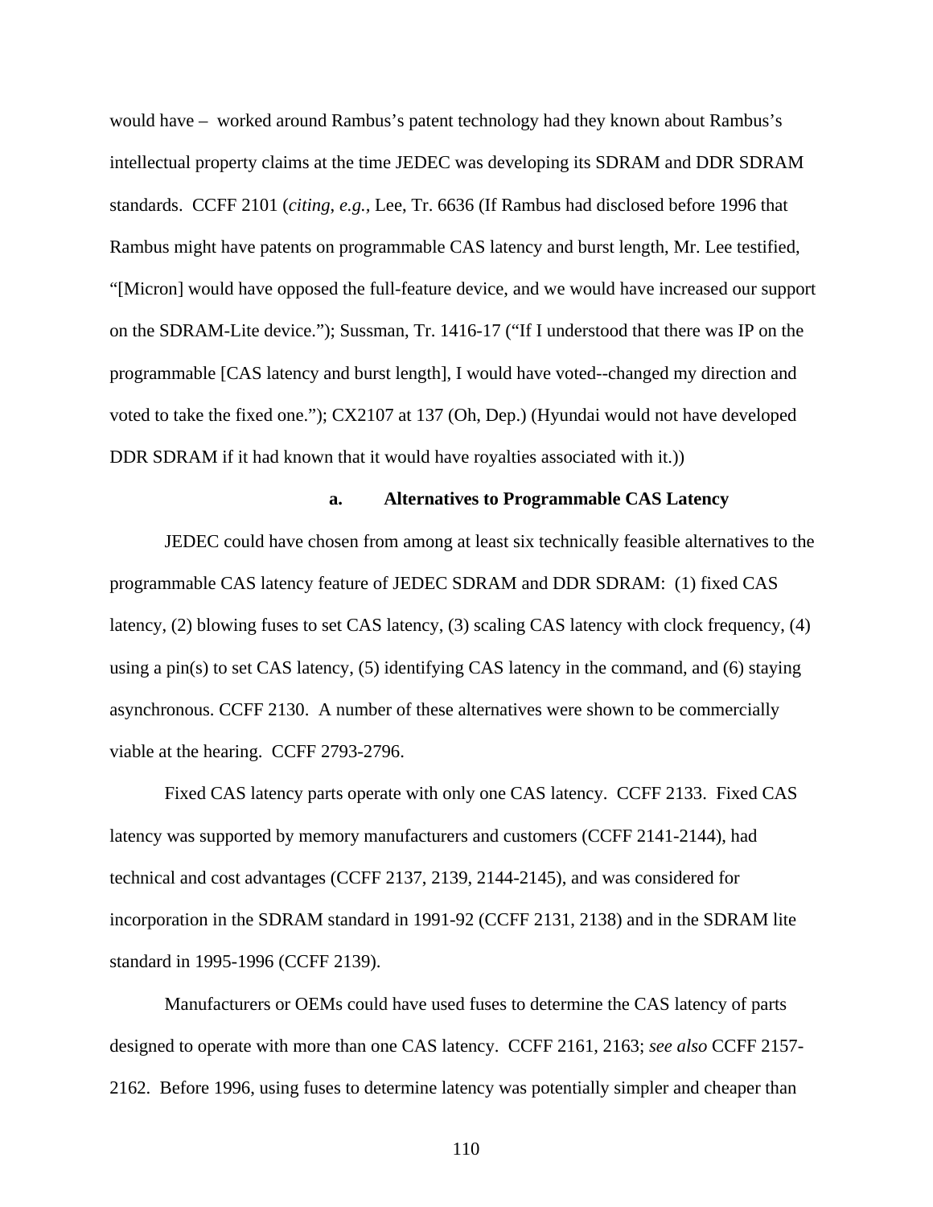would have – worked around Rambus's patent technology had they known about Rambus's intellectual property claims at the time JEDEC was developing its SDRAM and DDR SDRAM standards. CCFF 2101 (*citing*, *e.g.*, Lee, Tr. 6636 (If Rambus had disclosed before 1996 that Rambus might have patents on programmable CAS latency and burst length, Mr. Lee testified, "[Micron] would have opposed the full-feature device, and we would have increased our support on the SDRAM-Lite device."); Sussman, Tr. 1416-17 ("If I understood that there was IP on the programmable [CAS latency and burst length], I would have voted--changed my direction and voted to take the fixed one."); CX2107 at 137 (Oh, Dep.) (Hyundai would not have developed DDR SDRAM if it had known that it would have royalties associated with it.))

**a. Alternatives to Programmable CAS Latency**

JEDEC could have chosen from among at least six technically feasible alternatives to the programmable CAS latency feature of JEDEC SDRAM and DDR SDRAM: (1) fixed CAS latency, (2) blowing fuses to set CAS latency, (3) scaling CAS latency with clock frequency, (4) using a pin(s) to set CAS latency, (5) identifying CAS latency in the command, and (6) staying asynchronous. CCFF 2130. A number of these alternatives were shown to be commercially viable at the hearing. CCFF 2793-2796.

Fixed CAS latency parts operate with only one CAS latency. CCFF 2133. Fixed CAS latency was supported by memory manufacturers and customers (CCFF 2141-2144), had technical and cost advantages (CCFF 2137, 2139, 2144-2145), and was considered for incorporation in the SDRAM standard in 1991-92 (CCFF 2131, 2138) and in the SDRAM lite standard in 1995-1996 (CCFF 2139).

Manufacturers or OEMs could have used fuses to determine the CAS latency of parts designed to operate with more than one CAS latency. CCFF 2161, 2163; *see also* CCFF 2157-2162. Before 1996, using fuses to determine latency was potentially simpler and cheaper than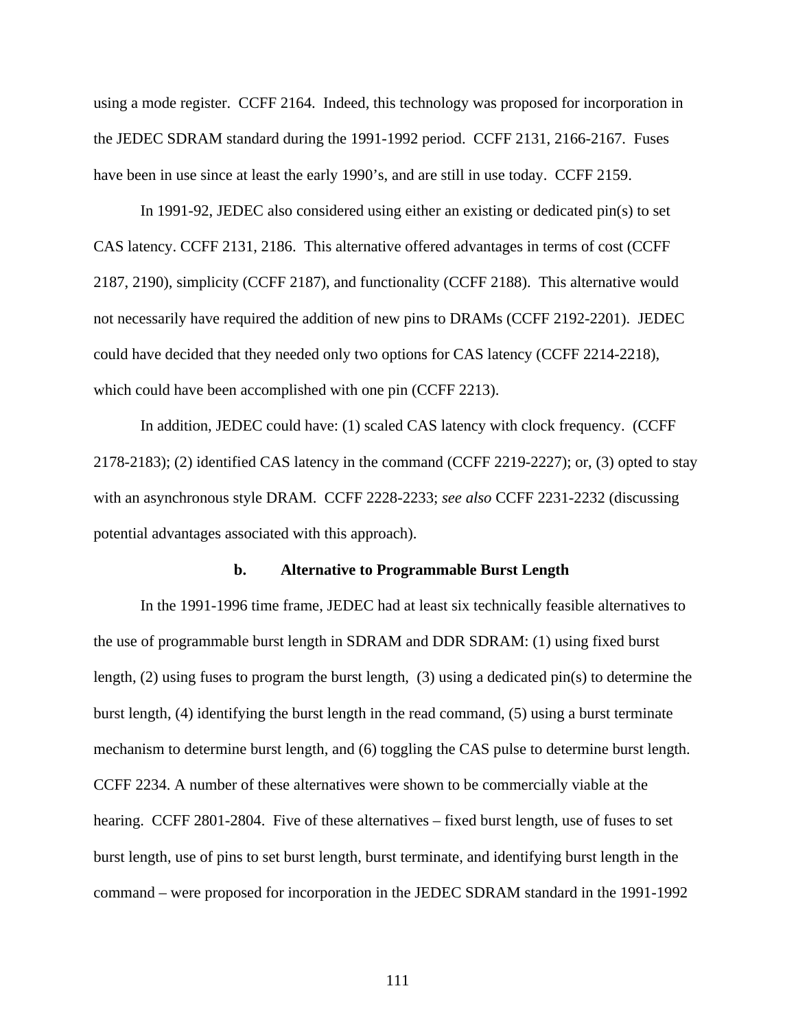using a mode register. CCFF 2164. Indeed, this technology was proposed for incorporation in the JEDEC SDRAM standard during the 1991-1992 period. CCFF 2131, 2166-2167. Fuses have been in use since at least the early 1990's, and are still in use today. CCFF 2159.

In 1991-92, JEDEC also considered using either an existing or dedicated pin(s) to set CAS latency. CCFF 2131, 2186. This alternative offered advantages in terms of cost (CCFF 2187, 2190), simplicity (CCFF 2187), and functionality (CCFF 2188). This alternative would not necessarily have required the addition of new pins to DRAMs (CCFF 2192-2201). JEDEC could have decided that they needed only two options for CAS latency (CCFF 2214-2218), which could have been accomplished with one pin (CCFF 2213).

In addition, JEDEC could have: (1) scaled CAS latency with clock frequency. (CCFF 2178-2183); (2) identified CAS latency in the command (CCFF 2219-2227); or, (3) opted to stay with an asynchronous style DRAM. CCFF 2228-2233; *see also* CCFF 2231-2232 (discussing potential advantages associated with this approach).

**b. Alternative to Programmable Burst Length**

In the 1991-1996 time frame, JEDEC had at least six technically feasible alternatives to the use of programmable burst length in SDRAM and DDR SDRAM: (1) using fixed burst length, (2) using fuses to program the burst length, (3) using a dedicated pin(s) to determine the burst length, (4) identifying the burst length in the read command, (5) using a burst terminate mechanism to determine burst length, and (6) toggling the CAS pulse to determine burst length. CCFF 2234. A number of these alternatives were shown to be commercially viable at the hearing. CCFF 2801-2804. Five of these alternatives – fixed burst length, use of fuses to set burst length, use of pins to set burst length, burst terminate, and identifying burst length in the command – were proposed for incorporation in the JEDEC SDRAM standard in the 1991-1992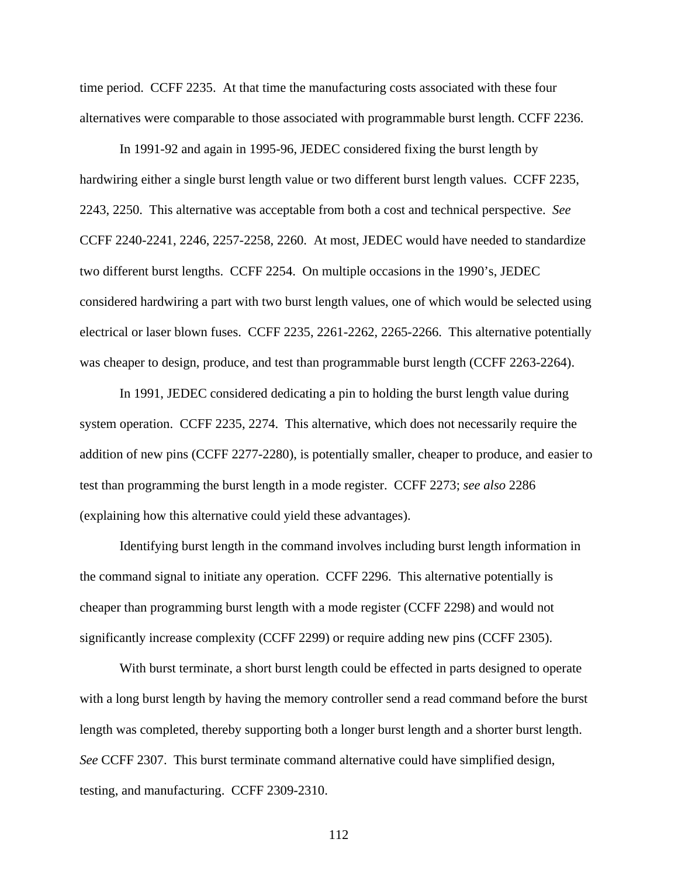time period. CCFF 2235. At that time the manufacturing costs associated with these four alternatives were comparable to those associated with programmable burst length. CCFF 2236.

In 1991-92 and again in 1995-96, JEDEC considered fixing the burst length by hardwiring either a single burst length value or two different burst length values. CCFF 2235, 2243, 2250. This alternative was acceptable from both a cost and technical perspective. *See* CCFF 2240-2241, 2246, 2257-2258, 2260. At most, JEDEC would have needed to standardize two different burst lengths. CCFF 2254. On multiple occasions in the 1990's, JEDEC considered hardwiring a part with two burst length values, one of which would be selected using electrical or laser blown fuses. CCFF 2235, 2261-2262, 2265-2266. This alternative potentially was cheaper to design, produce, and test than programmable burst length (CCFF 2263-2264).

In 1991, JEDEC considered dedicating a pin to holding the burst length value during system operation. CCFF 2235, 2274. This alternative, which does not necessarily require the addition of new pins (CCFF 2277-2280), is potentially smaller, cheaper to produce, and easier to test than programming the burst length in a mode register. CCFF 2273; *see also* 2286 (explaining how this alternative could yield these advantages).

Identifying burst length in the command involves including burst length information in the command signal to initiate any operation. CCFF 2296. This alternative potentially is cheaper than programming burst length with a mode register (CCFF 2298) and would not significantly increase complexity (CCFF 2299) or require adding new pins (CCFF 2305).

With burst terminate, a short burst length could be effected in parts designed to operate with a long burst length by having the memory controller send a read command before the burst length was completed, thereby supporting both a longer burst length and a shorter burst length. *See* CCFF 2307. This burst terminate command alternative could have simplified design, testing, and manufacturing. CCFF 2309-2310.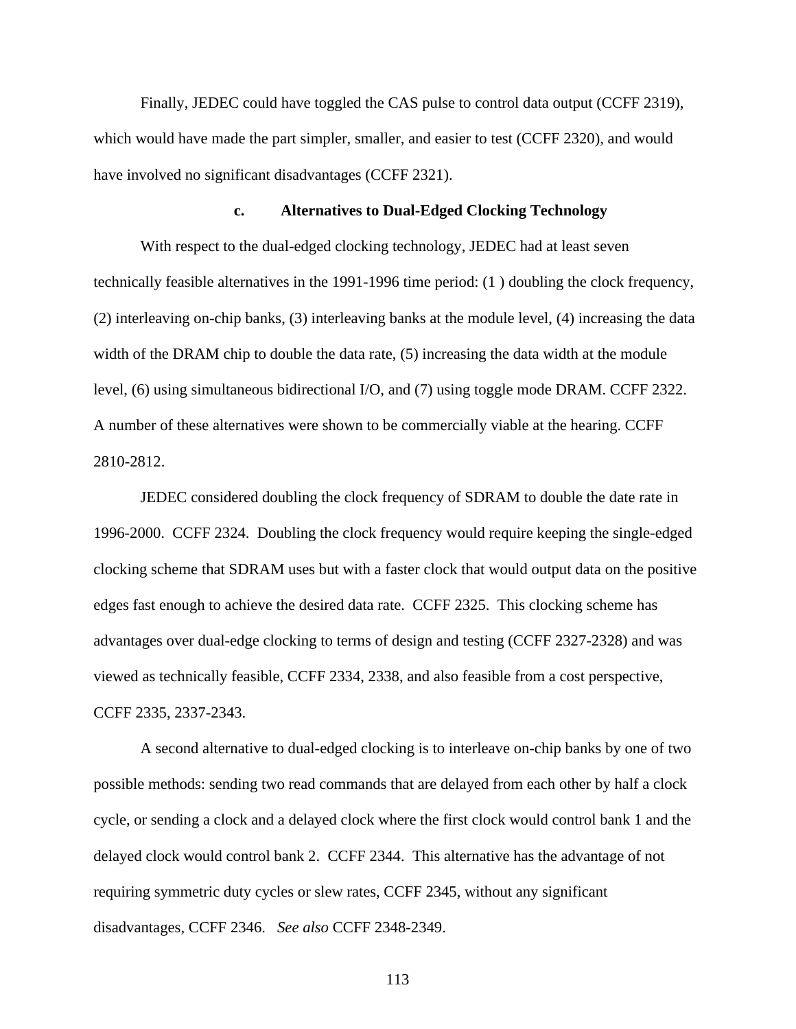Finally, JEDEC could have toggled the CAS pulse to control data output (CCFF 2319), which would have made the part simpler, smaller, and easier to test (CCFF 2320), and would have involved no significant disadvantages (CCFF 2321).

### c. Alternatives to Dual-Edged Clocking Technology

With respect to the dual-edged clocking technology, JEDEC had at least seven technically feasible alternatives in the 1991-1996 time period: (1 ) doubling the clock frequency, (2) interleaving on-chip banks, (3) interleaving banks at the module level, (4) increasing the data width of the DRAM chip to double the data rate, (5) increasing the data width at the module level, (6) using simultaneous bidirectional I/O, and (7) using toggle mode DRAM. CCFF 2322. A number of these alternatives were shown to be commercially viable at the hearing. CCFF 2810-2812.

JEDEC considered doubling the clock frequency of SDRAM to double the date rate in 1996-2000. CCFF 2324. Doubling the clock frequency would require keeping the single-edged clocking scheme that SDRAM uses but with a faster clock that would output data on the positive edges fast enough to achieve the desired data rate. CCFF 2325. This clocking scheme has advantages over dual-edge clocking to terms of design and testing (CCFF 2327-2328) and was viewed as technically feasible, CCFF 2334, 2338, and also feasible from a cost perspective, CCFF 2335, 2337-2343.

A second alternative to dual-edged clocking is to interleave on-chip banks by one of two possible methods: sending two read commands that are delayed from each other by half a clock cycle, or sending a clock and a delayed clock where the first clock would control bank 1 and the delayed clock would control bank 2. CCFF 2344. This alternative has the advantage of not requiring symmetric duty cycles or slew rates, CCFF 2345, without any significant disadvantages, CCFF 2346. *See also* CCFF 2348-2349.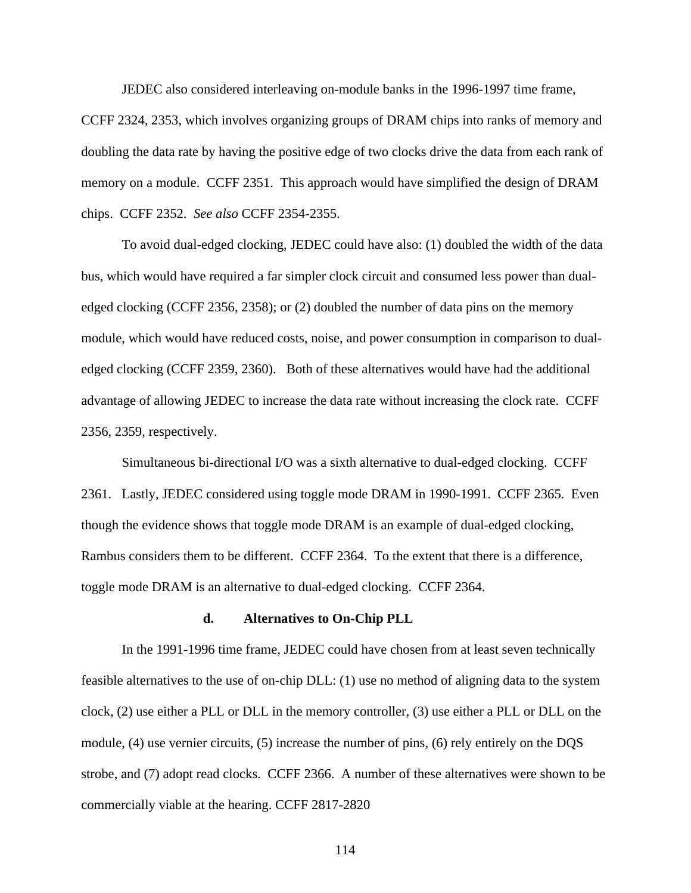JEDEC also considered interleaving on-module banks in the 1996-1997 time frame, CCFF 2324, 2353, which involves organizing groups of DRAM chips into ranks of memory and doubling the data rate by having the positive edge of two clocks drive the data from each rank of memory on a module. CCFF 2351. This approach would have simplified the design of DRAM chips. CCFF 2352. *See also* CCFF 2354-2355.

To avoid dual-edged clocking, JEDEC could have also: (1) doubled the width of the data bus, which would have required a far simpler clock circuit and consumed less power than dual-edged clocking (CCFF 2356, 2358); or (2) doubled the number of data pins on the memory module, which would have reduced costs, noise, and power consumption in comparison to dual-edged clocking (CCFF 2359, 2360). Both of these alternatives would have had the additional advantage of allowing JEDEC to increase the data rate without increasing the clock rate. CCFF 2356, 2359, respectively.

Simultaneous bi-directional I/O was a sixth alternative to dual-edged clocking. CCFF 2361. Lastly, JEDEC considered using toggle mode DRAM in 1990-1991. CCFF 2365. Even though the evidence shows that toggle mode DRAM is an example of dual-edged clocking, Rambus considers them to be different. CCFF 2364. To the extent that there is a difference, toggle mode DRAM is an alternative to dual-edged clocking. CCFF 2364.

#### d. Alternatives to On-Chip PLL

In the 1991-1996 time frame, JEDEC could have chosen from at least seven technically feasible alternatives to the use of on-chip DLL: (1) use no method of aligning data to the system clock, (2) use either a PLL or DLL in the memory controller, (3) use either a PLL or DLL on the module, (4) use vernier circuits, (5) increase the number of pins, (6) rely entirely on the DQS strobe, and (7) adopt read clocks. CCFF 2366. A number of these alternatives were shown to be commercially viable at the hearing. CCFF 2817-2820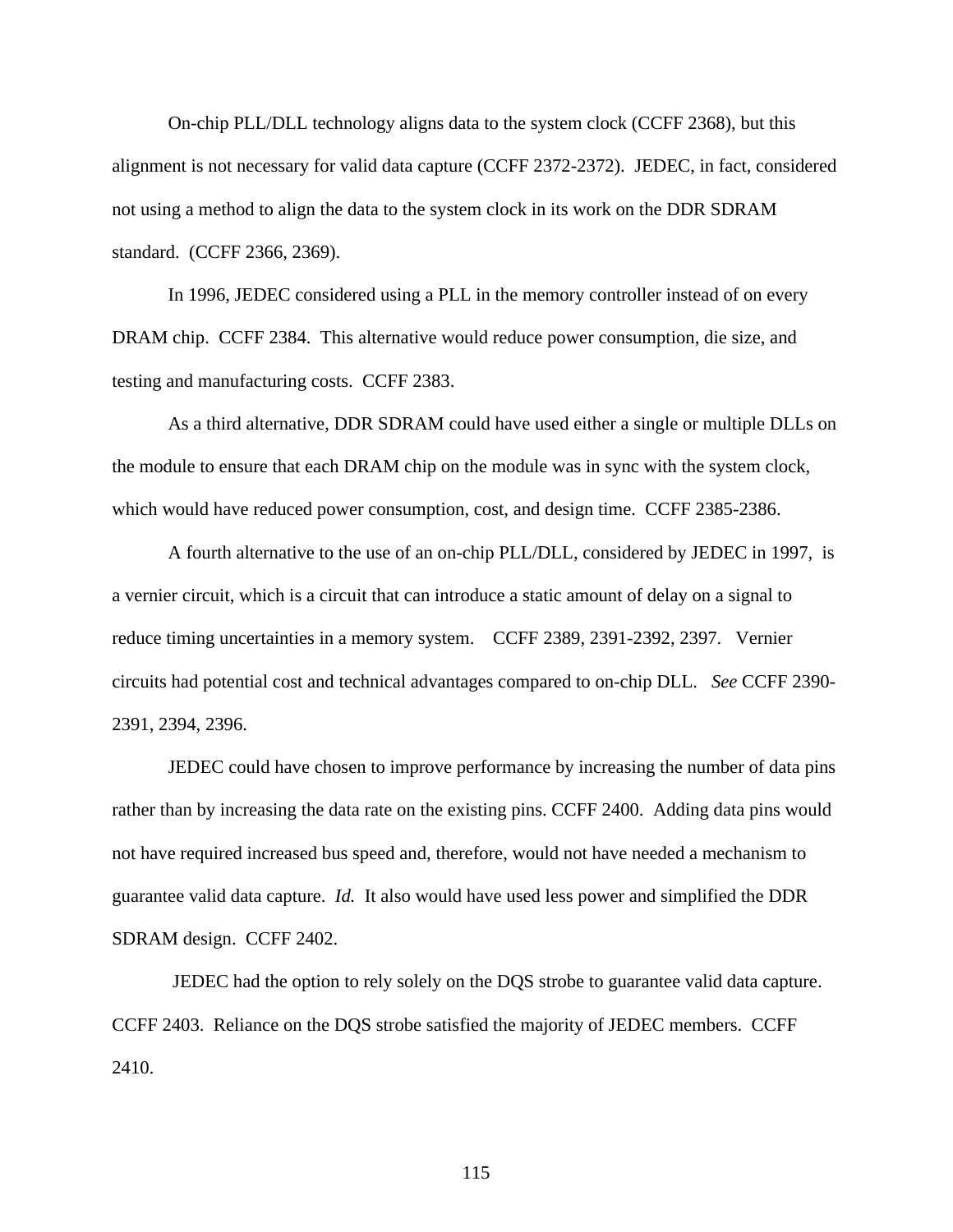On-chip PLL/DLL technology aligns data to the system clock (CCFF 2368), but this alignment is not necessary for valid data capture (CCFF 2372-2372). JEDEC, in fact, considered not using a method to align the data to the system clock in its work on the DDR SDRAM standard. (CCFF 2366, 2369).

In 1996, JEDEC considered using a PLL in the memory controller instead of on every DRAM chip. CCFF 2384. This alternative would reduce power consumption, die size, and testing and manufacturing costs. CCFF 2383.

As a third alternative, DDR SDRAM could have used either a single or multiple DLLs on the module to ensure that each DRAM chip on the module was in sync with the system clock, which would have reduced power consumption, cost, and design time. CCFF 2385-2386.

A fourth alternative to the use of an on-chip PLL/DLL, considered by JEDEC in 1997, is a vernier circuit, which is a circuit that can introduce a static amount of delay on a signal to reduce timing uncertainties in a memory system. CCFF 2389, 2391-2392, 2397. Vernier circuits had potential cost and technical advantages compared to on-chip DLL. *See* CCFF 2390-2391, 2394, 2396.

JEDEC could have chosen to improve performance by increasing the number of data pins rather than by increasing the data rate on the existing pins. CCFF 2400. Adding data pins would not have required increased bus speed and, therefore, would not have needed a mechanism to guarantee valid data capture. *Id.* It also would have used less power and simplified the DDR SDRAM design. CCFF 2402.

JEDEC had the option to rely solely on the DQS strobe to guarantee valid data capture. CCFF 2403. Reliance on the DQS strobe satisfied the majority of JEDEC members. CCFF 2410.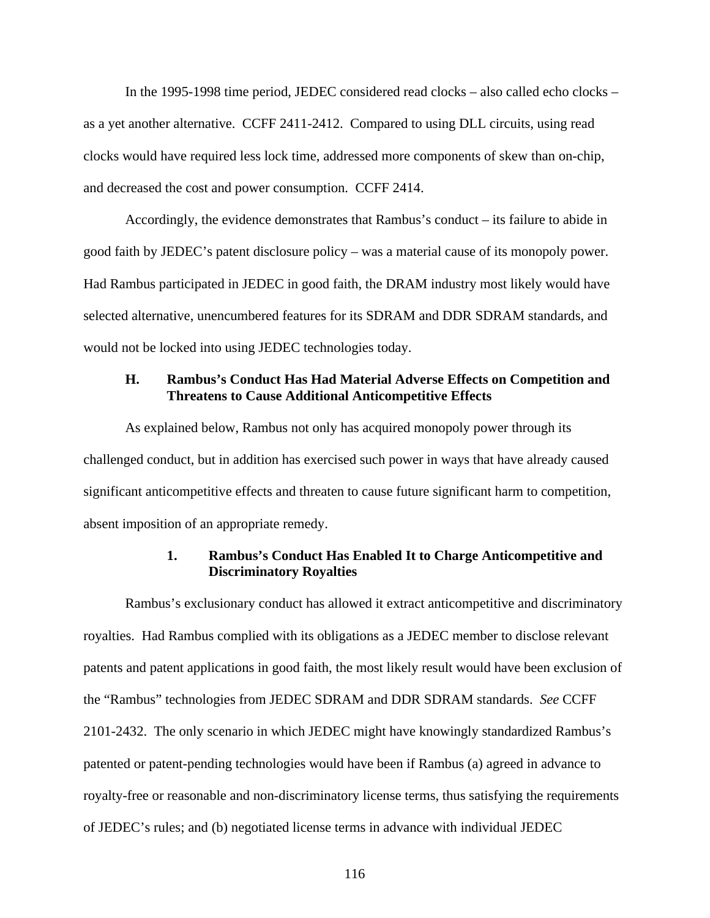In the 1995-1998 time period, JEDEC considered read clocks – also called echo clocks – as a yet another alternative. CCFF 2411-2412. Compared to using DLL circuits, using read clocks would have required less lock time, addressed more components of skew than on-chip, and decreased the cost and power consumption. CCFF 2414.

Accordingly, the evidence demonstrates that Rambus's conduct – its failure to abide in good faith by JEDEC's patent disclosure policy – was a material cause of its monopoly power. Had Rambus participated in JEDEC in good faith, the DRAM industry most likely would have selected alternative, unencumbered features for its SDRAM and DDR SDRAM standards, and would not be locked into using JEDEC technologies today.

### H. Rambus's Conduct Has Had Material Adverse Effects on Competition and Threatens to Cause Additional Anticompetitive Effects

As explained below, Rambus not only has acquired monopoly power through its challenged conduct, but in addition has exercised such power in ways that have already caused significant anticompetitive effects and threaten to cause future significant harm to competition, absent imposition of an appropriate remedy.

#### 1. Rambus's Conduct Has Enabled It to Charge Anticompetitive and Discriminatory Royalties

Rambus's exclusionary conduct has allowed it extract anticompetitive and discriminatory royalties. Had Rambus complied with its obligations as a JEDEC member to disclose relevant patents and patent applications in good faith, the most likely result would have been exclusion of the "Rambus" technologies from JEDEC SDRAM and DDR SDRAM standards. *See* CCFF 2101-2432. The only scenario in which JEDEC might have knowingly standardized Rambus's patented or patent-pending technologies would have been if Rambus (a) agreed in advance to royalty-free or reasonable and non-discriminatory license terms, thus satisfying the requirements of JEDEC's rules; and (b) negotiated license terms in advance with individual JEDEC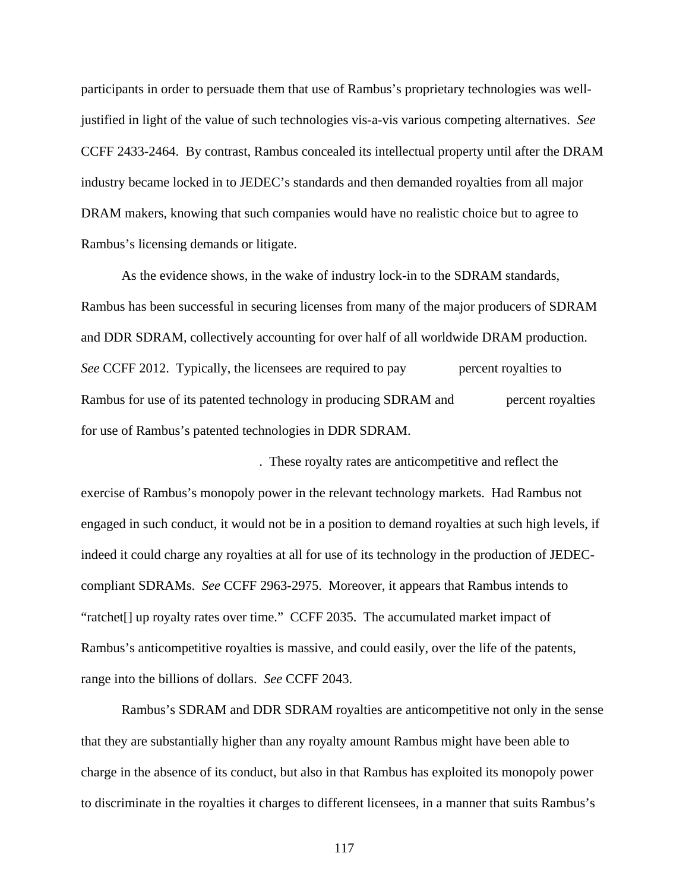participants in order to persuade them that use of Rambus's proprietary technologies was well-justified in light of the value of such technologies vis-a-vis various competing alternatives. *See* CCFF 2433-2464. By contrast, Rambus concealed its intellectual property until after the DRAM industry became locked in to JEDEC's standards and then demanded royalties from all major DRAM makers, knowing that such companies would have no realistic choice but to agree to Rambus's licensing demands or litigate.

As the evidence shows, in the wake of industry lock-in to the SDRAM standards, Rambus has been successful in securing licenses from many of the major producers of SDRAM and DDR SDRAM, collectively accounting for over half of all worldwide DRAM production. *See* CCFF 2012. Typically, the licensees are required to pay percent royalties to Rambus for use of its patented technology in producing SDRAM and percent royalties for use of Rambus's patented technologies in DDR SDRAM.

. These royalty rates are anticompetitive and reflect the exercise of Rambus's monopoly power in the relevant technology markets. Had Rambus not engaged in such conduct, it would not be in a position to demand royalties at such high levels, if indeed it could charge any royalties at all for use of its technology in the production of JEDEC-compliant SDRAMs. *See* CCFF 2963-2975. Moreover, it appears that Rambus intends to "ratchet[] up royalty rates over time." CCFF 2035. The accumulated market impact of Rambus's anticompetitive royalties is massive, and could easily, over the life of the patents, range into the billions of dollars. *See* CCFF 2043.

Rambus's SDRAM and DDR SDRAM royalties are anticompetitive not only in the sense that they are substantially higher than any royalty amount Rambus might have been able to charge in the absence of its conduct, but also in that Rambus has exploited its monopoly power to discriminate in the royalties it charges to different licensees, in a manner that suits Rambus's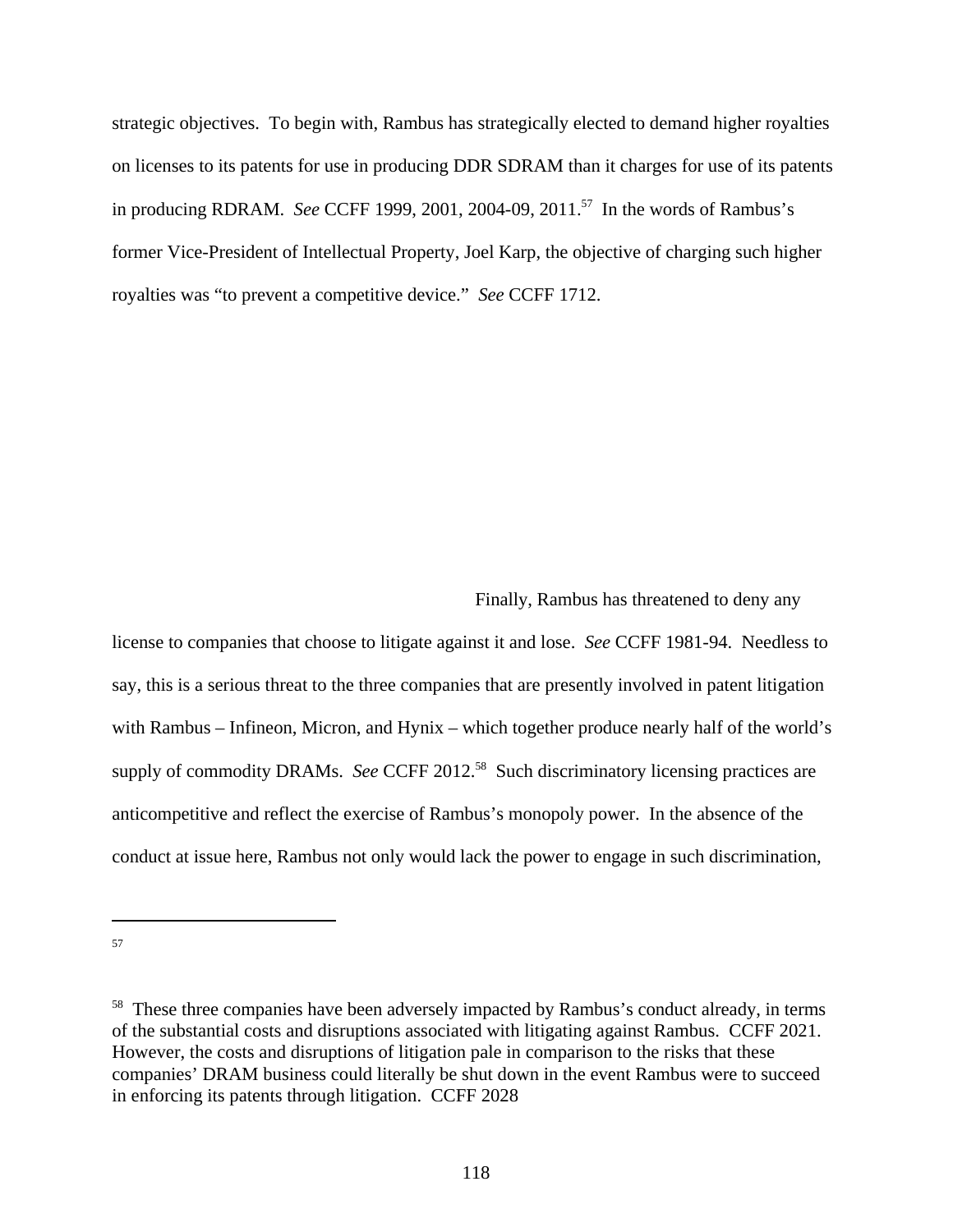strategic objectives. To begin with, Rambus has strategically elected to demand higher royalties on licenses to its patents for use in producing DDR SDRAM than it charges for use of its patents in producing RDRAM. *See* CCFF 1999, 2001, 2004-09, 2011.[57] In the words of Rambus's former Vice-President of Intellectual Property, Joel Karp, the objective of charging such higher royalties was "to prevent a competitive device." *See* CCFF 1712.

Finally, Rambus has threatened to deny any license to companies that choose to litigate against it and lose. *See* CCFF 1981-94. Needless to say, this is a serious threat to the three companies that are presently involved in patent litigation with Rambus – Infineon, Micron, and Hynix – which together produce nearly half of the world's supply of commodity DRAMs. *See* CCFF 2012.[58] Such discriminatory licensing practices are anticompetitive and reflect the exercise of Rambus's monopoly power. In the absence of the conduct at issue here, Rambus not only would lack the power to engage in such discrimination,

---

[57]

[58] These three companies have been adversely impacted by Rambus's conduct already, in terms of the substantial costs and disruptions associated with litigating against Rambus. CCFF 2021. However, the costs and disruptions of litigation pale in comparison to the risks that these companies' DRAM business could literally be shut down in the event Rambus were to succeed in enforcing its patents through litigation. CCFF 2028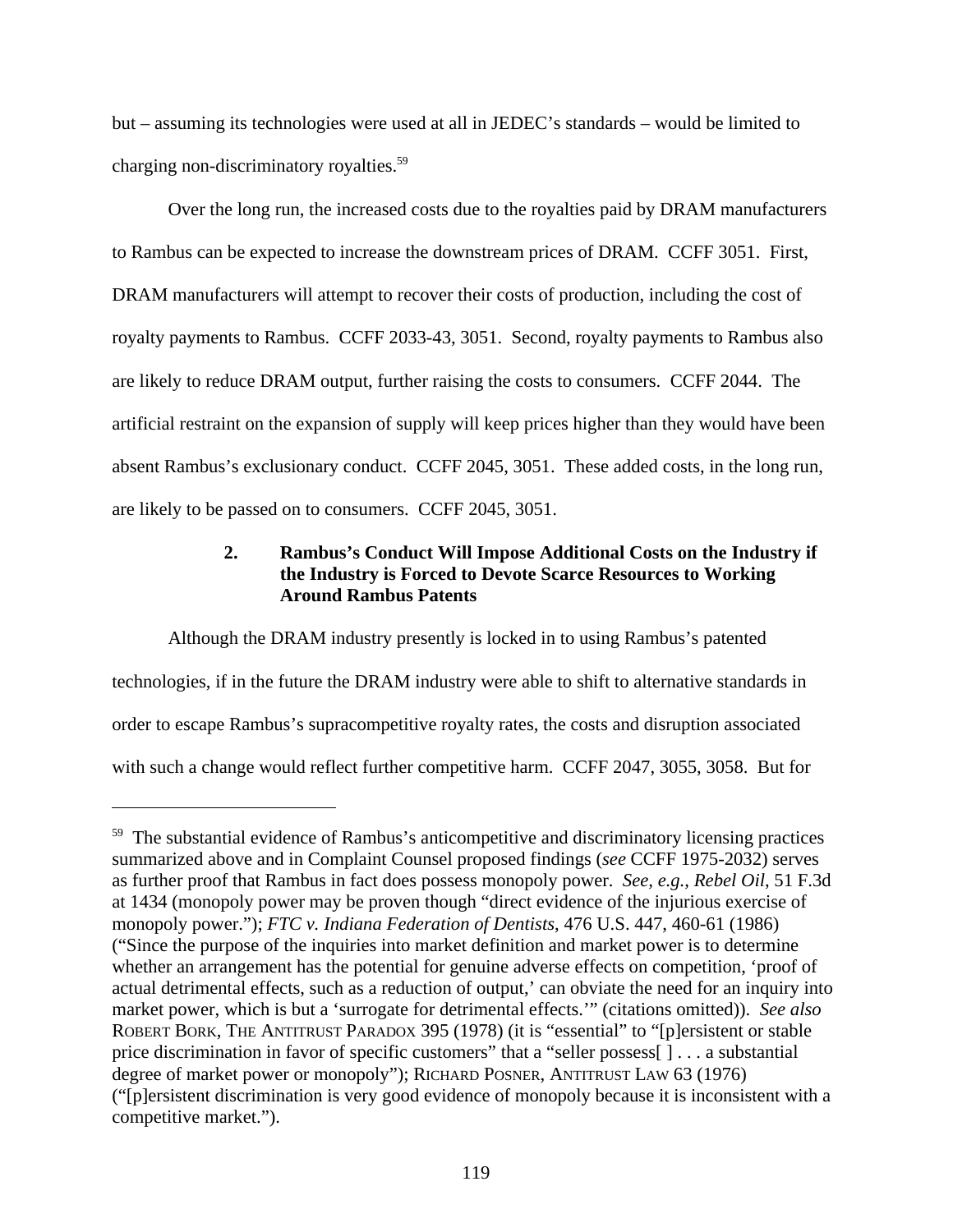but – assuming its technologies were used at all in JEDEC's standards – would be limited to charging non-discriminatory royalties.[59]

Over the long run, the increased costs due to the royalties paid by DRAM manufacturers to Rambus can be expected to increase the downstream prices of DRAM. CCFF 3051. First, DRAM manufacturers will attempt to recover their costs of production, including the cost of royalty payments to Rambus. CCFF 2033-43, 3051. Second, royalty payments to Rambus also are likely to reduce DRAM output, further raising the costs to consumers. CCFF 2044. The artificial restraint on the expansion of supply will keep prices higher than they would have been absent Rambus's exclusionary conduct. CCFF 2045, 3051. These added costs, in the long run, are likely to be passed on to consumers. CCFF 2045, 3051.

### 2. Rambus's Conduct Will Impose Additional Costs on the Industry if the Industry is Forced to Devote Scarce Resources to Working Around Rambus Patents

Although the DRAM industry presently is locked in to using Rambus's patented technologies, if in the future the DRAM industry were able to shift to alternative standards in order to escape Rambus's supracompetitive royalty rates, the costs and disruption associated with such a change would reflect further competitive harm. CCFF 2047, 3055, 3058. But for

---

[59] The substantial evidence of Rambus's anticompetitive and discriminatory licensing practices summarized above and in Complaint Counsel proposed findings (*see* CCFF 1975-2032) serves as further proof that Rambus in fact does possess monopoly power. *See, e.g.*, *Rebel Oil*, 51 F.3d at 1434 (monopoly power may be proven though "direct evidence of the injurious exercise of monopoly power."); *FTC v. Indiana Federation of Dentists*, 476 U.S. 447, 460-61 (1986) ("Since the purpose of the inquiries into market definition and market power is to determine whether an arrangement has the potential for genuine adverse effects on competition, 'proof of actual detrimental effects, such as a reduction of output,' can obviate the need for an inquiry into market power, which is but a 'surrogate for detrimental effects.'" (citations omitted)). *See also* ROBERT BORK, THE ANTITRUST PARADOX 395 (1978) (it is "essential" to "[p]ersistent or stable price discrimination in favor of specific customers" that a "seller possess[ ] . . . a substantial degree of market power or monopoly"); RICHARD POSNER, ANTITRUST LAW 63 (1976) ("[p]ersistent discrimination is very good evidence of monopoly because it is inconsistent with a competitive market.").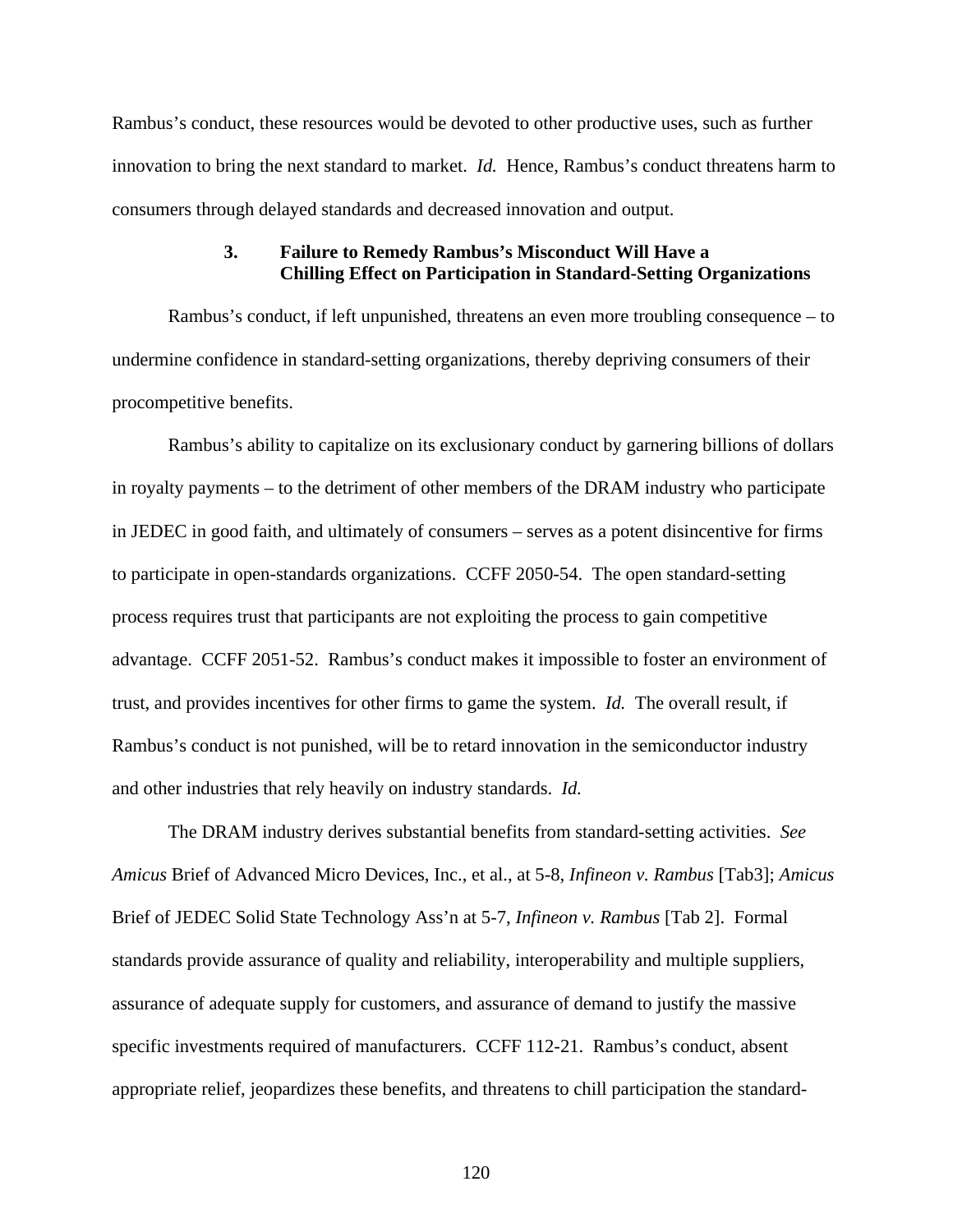Rambus's conduct, these resources would be devoted to other productive uses, such as further innovation to bring the next standard to market. *Id.* Hence, Rambus's conduct threatens harm to consumers through delayed standards and decreased innovation and output.

### 3. Failure to Remedy Rambus's Misconduct Will Have a Chilling Effect on Participation in Standard-Setting Organizations

Rambus's conduct, if left unpunished, threatens an even more troubling consequence – to undermine confidence in standard-setting organizations, thereby depriving consumers of their procompetitive benefits.

Rambus's ability to capitalize on its exclusionary conduct by garnering billions of dollars in royalty payments – to the detriment of other members of the DRAM industry who participate in JEDEC in good faith, and ultimately of consumers – serves as a potent disincentive for firms to participate in open-standards organizations. CCFF 2050-54. The open standard-setting process requires trust that participants are not exploiting the process to gain competitive advantage. CCFF 2051-52. Rambus's conduct makes it impossible to foster an environment of trust, and provides incentives for other firms to game the system. *Id.* The overall result, if Rambus's conduct is not punished, will be to retard innovation in the semiconductor industry and other industries that rely heavily on industry standards. *Id.*

The DRAM industry derives substantial benefits from standard-setting activities. *See Amicus* Brief of Advanced Micro Devices, Inc., et al., at 5-8, *Infineon v. Rambus* [Tab3]; *Amicus* Brief of JEDEC Solid State Technology Ass'n at 5-7, *Infineon v. Rambus* [Tab 2]. Formal standards provide assurance of quality and reliability, interoperability and multiple suppliers, assurance of adequate supply for customers, and assurance of demand to justify the massive specific investments required of manufacturers. CCFF 112-21. Rambus's conduct, absent appropriate relief, jeopardizes these benefits, and threatens to chill participation the standard-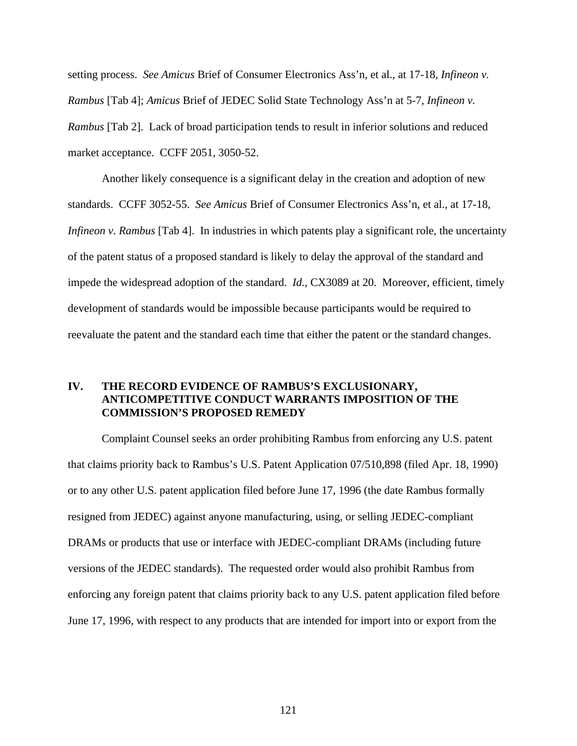setting process. *See Amicus* Brief of Consumer Electronics Ass'n, et al., at 17-18, *Infineon v. Rambus* [Tab 4]; *Amicus* Brief of JEDEC Solid State Technology Ass'n at 5-7, *Infineon v. Rambus* [Tab 2]. Lack of broad participation tends to result in inferior solutions and reduced market acceptance. CCFF 2051, 3050-52.

Another likely consequence is a significant delay in the creation and adoption of new standards. CCFF 3052-55. *See Amicus* Brief of Consumer Electronics Ass'n, et al., at 17-18, *Infineon v. Rambus* [Tab 4]. In industries in which patents play a significant role, the uncertainty of the patent status of a proposed standard is likely to delay the approval of the standard and impede the widespread adoption of the standard. *Id.*, CX3089 at 20. Moreover, efficient, timely development of standards would be impossible because participants would be required to reevaluate the patent and the standard each time that either the patent or the standard changes.

## IV. THE RECORD EVIDENCE OF RAMBUS'S EXCLUSIONARY, ANTICOMPETITIVE CONDUCT WARRANTS IMPOSITION OF THE COMMISSION'S PROPOSED REMEDY

Complaint Counsel seeks an order prohibiting Rambus from enforcing any U.S. patent that claims priority back to Rambus's U.S. Patent Application 07/510,898 (filed Apr. 18, 1990) or to any other U.S. patent application filed before June 17, 1996 (the date Rambus formally resigned from JEDEC) against anyone manufacturing, using, or selling JEDEC-compliant DRAMs or products that use or interface with JEDEC-compliant DRAMs (including future versions of the JEDEC standards). The requested order would also prohibit Rambus from enforcing any foreign patent that claims priority back to any U.S. patent application filed before June 17, 1996, with respect to any products that are intended for import into or export from the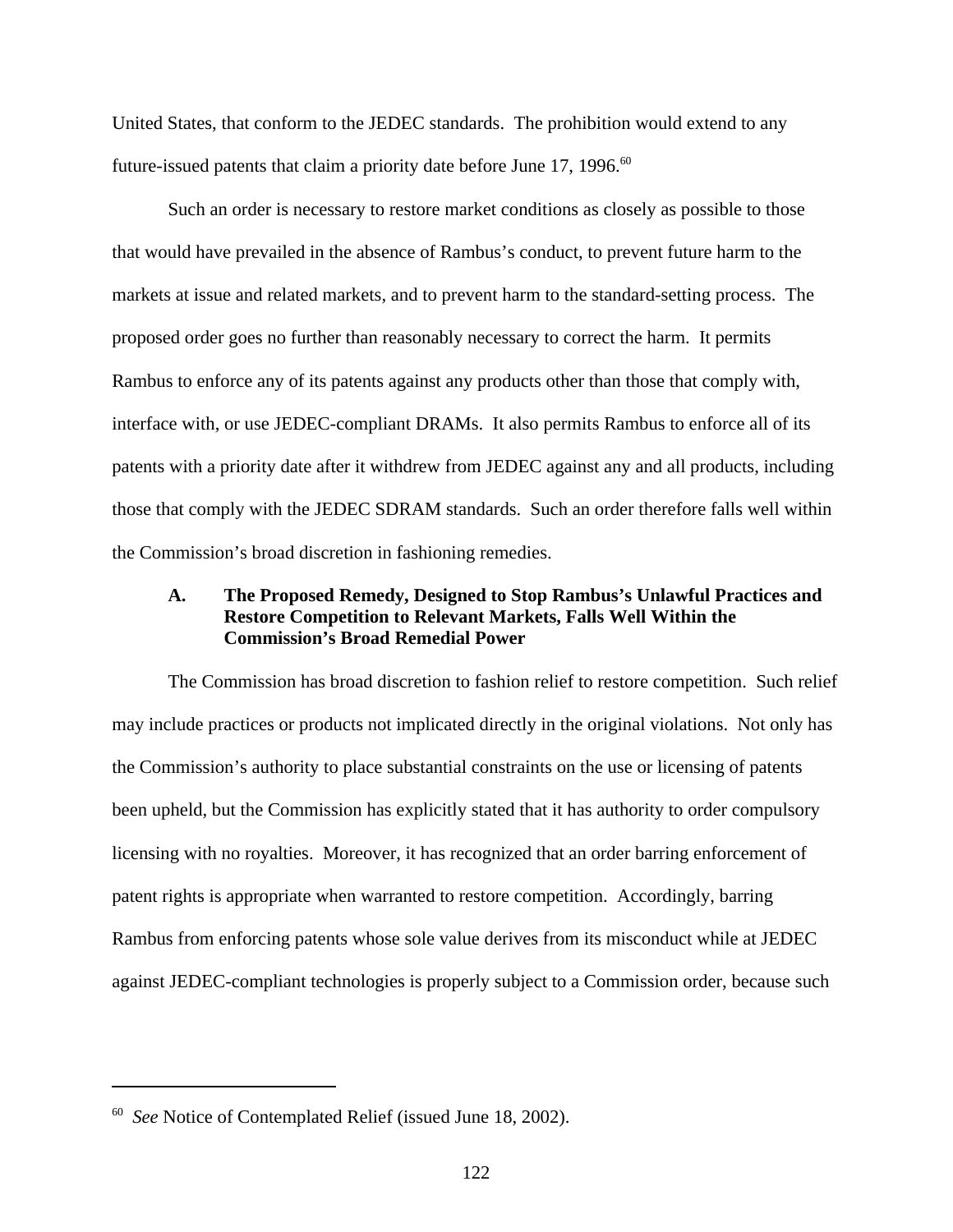United States, that conform to the JEDEC standards. The prohibition would extend to any future-issued patents that claim a priority date before June 17, 1996.[60]

Such an order is necessary to restore market conditions as closely as possible to those that would have prevailed in the absence of Rambus's conduct, to prevent future harm to the markets at issue and related markets, and to prevent harm to the standard-setting process. The proposed order goes no further than reasonably necessary to correct the harm. It permits Rambus to enforce any of its patents against any products other than those that comply with, interface with, or use JEDEC-compliant DRAMs. It also permits Rambus to enforce all of its patents with a priority date after it withdrew from JEDEC against any and all products, including those that comply with the JEDEC SDRAM standards. Such an order therefore falls well within the Commission's broad discretion in fashioning remedies.

### A. The Proposed Remedy, Designed to Stop Rambus's Unlawful Practices and Restore Competition to Relevant Markets, Falls Well Within the Commission's Broad Remedial Power

The Commission has broad discretion to fashion relief to restore competition. Such relief may include practices or products not implicated directly in the original violations. Not only has the Commission's authority to place substantial constraints on the use or licensing of patents been upheld, but the Commission has explicitly stated that it has authority to order compulsory licensing with no royalties. Moreover, it has recognized that an order barring enforcement of patent rights is appropriate when warranted to restore competition. Accordingly, barring Rambus from enforcing patents whose sole value derives from its misconduct while at JEDEC against JEDEC-compliant technologies is properly subject to a Commission order, because such

---

[60] *See* Notice of Contemplated Relief (issued June 18, 2002).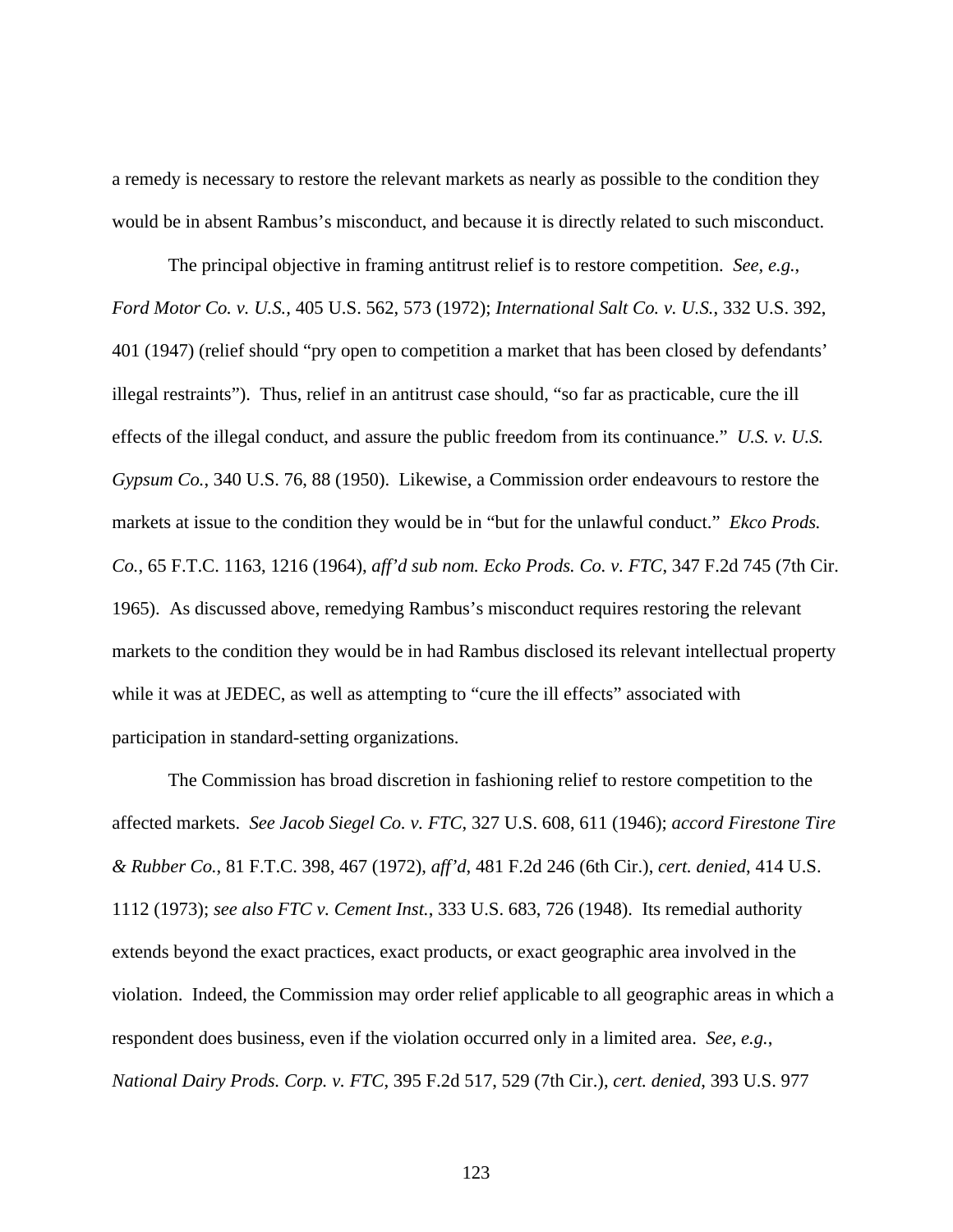a remedy is necessary to restore the relevant markets as nearly as possible to the condition they would be in absent Rambus's misconduct, and because it is directly related to such misconduct.

The principal objective in framing antitrust relief is to restore competition. *See, e.g.*, *Ford Motor Co. v. U.S.*, 405 U.S. 562, 573 (1972); *International Salt Co. v. U.S.*, 332 U.S. 392, 401 (1947) (relief should "pry open to competition a market that has been closed by defendants' illegal restraints"). Thus, relief in an antitrust case should, "so far as practicable, cure the ill effects of the illegal conduct, and assure the public freedom from its continuance." *U.S. v. U.S. Gypsum Co.*, 340 U.S. 76, 88 (1950). Likewise, a Commission order endeavours to restore the markets at issue to the condition they would be in "but for the unlawful conduct." *Ekco Prods. Co.*, 65 F.T.C. 1163, 1216 (1964), *aff'd sub nom. Ecko Prods. Co. v. FTC*, 347 F.2d 745 (7th Cir. 1965). As discussed above, remedying Rambus's misconduct requires restoring the relevant markets to the condition they would be in had Rambus disclosed its relevant intellectual property while it was at JEDEC, as well as attempting to "cure the ill effects" associated with participation in standard-setting organizations.

The Commission has broad discretion in fashioning relief to restore competition to the affected markets. *See Jacob Siegel Co. v. FTC*, 327 U.S. 608, 611 (1946); *accord Firestone Tire & Rubber Co.*, 81 F.T.C. 398, 467 (1972), *aff'd*, 481 F.2d 246 (6th Cir.), *cert. denied*, 414 U.S. 1112 (1973); *see also FTC v. Cement Inst.*, 333 U.S. 683, 726 (1948). Its remedial authority extends beyond the exact practices, exact products, or exact geographic area involved in the violation. Indeed, the Commission may order relief applicable to all geographic areas in which a respondent does business, even if the violation occurred only in a limited area. *See, e.g.*, *National Dairy Prods. Corp. v. FTC*, 395 F.2d 517, 529 (7th Cir.), *cert. denied*, 393 U.S. 977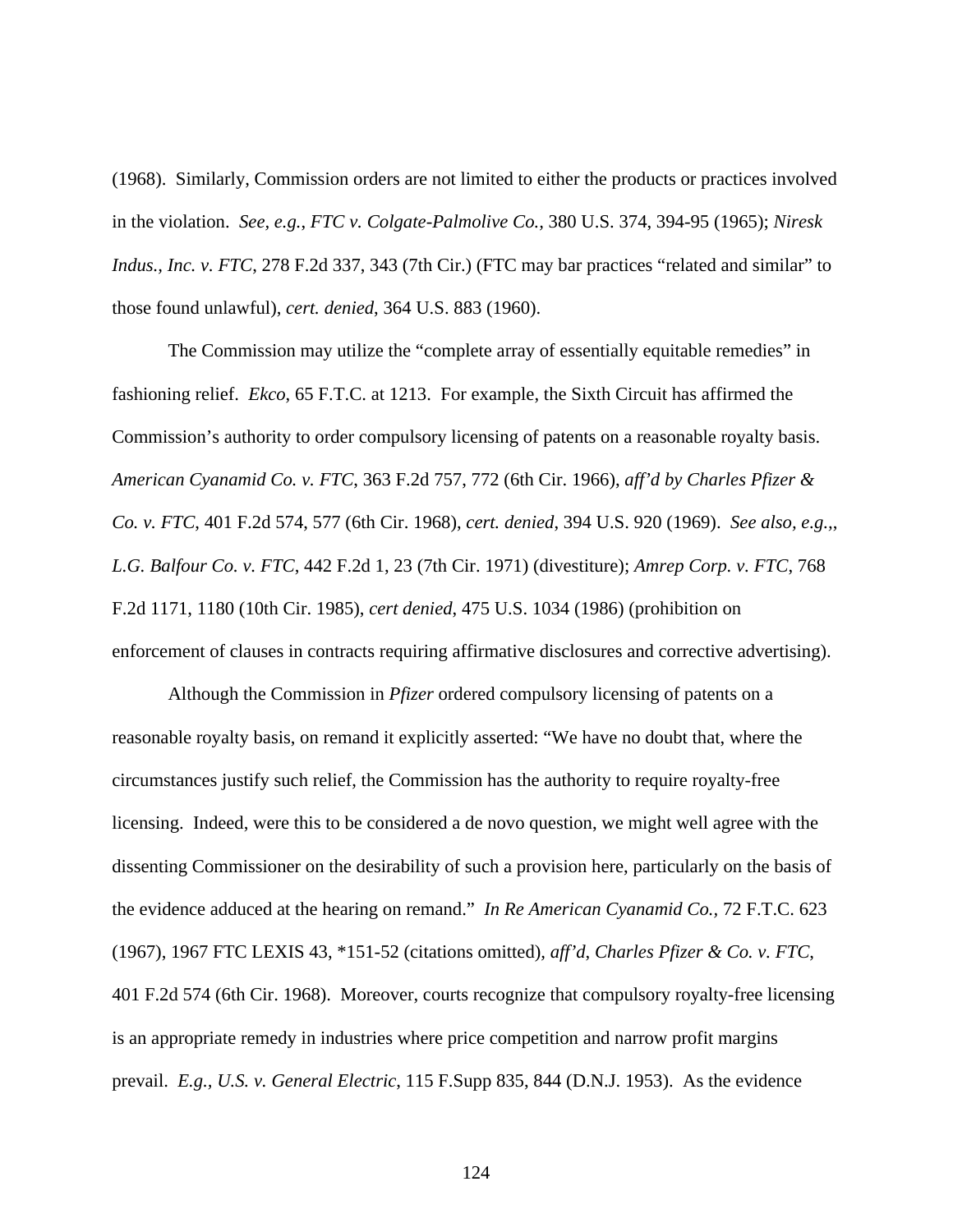(1968). Similarly, Commission orders are not limited to either the products or practices involved in the violation. *See, e.g.*, *FTC v. Colgate-Palmolive Co.*, 380 U.S. 374, 394-95 (1965); *Niresk Indus., Inc. v. FTC*, 278 F.2d 337, 343 (7th Cir.) (FTC may bar practices "related and similar" to those found unlawful), *cert. denied*, 364 U.S. 883 (1960).

The Commission may utilize the "complete array of essentially equitable remedies" in fashioning relief. *Ekco*, 65 F.T.C. at 1213. For example, the Sixth Circuit has affirmed the Commission's authority to order compulsory licensing of patents on a reasonable royalty basis. *American Cyanamid Co. v. FTC*, 363 F.2d 757, 772 (6th Cir. 1966), *aff'd by Charles Pfizer & Co. v. FTC*, 401 F.2d 574, 577 (6th Cir. 1968), *cert. denied*, 394 U.S. 920 (1969). *See also, e.g.*,, *L.G. Balfour Co. v. FTC*, 442 F.2d 1, 23 (7th Cir. 1971) (divestiture); *Amrep Corp. v. FTC*, 768 F.2d 1171, 1180 (10th Cir. 1985), *cert denied*, 475 U.S. 1034 (1986) (prohibition on enforcement of clauses in contracts requiring affirmative disclosures and corrective advertising).

Although the Commission in *Pfizer* ordered compulsory licensing of patents on a reasonable royalty basis, on remand it explicitly asserted: "We have no doubt that, where the circumstances justify such relief, the Commission has the authority to require royalty-free licensing. Indeed, were this to be considered a de novo question, we might well agree with the dissenting Commissioner on the desirability of such a provision here, particularly on the basis of the evidence adduced at the hearing on remand." *In Re American Cyanamid Co.*, 72 F.T.C. 623 (1967), 1967 FTC LEXIS 43, *151-52 (citations omitted), *aff'd*, *Charles Pfizer & Co. v. FTC*, 401 F.2d 574 (6th Cir. 1968). Moreover, courts recognize that compulsory royalty-free licensing is an appropriate remedy in industries where price competition and narrow profit margins prevail. *E.g.*, *U.S. v. General Electric*, 115 F.Supp 835, 844 (D.N.J. 1953). As the evidence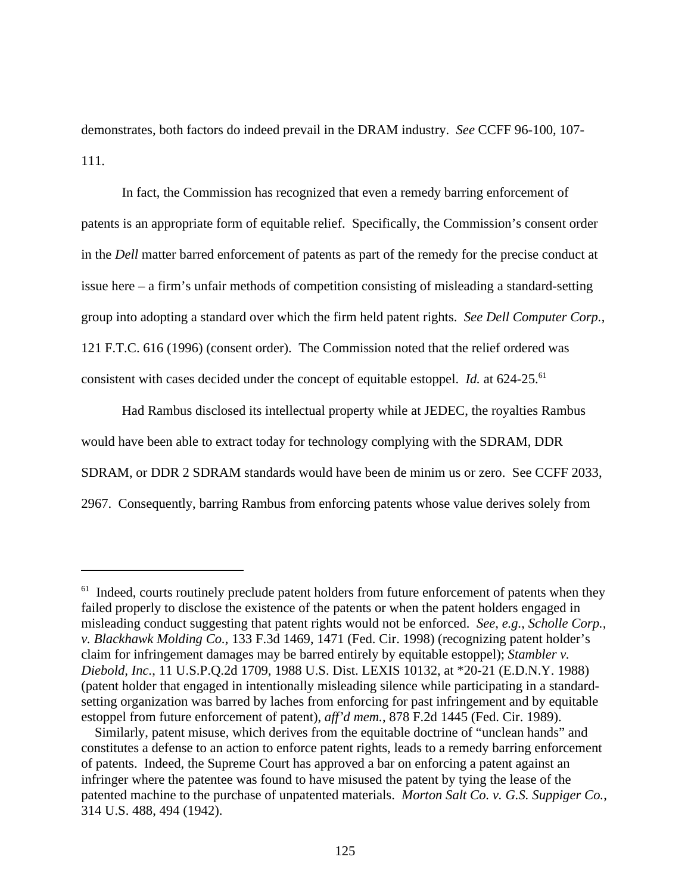demonstrates, both factors do indeed prevail in the DRAM industry. *See* CCFF 96-100, 107-111.

In fact, the Commission has recognized that even a remedy barring enforcement of patents is an appropriate form of equitable relief. Specifically, the Commission's consent order in the *Dell* matter barred enforcement of patents as part of the remedy for the precise conduct at issue here – a firm's unfair methods of competition consisting of misleading a standard-setting group into adopting a standard over which the firm held patent rights. *See Dell Computer Corp.*, 121 F.T.C. 616 (1996) (consent order). The Commission noted that the relief ordered was consistent with cases decided under the concept of equitable estoppel. *Id.* at 624-25.[61]

Had Rambus disclosed its intellectual property while at JEDEC, the royalties Rambus would have been able to extract today for technology complying with the SDRAM, DDR SDRAM, or DDR 2 SDRAM standards would have been de minim us or zero. See CCFF 2033, 2967. Consequently, barring Rambus from enforcing patents whose value derives solely from

---

[61] Indeed, courts routinely preclude patent holders from future enforcement of patents when they failed properly to disclose the existence of the patents or when the patent holders engaged in misleading conduct suggesting that patent rights would not be enforced. *See, e.g.*, *Scholle Corp., v. Blackhawk Molding Co.*, 133 F.3d 1469, 1471 (Fed. Cir. 1998) (recognizing patent holder's claim for infringement damages may be barred entirely by equitable estoppel); *Stambler v. Diebold, Inc.*, 11 U.S.P.Q.2d 1709, 1988 U.S. Dist. LEXIS 10132, at *20-21 (E.D.N.Y. 1988) (patent holder that engaged in intentionally misleading silence while participating in a standard-setting organization was barred by laches from enforcing for past infringement and by equitable estoppel from future enforcement of patent), *aff'd mem.*, 878 F.2d 1445 (Fed. Cir. 1989).

Similarly, patent misuse, which derives from the equitable doctrine of "unclean hands" and constitutes a defense to an action to enforce patent rights, leads to a remedy barring enforcement of patents. Indeed, the Supreme Court has approved a bar on enforcing a patent against an infringer where the patentee was found to have misused the patent by tying the lease of the patented machine to the purchase of unpatented materials. *Morton Salt Co. v. G.S. Suppiger Co.*, 314 U.S. 488, 494 (1942).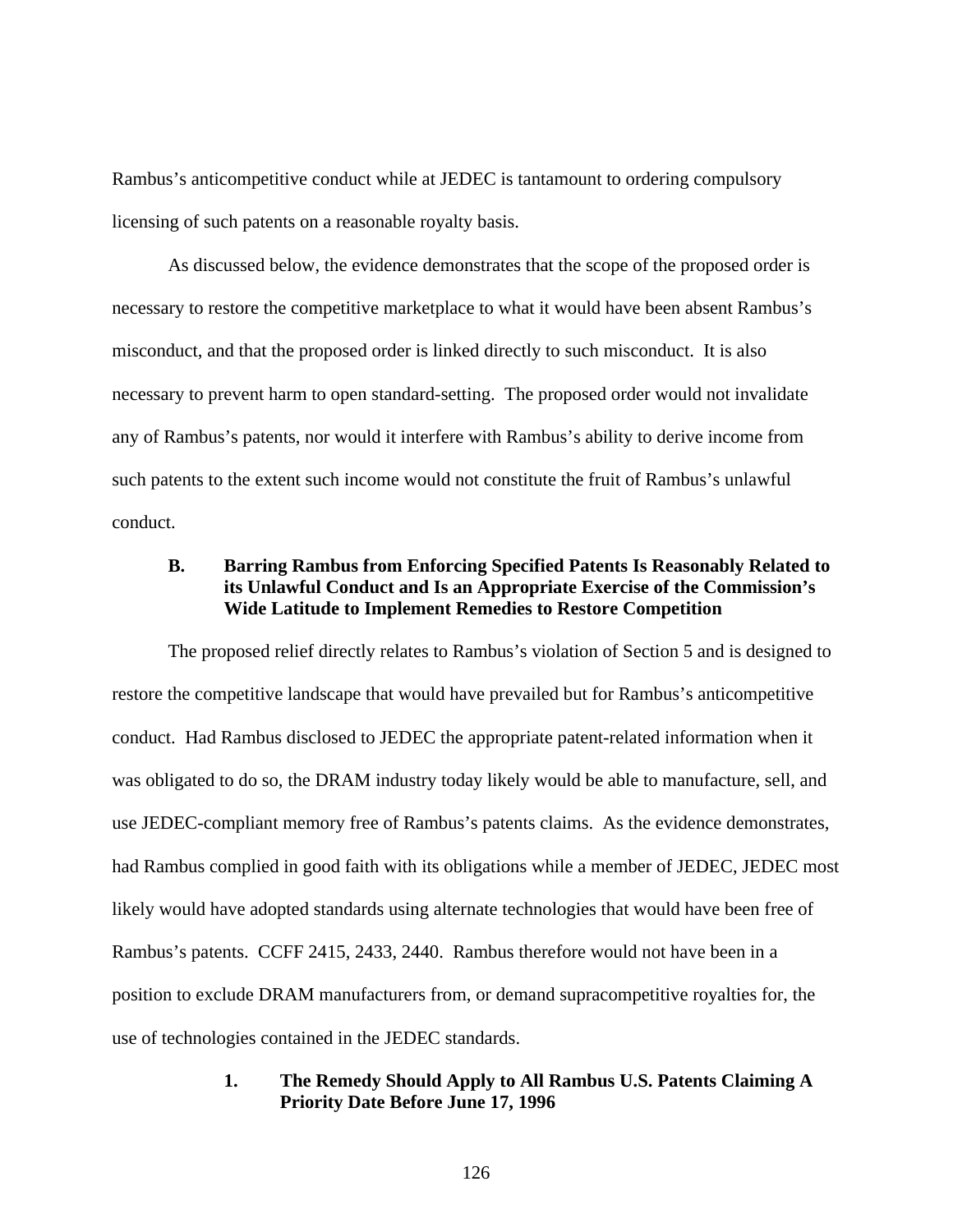Rambus's anticompetitive conduct while at JEDEC is tantamount to ordering compulsory licensing of such patents on a reasonable royalty basis.

As discussed below, the evidence demonstrates that the scope of the proposed order is necessary to restore the competitive marketplace to what it would have been absent Rambus's misconduct, and that the proposed order is linked directly to such misconduct. It is also necessary to prevent harm to open standard-setting. The proposed order would not invalidate any of Rambus's patents, nor would it interfere with Rambus's ability to derive income from such patents to the extent such income would not constitute the fruit of Rambus's unlawful conduct.

### B. Barring Rambus from Enforcing Specified Patents Is Reasonably Related to its Unlawful Conduct and Is an Appropriate Exercise of the Commission's Wide Latitude to Implement Remedies to Restore Competition

The proposed relief directly relates to Rambus's violation of Section 5 and is designed to restore the competitive landscape that would have prevailed but for Rambus's anticompetitive conduct. Had Rambus disclosed to JEDEC the appropriate patent-related information when it was obligated to do so, the DRAM industry today likely would be able to manufacture, sell, and use JEDEC-compliant memory free of Rambus's patents claims. As the evidence demonstrates, had Rambus complied in good faith with its obligations while a member of JEDEC, JEDEC most likely would have adopted standards using alternate technologies that would have been free of Rambus's patents. CCFF 2415, 2433, 2440. Rambus therefore would not have been in a position to exclude DRAM manufacturers from, or demand supracompetitive royalties for, the use of technologies contained in the JEDEC standards.

#### 1. The Remedy Should Apply to All Rambus U.S. Patents Claiming A Priority Date Before June 17, 1996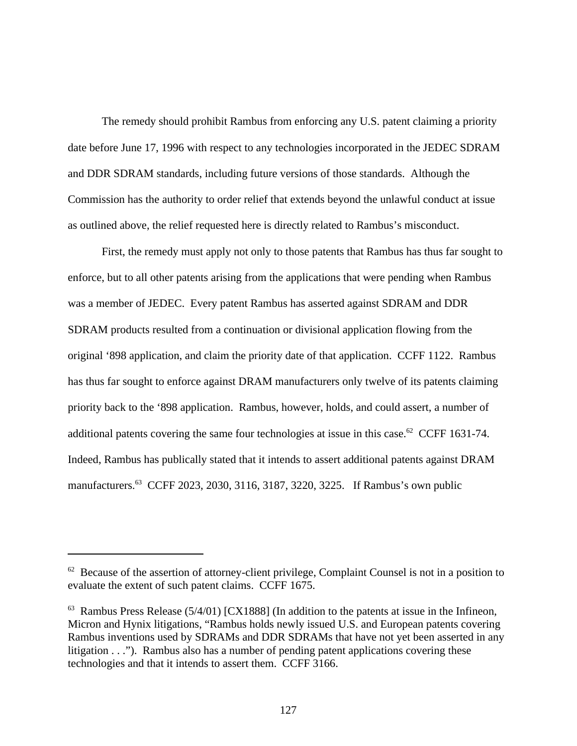The remedy should prohibit Rambus from enforcing any U.S. patent claiming a priority date before June 17, 1996 with respect to any technologies incorporated in the JEDEC SDRAM and DDR SDRAM standards, including future versions of those standards. Although the Commission has the authority to order relief that extends beyond the unlawful conduct at issue as outlined above, the relief requested here is directly related to Rambus's misconduct.

First, the remedy must apply not only to those patents that Rambus has thus far sought to enforce, but to all other patents arising from the applications that were pending when Rambus was a member of JEDEC. Every patent Rambus has asserted against SDRAM and DDR SDRAM products resulted from a continuation or divisional application flowing from the original '898 application, and claim the priority date of that application. CCFF 1122. Rambus has thus far sought to enforce against DRAM manufacturers only twelve of its patents claiming priority back to the '898 application. Rambus, however, holds, and could assert, a number of additional patents covering the same four technologies at issue in this case.[62] CCFF 1631-74. Indeed, Rambus has publically stated that it intends to assert additional patents against DRAM manufacturers.[63] CCFF 2023, 2030, 3116, 3187, 3220, 3225. If Rambus's own public

---

[62] Because of the assertion of attorney-client privilege, Complaint Counsel is not in a position to evaluate the extent of such patent claims. CCFF 1675.

[63] Rambus Press Release (5/4/01) [CX1888] (In addition to the patents at issue in the Infineon, Micron and Hynix litigations, "Rambus holds newly issued U.S. and European patents covering Rambus inventions used by SDRAMs and DDR SDRAMs that have not yet been asserted in any litigation . . ."). Rambus also has a number of pending patent applications covering these technologies and that it intends to assert them. CCFF 3166.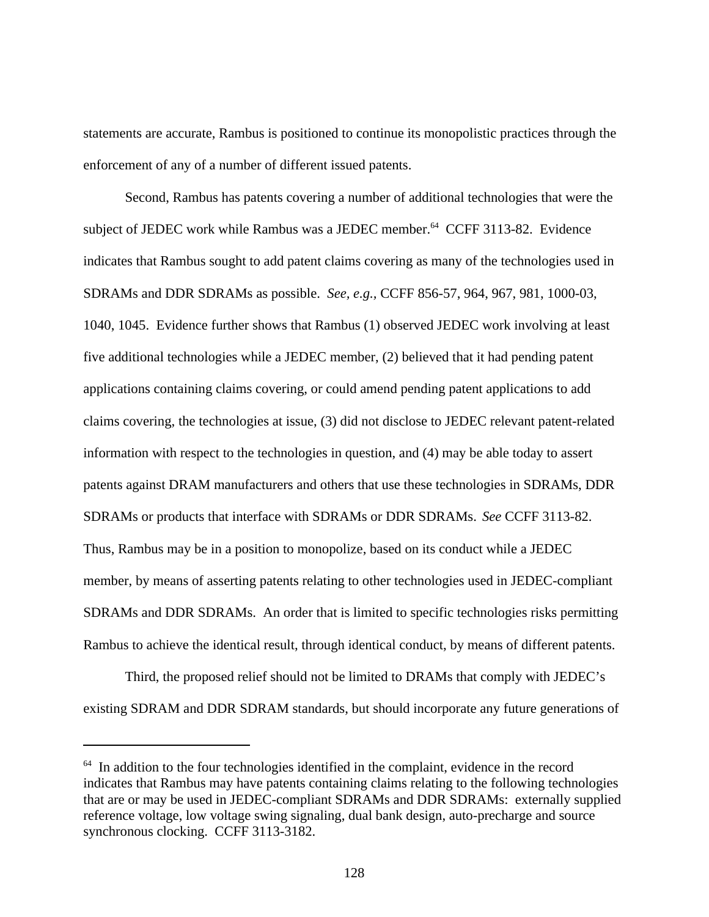statements are accurate, Rambus is positioned to continue its monopolistic practices through the enforcement of any of a number of different issued patents.

Second, Rambus has patents covering a number of additional technologies that were the subject of JEDEC work while Rambus was a JEDEC member.[64] CCFF 3113-82. Evidence indicates that Rambus sought to add patent claims covering as many of the technologies used in SDRAMs and DDR SDRAMs as possible. *See, e.g.,* CCFF 856-57, 964, 967, 981, 1000-03, 1040, 1045. Evidence further shows that Rambus (1) observed JEDEC work involving at least five additional technologies while a JEDEC member, (2) believed that it had pending patent applications containing claims covering, or could amend pending patent applications to add claims covering, the technologies at issue, (3) did not disclose to JEDEC relevant patent-related information with respect to the technologies in question, and (4) may be able today to assert patents against DRAM manufacturers and others that use these technologies in SDRAMs, DDR SDRAMs or products that interface with SDRAMs or DDR SDRAMs. *See* CCFF 3113-82. Thus, Rambus may be in a position to monopolize, based on its conduct while a JEDEC member, by means of asserting patents relating to other technologies used in JEDEC-compliant SDRAMs and DDR SDRAMs. An order that is limited to specific technologies risks permitting Rambus to achieve the identical result, through identical conduct, by means of different patents.

Third, the proposed relief should not be limited to DRAMs that comply with JEDEC's existing SDRAM and DDR SDRAM standards, but should incorporate any future generations of

---

[64] In addition to the four technologies identified in the complaint, evidence in the record indicates that Rambus may have patents containing claims relating to the following technologies that are or may be used in JEDEC-compliant SDRAMs and DDR SDRAMs: externally supplied reference voltage, low voltage swing signaling, dual bank design, auto-precharge and source synchronous clocking. CCFF 3113-3182.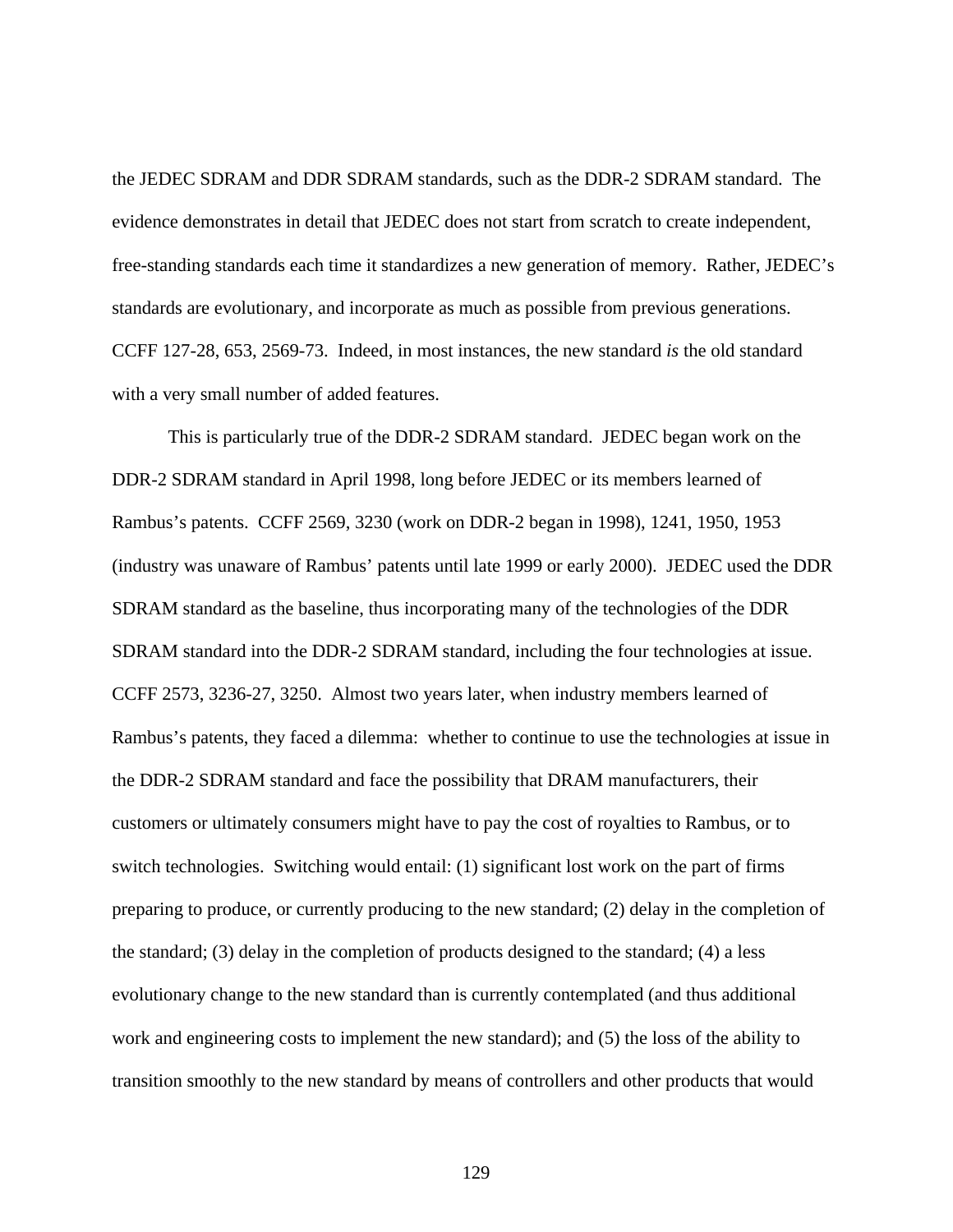the JEDEC SDRAM and DDR SDRAM standards, such as the DDR-2 SDRAM standard. The evidence demonstrates in detail that JEDEC does not start from scratch to create independent, free-standing standards each time it standardizes a new generation of memory. Rather, JEDEC's standards are evolutionary, and incorporate as much as possible from previous generations. CCFF 127-28, 653, 2569-73. Indeed, in most instances, the new standard *is* the old standard with a very small number of added features.

This is particularly true of the DDR-2 SDRAM standard. JEDEC began work on the DDR-2 SDRAM standard in April 1998, long before JEDEC or its members learned of Rambus's patents. CCFF 2569, 3230 (work on DDR-2 began in 1998), 1241, 1950, 1953 (industry was unaware of Rambus' patents until late 1999 or early 2000). JEDEC used the DDR SDRAM standard as the baseline, thus incorporating many of the technologies of the DDR SDRAM standard into the DDR-2 SDRAM standard, including the four technologies at issue. CCFF 2573, 3236-27, 3250. Almost two years later, when industry members learned of Rambus's patents, they faced a dilemma: whether to continue to use the technologies at issue in the DDR-2 SDRAM standard and face the possibility that DRAM manufacturers, their customers or ultimately consumers might have to pay the cost of royalties to Rambus, or to switch technologies. Switching would entail: (1) significant lost work on the part of firms preparing to produce, or currently producing to the new standard; (2) delay in the completion of the standard; (3) delay in the completion of products designed to the standard; (4) a less evolutionary change to the new standard than is currently contemplated (and thus additional work and engineering costs to implement the new standard); and (5) the loss of the ability to transition smoothly to the new standard by means of controllers and other products that would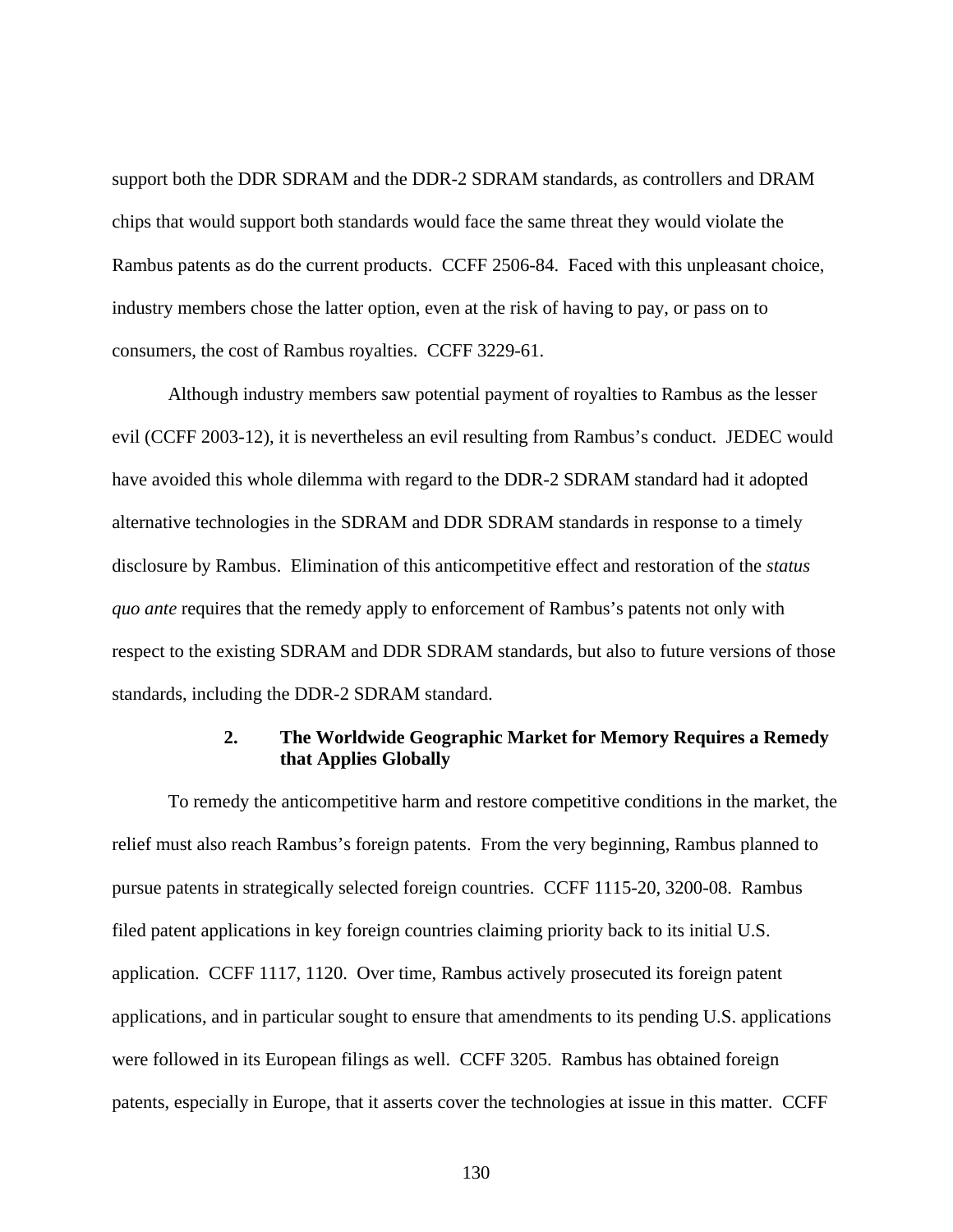support both the DDR SDRAM and the DDR-2 SDRAM standards, as controllers and DRAM chips that would support both standards would face the same threat they would violate the Rambus patents as do the current products. CCFF 2506-84. Faced with this unpleasant choice, industry members chose the latter option, even at the risk of having to pay, or pass on to consumers, the cost of Rambus royalties. CCFF 3229-61.

Although industry members saw potential payment of royalties to Rambus as the lesser evil (CCFF 2003-12), it is nevertheless an evil resulting from Rambus's conduct. JEDEC would have avoided this whole dilemma with regard to the DDR-2 SDRAM standard had it adopted alternative technologies in the SDRAM and DDR SDRAM standards in response to a timely disclosure by Rambus. Elimination of this anticompetitive effect and restoration of the *status quo ante* requires that the remedy apply to enforcement of Rambus's patents not only with respect to the existing SDRAM and DDR SDRAM standards, but also to future versions of those standards, including the DDR-2 SDRAM standard.

### 2. The Worldwide Geographic Market for Memory Requires a Remedy that Applies Globally

To remedy the anticompetitive harm and restore competitive conditions in the market, the relief must also reach Rambus's foreign patents. From the very beginning, Rambus planned to pursue patents in strategically selected foreign countries. CCFF 1115-20, 3200-08. Rambus filed patent applications in key foreign countries claiming priority back to its initial U.S. application. CCFF 1117, 1120. Over time, Rambus actively prosecuted its foreign patent applications, and in particular sought to ensure that amendments to its pending U.S. applications were followed in its European filings as well. CCFF 3205. Rambus has obtained foreign patents, especially in Europe, that it asserts cover the technologies at issue in this matter. CCFF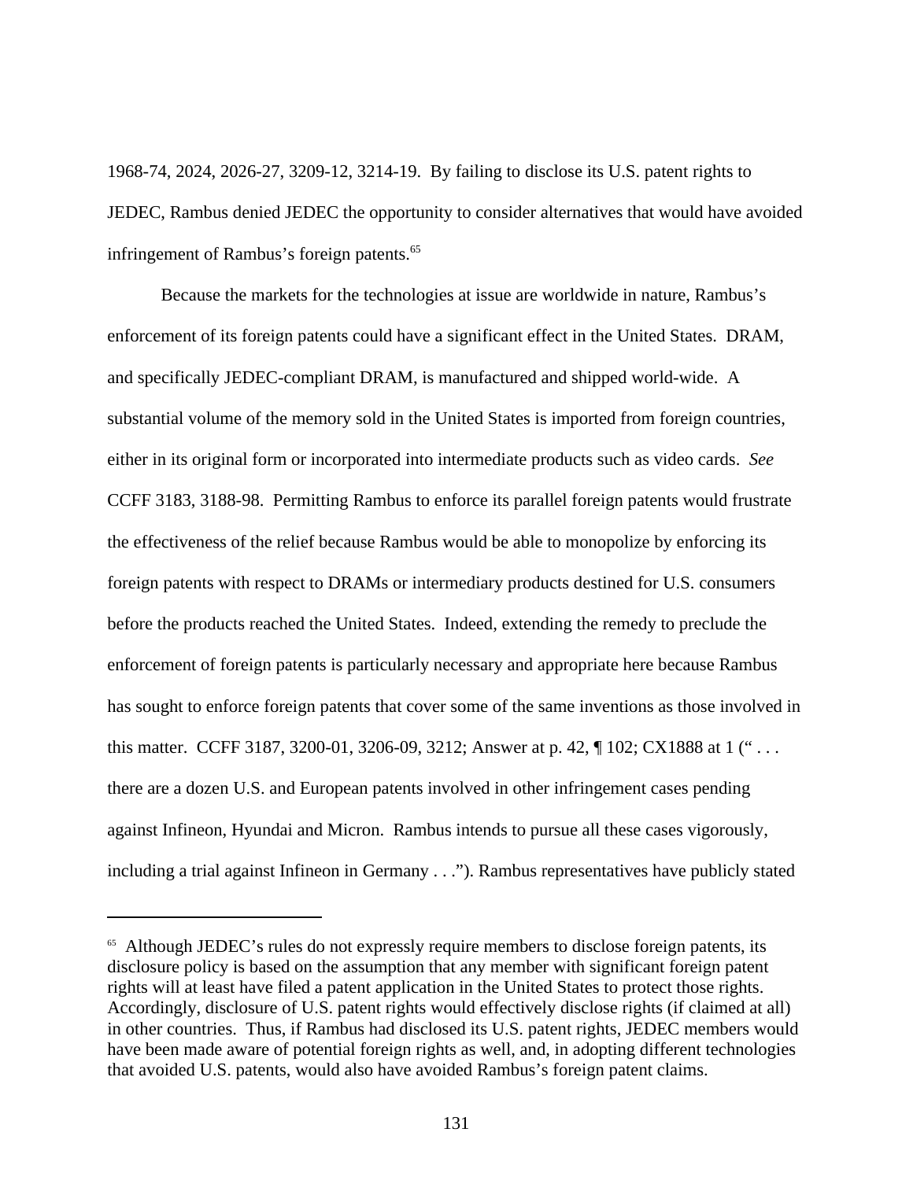1968-74, 2024, 2026-27, 3209-12, 3214-19. By failing to disclose its U.S. patent rights to JEDEC, Rambus denied JEDEC the opportunity to consider alternatives that would have avoided infringement of Rambus's foreign patents.[65]

Because the markets for the technologies at issue are worldwide in nature, Rambus's enforcement of its foreign patents could have a significant effect in the United States. DRAM, and specifically JEDEC-compliant DRAM, is manufactured and shipped world-wide. A substantial volume of the memory sold in the United States is imported from foreign countries, either in its original form or incorporated into intermediate products such as video cards. *See* CCFF 3183, 3188-98. Permitting Rambus to enforce its parallel foreign patents would frustrate the effectiveness of the relief because Rambus would be able to monopolize by enforcing its foreign patents with respect to DRAMs or intermediary products destined for U.S. consumers before the products reached the United States. Indeed, extending the remedy to preclude the enforcement of foreign patents is particularly necessary and appropriate here because Rambus has sought to enforce foreign patents that cover some of the same inventions as those involved in this matter. CCFF 3187, 3200-01, 3206-09, 3212; Answer at p. 42, ¶ 102; CX1888 at 1 (" . . . there are a dozen U.S. and European patents involved in other infringement cases pending against Infineon, Hyundai and Micron. Rambus intends to pursue all these cases vigorously, including a trial against Infineon in Germany . . ."). Rambus representatives have publicly stated

---

[65] Although JEDEC's rules do not expressly require members to disclose foreign patents, its disclosure policy is based on the assumption that any member with significant foreign patent rights will at least have filed a patent application in the United States to protect those rights. Accordingly, disclosure of U.S. patent rights would effectively disclose rights (if claimed at all) in other countries. Thus, if Rambus had disclosed its U.S. patent rights, JEDEC members would have been made aware of potential foreign rights as well, and, in adopting different technologies that avoided U.S. patents, would also have avoided Rambus's foreign patent claims.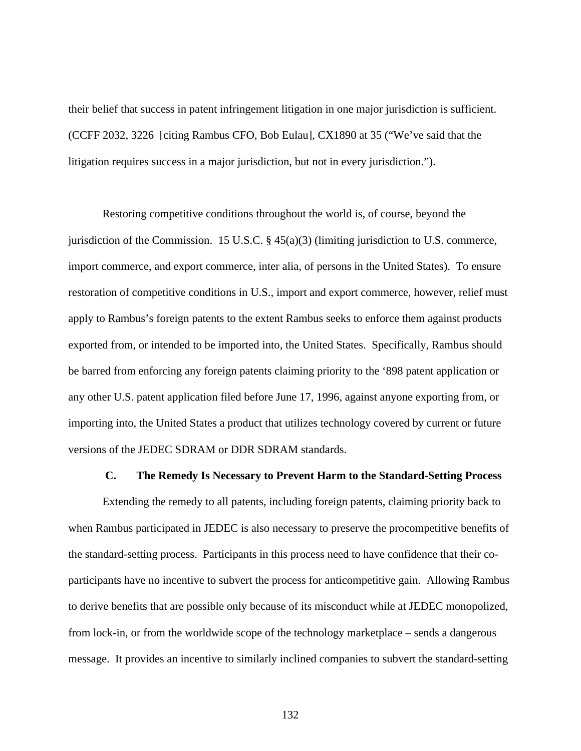their belief that success in patent infringement litigation in one major jurisdiction is sufficient. (CCFF 2032, 3226 [citing Rambus CFO, Bob Eulau], CX1890 at 35 ("We've said that the litigation requires success in a major jurisdiction, but not in every jurisdiction.").

Restoring competitive conditions throughout the world is, of course, beyond the jurisdiction of the Commission. 15 U.S.C. § 45(a)(3) (limiting jurisdiction to U.S. commerce, import commerce, and export commerce, inter alia, of persons in the United States). To ensure restoration of competitive conditions in U.S., import and export commerce, however, relief must apply to Rambus's foreign patents to the extent Rambus seeks to enforce them against products exported from, or intended to be imported into, the United States. Specifically, Rambus should be barred from enforcing any foreign patents claiming priority to the '898 patent application or any other U.S. patent application filed before June 17, 1996, against anyone exporting from, or importing into, the United States a product that utilizes technology covered by current or future versions of the JEDEC SDRAM or DDR SDRAM standards.

### C. The Remedy Is Necessary to Prevent Harm to the Standard-Setting Process

Extending the remedy to all patents, including foreign patents, claiming priority back to when Rambus participated in JEDEC is also necessary to preserve the procompetitive benefits of the standard-setting process. Participants in this process need to have confidence that their co-participants have no incentive to subvert the process for anticompetitive gain. Allowing Rambus to derive benefits that are possible only because of its misconduct while at JEDEC monopolized, from lock-in, or from the worldwide scope of the technology marketplace – sends a dangerous message. It provides an incentive to similarly inclined companies to subvert the standard-setting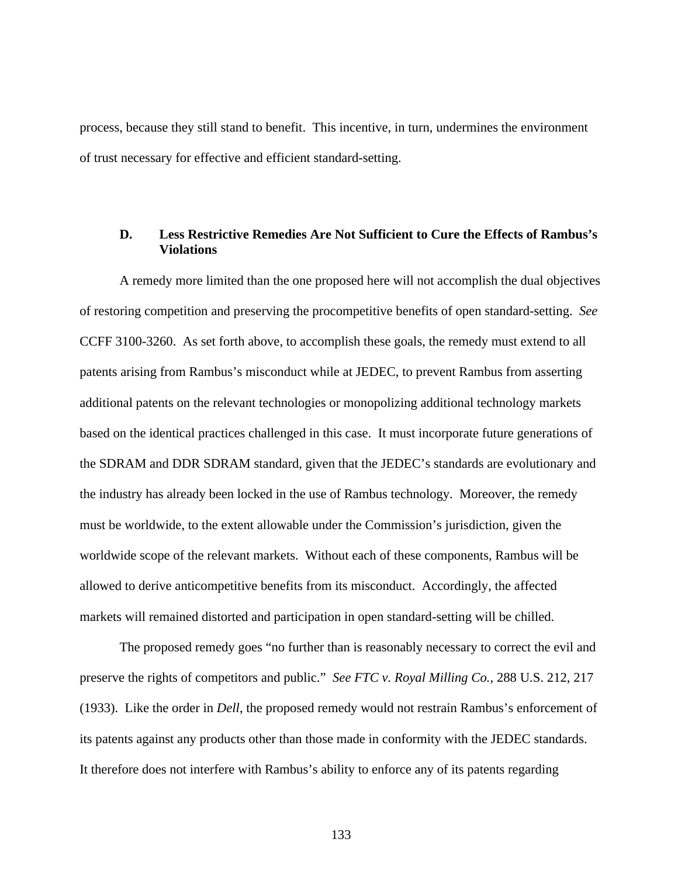process, because they still stand to benefit. This incentive, in turn, undermines the environment of trust necessary for effective and efficient standard-setting.

### D. Less Restrictive Remedies Are Not Sufficient to Cure the Effects of Rambus's Violations

A remedy more limited than the one proposed here will not accomplish the dual objectives of restoring competition and preserving the procompetitive benefits of open standard-setting. *See* CCFF 3100-3260. As set forth above, to accomplish these goals, the remedy must extend to all patents arising from Rambus's misconduct while at JEDEC, to prevent Rambus from asserting additional patents on the relevant technologies or monopolizing additional technology markets based on the identical practices challenged in this case. It must incorporate future generations of the SDRAM and DDR SDRAM standard, given that the JEDEC's standards are evolutionary and the industry has already been locked in the use of Rambus technology. Moreover, the remedy must be worldwide, to the extent allowable under the Commission's jurisdiction, given the worldwide scope of the relevant markets. Without each of these components, Rambus will be allowed to derive anticompetitive benefits from its misconduct. Accordingly, the affected markets will remained distorted and participation in open standard-setting will be chilled.

The proposed remedy goes "no further than is reasonably necessary to correct the evil and preserve the rights of competitors and public." *See FTC v. Royal Milling Co.*, 288 U.S. 212, 217 (1933). Like the order in *Dell*, the proposed remedy would not restrain Rambus's enforcement of its patents against any products other than those made in conformity with the JEDEC standards. It therefore does not interfere with Rambus's ability to enforce any of its patents regarding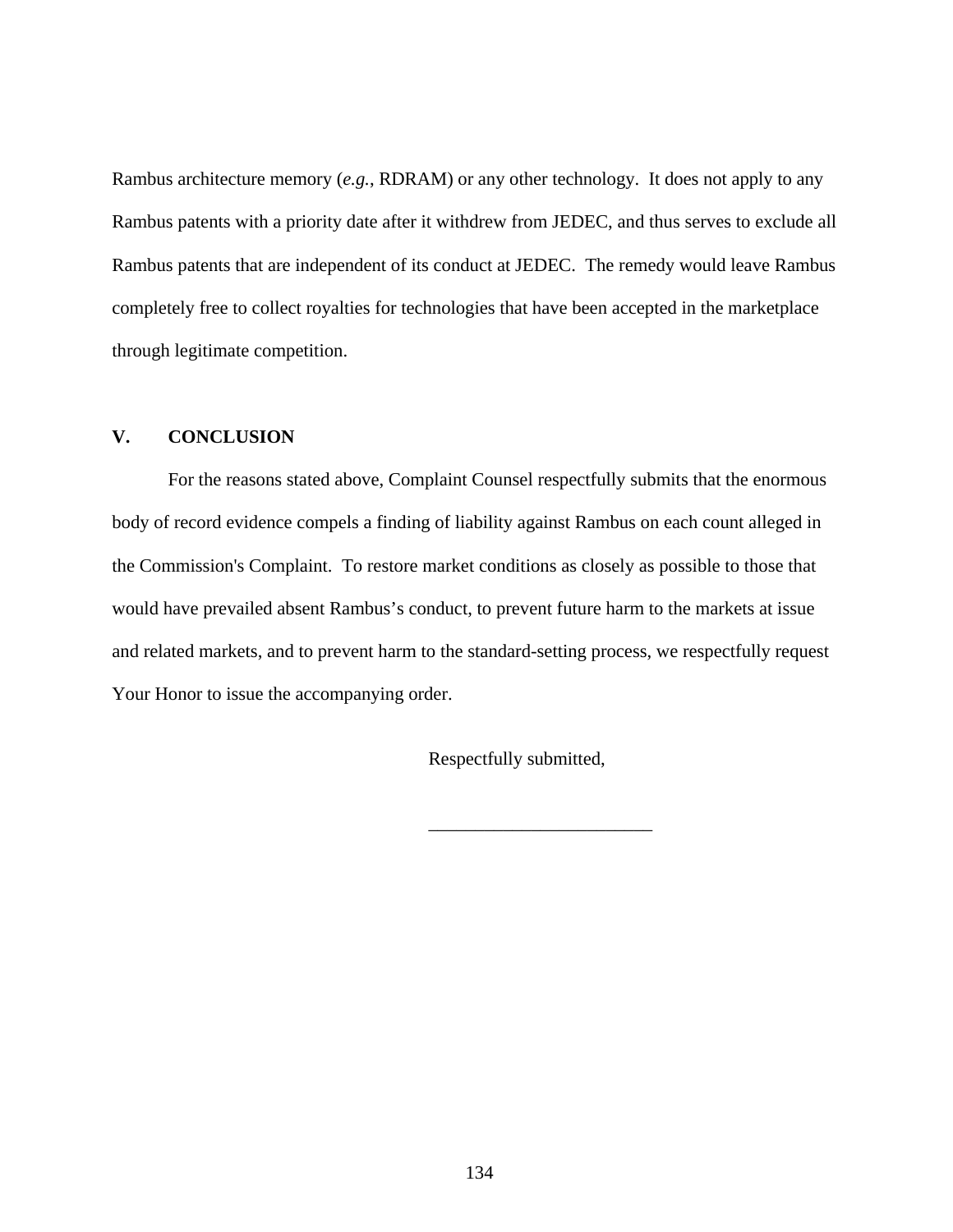Rambus architecture memory (*e.g.*, RDRAM) or any other technology. It does not apply to any Rambus patents with a priority date after it withdrew from JEDEC, and thus serves to exclude all Rambus patents that are independent of its conduct at JEDEC. The remedy would leave Rambus completely free to collect royalties for technologies that have been accepted in the marketplace through legitimate competition.

## V. CONCLUSION

For the reasons stated above, Complaint Counsel respectfully submits that the enormous body of record evidence compels a finding of liability against Rambus on each count alleged in the Commission's Complaint. To restore market conditions as closely as possible to those that would have prevailed absent Rambus's conduct, to prevent future harm to the markets at issue and related markets, and to prevent harm to the standard-setting process, we respectfully request Your Honor to issue the accompanying order.

Respectfully submitted,

________________________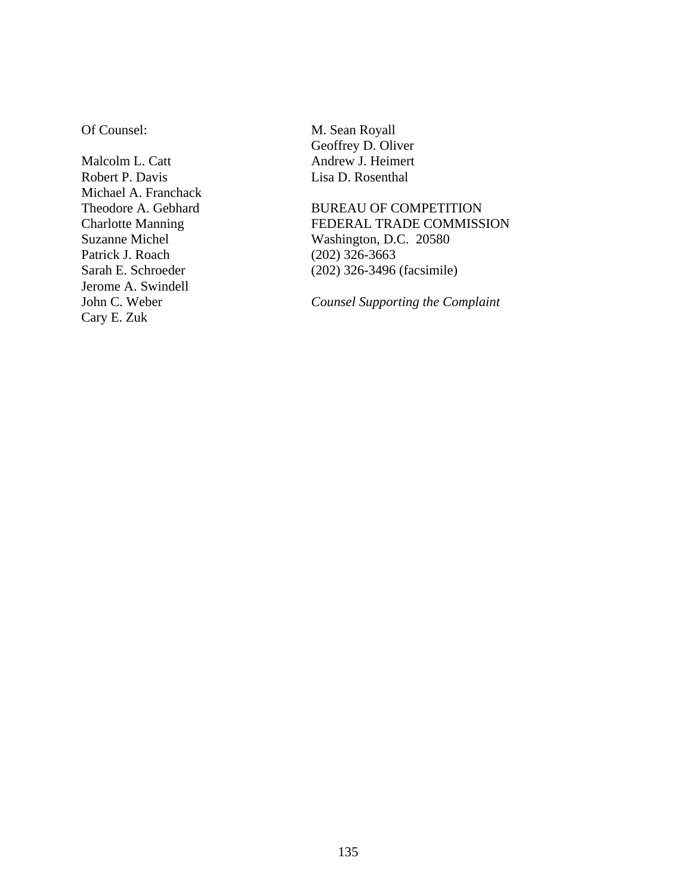Of Counsel:

Malcolm L. Catt
Robert P. Davis
Michael A. Franchack
Theodore A. Gebhard
Charlotte Manning
Suzanne Michel
Patrick J. Roach
Sarah E. Schroeder
Jerome A. Swindell
John C. Weber
Cary E. Zuk

M. Sean Royall
Geoffrey D. Oliver
Andrew J. Heimert
Lisa D. Rosenthal

BUREAU OF COMPETITION
FEDERAL TRADE COMMISSION
Washington, D.C. 20580
(202) 326-3663
(202) 326-3496 (facsimile)

*Counsel Supporting the Complaint*